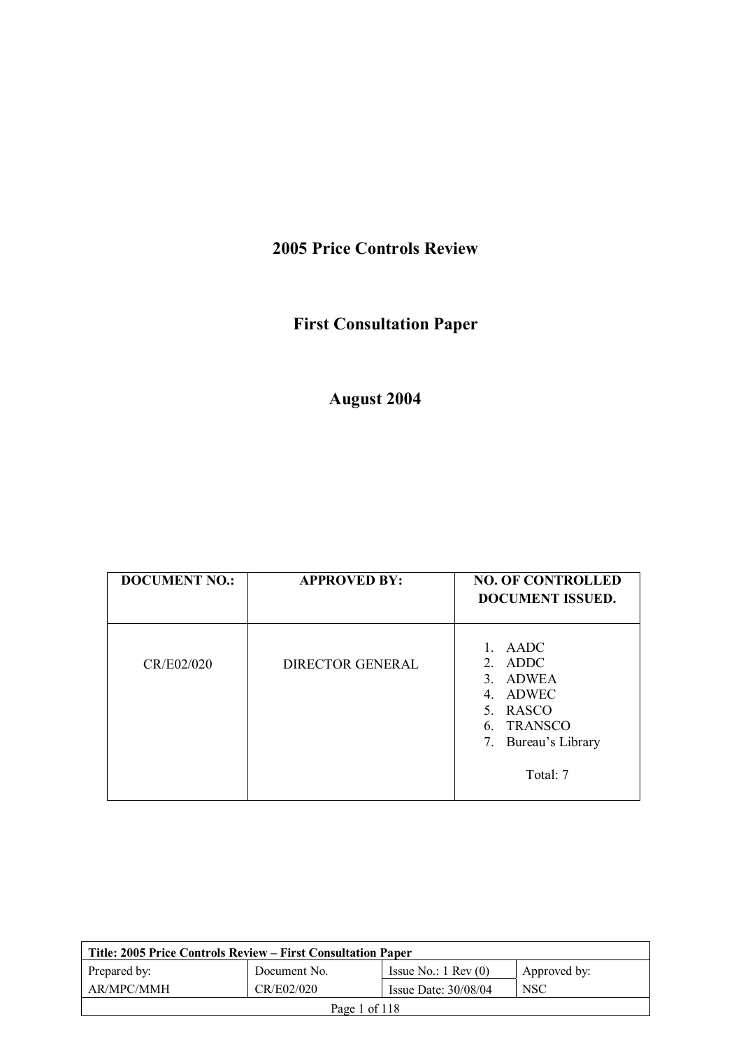# 2005 Price Controls Review

## First Consultation Paper

## August 2004

| DOCUMENT NO.: | APPROVED BY: | NO. OF CONTROLLED DOCUMENT ISSUED. |
|---|---|---|
| CR/E02/020 | DIRECTOR GENERAL | 1. AADC<br>2. ADDC<br>3. ADWEA<br>4. ADWEC<br>5. RASCO<br>6. TRANSCO<br>7. Bureau's Library<br><br>Total: 7 |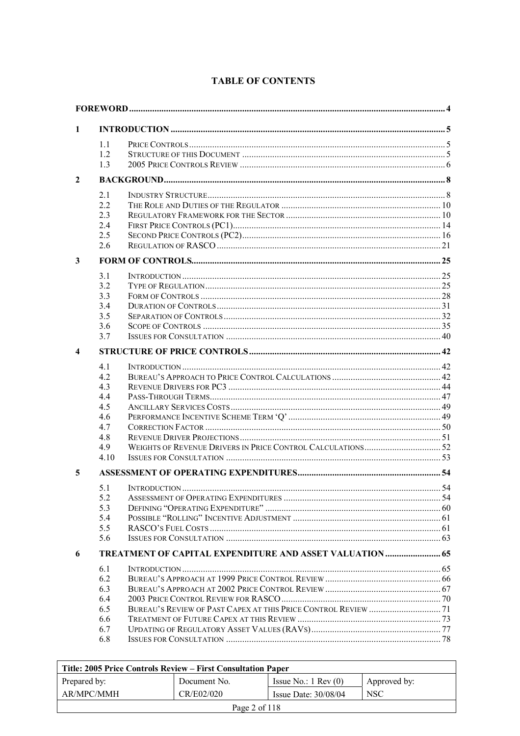# TABLE OF CONTENTS

**FOREWORD** ... 4

**1 INTRODUCTION** ... 5

- 1.1 Price Controls ... 5
- 1.2 Structure of this Document ... 5
- 1.3 2005 Price Controls Review ... 6

**2 BACKGROUND** ... 8

- 2.1 Industry Structure ... 8
- 2.2 The Role and Duties of the Regulator ... 10
- 2.3 Regulatory Framework for the Sector ... 10
- 2.4 First Price Controls (PC1) ... 14
- 2.5 Second Price Controls (PC2) ... 16
- 2.6 Regulation of RASCO ... 21

**3 FORM OF CONTROLS** ... 25

- 3.1 Introduction ... 25
- 3.2 Type of Regulation ... 25
- 3.3 Form of Controls ... 28
- 3.4 Duration of Controls ... 31
- 3.5 Separation of Controls ... 32
- 3.6 Scope of Controls ... 35
- 3.7 Issues for Consultation ... 40

**4 STRUCTURE OF PRICE CONTROLS** ... 42

- 4.1 Introduction ... 42
- 4.2 Bureau's Approach to Price Control Calculations ... 42
- 4.3 Revenue Drivers for PC3 ... 44
- 4.4 Pass-Through Terms ... 47
- 4.5 Ancillary Services Costs ... 49
- 4.6 Performance Incentive Scheme Term 'Q' ... 49
- 4.7 Correction Factor ... 50
- 4.8 Revenue Driver Projections ... 51
- 4.9 Weights of Revenue Drivers in Price Control Calculations ... 52
- 4.10 Issues for Consultation ... 53

**5 ASSESSMENT OF OPERATING EXPENDITURES** ... 54

- 5.1 Introduction ... 54
- 5.2 Assessment of Operating Expenditures ... 54
- 5.3 Defining "Operating Expenditure" ... 60
- 5.4 Possible "Rolling" Incentive Adjustment ... 61
- 5.5 RASCO's Fuel Costs ... 61
- 5.6 Issues for Consultation ... 63

**6 TREATMENT OF CAPITAL EXPENDITURE AND ASSET VALUATION** ... 65

- 6.1 Introduction ... 65
- 6.2 Bureau's Approach at 1999 Price Control Review ... 66
- 6.3 Bureau's Approach at 2002 Price Control Review ... 67
- 6.4 2003 Price Control Review for RASCO ... 70
- 6.5 Bureau's Review of Past Capex at this Price Control Review ... 71
- 6.6 Treatment of Future Capex at this Review ... 73
- 6.7 Updating of Regulatory Asset Values (RAVs) ... 77
- 6.8 Issues for Consultation ... 78

| Title: 2005 Price Controls Review – First Consultation Paper | | | |
|---|---|---|---|
| Prepared by: | Document No. | Issue No.: 1 Rev (0) | Approved by: |
| AR/MPC/MMH | CR/E02/020 | Issue Date: 30/08/04 | NSC |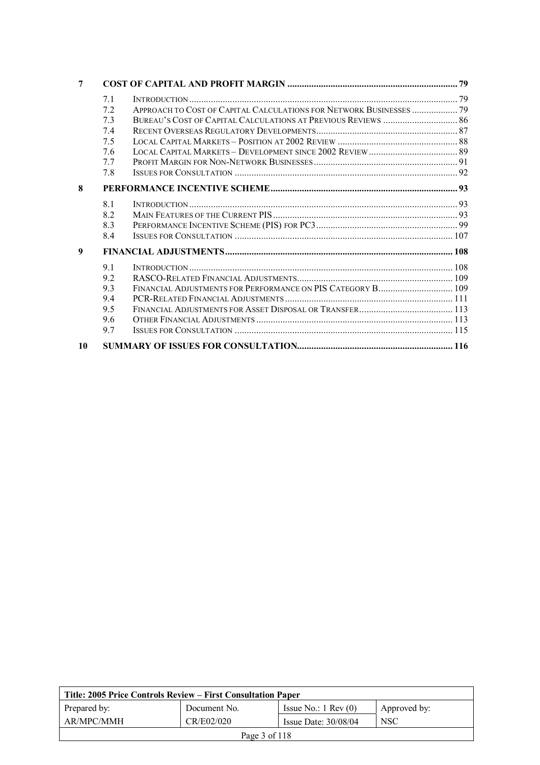| | | |
|---|---|---|
| **7** | **COST OF CAPITAL AND PROFIT MARGIN** | **79** |
| 7.1 | INTRODUCTION | 79 |
| 7.2 | APPROACH TO COST OF CAPITAL CALCULATIONS FOR NETWORK BUSINESSES | 79 |
| 7.3 | BUREAU'S COST OF CAPITAL CALCULATIONS AT PREVIOUS REVIEWS | 86 |
| 7.4 | RECENT OVERSEAS REGULATORY DEVELOPMENTS | 87 |
| 7.5 | LOCAL CAPITAL MARKETS – POSITION AT 2002 REVIEW | 88 |
| 7.6 | LOCAL CAPITAL MARKETS – DEVELOPMENT SINCE 2002 REVIEW | 89 |
| 7.7 | PROFIT MARGIN FOR NON-NETWORK BUSINESSES | 91 |
| 7.8 | ISSUES FOR CONSULTATION | 92 |
| **8** | **PERFORMANCE INCENTIVE SCHEME** | **93** |
| 8.1 | INTRODUCTION | 93 |
| 8.2 | MAIN FEATURES OF THE CURRENT PIS | 93 |
| 8.3 | PERFORMANCE INCENTIVE SCHEME (PIS) FOR PC3 | 99 |
| 8.4 | ISSUES FOR CONSULTATION | 107 |
| **9** | **FINANCIAL ADJUSTMENTS** | **108** |
| 9.1 | INTRODUCTION | 108 |
| 9.2 | RASCO-RELATED FINANCIAL ADJUSTMENTS | 109 |
| 9.3 | FINANCIAL ADJUSTMENTS FOR PERFORMANCE ON PIS CATEGORY B | 109 |
| 9.4 | PCR-RELATED FINANCIAL ADJUSTMENTS | 111 |
| 9.5 | FINANCIAL ADJUSTMENTS FOR ASSET DISPOSAL OR TRANSFER | 113 |
| 9.6 | OTHER FINANCIAL ADJUSTMENTS | 113 |
| 9.7 | ISSUES FOR CONSULTATION | 115 |
| **10** | **SUMMARY OF ISSUES FOR CONSULTATION** | **116** |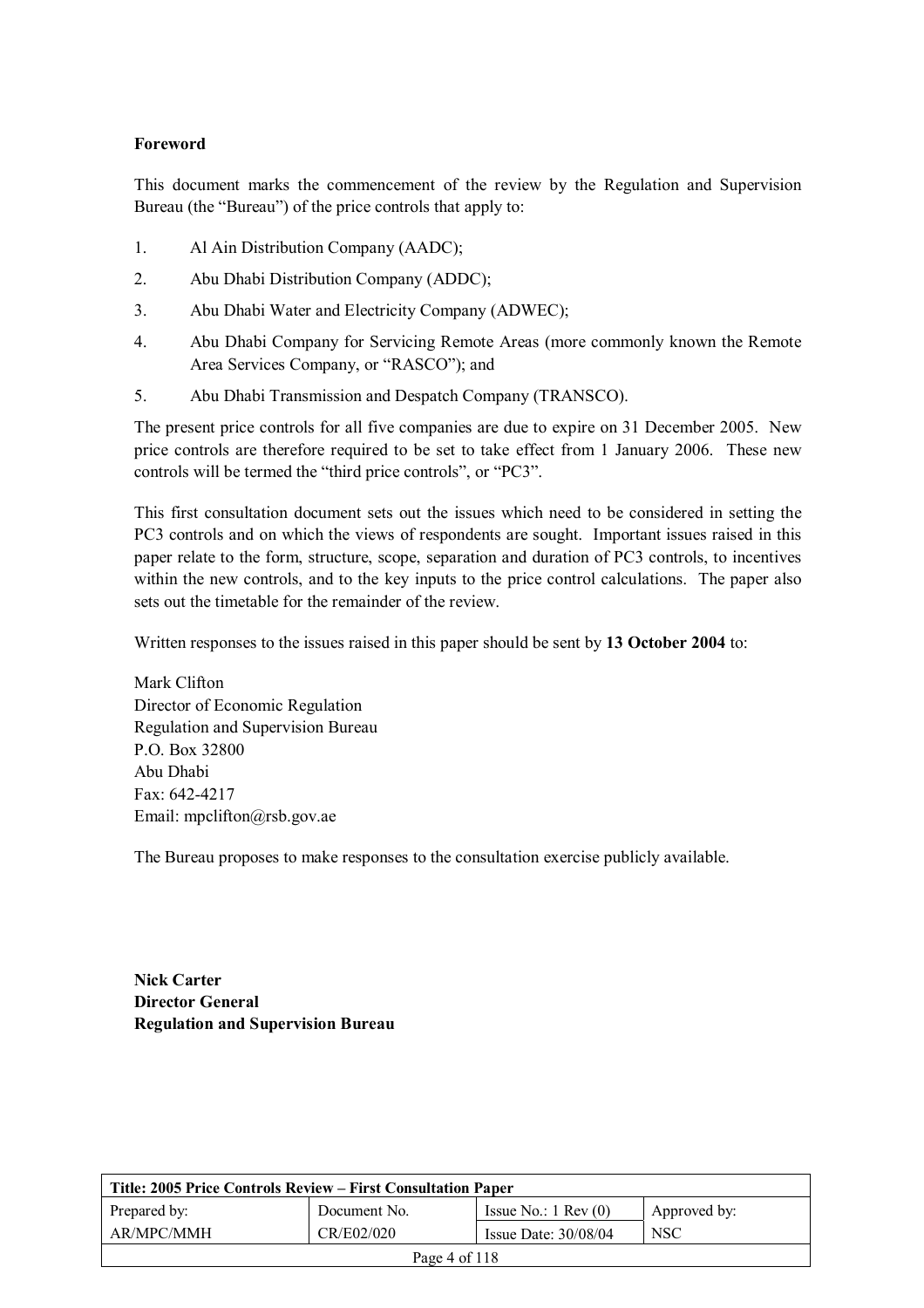**Foreword**

This document marks the commencement of the review by the Regulation and Supervision Bureau (the "Bureau") of the price controls that apply to:

1. Al Ain Distribution Company (AADC);
2. Abu Dhabi Distribution Company (ADDC);
3. Abu Dhabi Water and Electricity Company (ADWEC);
4. Abu Dhabi Company for Servicing Remote Areas (more commonly known the Remote Area Services Company, or "RASCO"); and
5. Abu Dhabi Transmission and Despatch Company (TRANSCO).

The present price controls for all five companies are due to expire on 31 December 2005. New price controls are therefore required to be set to take effect from 1 January 2006. These new controls will be termed the "third price controls", or "PC3".

This first consultation document sets out the issues which need to be considered in setting the PC3 controls and on which the views of respondents are sought. Important issues raised in this paper relate to the form, structure, scope, separation and duration of PC3 controls, to incentives within the new controls, and to the key inputs to the price control calculations. The paper also sets out the timetable for the remainder of the review.

Written responses to the issues raised in this paper should be sent by **13 October 2004** to:

Mark Clifton
Director of Economic Regulation
Regulation and Supervision Bureau
P.O. Box 32800
Abu Dhabi
Fax: 642-4217
Email: mpclifton@rsb.gov.ae

The Bureau proposes to make responses to the consultation exercise publicly available.

**Nick Carter**
**Director General**
**Regulation and Supervision Bureau**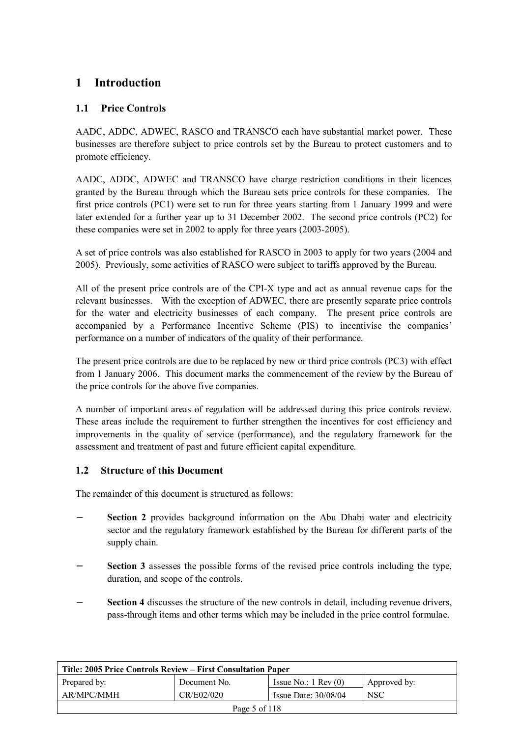# 1 Introduction

## 1.1 Price Controls

AADC, ADDC, ADWEC, RASCO and TRANSCO each have substantial market power. These businesses are therefore subject to price controls set by the Bureau to protect customers and to promote efficiency.

AADC, ADDC, ADWEC and TRANSCO have charge restriction conditions in their licences granted by the Bureau through which the Bureau sets price controls for these companies. The first price controls (PC1) were set to run for three years starting from 1 January 1999 and were later extended for a further year up to 31 December 2002. The second price controls (PC2) for these companies were set in 2002 to apply for three years (2003-2005).

A set of price controls was also established for RASCO in 2003 to apply for two years (2004 and 2005). Previously, some activities of RASCO were subject to tariffs approved by the Bureau.

All of the present price controls are of the CPI-X type and act as annual revenue caps for the relevant businesses. With the exception of ADWEC, there are presently separate price controls for the water and electricity businesses of each company. The present price controls are accompanied by a Performance Incentive Scheme (PIS) to incentivise the companies' performance on a number of indicators of the quality of their performance.

The present price controls are due to be replaced by new or third price controls (PC3) with effect from 1 January 2006. This document marks the commencement of the review by the Bureau of the price controls for the above five companies.

A number of important areas of regulation will be addressed during this price controls review. These areas include the requirement to further strengthen the incentives for cost efficiency and improvements in the quality of service (performance), and the regulatory framework for the assessment and treatment of past and future efficient capital expenditure.

## 1.2 Structure of this Document

The remainder of this document is structured as follows:

- **Section 2** provides background information on the Abu Dhabi water and electricity sector and the regulatory framework established by the Bureau for different parts of the supply chain.
- **Section 3** assesses the possible forms of the revised price controls including the type, duration, and scope of the controls.
- **Section 4** discusses the structure of the new controls in detail, including revenue drivers, pass-through items and other terms which may be included in the price control formulae.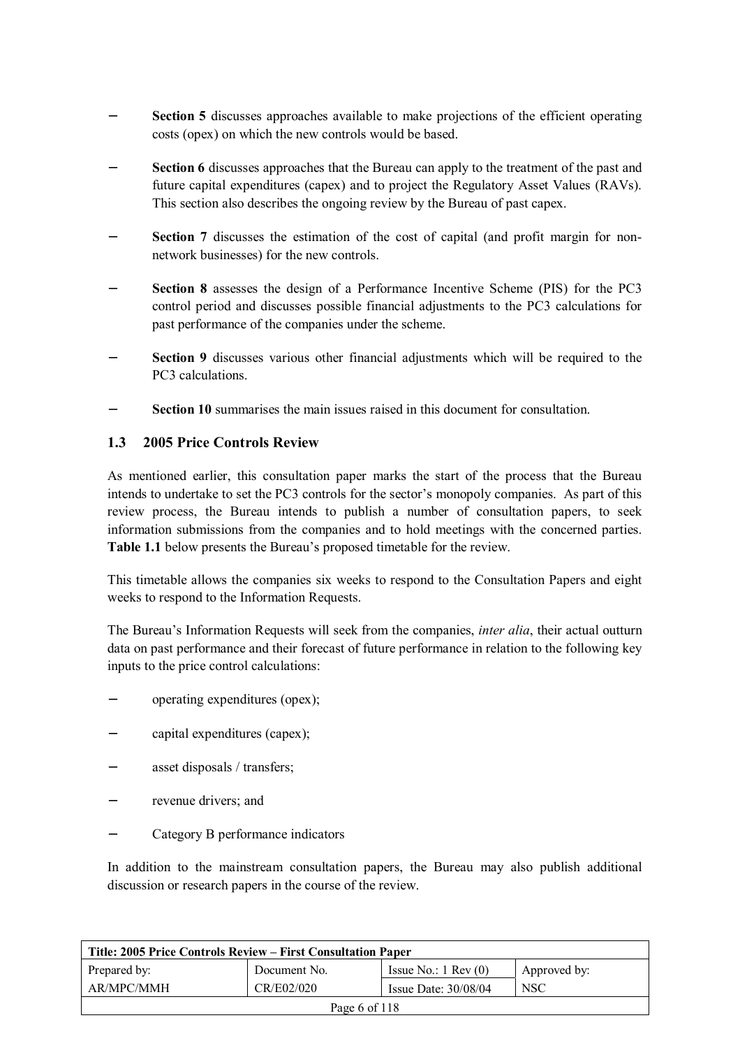- **Section 5** discusses approaches available to make projections of the efficient operating costs (opex) on which the new controls would be based.

- **Section 6** discusses approaches that the Bureau can apply to the treatment of the past and future capital expenditures (capex) and to project the Regulatory Asset Values (RAVs). This section also describes the ongoing review by the Bureau of past capex.

- **Section 7** discusses the estimation of the cost of capital (and profit margin for non-network businesses) for the new controls.

- **Section 8** assesses the design of a Performance Incentive Scheme (PIS) for the PC3 control period and discusses possible financial adjustments to the PC3 calculations for past performance of the companies under the scheme.

- **Section 9** discusses various other financial adjustments which will be required to the PC3 calculations.

- **Section 10** summarises the main issues raised in this document for consultation.

### 1.3 2005 Price Controls Review

As mentioned earlier, this consultation paper marks the start of the process that the Bureau intends to undertake to set the PC3 controls for the sector's monopoly companies. As part of this review process, the Bureau intends to publish a number of consultation papers, to seek information submissions from the companies and to hold meetings with the concerned parties. **Table 1.1** below presents the Bureau's proposed timetable for the review.

This timetable allows the companies six weeks to respond to the Consultation Papers and eight weeks to respond to the Information Requests.

The Bureau's Information Requests will seek from the companies, *inter alia*, their actual outturn data on past performance and their forecast of future performance in relation to the following key inputs to the price control calculations:

- operating expenditures (opex);

- capital expenditures (capex);

- asset disposals / transfers;

- revenue drivers; and

- Category B performance indicators

In addition to the mainstream consultation papers, the Bureau may also publish additional discussion or research papers in the course of the review.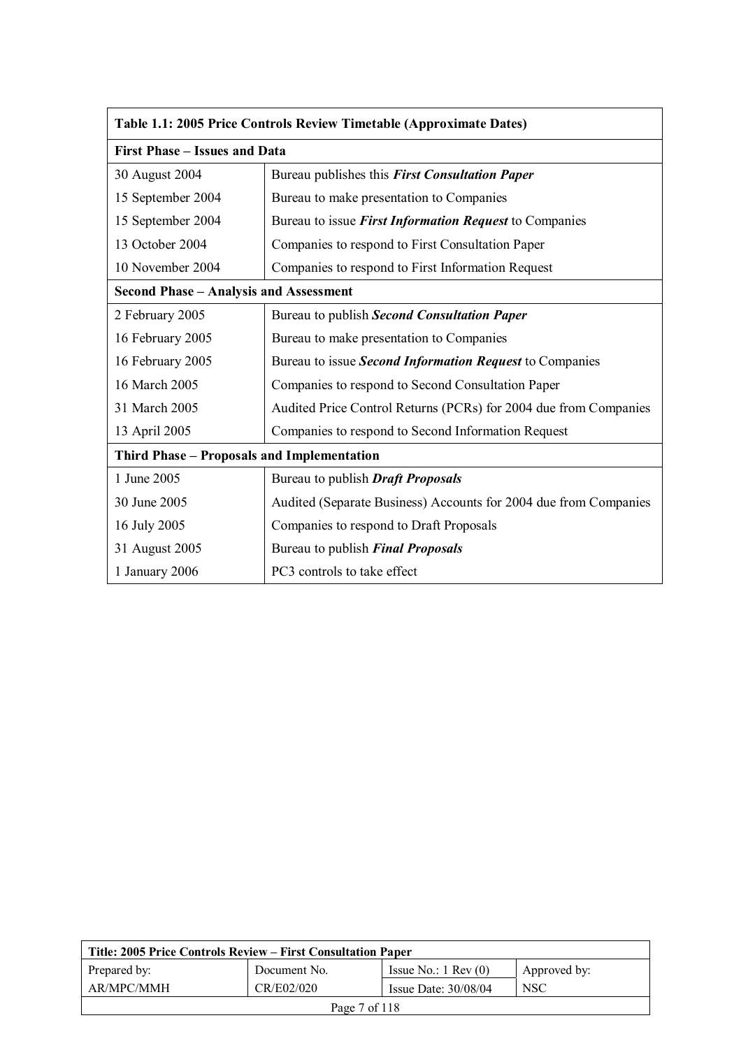| Table 1.1: 2005 Price Controls Review Timetable (Approximate Dates) | |
|---|---|
| **First Phase – Issues and Data** | |
| 30 August 2004 | Bureau publishes this ***First Consultation Paper*** |
| 15 September 2004 | Bureau to make presentation to Companies |
| 15 September 2004 | Bureau to issue ***First Information Request*** to Companies |
| 13 October 2004 | Companies to respond to First Consultation Paper |
| 10 November 2004 | Companies to respond to First Information Request |
| **Second Phase – Analysis and Assessment** | |
| 2 February 2005 | Bureau to publish ***Second Consultation Paper*** |
| 16 February 2005 | Bureau to make presentation to Companies |
| 16 February 2005 | Bureau to issue ***Second Information Request*** to Companies |
| 16 March 2005 | Companies to respond to Second Consultation Paper |
| 31 March 2005 | Audited Price Control Returns (PCRs) for 2004 due from Companies |
| 13 April 2005 | Companies to respond to Second Information Request |
| **Third Phase – Proposals and Implementation** | |
| 1 June 2005 | Bureau to publish ***Draft Proposals*** |
| 30 June 2005 | Audited (Separate Business) Accounts for 2004 due from Companies |
| 16 July 2005 | Companies to respond to Draft Proposals |
| 31 August 2005 | Bureau to publish ***Final Proposals*** |
| 1 January 2006 | PC3 controls to take effect |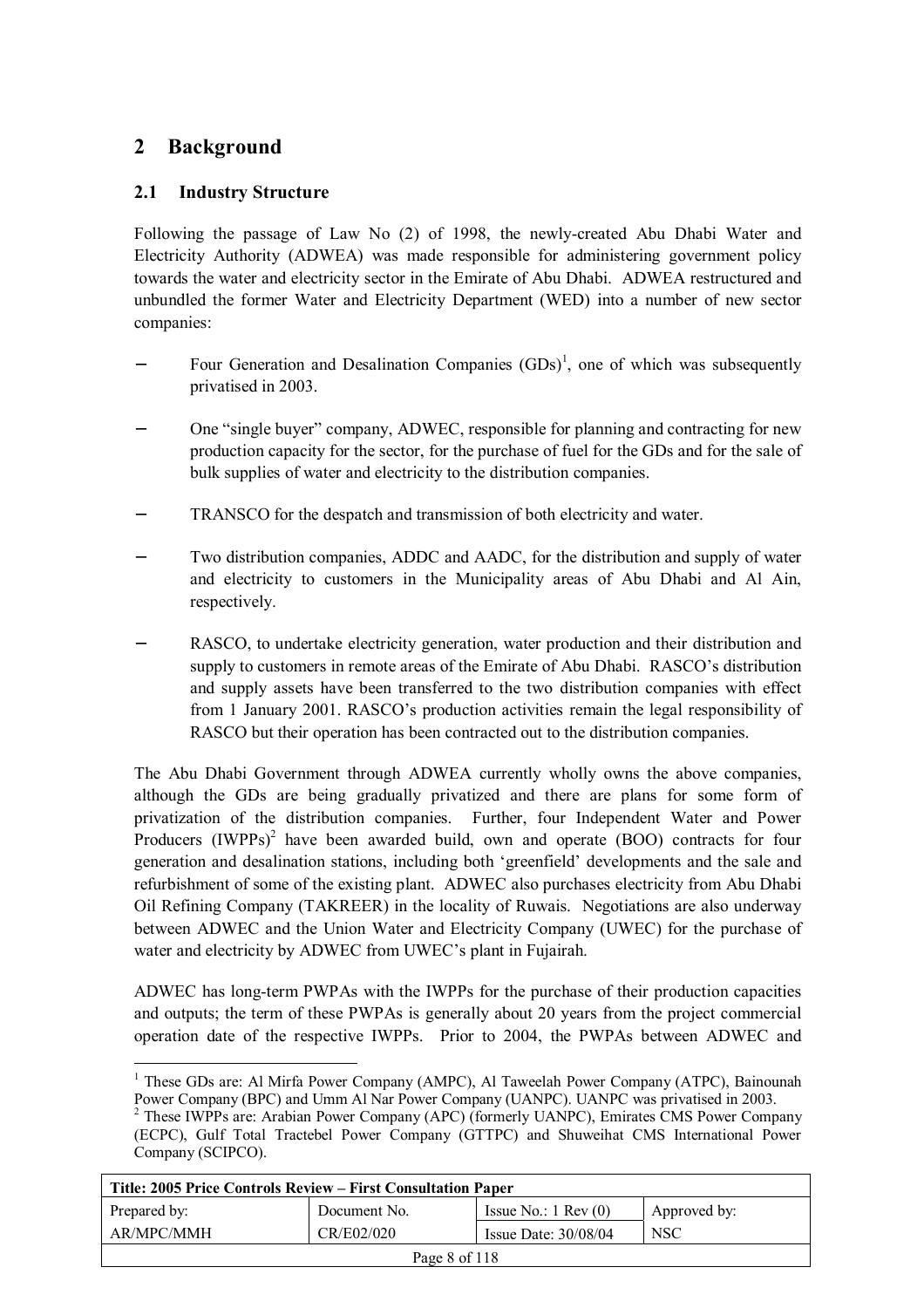# 2 Background

## 2.1 Industry Structure

Following the passage of Law No (2) of 1998, the newly-created Abu Dhabi Water and Electricity Authority (ADWEA) was made responsible for administering government policy towards the water and electricity sector in the Emirate of Abu Dhabi. ADWEA restructured and unbundled the former Water and Electricity Department (WED) into a number of new sector companies:

- Four Generation and Desalination Companies (GDs)[1], one of which was subsequently privatised in 2003.
- One "single buyer" company, ADWEC, responsible for planning and contracting for new production capacity for the sector, for the purchase of fuel for the GDs and for the sale of bulk supplies of water and electricity to the distribution companies.
- TRANSCO for the despatch and transmission of both electricity and water.
- Two distribution companies, ADDC and AADC, for the distribution and supply of water and electricity to customers in the Municipality areas of Abu Dhabi and Al Ain, respectively.
- RASCO, to undertake electricity generation, water production and their distribution and supply to customers in remote areas of the Emirate of Abu Dhabi. RASCO's distribution and supply assets have been transferred to the two distribution companies with effect from 1 January 2001. RASCO's production activities remain the legal responsibility of RASCO but their operation has been contracted out to the distribution companies.

The Abu Dhabi Government through ADWEA currently wholly owns the above companies, although the GDs are being gradually privatized and there are plans for some form of privatization of the distribution companies. Further, four Independent Water and Power Producers (IWPPs)[2] have been awarded build, own and operate (BOO) contracts for four generation and desalination stations, including both 'greenfield' developments and the sale and refurbishment of some of the existing plant. ADWEC also purchases electricity from Abu Dhabi Oil Refining Company (TAKREER) in the locality of Ruwais. Negotiations are also underway between ADWEC and the Union Water and Electricity Company (UWEC) for the purchase of water and electricity by ADWEC from UWEC's plant in Fujairah.

ADWEC has long-term PWPAs with the IWPPs for the purchase of their production capacities and outputs; the term of these PWPAs is generally about 20 years from the project commercial operation date of the respective IWPPs. Prior to 2004, the PWPAs between ADWEC and

---

[1] These GDs are: Al Mirfa Power Company (AMPC), Al Taweelah Power Company (ATPC), Bainounah Power Company (BPC) and Umm Al Nar Power Company (UANPC). UANPC was privatised in 2003.

[2] These IWPPs are: Arabian Power Company (APC) (formerly UANPC), Emirates CMS Power Company (ECPC), Gulf Total Tractebel Power Company (GTTPC) and Shuweihat CMS International Power Company (SCIPCO).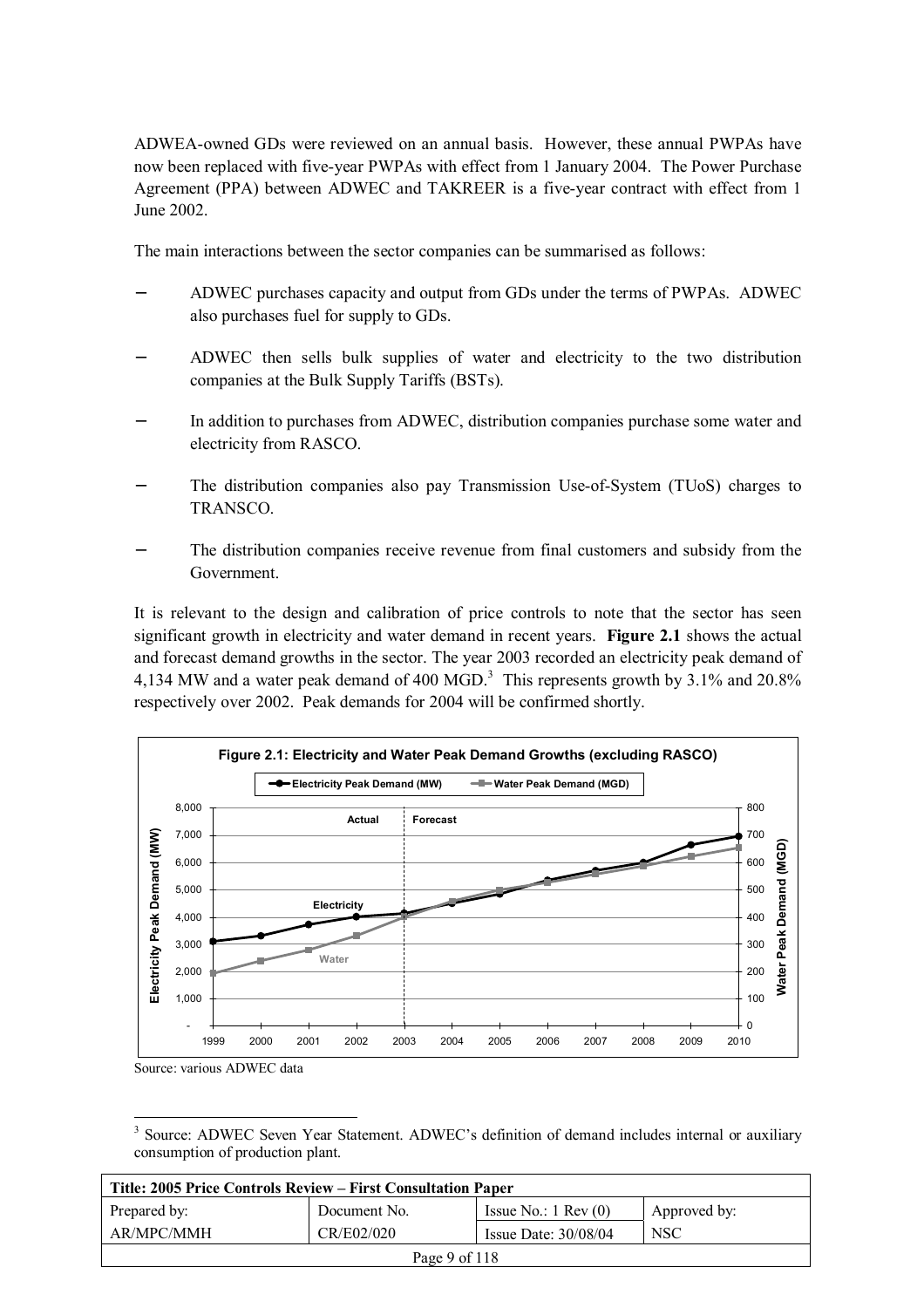ADWEA-owned GDs were reviewed on an annual basis. However, these annual PWPAs have now been replaced with five-year PWPAs with effect from 1 January 2004. The Power Purchase Agreement (PPA) between ADWEC and TAKREER is a five-year contract with effect from 1 June 2002.

The main interactions between the sector companies can be summarised as follows:

- ADWEC purchases capacity and output from GDs under the terms of PWPAs. ADWEC also purchases fuel for supply to GDs.
- ADWEC then sells bulk supplies of water and electricity to the two distribution companies at the Bulk Supply Tariffs (BSTs).
- In addition to purchases from ADWEC, distribution companies purchase some water and electricity from RASCO.
- The distribution companies also pay Transmission Use-of-System (TUoS) charges to TRANSCO.
- The distribution companies receive revenue from final customers and subsidy from the Government.

It is relevant to the design and calibration of price controls to note that the sector has seen significant growth in electricity and water demand in recent years. **Figure 2.1** shows the actual and forecast demand growths in the sector. The year 2003 recorded an electricity peak demand of 4,134 MW and a water peak demand of 400 MGD.[3] This represents growth by 3.1% and 20.8% respectively over 2002. Peak demands for 2004 will be confirmed shortly.

**Figure 2.1: Electricity and Water Peak Demand Growths (excluding RASCO)**

Source: various ADWEC data

[3] Source: ADWEC Seven Year Statement. ADWEC's definition of demand includes internal or auxiliary consumption of production plant.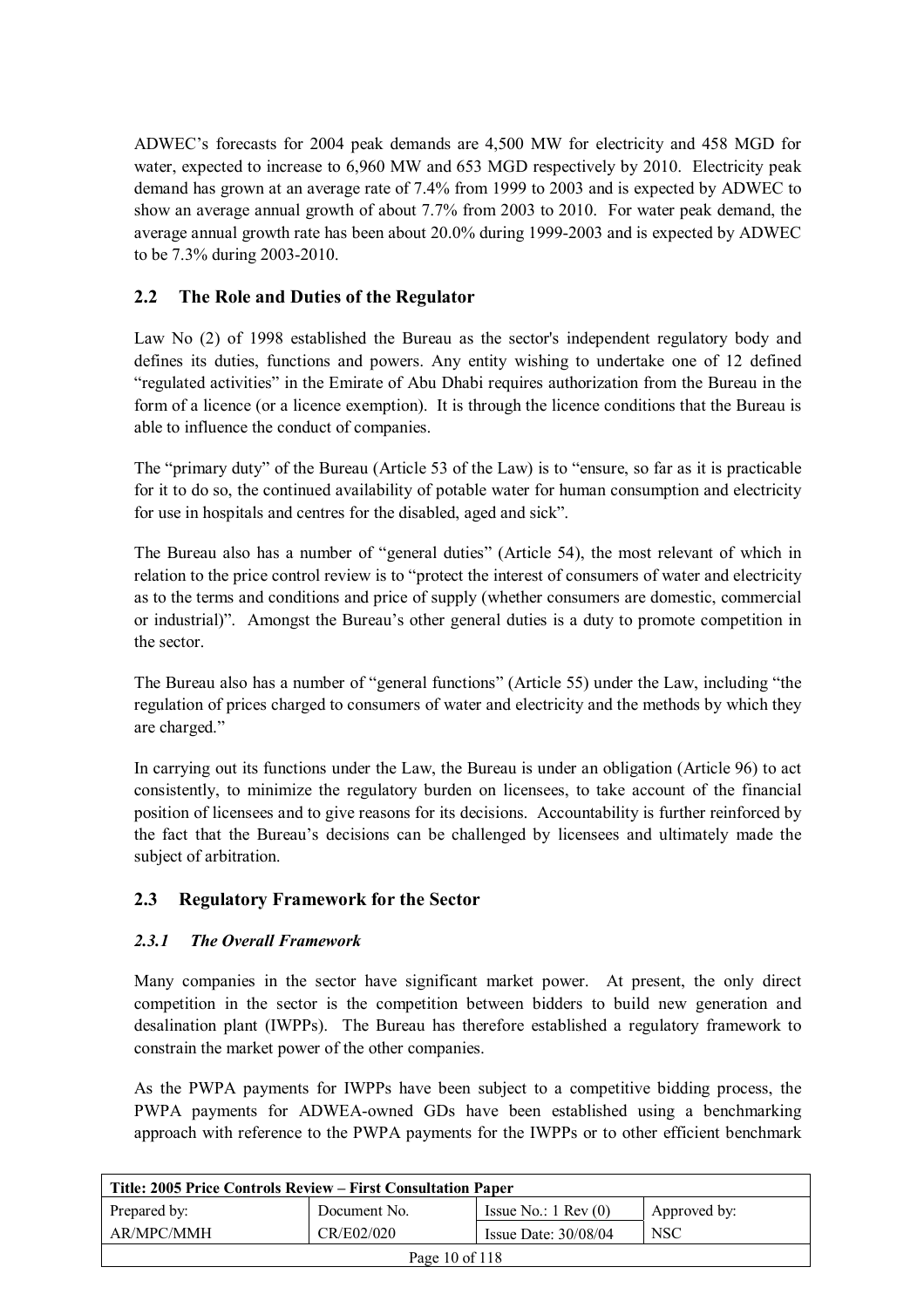ADWEC's forecasts for 2004 peak demands are 4,500 MW for electricity and 458 MGD for water, expected to increase to 6,960 MW and 653 MGD respectively by 2010. Electricity peak demand has grown at an average rate of 7.4% from 1999 to 2003 and is expected by ADWEC to show an average annual growth of about 7.7% from 2003 to 2010. For water peak demand, the average annual growth rate has been about 20.0% during 1999-2003 and is expected by ADWEC to be 7.3% during 2003-2010.

## 2.2 The Role and Duties of the Regulator

Law No (2) of 1998 established the Bureau as the sector's independent regulatory body and defines its duties, functions and powers. Any entity wishing to undertake one of 12 defined "regulated activities" in the Emirate of Abu Dhabi requires authorization from the Bureau in the form of a licence (or a licence exemption). It is through the licence conditions that the Bureau is able to influence the conduct of companies.

The "primary duty" of the Bureau (Article 53 of the Law) is to "ensure, so far as it is practicable for it to do so, the continued availability of potable water for human consumption and electricity for use in hospitals and centres for the disabled, aged and sick".

The Bureau also has a number of "general duties" (Article 54), the most relevant of which in relation to the price control review is to "protect the interest of consumers of water and electricity as to the terms and conditions and price of supply (whether consumers are domestic, commercial or industrial)". Amongst the Bureau's other general duties is a duty to promote competition in the sector.

The Bureau also has a number of "general functions" (Article 55) under the Law, including "the regulation of prices charged to consumers of water and electricity and the methods by which they are charged."

In carrying out its functions under the Law, the Bureau is under an obligation (Article 96) to act consistently, to minimize the regulatory burden on licensees, to take account of the financial position of licensees and to give reasons for its decisions. Accountability is further reinforced by the fact that the Bureau's decisions can be challenged by licensees and ultimately made the subject of arbitration.

## 2.3 Regulatory Framework for the Sector

### *2.3.1 The Overall Framework*

Many companies in the sector have significant market power. At present, the only direct competition in the sector is the competition between bidders to build new generation and desalination plant (IWPPs). The Bureau has therefore established a regulatory framework to constrain the market power of the other companies.

As the PWPA payments for IWPPs have been subject to a competitive bidding process, the PWPA payments for ADWEA-owned GDs have been established using a benchmarking approach with reference to the PWPA payments for the IWPPs or to other efficient benchmark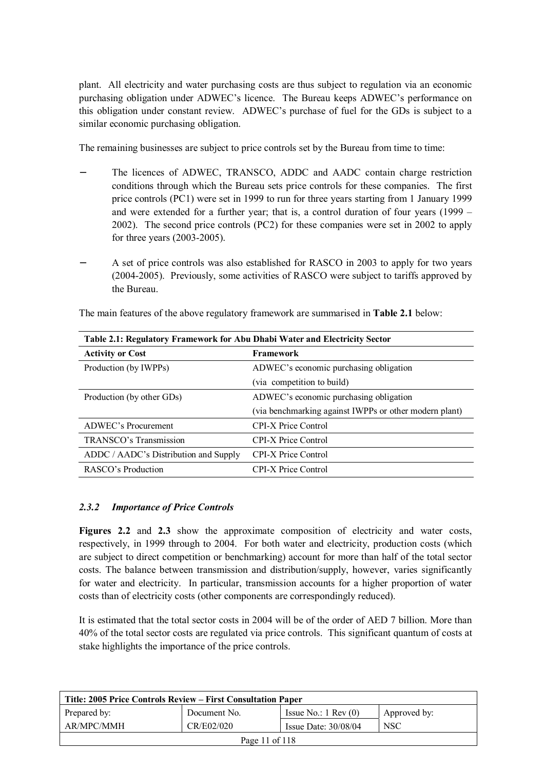plant. All electricity and water purchasing costs are thus subject to regulation via an economic purchasing obligation under ADWEC's licence. The Bureau keeps ADWEC's performance on this obligation under constant review. ADWEC's purchase of fuel for the GDs is subject to a similar economic purchasing obligation.

The remaining businesses are subject to price controls set by the Bureau from time to time:

- The licences of ADWEC, TRANSCO, ADDC and AADC contain charge restriction conditions through which the Bureau sets price controls for these companies. The first price controls (PC1) were set in 1999 to run for three years starting from 1 January 1999 and were extended for a further year; that is, a control duration of four years (1999 – 2002). The second price controls (PC2) for these companies were set in 2002 to apply for three years (2003-2005).
- A set of price controls was also established for RASCO in 2003 to apply for two years (2004-2005). Previously, some activities of RASCO were subject to tariffs approved by the Bureau.

The main features of the above regulatory framework are summarised in **Table 2.1** below:

**Table 2.1: Regulatory Framework for Abu Dhabi Water and Electricity Sector**

| Activity or Cost | Framework |
|---|---|
| Production (by IWPPs) | ADWEC's economic purchasing obligation (via competition to build) |
| Production (by other GDs) | ADWEC's economic purchasing obligation (via benchmarking against IWPPs or other modern plant) |
| ADWEC's Procurement | CPI-X Price Control |
| TRANSCO's Transmission | CPI-X Price Control |
| ADDC / AADC's Distribution and Supply | CPI-X Price Control |
| RASCO's Production | CPI-X Price Control |

### *2.3.2 Importance of Price Controls*

**Figures 2.2** and **2.3** show the approximate composition of electricity and water costs, respectively, in 1999 through to 2004. For both water and electricity, production costs (which are subject to direct competition or benchmarking) account for more than half of the total sector costs. The balance between transmission and distribution/supply, however, varies significantly for water and electricity. In particular, transmission accounts for a higher proportion of water costs than of electricity costs (other components are correspondingly reduced).

It is estimated that the total sector costs in 2004 will be of the order of AED 7 billion. More than 40% of the total sector costs are regulated via price controls. This significant quantum of costs at stake highlights the importance of the price controls.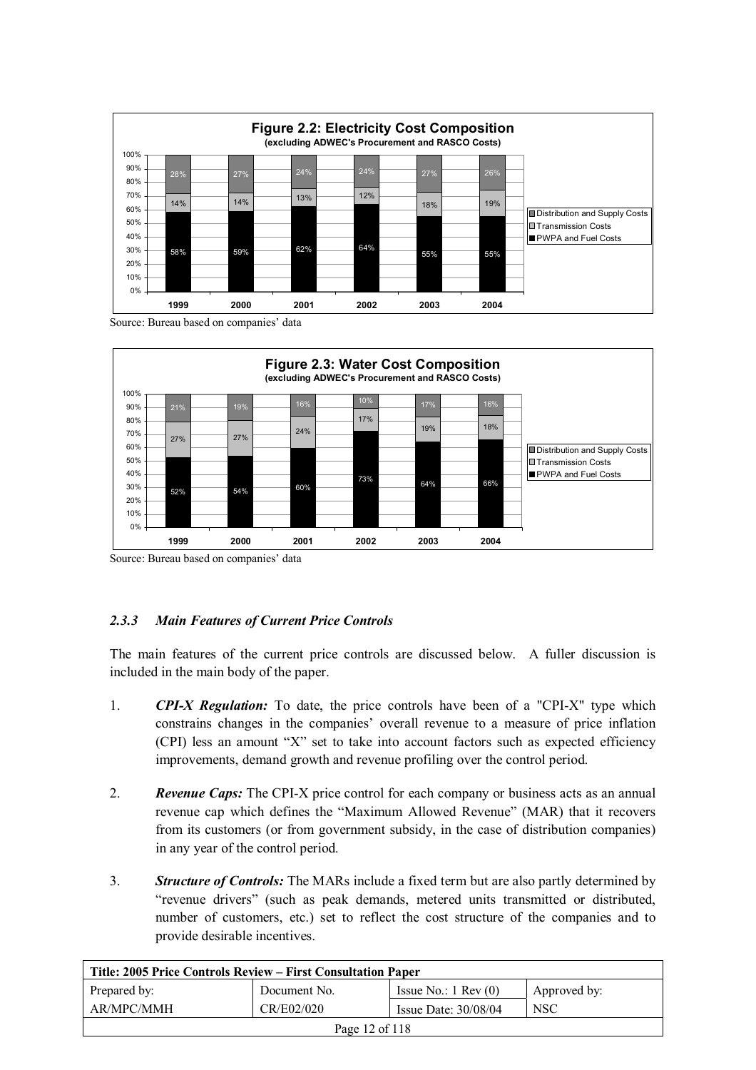**Figure 2.2: Electricity Cost Composition**
**(excluding ADWEC's Procurement and RASCO Costs)**

| | 1999 | 2000 | 2001 | 2002 | 2003 | 2004 |
|---|---|---|---|---|---|---|
| Distribution and Supply Costs | 28% | 27% | 24% | 24% | 27% | 26% |
| Transmission Costs | 14% | 14% | 13% | 12% | 18% | 19% |
| PWPA and Fuel Costs | 58% | 59% | 62% | 64% | 55% | 55% |

Source: Bureau based on companies' data

**Figure 2.3: Water Cost Composition**
**(excluding ADWEC's Procurement and RASCO Costs)**

| | 1999 | 2000 | 2001 | 2002 | 2003 | 2004 |
|---|---|---|---|---|---|---|
| Distribution and Supply Costs | 21% | 19% | 16% | 10% | 17% | 16% |
| Transmission Costs | 27% | 27% | 24% | 17% | 19% | 18% |
| PWPA and Fuel Costs | 52% | 54% | 60% | 73% | 64% | 66% |

Source: Bureau based on companies' data

### *2.3.3 Main Features of Current Price Controls*

The main features of the current price controls are discussed below. A fuller discussion is included in the main body of the paper.

1. ***CPI-X Regulation:*** To date, the price controls have been of a "CPI-X" type which constrains changes in the companies' overall revenue to a measure of price inflation (CPI) less an amount "X" set to take into account factors such as expected efficiency improvements, demand growth and revenue profiling over the control period.

2. ***Revenue Caps:*** The CPI-X price control for each company or business acts as an annual revenue cap which defines the "Maximum Allowed Revenue" (MAR) that it recovers from its customers (or from government subsidy, in the case of distribution companies) in any year of the control period.

3. ***Structure of Controls:*** The MARs include a fixed term but are also partly determined by "revenue drivers" (such as peak demands, metered units transmitted or distributed, number of customers, etc.) set to reflect the cost structure of the companies and to provide desirable incentives.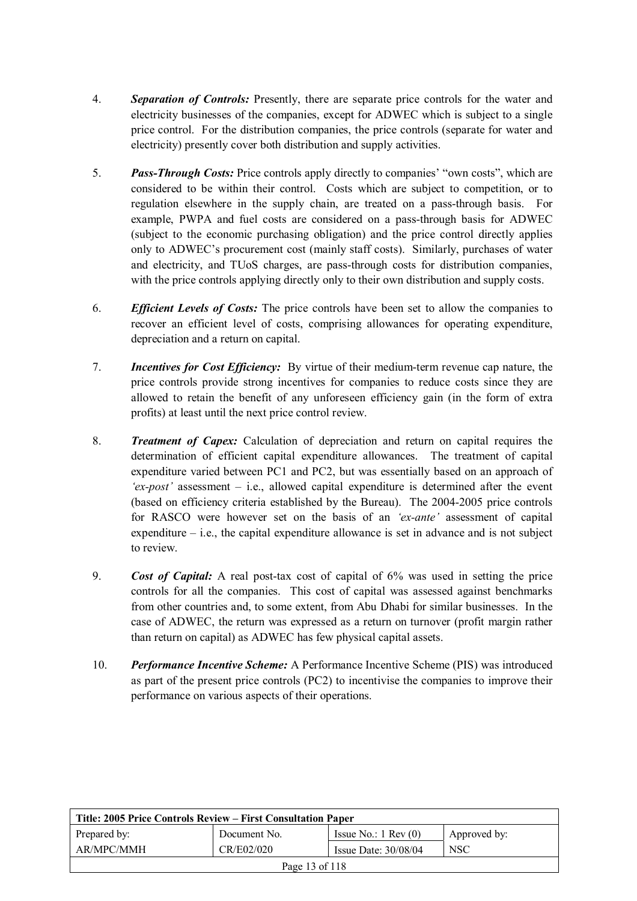4. ***Separation of Controls:*** Presently, there are separate price controls for the water and electricity businesses of the companies, except for ADWEC which is subject to a single price control. For the distribution companies, the price controls (separate for water and electricity) presently cover both distribution and supply activities.

5. ***Pass-Through Costs:*** Price controls apply directly to companies' "own costs", which are considered to be within their control. Costs which are subject to competition, or to regulation elsewhere in the supply chain, are treated on a pass-through basis. For example, PWPA and fuel costs are considered on a pass-through basis for ADWEC (subject to the economic purchasing obligation) and the price control directly applies only to ADWEC's procurement cost (mainly staff costs). Similarly, purchases of water and electricity, and TUoS charges, are pass-through costs for distribution companies, with the price controls applying directly only to their own distribution and supply costs.

6. ***Efficient Levels of Costs:*** The price controls have been set to allow the companies to recover an efficient level of costs, comprising allowances for operating expenditure, depreciation and a return on capital.

7. ***Incentives for Cost Efficiency:*** By virtue of their medium-term revenue cap nature, the price controls provide strong incentives for companies to reduce costs since they are allowed to retain the benefit of any unforeseen efficiency gain (in the form of extra profits) at least until the next price control review.

8. ***Treatment of Capex:*** Calculation of depreciation and return on capital requires the determination of efficient capital expenditure allowances. The treatment of capital expenditure varied between PC1 and PC2, but was essentially based on an approach of *'ex-post'* assessment – i.e., allowed capital expenditure is determined after the event (based on efficiency criteria established by the Bureau). The 2004-2005 price controls for RASCO were however set on the basis of an *'ex-ante'* assessment of capital expenditure – i.e., the capital expenditure allowance is set in advance and is not subject to review.

9. ***Cost of Capital:*** A real post-tax cost of capital of 6% was used in setting the price controls for all the companies. This cost of capital was assessed against benchmarks from other countries and, to some extent, from Abu Dhabi for similar businesses. In the case of ADWEC, the return was expressed as a return on turnover (profit margin rather than return on capital) as ADWEC has few physical capital assets.

10. ***Performance Incentive Scheme:*** A Performance Incentive Scheme (PIS) was introduced as part of the present price controls (PC2) to incentivise the companies to improve their performance on various aspects of their operations.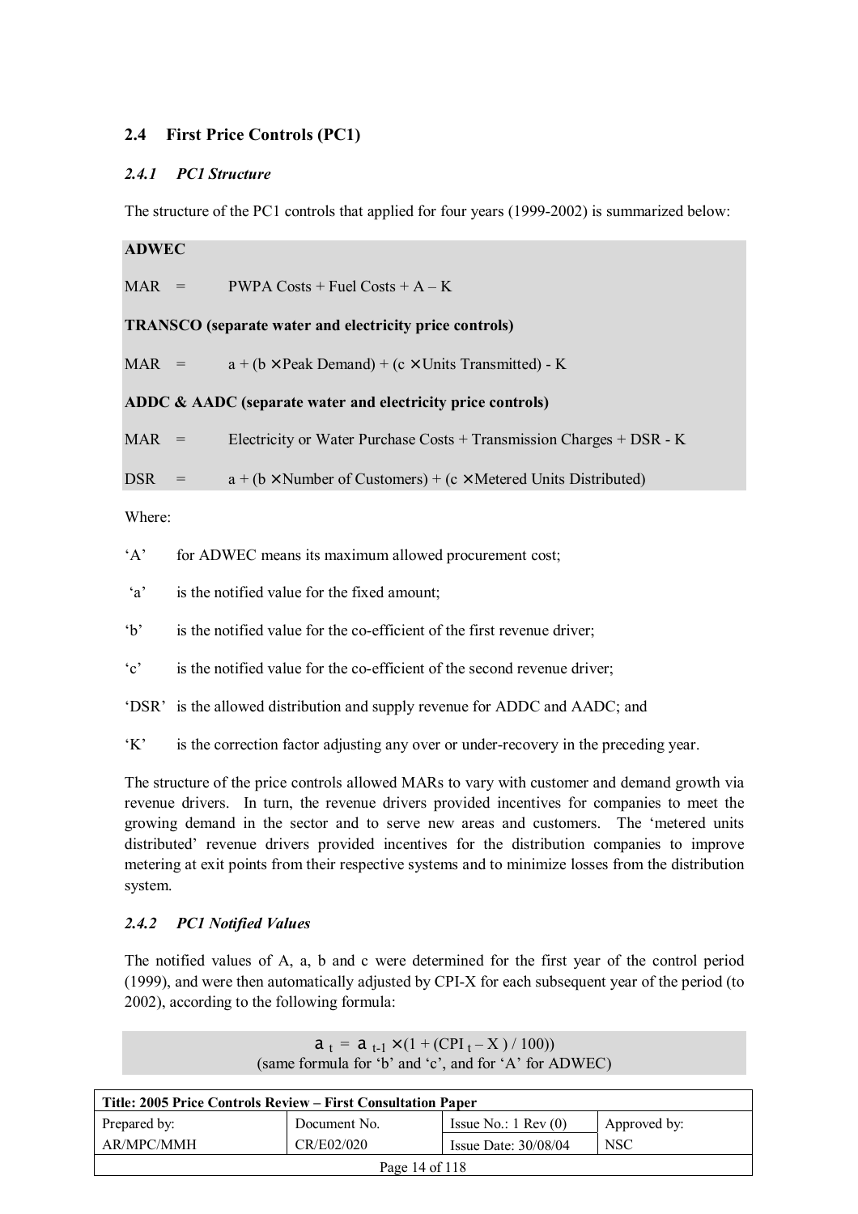## 2.4 First Price Controls (PC1)

### *2.4.1 PC1 Structure*

The structure of the PC1 controls that applied for four years (1999-2002) is summarized below:

**ADWEC**

MAR = PWPA Costs + Fuel Costs + A – K

**TRANSCO (separate water and electricity price controls)**

MAR = a + (b × Peak Demand) + (c × Units Transmitted) - K

**ADDC & AADC (separate water and electricity price controls)**

MAR = Electricity or Water Purchase Costs + Transmission Charges + DSR - K

DSR = a + (b × Number of Customers) + (c × Metered Units Distributed)

Where:

‘A’ for ADWEC means its maximum allowed procurement cost;

‘a’ is the notified value for the fixed amount;

‘b’ is the notified value for the co-efficient of the first revenue driver;

‘c’ is the notified value for the co-efficient of the second revenue driver;

‘DSR’ is the allowed distribution and supply revenue for ADDC and AADC; and

‘K’ is the correction factor adjusting any over or under-recovery in the preceding year.

The structure of the price controls allowed MARs to vary with customer and demand growth via revenue drivers. In turn, the revenue drivers provided incentives for companies to meet the growing demand in the sector and to serve new areas and customers. The ‘metered units distributed’ revenue drivers provided incentives for the distribution companies to improve metering at exit points from their respective systems and to minimize losses from the distribution system.

### *2.4.2 PC1 Notified Values*

The notified values of A, a, b and c were determined for the first year of the control period (1999), and were then automatically adjusted by CPI-X for each subsequent year of the period (to 2002), according to the following formula:

$$a_t = a_{t-1} \times (1 + (CPI_t - X) / 100))$$

(same formula for ‘b’ and ‘c’, and for ‘A’ for ADWEC)

| Title: 2005 Price Controls Review – First Consultation Paper | | | |
|---|---|---|---|
| Prepared by: | Document No. | Issue No.: 1 Rev (0) | Approved by: |
| AR/MPC/MMH | CR/E02/020 | Issue Date: 30/08/04 | NSC |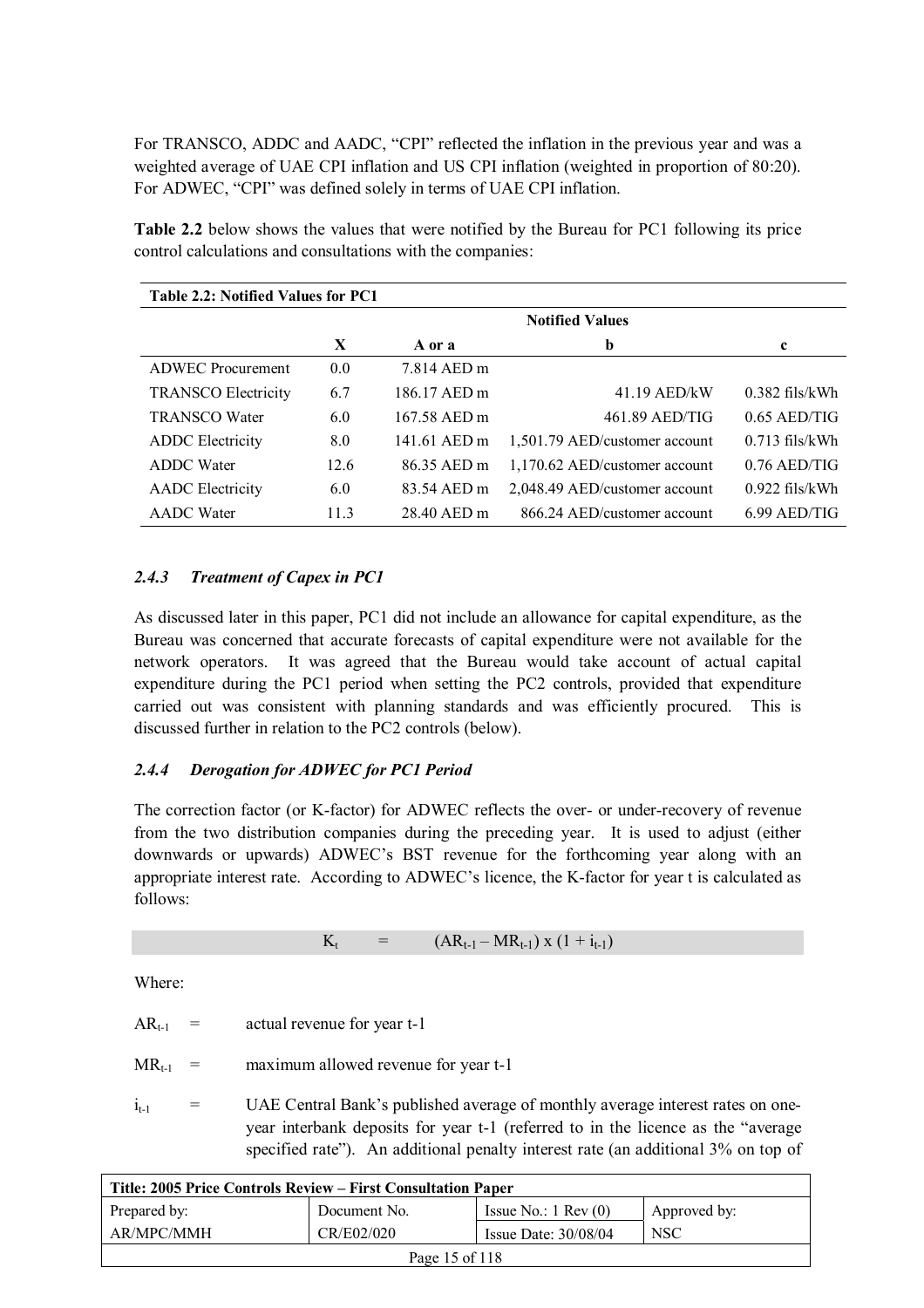For TRANSCO, ADDC and AADC, "CPI" reflected the inflation in the previous year and was a weighted average of UAE CPI inflation and US CPI inflation (weighted in proportion of 80:20). For ADWEC, "CPI" was defined solely in terms of UAE CPI inflation.

**Table 2.2** below shows the values that were notified by the Bureau for PC1 following its price control calculations and consultations with the companies:

**Table 2.2: Notified Values for PC1**

| | Notified Values | | | |
|---|---|---|---|---|
| | **X** | **A or a** | **b** | **c** |
| ADWEC Procurement | 0.0 | 7.814 AED m | | |
| TRANSCO Electricity | 6.7 | 186.17 AED m | 41.19 AED/kW | 0.382 fils/kWh |
| TRANSCO Water | 6.0 | 167.58 AED m | 461.89 AED/TIG | 0.65 AED/TIG |
| ADDC Electricity | 8.0 | 141.61 AED m | 1,501.79 AED/customer account | 0.713 fils/kWh |
| ADDC Water | 12.6 | 86.35 AED m | 1,170.62 AED/customer account | 0.76 AED/TIG |
| AADC Electricity | 6.0 | 83.54 AED m | 2,048.49 AED/customer account | 0.922 fils/kWh |
| AADC Water | 11.3 | 28.40 AED m | 866.24 AED/customer account | 6.99 AED/TIG |

### *2.4.3 Treatment of Capex in PC1*

As discussed later in this paper, PC1 did not include an allowance for capital expenditure, as the Bureau was concerned that accurate forecasts of capital expenditure were not available for the network operators. It was agreed that the Bureau would take account of actual capital expenditure during the PC1 period when setting the PC2 controls, provided that expenditure carried out was consistent with planning standards and was efficiently procured. This is discussed further in relation to the PC2 controls (below).

### *2.4.4 Derogation for ADWEC for PC1 Period*

The correction factor (or K-factor) for ADWEC reflects the over- or under-recovery of revenue from the two distribution companies during the preceding year. It is used to adjust (either downwards or upwards) ADWEC's BST revenue for the forthcoming year along with an appropriate interest rate. According to ADWEC's licence, the K-factor for year t is calculated as follows:

$$K_t = (AR_{t-1} - MR_{t-1}) \times (1 + i_{t-1})$$

Where:

$AR_{t-1}$ = actual revenue for year t-1

$MR_{t-1}$ = maximum allowed revenue for year t-1

$i_{t-1}$ = UAE Central Bank's published average of monthly average interest rates on one-year interbank deposits for year t-1 (referred to in the licence as the "average specified rate"). An additional penalty interest rate (an additional 3% on top of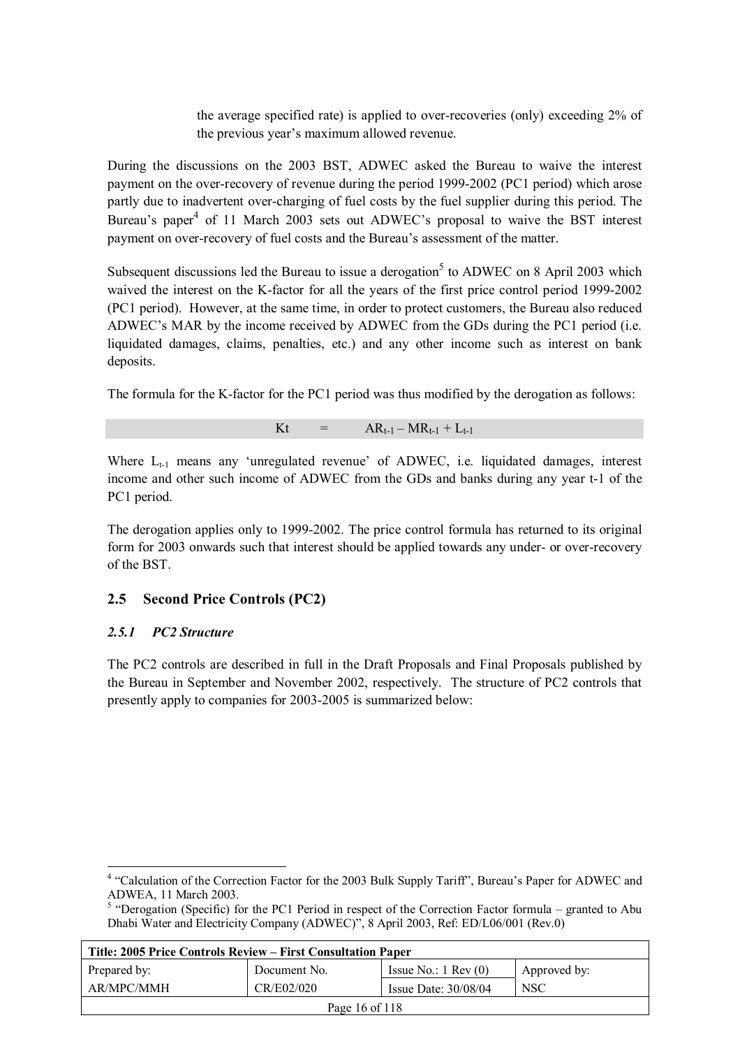the average specified rate) is applied to over-recoveries (only) exceeding 2% of the previous year's maximum allowed revenue.

During the discussions on the 2003 BST, ADWEC asked the Bureau to waive the interest payment on the over-recovery of revenue during the period 1999-2002 (PC1 period) which arose partly due to inadvertent over-charging of fuel costs by the fuel supplier during this period. The Bureau's paper[4] of 11 March 2003 sets out ADWEC's proposal to waive the BST interest payment on over-recovery of fuel costs and the Bureau's assessment of the matter.

Subsequent discussions led the Bureau to issue a derogation[5] to ADWEC on 8 April 2003 which waived the interest on the K-factor for all the years of the first price control period 1999-2002 (PC1 period). However, at the same time, in order to protect customers, the Bureau also reduced ADWEC's MAR by the income received by ADWEC from the GDs during the PC1 period (i.e. liquidated damages, claims, penalties, etc.) and any other income such as interest on bank deposits.

The formula for the K-factor for the PC1 period was thus modified by the derogation as follows:

$$Kt = AR_{t-1} - MR_{t-1} + L_{t-1}$$

Where $L_{t-1}$ means any 'unregulated revenue' of ADWEC, i.e. liquidated damages, interest income and other such income of ADWEC from the GDs and banks during any year t-1 of the PC1 period.

The derogation applies only to 1999-2002. The price control formula has returned to its original form for 2003 onwards such that interest should be applied towards any under- or over-recovery of the BST.

## 2.5 Second Price Controls (PC2)

### *2.5.1 PC2 Structure*

The PC2 controls are described in full in the Draft Proposals and Final Proposals published by the Bureau in September and November 2002, respectively. The structure of PC2 controls that presently apply to companies for 2003-2005 is summarized below:

[4] "Calculation of the Correction Factor for the 2003 Bulk Supply Tariff", Bureau's Paper for ADWEC and ADWEA, 11 March 2003.

[5] "Derogation (Specific) for the PC1 Period in respect of the Correction Factor formula – granted to Abu Dhabi Water and Electricity Company (ADWEC)", 8 April 2003, Ref: ED/L06/001 (Rev.0)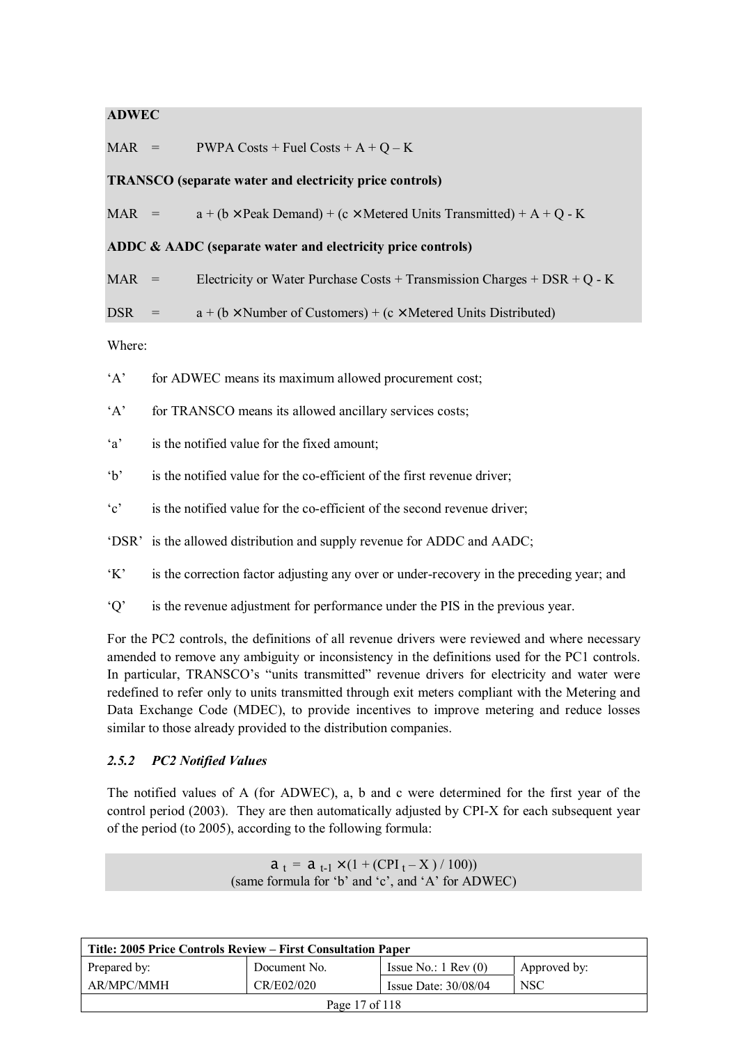**ADWEC**

MAR = PWPA Costs + Fuel Costs + A + Q – K

**TRANSCO (separate water and electricity price controls)**

MAR = a + (b × Peak Demand) + (c × Metered Units Transmitted) + A + Q - K

**ADDC & AADC (separate water and electricity price controls)**

MAR = Electricity or Water Purchase Costs + Transmission Charges + DSR + Q - K

DSR = a + (b × Number of Customers) + (c × Metered Units Distributed)

Where:

‘A’ for ADWEC means its maximum allowed procurement cost;

‘A’ for TRANSCO means its allowed ancillary services costs;

‘a’ is the notified value for the fixed amount;

‘b’ is the notified value for the co-efficient of the first revenue driver;

‘c’ is the notified value for the co-efficient of the second revenue driver;

‘DSR’ is the allowed distribution and supply revenue for ADDC and AADC;

‘K’ is the correction factor adjusting any over or under-recovery in the preceding year; and

‘Q’ is the revenue adjustment for performance under the PIS in the previous year.

For the PC2 controls, the definitions of all revenue drivers were reviewed and where necessary amended to remove any ambiguity or inconsistency in the definitions used for the PC1 controls. In particular, TRANSCO’s “units transmitted” revenue drivers for electricity and water were redefined to refer only to units transmitted through exit meters compliant with the Metering and Data Exchange Code (MDEC), to provide incentives to improve metering and reduce losses similar to those already provided to the distribution companies.

### *2.5.2 PC2 Notified Values*

The notified values of A (for ADWEC), a, b and c were determined for the first year of the control period (2003). They are then automatically adjusted by CPI-X for each subsequent year of the period (to 2005), according to the following formula:

$$a_t = a_{t-1} \times (1 + (CPI_t - X) / 100))$$

(same formula for ‘b’ and ‘c’, and ‘A’ for ADWEC)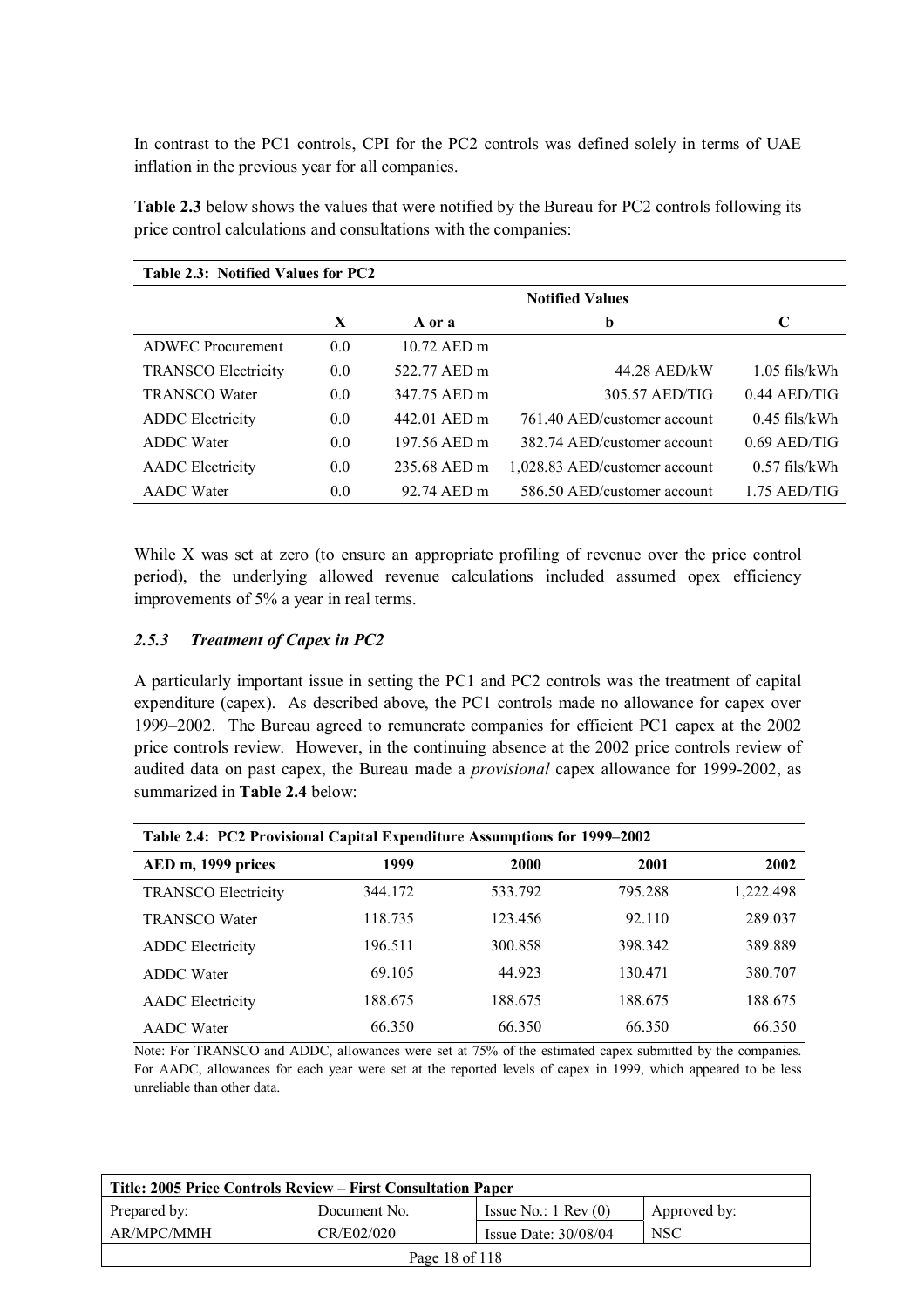In contrast to the PC1 controls, CPI for the PC2 controls was defined solely in terms of UAE inflation in the previous year for all companies.

**Table 2.3** below shows the values that were notified by the Bureau for PC2 controls following its price control calculations and consultations with the companies:

| **Table 2.3: Notified Values for PC2** | | | | |
|---|---|---|---|---|
| | **Notified Values** | | | |
| | **X** | **A or a** | **b** | **C** |
| ADWEC Procurement | 0.0 | 10.72 AED m | | |
| TRANSCO Electricity | 0.0 | 522.77 AED m | 44.28 AED/kW | 1.05 fils/kWh |
| TRANSCO Water | 0.0 | 347.75 AED m | 305.57 AED/TIG | 0.44 AED/TIG |
| ADDC Electricity | 0.0 | 442.01 AED m | 761.40 AED/customer account | 0.45 fils/kWh |
| ADDC Water | 0.0 | 197.56 AED m | 382.74 AED/customer account | 0.69 AED/TIG |
| AADC Electricity | 0.0 | 235.68 AED m | 1,028.83 AED/customer account | 0.57 fils/kWh |
| AADC Water | 0.0 | 92.74 AED m | 586.50 AED/customer account | 1.75 AED/TIG |

While X was set at zero (to ensure an appropriate profiling of revenue over the price control period), the underlying allowed revenue calculations included assumed opex efficiency improvements of 5% a year in real terms.

### *2.5.3 Treatment of Capex in PC2*

A particularly important issue in setting the PC1 and PC2 controls was the treatment of capital expenditure (capex). As described above, the PC1 controls made no allowance for capex over 1999–2002. The Bureau agreed to remunerate companies for efficient PC1 capex at the 2002 price controls review. However, in the continuing absence at the 2002 price controls review of audited data on past capex, the Bureau made a *provisional* capex allowance for 1999-2002, as summarized in **Table 2.4** below:

| **Table 2.4: PC2 Provisional Capital Expenditure Assumptions for 1999–2002** | | | | |
|---|---|---|---|---|
| **AED m, 1999 prices** | **1999** | **2000** | **2001** | **2002** |
| TRANSCO Electricity | 344.172 | 533.792 | 795.288 | 1,222.498 |
| TRANSCO Water | 118.735 | 123.456 | 92.110 | 289.037 |
| ADDC Electricity | 196.511 | 300.858 | 398.342 | 389.889 |
| ADDC Water | 69.105 | 44.923 | 130.471 | 380.707 |
| AADC Electricity | 188.675 | 188.675 | 188.675 | 188.675 |
| AADC Water | 66.350 | 66.350 | 66.350 | 66.350 |

Note: For TRANSCO and ADDC, allowances were set at 75% of the estimated capex submitted by the companies. For AADC, allowances for each year were set at the reported levels of capex in 1999, which appeared to be less unreliable than other data.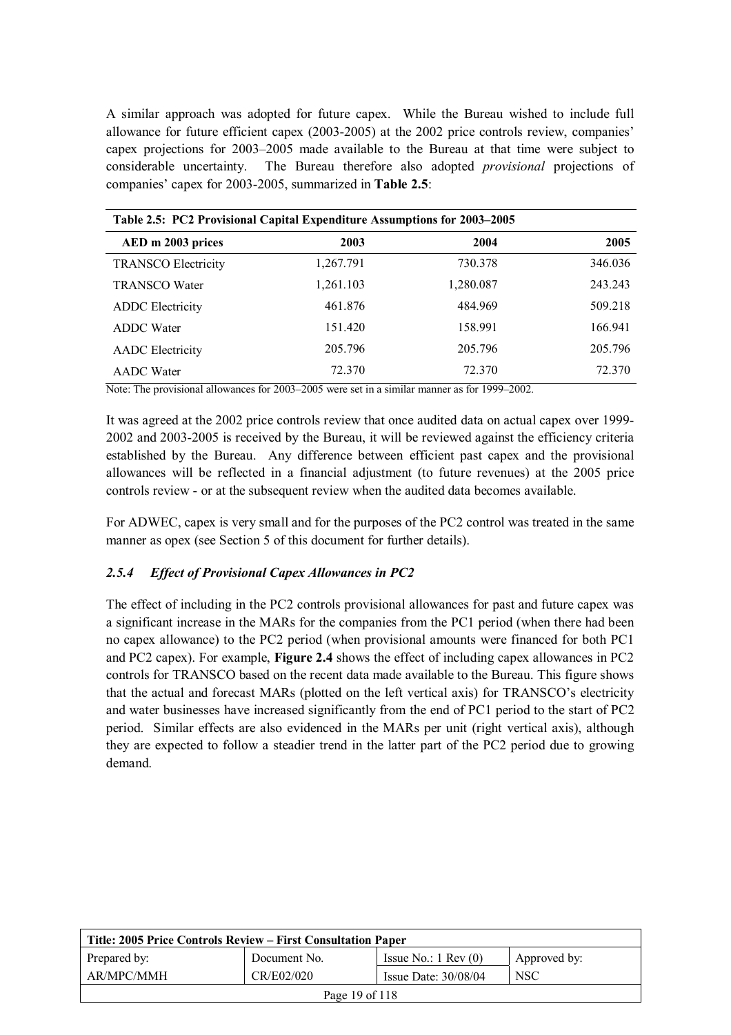A similar approach was adopted for future capex. While the Bureau wished to include full allowance for future efficient capex (2003-2005) at the 2002 price controls review, companies' capex projections for 2003–2005 made available to the Bureau at that time were subject to considerable uncertainty. The Bureau therefore also adopted *provisional* projections of companies' capex for 2003-2005, summarized in **Table 2.5**:

**Table 2.5: PC2 Provisional Capital Expenditure Assumptions for 2003–2005**

| AED m 2003 prices | 2003 | 2004 | 2005 |
|---|---|---|---|
| TRANSCO Electricity | 1,267.791 | 730.378 | 346.036 |
| TRANSCO Water | 1,261.103 | 1,280.087 | 243.243 |
| ADDC Electricity | 461.876 | 484.969 | 509.218 |
| ADDC Water | 151.420 | 158.991 | 166.941 |
| AADC Electricity | 205.796 | 205.796 | 205.796 |
| AADC Water | 72.370 | 72.370 | 72.370 |

Note: The provisional allowances for 2003–2005 were set in a similar manner as for 1999–2002.

It was agreed at the 2002 price controls review that once audited data on actual capex over 1999-2002 and 2003-2005 is received by the Bureau, it will be reviewed against the efficiency criteria established by the Bureau. Any difference between efficient past capex and the provisional allowances will be reflected in a financial adjustment (to future revenues) at the 2005 price controls review - or at the subsequent review when the audited data becomes available.

For ADWEC, capex is very small and for the purposes of the PC2 control was treated in the same manner as opex (see Section 5 of this document for further details).

### *2.5.4 Effect of Provisional Capex Allowances in PC2*

The effect of including in the PC2 controls provisional allowances for past and future capex was a significant increase in the MARs for the companies from the PC1 period (when there had been no capex allowance) to the PC2 period (when provisional amounts were financed for both PC1 and PC2 capex). For example, **Figure 2.4** shows the effect of including capex allowances in PC2 controls for TRANSCO based on the recent data made available to the Bureau. This figure shows that the actual and forecast MARs (plotted on the left vertical axis) for TRANSCO's electricity and water businesses have increased significantly from the end of PC1 period to the start of PC2 period. Similar effects are also evidenced in the MARs per unit (right vertical axis), although they are expected to follow a steadier trend in the latter part of the PC2 period due to growing demand.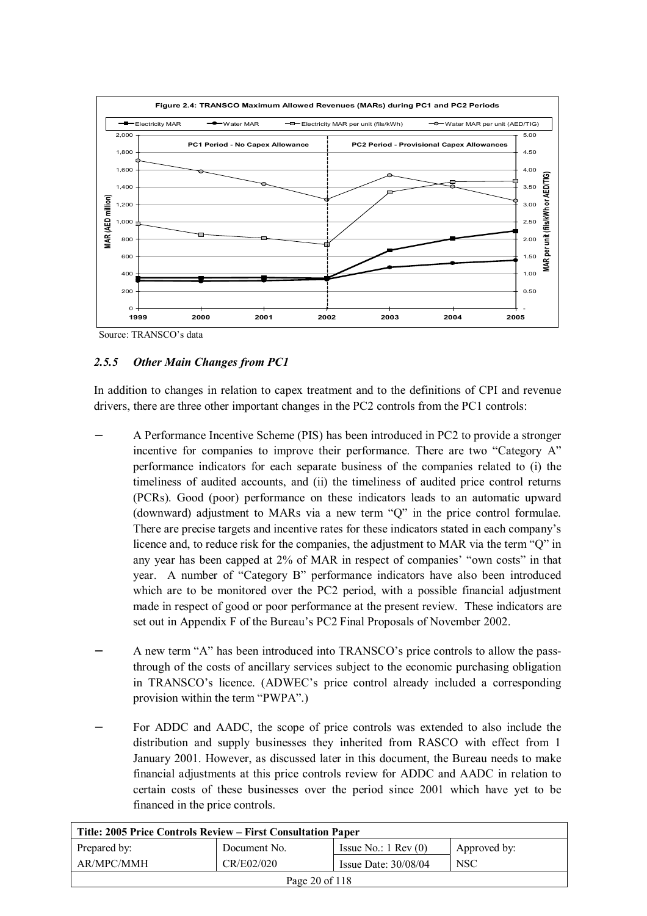**Figure 2.4: TRANSCO Maximum Allowed Revenues (MARs) during PC1 and PC2 Periods**

Source: TRANSCO's data

### *2.5.5 Other Main Changes from PC1*

In addition to changes in relation to capex treatment and to the definitions of CPI and revenue drivers, there are three other important changes in the PC2 controls from the PC1 controls:

- A Performance Incentive Scheme (PIS) has been introduced in PC2 to provide a stronger incentive for companies to improve their performance. There are two "Category A" performance indicators for each separate business of the companies related to (i) the timeliness of audited accounts, and (ii) the timeliness of audited price control returns (PCRs). Good (poor) performance on these indicators leads to an automatic upward (downward) adjustment to MARs via a new term "Q" in the price control formulae. There are precise targets and incentive rates for these indicators stated in each company's licence and, to reduce risk for the companies, the adjustment to MAR via the term "Q" in any year has been capped at 2% of MAR in respect of companies' "own costs" in that year. A number of "Category B" performance indicators have also been introduced which are to be monitored over the PC2 period, with a possible financial adjustment made in respect of good or poor performance at the present review. These indicators are set out in Appendix F of the Bureau's PC2 Final Proposals of November 2002.

- A new term "A" has been introduced into TRANSCO's price controls to allow the pass-through of the costs of ancillary services subject to the economic purchasing obligation in TRANSCO's licence. (ADWEC's price control already included a corresponding provision within the term "PWPA".)

- For ADDC and AADC, the scope of price controls was extended to also include the distribution and supply businesses they inherited from RASCO with effect from 1 January 2001. However, as discussed later in this document, the Bureau needs to make financial adjustments at this price controls review for ADDC and AADC in relation to certain costs of these businesses over the period since 2001 which have yet to be financed in the price controls.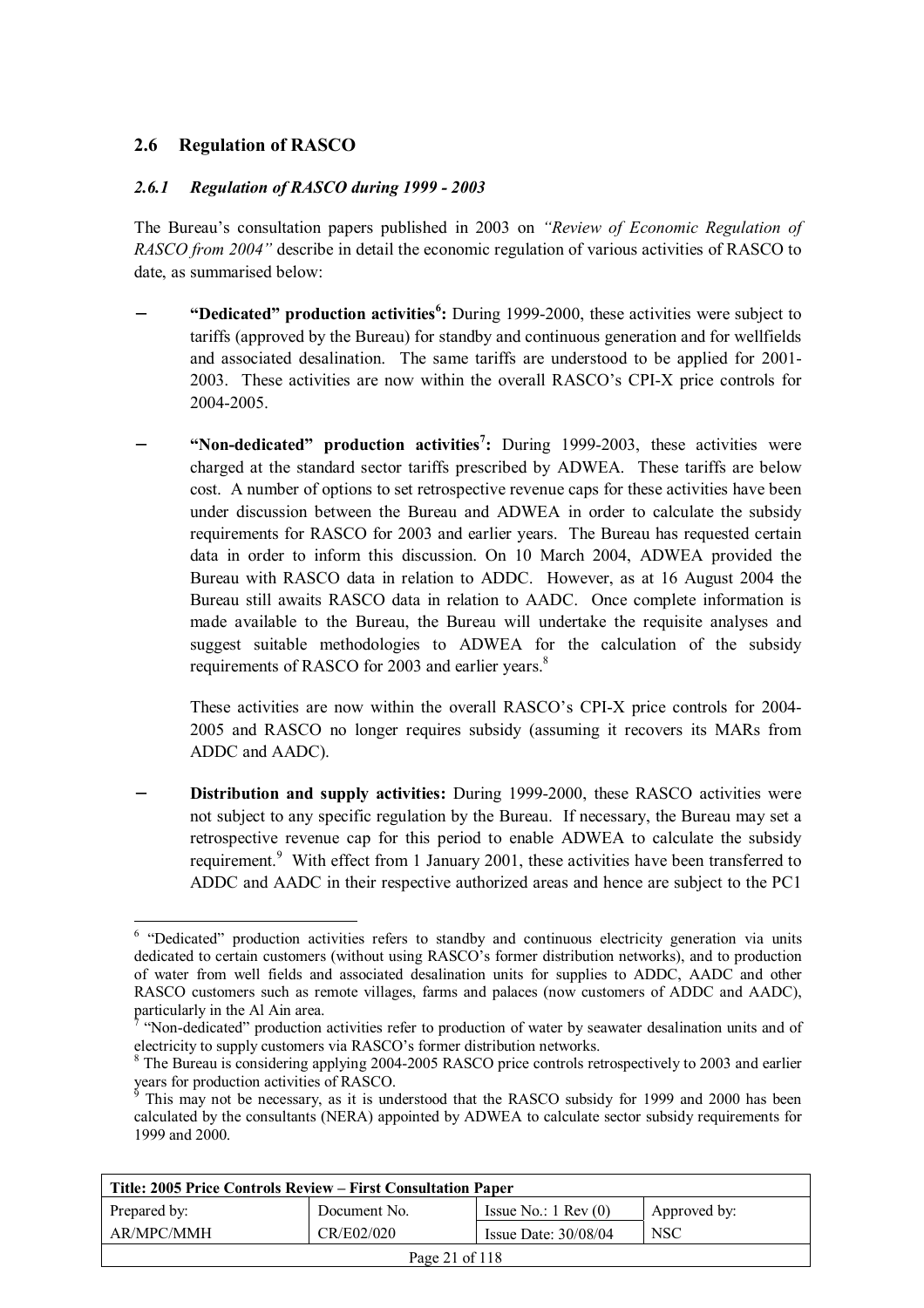## 2.6 Regulation of RASCO

### *2.6.1 Regulation of RASCO during 1999 - 2003*

The Bureau's consultation papers published in 2003 on *"Review of Economic Regulation of RASCO from 2004"* describe in detail the economic regulation of various activities of RASCO to date, as summarised below:

- **"Dedicated" production activities[6]:** During 1999-2000, these activities were subject to tariffs (approved by the Bureau) for standby and continuous generation and for wellfields and associated desalination. The same tariffs are understood to be applied for 2001-2003. These activities are now within the overall RASCO's CPI-X price controls for 2004-2005.

- **"Non-dedicated" production activities[7]:** During 1999-2003, these activities were charged at the standard sector tariffs prescribed by ADWEA. These tariffs are below cost. A number of options to set retrospective revenue caps for these activities have been under discussion between the Bureau and ADWEA in order to calculate the subsidy requirements for RASCO for 2003 and earlier years. The Bureau has requested certain data in order to inform this discussion. On 10 March 2004, ADWEA provided the Bureau with RASCO data in relation to ADDC. However, as at 16 August 2004 the Bureau still awaits RASCO data in relation to AADC. Once complete information is made available to the Bureau, the Bureau will undertake the requisite analyses and suggest suitable methodologies to ADWEA for the calculation of the subsidy requirements of RASCO for 2003 and earlier years.[8]

  These activities are now within the overall RASCO's CPI-X price controls for 2004-2005 and RASCO no longer requires subsidy (assuming it recovers its MARs from ADDC and AADC).

- **Distribution and supply activities:** During 1999-2000, these RASCO activities were not subject to any specific regulation by the Bureau. If necessary, the Bureau may set a retrospective revenue cap for this period to enable ADWEA to calculate the subsidy requirement.[9] With effect from 1 January 2001, these activities have been transferred to ADDC and AADC in their respective authorized areas and hence are subject to the PC1

---

[6] "Dedicated" production activities refers to standby and continuous electricity generation via units dedicated to certain customers (without using RASCO's former distribution networks), and to production of water from well fields and associated desalination units for supplies to ADDC, AADC and other RASCO customers such as remote villages, farms and palaces (now customers of ADDC and AADC), particularly in the Al Ain area.

[7] "Non-dedicated" production activities refer to production of water by seawater desalination units and of electricity to supply customers via RASCO's former distribution networks.

[8] The Bureau is considering applying 2004-2005 RASCO price controls retrospectively to 2003 and earlier years for production activities of RASCO.

[9] This may not be necessary, as it is understood that the RASCO subsidy for 1999 and 2000 has been calculated by the consultants (NERA) appointed by ADWEA to calculate sector subsidy requirements for 1999 and 2000.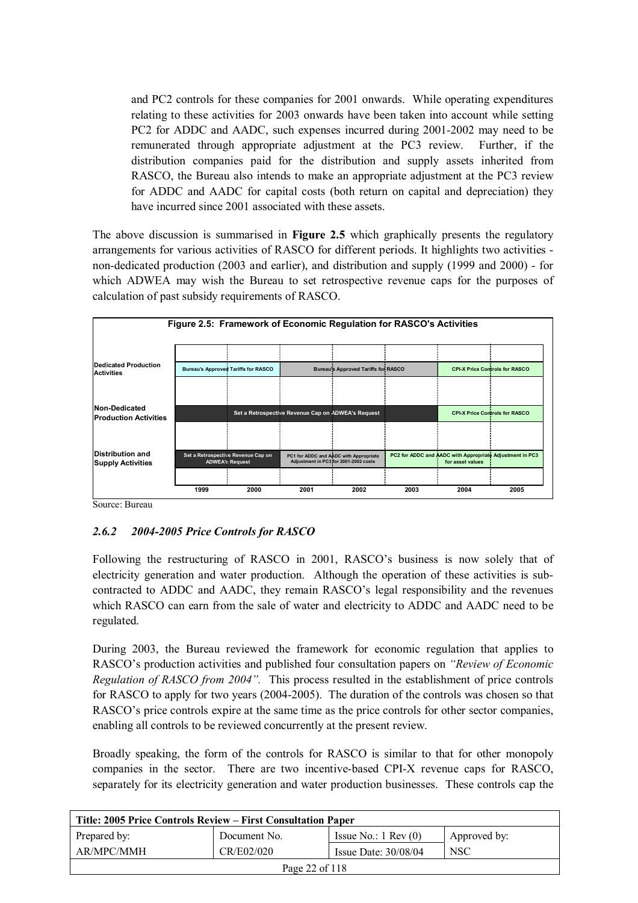and PC2 controls for these companies for 2001 onwards. While operating expenditures relating to these activities for 2003 onwards have been taken into account while setting PC2 for ADDC and AADC, such expenses incurred during 2001-2002 may need to be remunerated through appropriate adjustment at the PC3 review. Further, if the distribution companies paid for the distribution and supply assets inherited from RASCO, the Bureau also intends to make an appropriate adjustment at the PC3 review for ADDC and AADC for capital costs (both return on capital and depreciation) they have incurred since 2001 associated with these assets.

The above discussion is summarised in **Figure 2.5** which graphically presents the regulatory arrangements for various activities of RASCO for different periods. It highlights two activities - non-dedicated production (2003 and earlier), and distribution and supply (1999 and 2000) - for which ADWEA may wish the Bureau to set retrospective revenue caps for the purposes of calculation of past subsidy requirements of RASCO.

**Figure 2.5: Framework of Economic Regulation for RASCO's Activities**

| Activities | 1999 | 2000 | 2001 | 2002 | 2003 | 2004 | 2005 |
|---|---|---|---|---|---|---|---|
| Dedicated Production Activities | Bureau's Approved Tariffs for RASCO | | Bureau's Approved Tariffs for RASCO | | | CPI-X Price Controls for RASCO | |
| Non-Dedicated Production Activities | Set a Retrospective Revenue Cap on ADWEA's Request | | | | | CPI-X Price Controls for RASCO | |
| Distribution and Supply Activities | Set a Retrospective Revenue Cap on ADWEA's Request | | PC1 for ADDC and AADC with Appropriate Adjustment in PC3 for 2001-2002 costs | | PC2 for ADDC and AADC with Appropriate Adjustment in PC3 for asset values | | |

Source: Bureau

### *2.6.2 2004-2005 Price Controls for RASCO*

Following the restructuring of RASCO in 2001, RASCO's business is now solely that of electricity generation and water production. Although the operation of these activities is sub-contracted to ADDC and AADC, they remain RASCO's legal responsibility and the revenues which RASCO can earn from the sale of water and electricity to ADDC and AADC need to be regulated.

During 2003, the Bureau reviewed the framework for economic regulation that applies to RASCO's production activities and published four consultation papers on *"Review of Economic Regulation of RASCO from 2004".* This process resulted in the establishment of price controls for RASCO to apply for two years (2004-2005). The duration of the controls was chosen so that RASCO's price controls expire at the same time as the price controls for other sector companies, enabling all controls to be reviewed concurrently at the present review.

Broadly speaking, the form of the controls for RASCO is similar to that for other monopoly companies in the sector. There are two incentive-based CPI-X revenue caps for RASCO, separately for its electricity generation and water production businesses. These controls cap the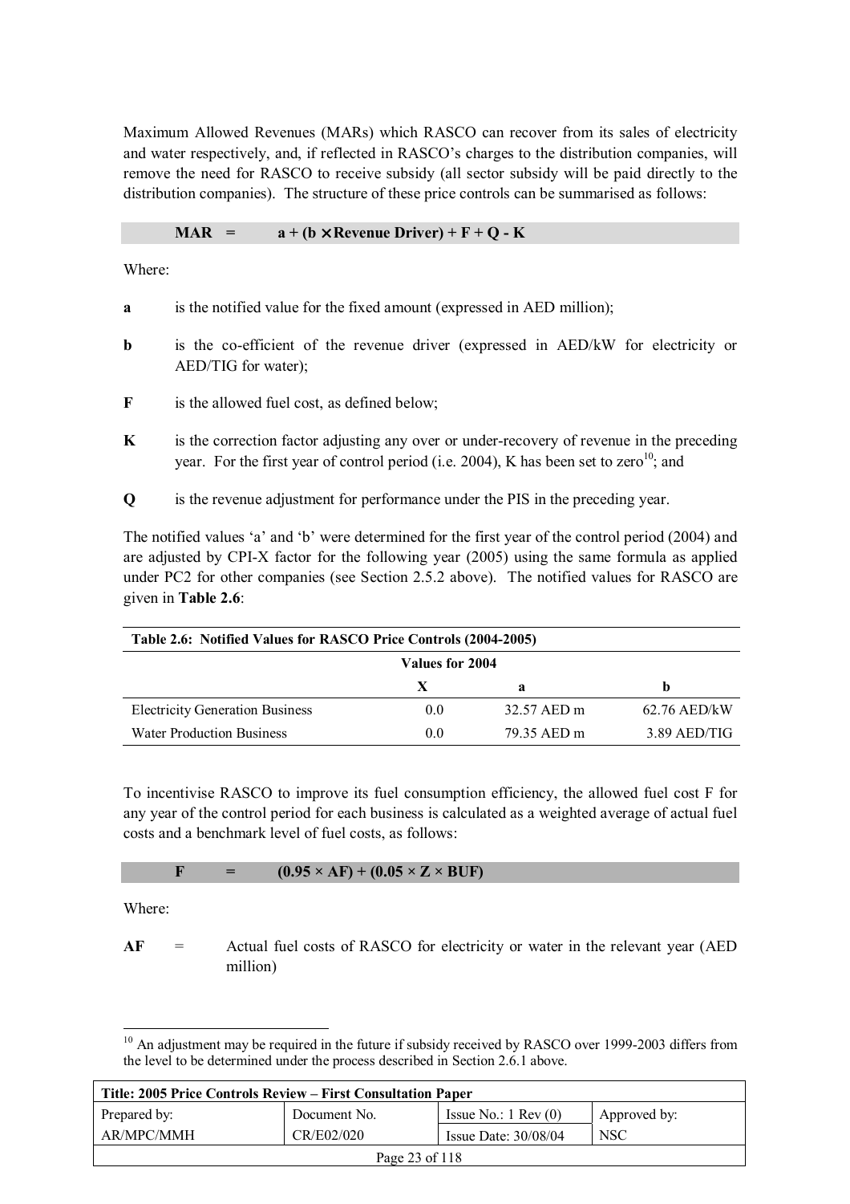Maximum Allowed Revenues (MARs) which RASCO can recover from its sales of electricity and water respectively, and, if reflected in RASCO's charges to the distribution companies, will remove the need for RASCO to receive subsidy (all sector subsidy will be paid directly to the distribution companies). The structure of these price controls can be summarised as follows:

$$\textbf{MAR} = a + (b \times \text{Revenue Driver}) + F + Q - K$$

Where:

**a** is the notified value for the fixed amount (expressed in AED million);

**b** is the co-efficient of the revenue driver (expressed in AED/kW for electricity or AED/TIG for water);

**F** is the allowed fuel cost, as defined below;

**K** is the correction factor adjusting any over or under-recovery of revenue in the preceding year. For the first year of control period (i.e. 2004), K has been set to zero[10]; and

**Q** is the revenue adjustment for performance under the PIS in the preceding year.

The notified values 'a' and 'b' were determined for the first year of the control period (2004) and are adjusted by CPI-X factor for the following year (2005) using the same formula as applied under PC2 for other companies (see Section 2.5.2 above). The notified values for RASCO are given in **Table 2.6**:

**Table 2.6: Notified Values for RASCO Price Controls (2004-2005)**

| | Values for 2004 | | |
|---|---|---|---|
| | **X** | **a** | **b** |
| Electricity Generation Business | 0.0 | 32.57 AED m | 62.76 AED/kW |
| Water Production Business | 0.0 | 79.35 AED m | 3.89 AED/TIG |

To incentivise RASCO to improve its fuel consumption efficiency, the allowed fuel cost F for any year of the control period for each business is calculated as a weighted average of actual fuel costs and a benchmark level of fuel costs, as follows:

$$F = (0.95 \times AF) + (0.05 \times Z \times BUF)$$

Where:

**AF** = Actual fuel costs of RASCO for electricity or water in the relevant year (AED million)

[10] An adjustment may be required in the future if subsidy received by RASCO over 1999-2003 differs from the level to be determined under the process described in Section 2.6.1 above.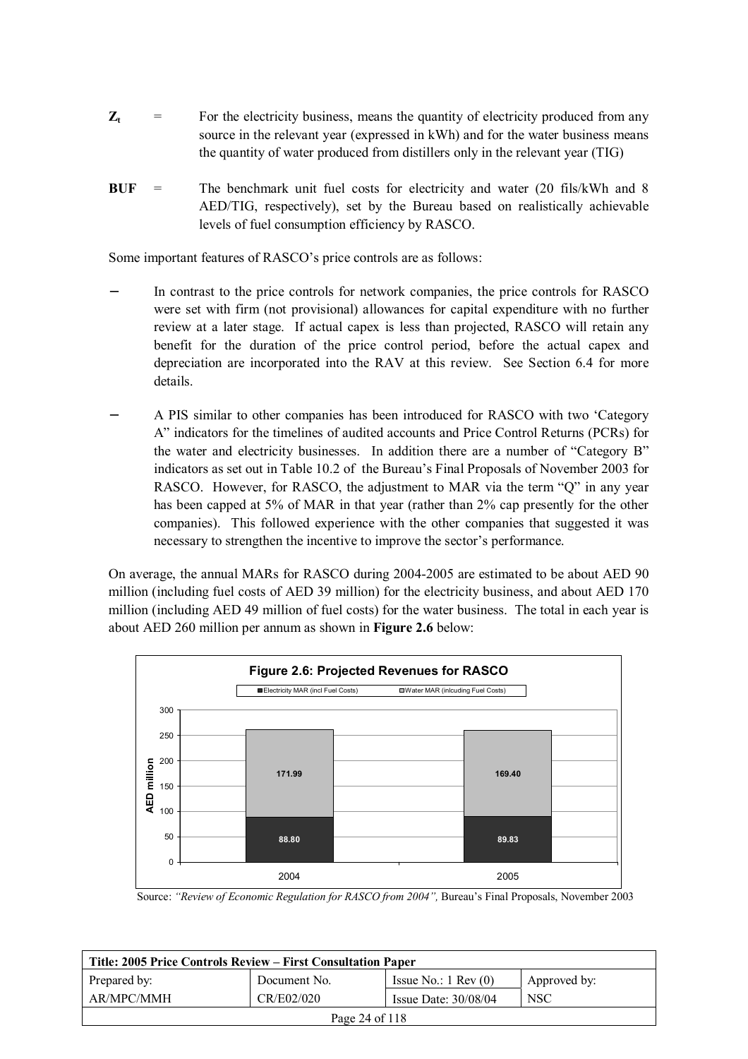$Z_t$ = For the electricity business, means the quantity of electricity produced from any source in the relevant year (expressed in kWh) and for the water business means the quantity of water produced from distillers only in the relevant year (TIG)

**BUF** = The benchmark unit fuel costs for electricity and water (20 fils/kWh and 8 AED/TIG, respectively), set by the Bureau based on realistically achievable levels of fuel consumption efficiency by RASCO.

Some important features of RASCO's price controls are as follows:

- In contrast to the price controls for network companies, the price controls for RASCO were set with firm (not provisional) allowances for capital expenditure with no further review at a later stage. If actual capex is less than projected, RASCO will retain any benefit for the duration of the price control period, before the actual capex and depreciation are incorporated into the RAV at this review. See Section 6.4 for more details.

- A PIS similar to other companies has been introduced for RASCO with two 'Category A" indicators for the timelines of audited accounts and Price Control Returns (PCRs) for the water and electricity businesses. In addition there are a number of "Category B" indicators as set out in Table 10.2 of the Bureau's Final Proposals of November 2003 for RASCO. However, for RASCO, the adjustment to MAR via the term "Q" in any year has been capped at 5% of MAR in that year (rather than 2% cap presently for the other companies). This followed experience with the other companies that suggested it was necessary to strengthen the incentive to improve the sector's performance.

On average, the annual MARs for RASCO during 2004-2005 are estimated to be about AED 90 million (including fuel costs of AED 39 million) for the electricity business, and about AED 170 million (including AED 49 million of fuel costs) for the water business. The total in each year is about AED 260 million per annum as shown in **Figure 2.6** below:

**Figure 2.6: Projected Revenues for RASCO**

| AED million | 2004 | 2005 |
|---|---|---|
| Electricity MAR (incl Fuel Costs) | 88.80 | 89.83 |
| Water MAR (inlcuding Fuel Costs) | 171.99 | 169.40 |

Source: *"Review of Economic Regulation for RASCO from 2004",* Bureau's Final Proposals, November 2003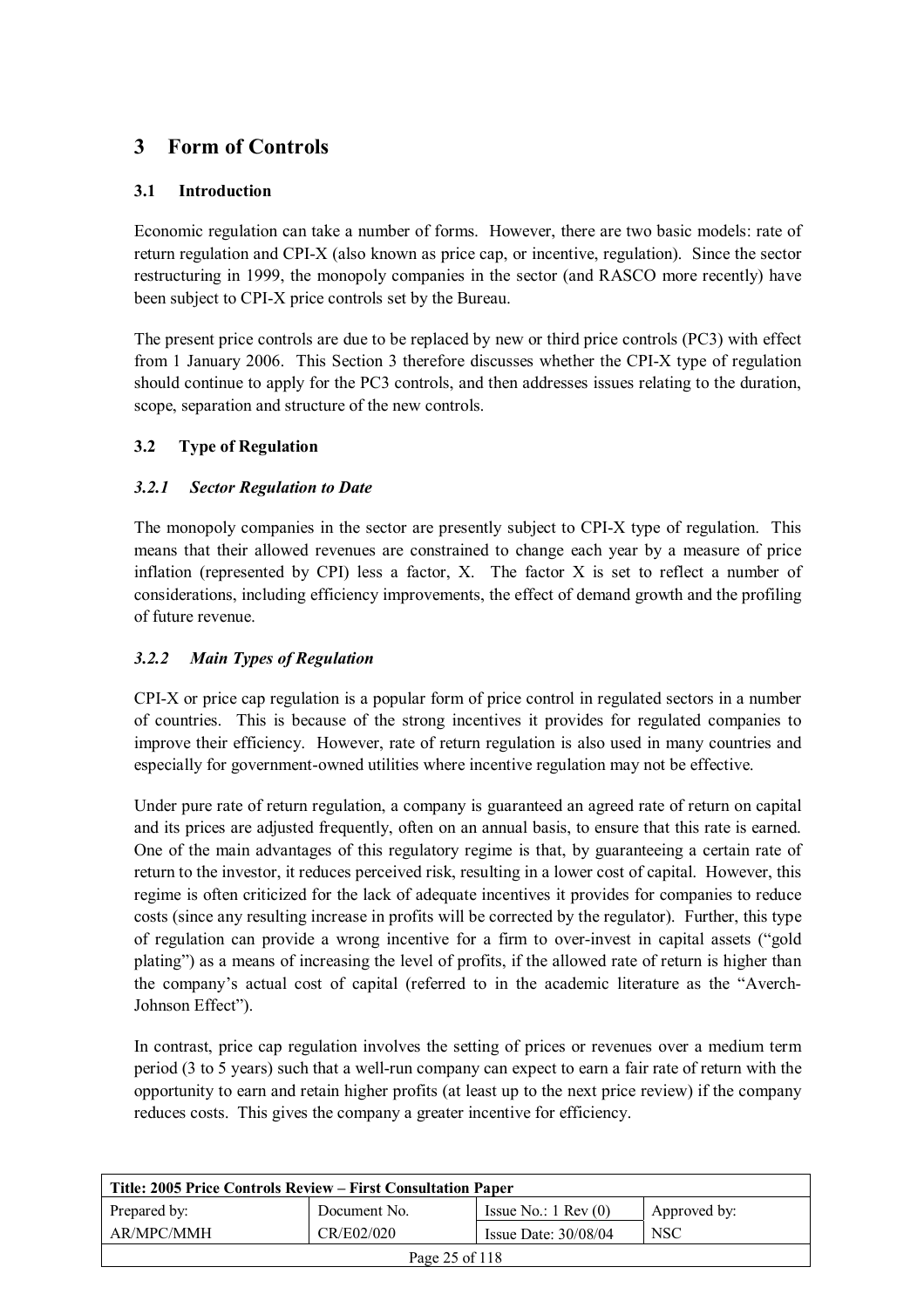# 3 Form of Controls

## 3.1 Introduction

Economic regulation can take a number of forms. However, there are two basic models: rate of return regulation and CPI-X (also known as price cap, or incentive, regulation). Since the sector restructuring in 1999, the monopoly companies in the sector (and RASCO more recently) have been subject to CPI-X price controls set by the Bureau.

The present price controls are due to be replaced by new or third price controls (PC3) with effect from 1 January 2006. This Section 3 therefore discusses whether the CPI-X type of regulation should continue to apply for the PC3 controls, and then addresses issues relating to the duration, scope, separation and structure of the new controls.

## 3.2 Type of Regulation

### *3.2.1 Sector Regulation to Date*

The monopoly companies in the sector are presently subject to CPI-X type of regulation. This means that their allowed revenues are constrained to change each year by a measure of price inflation (represented by CPI) less a factor, X. The factor X is set to reflect a number of considerations, including efficiency improvements, the effect of demand growth and the profiling of future revenue.

### *3.2.2 Main Types of Regulation*

CPI-X or price cap regulation is a popular form of price control in regulated sectors in a number of countries. This is because of the strong incentives it provides for regulated companies to improve their efficiency. However, rate of return regulation is also used in many countries and especially for government-owned utilities where incentive regulation may not be effective.

Under pure rate of return regulation, a company is guaranteed an agreed rate of return on capital and its prices are adjusted frequently, often on an annual basis, to ensure that this rate is earned. One of the main advantages of this regulatory regime is that, by guaranteeing a certain rate of return to the investor, it reduces perceived risk, resulting in a lower cost of capital. However, this regime is often criticized for the lack of adequate incentives it provides for companies to reduce costs (since any resulting increase in profits will be corrected by the regulator). Further, this type of regulation can provide a wrong incentive for a firm to over-invest in capital assets ("gold plating") as a means of increasing the level of profits, if the allowed rate of return is higher than the company's actual cost of capital (referred to in the academic literature as the "Averch-Johnson Effect").

In contrast, price cap regulation involves the setting of prices or revenues over a medium term period (3 to 5 years) such that a well-run company can expect to earn a fair rate of return with the opportunity to earn and retain higher profits (at least up to the next price review) if the company reduces costs. This gives the company a greater incentive for efficiency.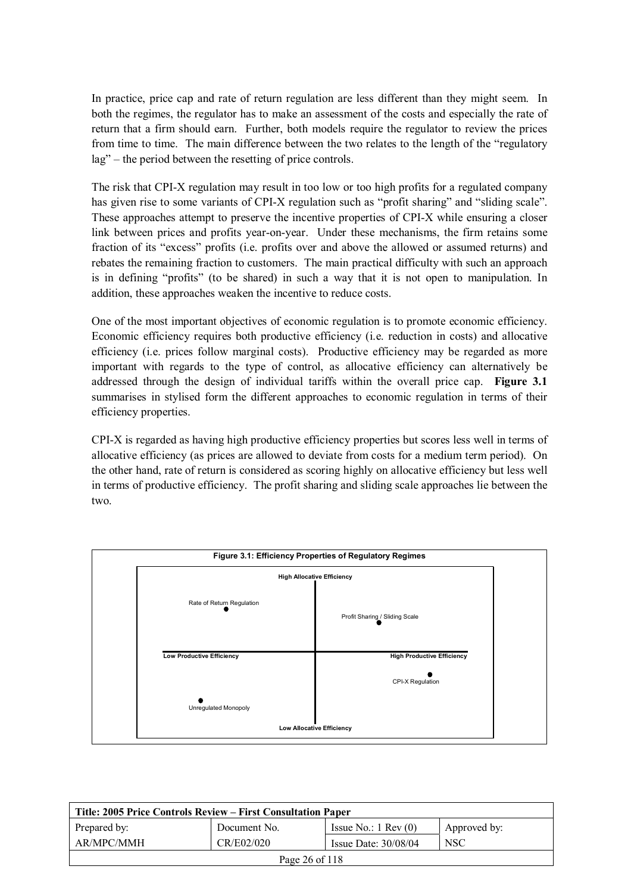In practice, price cap and rate of return regulation are less different than they might seem. In both the regimes, the regulator has to make an assessment of the costs and especially the rate of return that a firm should earn. Further, both models require the regulator to review the prices from time to time. The main difference between the two relates to the length of the "regulatory lag" – the period between the resetting of price controls.

The risk that CPI-X regulation may result in too low or too high profits for a regulated company has given rise to some variants of CPI-X regulation such as "profit sharing" and "sliding scale". These approaches attempt to preserve the incentive properties of CPI-X while ensuring a closer link between prices and profits year-on-year. Under these mechanisms, the firm retains some fraction of its "excess" profits (i.e. profits over and above the allowed or assumed returns) and rebates the remaining fraction to customers. The main practical difficulty with such an approach is in defining "profits" (to be shared) in such a way that it is not open to manipulation. In addition, these approaches weaken the incentive to reduce costs.

One of the most important objectives of economic regulation is to promote economic efficiency. Economic efficiency requires both productive efficiency (i.e. reduction in costs) and allocative efficiency (i.e. prices follow marginal costs). Productive efficiency may be regarded as more important with regards to the type of control, as allocative efficiency can alternatively be addressed through the design of individual tariffs within the overall price cap. **Figure 3.1** summarises in stylised form the different approaches to economic regulation in terms of their efficiency properties.

CPI-X is regarded as having high productive efficiency properties but scores less well in terms of allocative efficiency (as prices are allowed to deviate from costs for a medium term period). On the other hand, rate of return is considered as scoring highly on allocative efficiency but less well in terms of productive efficiency. The profit sharing and sliding scale approaches lie between the two.

**Figure 3.1: Efficiency Properties of Regulatory Regimes**

High Allocative Efficiency

Rate of Return Regulation

Profit Sharing / Sliding Scale

Low Productive Efficiency

High Productive Efficiency

CPI-X Regulation

Unregulated Monopoly

Low Allocative Efficiency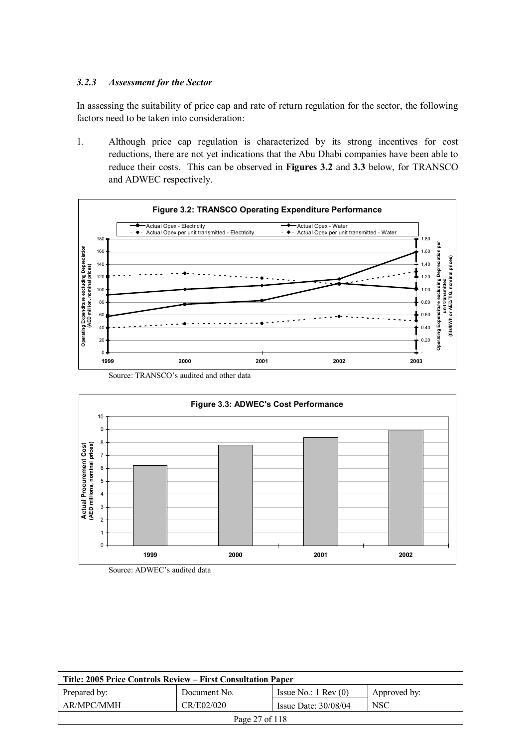### *3.2.3 Assessment for the Sector*

In assessing the suitability of price cap and rate of return regulation for the sector, the following factors need to be taken into consideration:

1. Although price cap regulation is characterized by its strong incentives for cost reductions, there are not yet indications that the Abu Dhabi companies have been able to reduce their costs. This can be observed in **Figures 3.2** and **3.3** below, for TRANSCO and ADWEC respectively.

**Figure 3.2: TRANSCO Operating Expenditure Performance**

Source: TRANSCO's audited and other data

**Figure 3.3: ADWEC's Cost Performance**

Source: ADWEC's audited data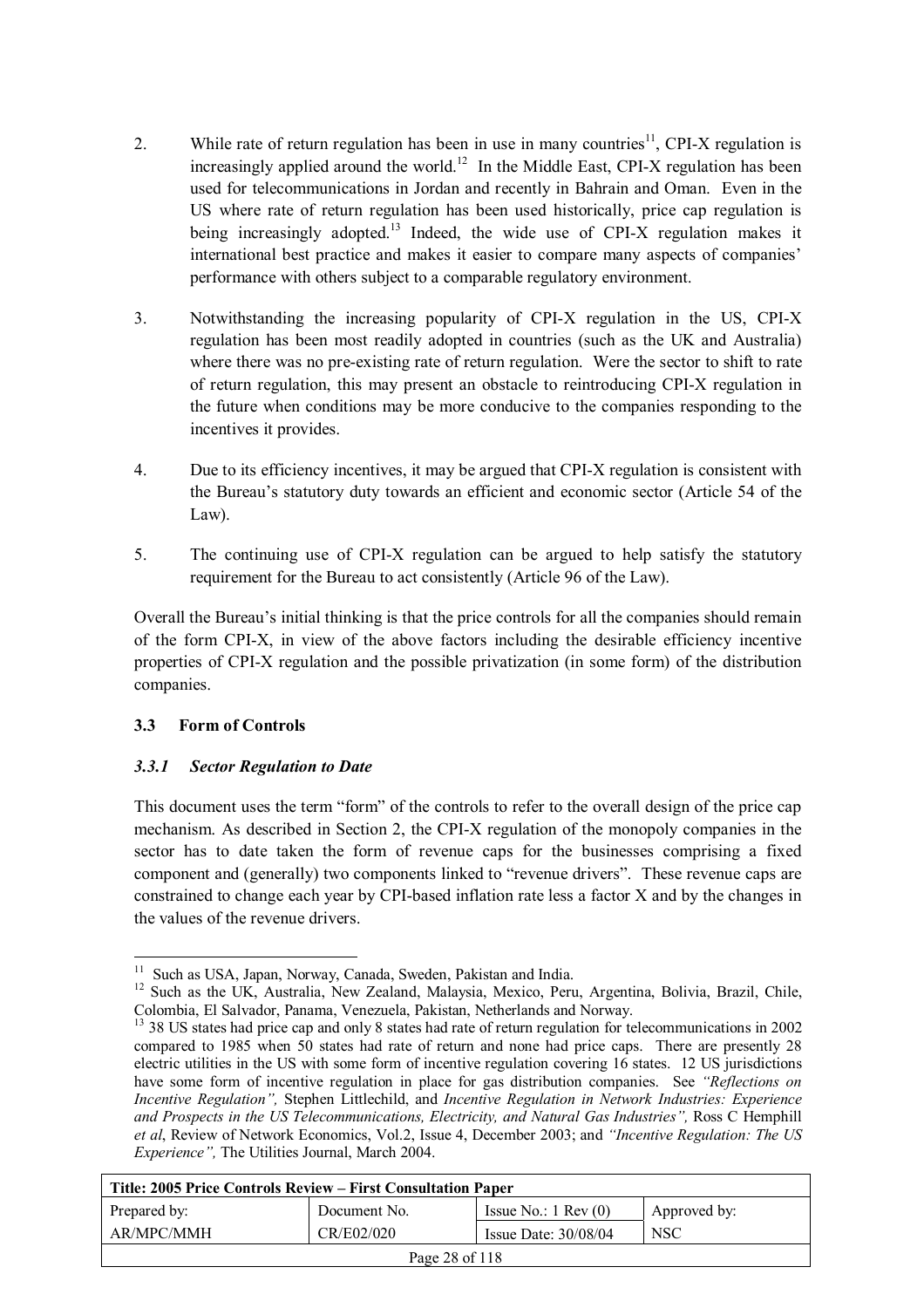2. While rate of return regulation has been in use in many countries[11], CPI-X regulation is increasingly applied around the world.[12] In the Middle East, CPI-X regulation has been used for telecommunications in Jordan and recently in Bahrain and Oman. Even in the US where rate of return regulation has been used historically, price cap regulation is being increasingly adopted.[13] Indeed, the wide use of CPI-X regulation makes it international best practice and makes it easier to compare many aspects of companies' performance with others subject to a comparable regulatory environment.

3. Notwithstanding the increasing popularity of CPI-X regulation in the US, CPI-X regulation has been most readily adopted in countries (such as the UK and Australia) where there was no pre-existing rate of return regulation. Were the sector to shift to rate of return regulation, this may present an obstacle to reintroducing CPI-X regulation in the future when conditions may be more conducive to the companies responding to the incentives it provides.

4. Due to its efficiency incentives, it may be argued that CPI-X regulation is consistent with the Bureau's statutory duty towards an efficient and economic sector (Article 54 of the Law).

5. The continuing use of CPI-X regulation can be argued to help satisfy the statutory requirement for the Bureau to act consistently (Article 96 of the Law).

Overall the Bureau's initial thinking is that the price controls for all the companies should remain of the form CPI-X, in view of the above factors including the desirable efficiency incentive properties of CPI-X regulation and the possible privatization (in some form) of the distribution companies.

### 3.3 Form of Controls

#### *3.3.1 Sector Regulation to Date*

This document uses the term "form" of the controls to refer to the overall design of the price cap mechanism. As described in Section 2, the CPI-X regulation of the monopoly companies in the sector has to date taken the form of revenue caps for the businesses comprising a fixed component and (generally) two components linked to "revenue drivers". These revenue caps are constrained to change each year by CPI-based inflation rate less a factor X and by the changes in the values of the revenue drivers.

---

[11] Such as USA, Japan, Norway, Canada, Sweden, Pakistan and India.

[12] Such as the UK, Australia, New Zealand, Malaysia, Mexico, Peru, Argentina, Bolivia, Brazil, Chile, Colombia, El Salvador, Panama, Venezuela, Pakistan, Netherlands and Norway.

[13] 38 US states had price cap and only 8 states had rate of return regulation for telecommunications in 2002 compared to 1985 when 50 states had rate of return and none had price caps. There are presently 28 electric utilities in the US with some form of incentive regulation covering 16 states. 12 US jurisdictions have some form of incentive regulation in place for gas distribution companies. See *"Reflections on Incentive Regulation",* Stephen Littlechild, and *Incentive Regulation in Network Industries: Experience and Prospects in the US Telecommunications, Electricity, and Natural Gas Industries",* Ross C Hemphill *et al*, Review of Network Economics, Vol.2, Issue 4, December 2003; and *"Incentive Regulation: The US Experience",* The Utilities Journal, March 2004.

| Title: 2005 Price Controls Review – First Consultation Paper | | | |
|---|---|---|---|
| Prepared by: | Document No. | Issue No.: 1 Rev (0) | Approved by: |
| AR/MPC/MMH | CR/E02/020 | Issue Date: 30/08/04 | NSC |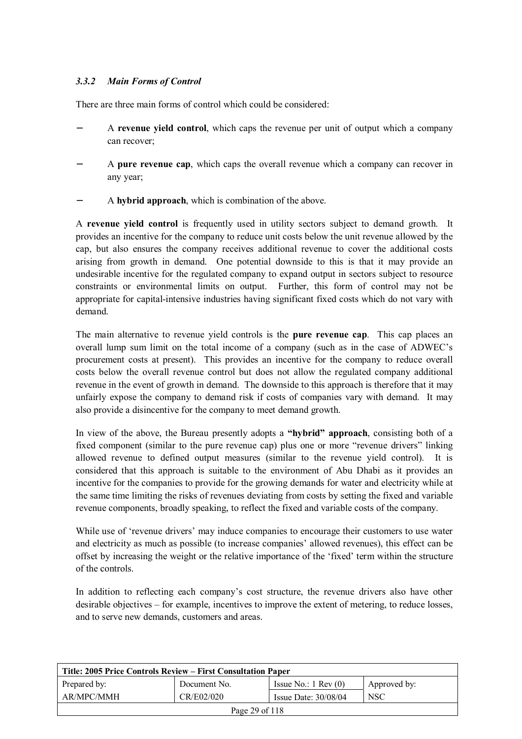### *3.3.2 Main Forms of Control*

There are three main forms of control which could be considered:

- A **revenue yield control**, which caps the revenue per unit of output which a company can recover;
- A **pure revenue cap**, which caps the overall revenue which a company can recover in any year;
- A **hybrid approach**, which is combination of the above.

A **revenue yield control** is frequently used in utility sectors subject to demand growth. It provides an incentive for the company to reduce unit costs below the unit revenue allowed by the cap, but also ensures the company receives additional revenue to cover the additional costs arising from growth in demand. One potential downside to this is that it may provide an undesirable incentive for the regulated company to expand output in sectors subject to resource constraints or environmental limits on output. Further, this form of control may not be appropriate for capital-intensive industries having significant fixed costs which do not vary with demand.

The main alternative to revenue yield controls is the **pure revenue cap**. This cap places an overall lump sum limit on the total income of a company (such as in the case of ADWEC's procurement costs at present). This provides an incentive for the company to reduce overall costs below the overall revenue control but does not allow the regulated company additional revenue in the event of growth in demand. The downside to this approach is therefore that it may unfairly expose the company to demand risk if costs of companies vary with demand. It may also provide a disincentive for the company to meet demand growth.

In view of the above, the Bureau presently adopts a **"hybrid" approach**, consisting both of a fixed component (similar to the pure revenue cap) plus one or more "revenue drivers" linking allowed revenue to defined output measures (similar to the revenue yield control). It is considered that this approach is suitable to the environment of Abu Dhabi as it provides an incentive for the companies to provide for the growing demands for water and electricity while at the same time limiting the risks of revenues deviating from costs by setting the fixed and variable revenue components, broadly speaking, to reflect the fixed and variable costs of the company.

While use of 'revenue drivers' may induce companies to encourage their customers to use water and electricity as much as possible (to increase companies' allowed revenues), this effect can be offset by increasing the weight or the relative importance of the 'fixed' term within the structure of the controls.

In addition to reflecting each company's cost structure, the revenue drivers also have other desirable objectives – for example, incentives to improve the extent of metering, to reduce losses, and to serve new demands, customers and areas.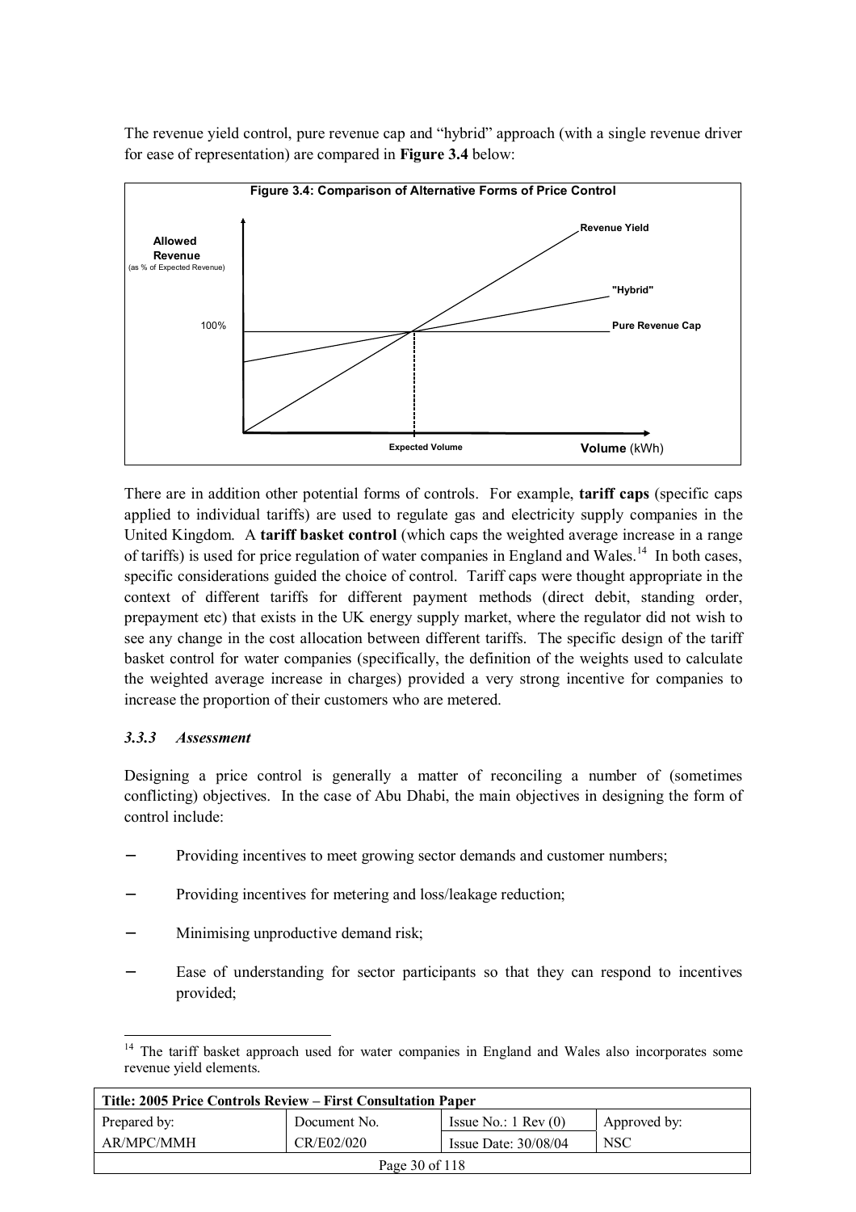The revenue yield control, pure revenue cap and "hybrid" approach (with a single revenue driver for ease of representation) are compared in **Figure 3.4** below:

**Figure 3.4: Comparison of Alternative Forms of Price Control**

There are in addition other potential forms of controls. For example, **tariff caps** (specific caps applied to individual tariffs) are used to regulate gas and electricity supply companies in the United Kingdom. A **tariff basket control** (which caps the weighted average increase in a range of tariffs) is used for price regulation of water companies in England and Wales.[14] In both cases, specific considerations guided the choice of control. Tariff caps were thought appropriate in the context of different tariffs for different payment methods (direct debit, standing order, prepayment etc) that exists in the UK energy supply market, where the regulator did not wish to see any change in the cost allocation between different tariffs. The specific design of the tariff basket control for water companies (specifically, the definition of the weights used to calculate the weighted average increase in charges) provided a very strong incentive for companies to increase the proportion of their customers who are metered.

### *3.3.3 Assessment*

Designing a price control is generally a matter of reconciling a number of (sometimes conflicting) objectives. In the case of Abu Dhabi, the main objectives in designing the form of control include:

- Providing incentives to meet growing sector demands and customer numbers;
- Providing incentives for metering and loss/leakage reduction;
- Minimising unproductive demand risk;
- Ease of understanding for sector participants so that they can respond to incentives provided;

[14] The tariff basket approach used for water companies in England and Wales also incorporates some revenue yield elements.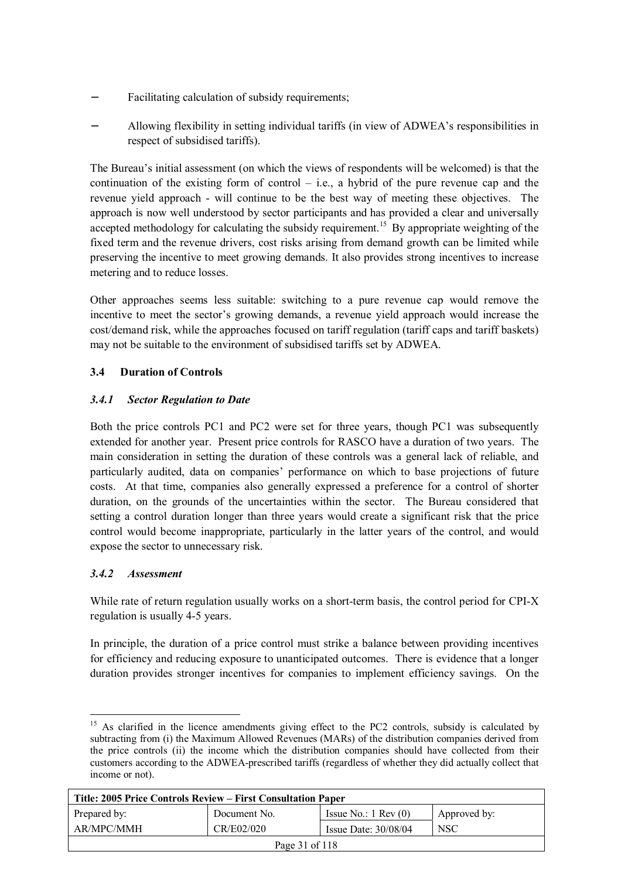- Facilitating calculation of subsidy requirements;
- Allowing flexibility in setting individual tariffs (in view of ADWEA's responsibilities in respect of subsidised tariffs).

The Bureau's initial assessment (on which the views of respondents will be welcomed) is that the continuation of the existing form of control – i.e., a hybrid of the pure revenue cap and the revenue yield approach - will continue to be the best way of meeting these objectives. The approach is now well understood by sector participants and has provided a clear and universally accepted methodology for calculating the subsidy requirement.[15] By appropriate weighting of the fixed term and the revenue drivers, cost risks arising from demand growth can be limited while preserving the incentive to meet growing demands. It also provides strong incentives to increase metering and to reduce losses.

Other approaches seems less suitable: switching to a pure revenue cap would remove the incentive to meet the sector's growing demands, a revenue yield approach would increase the cost/demand risk, while the approaches focused on tariff regulation (tariff caps and tariff baskets) may not be suitable to the environment of subsidised tariffs set by ADWEA.

### 3.4 Duration of Controls

#### *3.4.1 Sector Regulation to Date*

Both the price controls PC1 and PC2 were set for three years, though PC1 was subsequently extended for another year. Present price controls for RASCO have a duration of two years. The main consideration in setting the duration of these controls was a general lack of reliable, and particularly audited, data on companies' performance on which to base projections of future costs. At that time, companies also generally expressed a preference for a control of shorter duration, on the grounds of the uncertainties within the sector. The Bureau considered that setting a control duration longer than three years would create a significant risk that the price control would become inappropriate, particularly in the latter years of the control, and would expose the sector to unnecessary risk.

#### *3.4.2 Assessment*

While rate of return regulation usually works on a short-term basis, the control period for CPI-X regulation is usually 4-5 years.

In principle, the duration of a price control must strike a balance between providing incentives for efficiency and reducing exposure to unanticipated outcomes. There is evidence that a longer duration provides stronger incentives for companies to implement efficiency savings. On the

[15] As clarified in the licence amendments giving effect to the PC2 controls, subsidy is calculated by subtracting from (i) the Maximum Allowed Revenues (MARs) of the distribution companies derived from the price controls (ii) the income which the distribution companies should have collected from their customers according to the ADWEA-prescribed tariffs (regardless of whether they did actually collect that income or not).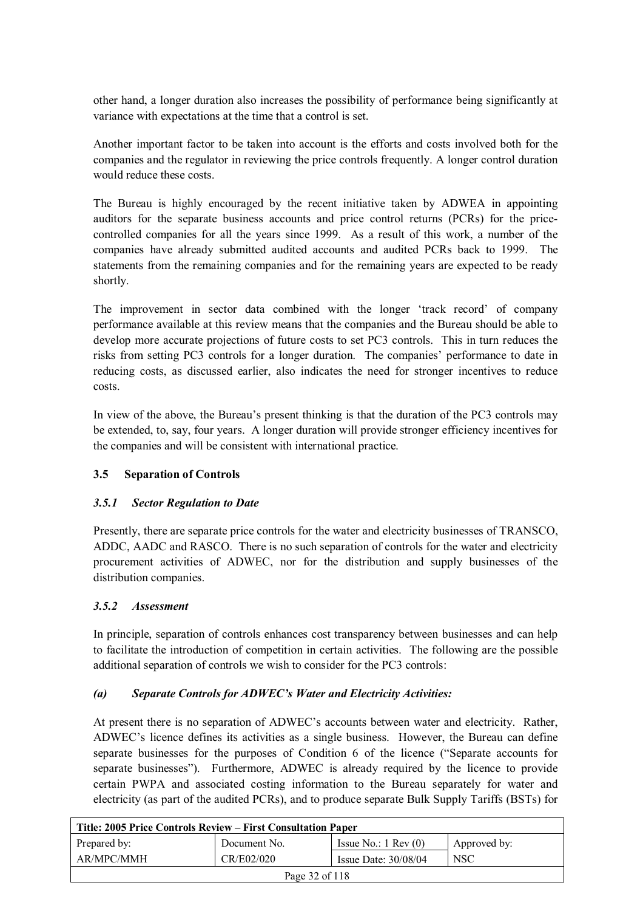other hand, a longer duration also increases the possibility of performance being significantly at variance with expectations at the time that a control is set.

Another important factor to be taken into account is the efforts and costs involved both for the companies and the regulator in reviewing the price controls frequently. A longer control duration would reduce these costs.

The Bureau is highly encouraged by the recent initiative taken by ADWEA in appointing auditors for the separate business accounts and price control returns (PCRs) for the price-controlled companies for all the years since 1999. As a result of this work, a number of the companies have already submitted audited accounts and audited PCRs back to 1999. The statements from the remaining companies and for the remaining years are expected to be ready shortly.

The improvement in sector data combined with the longer 'track record' of company performance available at this review means that the companies and the Bureau should be able to develop more accurate projections of future costs to set PC3 controls. This in turn reduces the risks from setting PC3 controls for a longer duration. The companies' performance to date in reducing costs, as discussed earlier, also indicates the need for stronger incentives to reduce costs.

In view of the above, the Bureau's present thinking is that the duration of the PC3 controls may be extended, to, say, four years. A longer duration will provide stronger efficiency incentives for the companies and will be consistent with international practice.

## 3.5 Separation of Controls

### *3.5.1 Sector Regulation to Date*

Presently, there are separate price controls for the water and electricity businesses of TRANSCO, ADDC, AADC and RASCO. There is no such separation of controls for the water and electricity procurement activities of ADWEC, nor for the distribution and supply businesses of the distribution companies.

### *3.5.2 Assessment*

In principle, separation of controls enhances cost transparency between businesses and can help to facilitate the introduction of competition in certain activities. The following are the possible additional separation of controls we wish to consider for the PC3 controls:

#### *(a) Separate Controls for ADWEC's Water and Electricity Activities:*

At present there is no separation of ADWEC's accounts between water and electricity. Rather, ADWEC's licence defines its activities as a single business. However, the Bureau can define separate businesses for the purposes of Condition 6 of the licence ("Separate accounts for separate businesses"). Furthermore, ADWEC is already required by the licence to provide certain PWPA and associated costing information to the Bureau separately for water and electricity (as part of the audited PCRs), and to produce separate Bulk Supply Tariffs (BSTs) for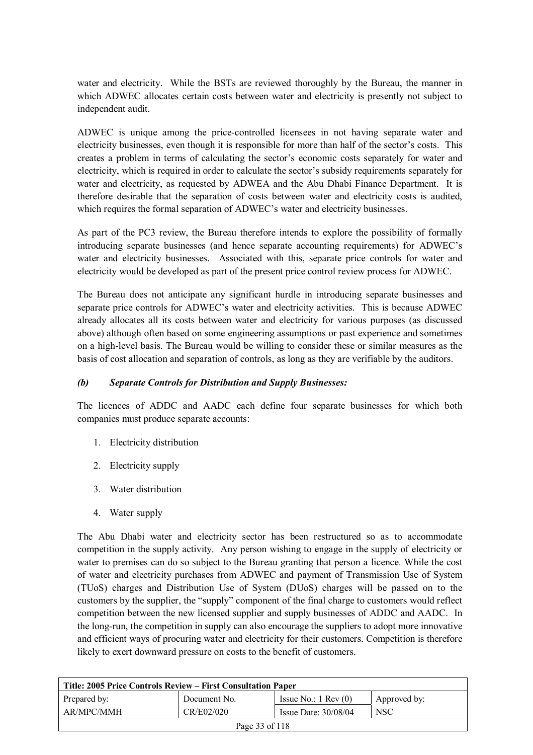water and electricity. While the BSTs are reviewed thoroughly by the Bureau, the manner in which ADWEC allocates certain costs between water and electricity is presently not subject to independent audit.

ADWEC is unique among the price-controlled licensees in not having separate water and electricity businesses, even though it is responsible for more than half of the sector's costs. This creates a problem in terms of calculating the sector's economic costs separately for water and electricity, which is required in order to calculate the sector's subsidy requirements separately for water and electricity, as requested by ADWEA and the Abu Dhabi Finance Department. It is therefore desirable that the separation of costs between water and electricity costs is audited, which requires the formal separation of ADWEC's water and electricity businesses.

As part of the PC3 review, the Bureau therefore intends to explore the possibility of formally introducing separate businesses (and hence separate accounting requirements) for ADWEC's water and electricity businesses. Associated with this, separate price controls for water and electricity would be developed as part of the present price control review process for ADWEC.

The Bureau does not anticipate any significant hurdle in introducing separate businesses and separate price controls for ADWEC's water and electricity activities. This is because ADWEC already allocates all its costs between water and electricity for various purposes (as discussed above) although often based on some engineering assumptions or past experience and sometimes on a high-level basis. The Bureau would be willing to consider these or similar measures as the basis of cost allocation and separation of controls, as long as they are verifiable by the auditors.

***(b) Separate Controls for Distribution and Supply Businesses:***

The licences of ADDC and AADC each define four separate businesses for which both companies must produce separate accounts:

1. Electricity distribution
2. Electricity supply
3. Water distribution
4. Water supply

The Abu Dhabi water and electricity sector has been restructured so as to accommodate competition in the supply activity. Any person wishing to engage in the supply of electricity or water to premises can do so subject to the Bureau granting that person a licence. While the cost of water and electricity purchases from ADWEC and payment of Transmission Use of System (TUoS) charges and Distribution Use of System (DUoS) charges will be passed on to the customers by the supplier, the "supply" component of the final charge to customers would reflect competition between the new licensed supplier and supply businesses of ADDC and AADC. In the long-run, the competition in supply can also encourage the suppliers to adopt more innovative and efficient ways of procuring water and electricity for their customers. Competition is therefore likely to exert downward pressure on costs to the benefit of customers.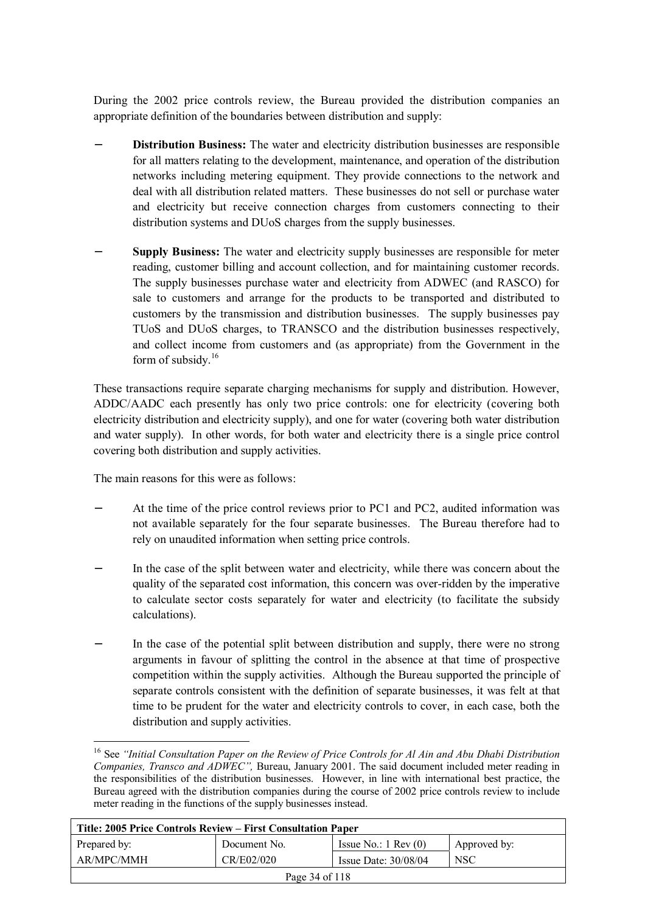During the 2002 price controls review, the Bureau provided the distribution companies an appropriate definition of the boundaries between distribution and supply:

- **Distribution Business:** The water and electricity distribution businesses are responsible for all matters relating to the development, maintenance, and operation of the distribution networks including metering equipment. They provide connections to the network and deal with all distribution related matters. These businesses do not sell or purchase water and electricity but receive connection charges from customers connecting to their distribution systems and DUoS charges from the supply businesses.

- **Supply Business:** The water and electricity supply businesses are responsible for meter reading, customer billing and account collection, and for maintaining customer records. The supply businesses purchase water and electricity from ADWEC (and RASCO) for sale to customers and arrange for the products to be transported and distributed to customers by the transmission and distribution businesses. The supply businesses pay TUoS and DUoS charges, to TRANSCO and the distribution businesses respectively, and collect income from customers and (as appropriate) from the Government in the form of subsidy.[16]

These transactions require separate charging mechanisms for supply and distribution. However, ADDC/AADC each presently has only two price controls: one for electricity (covering both electricity distribution and electricity supply), and one for water (covering both water distribution and water supply). In other words, for both water and electricity there is a single price control covering both distribution and supply activities.

The main reasons for this were as follows:

- At the time of the price control reviews prior to PC1 and PC2, audited information was not available separately for the four separate businesses. The Bureau therefore had to rely on unaudited information when setting price controls.

- In the case of the split between water and electricity, while there was concern about the quality of the separated cost information, this concern was over-ridden by the imperative to calculate sector costs separately for water and electricity (to facilitate the subsidy calculations).

- In the case of the potential split between distribution and supply, there were no strong arguments in favour of splitting the control in the absence at that time of prospective competition within the supply activities. Although the Bureau supported the principle of separate controls consistent with the definition of separate businesses, it was felt at that time to be prudent for the water and electricity controls to cover, in each case, both the distribution and supply activities.

---

[16] See *"Initial Consultation Paper on the Review of Price Controls for Al Ain and Abu Dhabi Distribution Companies, Transco and ADWEC"*, Bureau, January 2001. The said document included meter reading in the responsibilities of the distribution businesses. However, in line with international best practice, the Bureau agreed with the distribution companies during the course of 2002 price controls review to include meter reading in the functions of the supply businesses instead.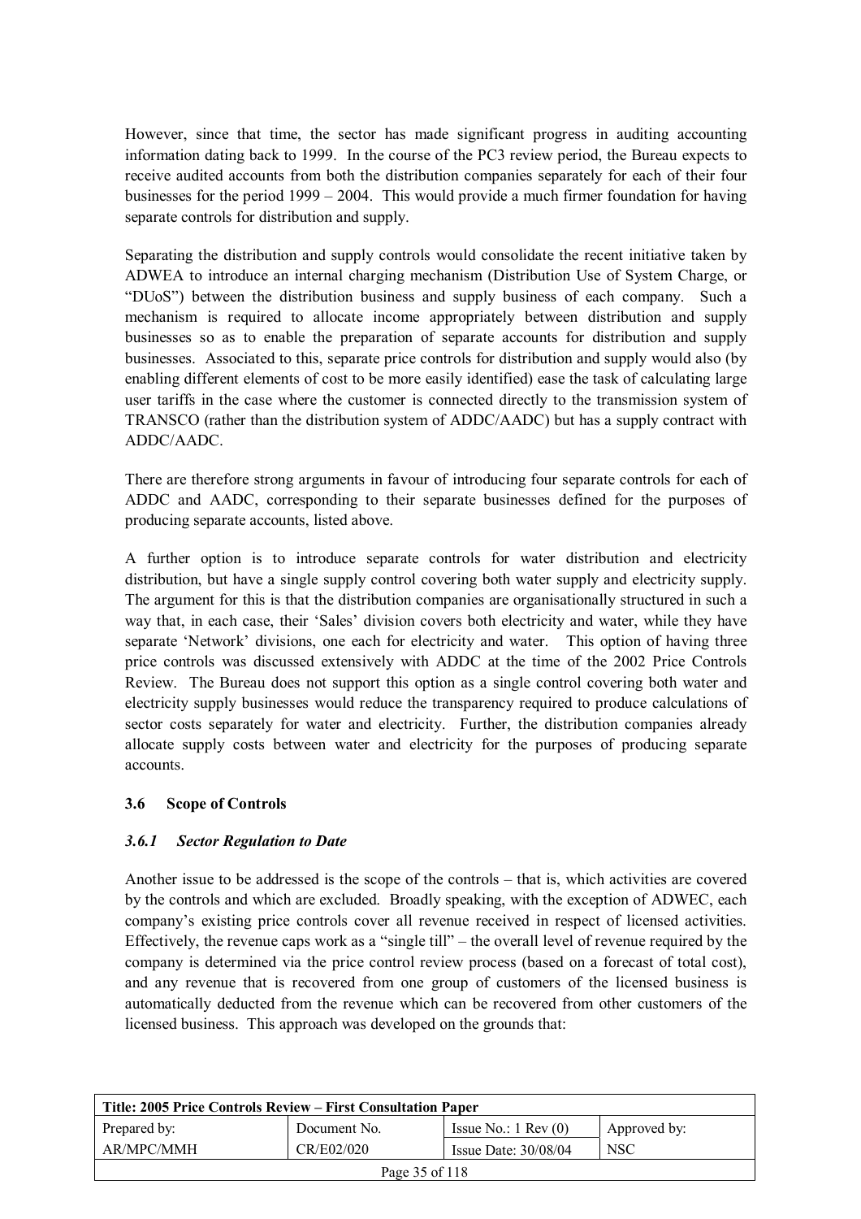However, since that time, the sector has made significant progress in auditing accounting information dating back to 1999. In the course of the PC3 review period, the Bureau expects to receive audited accounts from both the distribution companies separately for each of their four businesses for the period 1999 – 2004. This would provide a much firmer foundation for having separate controls for distribution and supply.

Separating the distribution and supply controls would consolidate the recent initiative taken by ADWEA to introduce an internal charging mechanism (Distribution Use of System Charge, or "DUoS") between the distribution business and supply business of each company. Such a mechanism is required to allocate income appropriately between distribution and supply businesses so as to enable the preparation of separate accounts for distribution and supply businesses. Associated to this, separate price controls for distribution and supply would also (by enabling different elements of cost to be more easily identified) ease the task of calculating large user tariffs in the case where the customer is connected directly to the transmission system of TRANSCO (rather than the distribution system of ADDC/AADC) but has a supply contract with ADDC/AADC.

There are therefore strong arguments in favour of introducing four separate controls for each of ADDC and AADC, corresponding to their separate businesses defined for the purposes of producing separate accounts, listed above.

A further option is to introduce separate controls for water distribution and electricity distribution, but have a single supply control covering both water supply and electricity supply. The argument for this is that the distribution companies are organisationally structured in such a way that, in each case, their 'Sales' division covers both electricity and water, while they have separate 'Network' divisions, one each for electricity and water. This option of having three price controls was discussed extensively with ADDC at the time of the 2002 Price Controls Review. The Bureau does not support this option as a single control covering both water and electricity supply businesses would reduce the transparency required to produce calculations of sector costs separately for water and electricity. Further, the distribution companies already allocate supply costs between water and electricity for the purposes of producing separate accounts.

### 3.6 Scope of Controls

#### *3.6.1 Sector Regulation to Date*

Another issue to be addressed is the scope of the controls – that is, which activities are covered by the controls and which are excluded. Broadly speaking, with the exception of ADWEC, each company's existing price controls cover all revenue received in respect of licensed activities. Effectively, the revenue caps work as a "single till" – the overall level of revenue required by the company is determined via the price control review process (based on a forecast of total cost), and any revenue that is recovered from one group of customers of the licensed business is automatically deducted from the revenue which can be recovered from other customers of the licensed business. This approach was developed on the grounds that: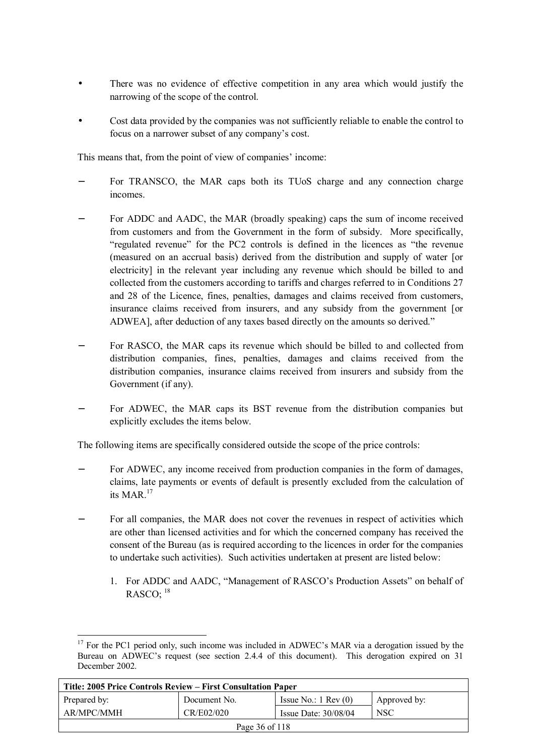- There was no evidence of effective competition in any area which would justify the narrowing of the scope of the control.
- Cost data provided by the companies was not sufficiently reliable to enable the control to focus on a narrower subset of any company's cost.

This means that, from the point of view of companies' income:

- For TRANSCO, the MAR caps both its TUoS charge and any connection charge incomes.
- For ADDC and AADC, the MAR (broadly speaking) caps the sum of income received from customers and from the Government in the form of subsidy. More specifically, "regulated revenue" for the PC2 controls is defined in the licences as "the revenue (measured on an accrual basis) derived from the distribution and supply of water [or electricity] in the relevant year including any revenue which should be billed to and collected from the customers according to tariffs and charges referred to in Conditions 27 and 28 of the Licence, fines, penalties, damages and claims received from customers, insurance claims received from insurers, and any subsidy from the government [or ADWEA], after deduction of any taxes based directly on the amounts so derived."
- For RASCO, the MAR caps its revenue which should be billed to and collected from distribution companies, fines, penalties, damages and claims received from the distribution companies, insurance claims received from insurers and subsidy from the Government (if any).
- For ADWEC, the MAR caps its BST revenue from the distribution companies but explicitly excludes the items below.

The following items are specifically considered outside the scope of the price controls:

- For ADWEC, any income received from production companies in the form of damages, claims, late payments or events of default is presently excluded from the calculation of its MAR.[17]
- For all companies, the MAR does not cover the revenues in respect of activities which are other than licensed activities and for which the concerned company has received the consent of the Bureau (as is required according to the licences in order for the companies to undertake such activities). Such activities undertaken at present are listed below:

  1. For ADDC and AADC, "Management of RASCO's Production Assets" on behalf of RASCO; [18]

[17] For the PC1 period only, such income was included in ADWEC's MAR via a derogation issued by the Bureau on ADWEC's request (see section 2.4.4 of this document). This derogation expired on 31 December 2002.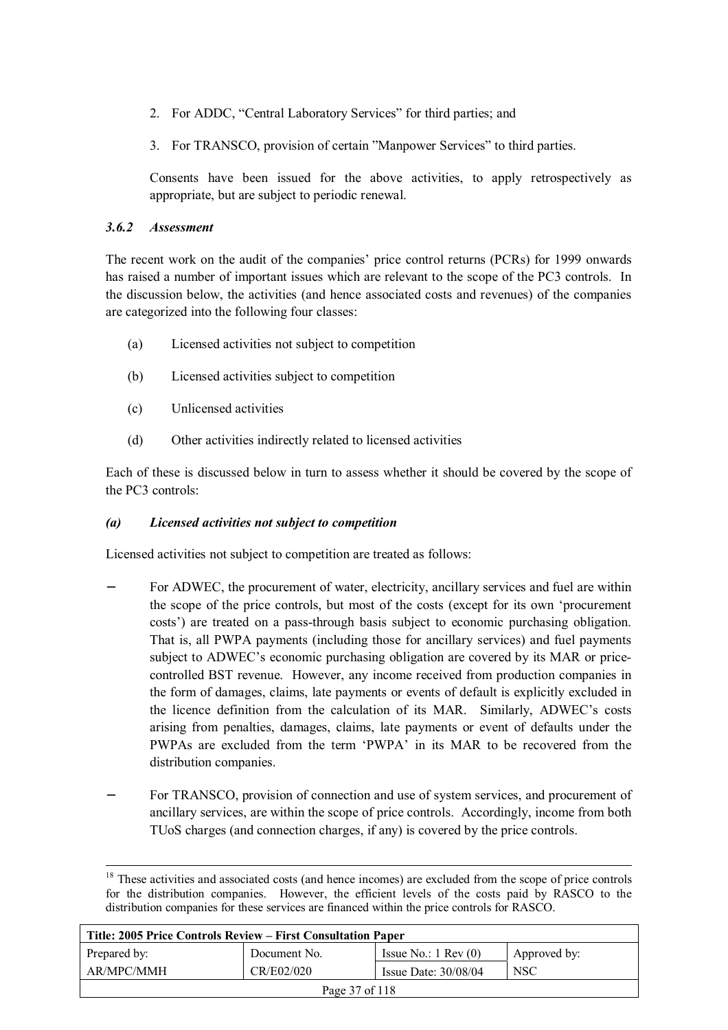2. For ADDC, "Central Laboratory Services" for third parties; and

3. For TRANSCO, provision of certain "Manpower Services" to third parties.

Consents have been issued for the above activities, to apply retrospectively as appropriate, but are subject to periodic renewal.

#### *3.6.2 Assessment*

The recent work on the audit of the companies' price control returns (PCRs) for 1999 onwards has raised a number of important issues which are relevant to the scope of the PC3 controls. In the discussion below, the activities (and hence associated costs and revenues) of the companies are categorized into the following four classes:

(a) Licensed activities not subject to competition

(b) Licensed activities subject to competition

(c) Unlicensed activities

(d) Other activities indirectly related to licensed activities

Each of these is discussed below in turn to assess whether it should be covered by the scope of the PC3 controls:

#### *(a) Licensed activities not subject to competition*

Licensed activities not subject to competition are treated as follows:

- For ADWEC, the procurement of water, electricity, ancillary services and fuel are within the scope of the price controls, but most of the costs (except for its own 'procurement costs') are treated on a pass-through basis subject to economic purchasing obligation. That is, all PWPA payments (including those for ancillary services) and fuel payments subject to ADWEC's economic purchasing obligation are covered by its MAR or price-controlled BST revenue. However, any income received from production companies in the form of damages, claims, late payments or events of default is explicitly excluded in the licence definition from the calculation of its MAR. Similarly, ADWEC's costs arising from penalties, damages, claims, late payments or event of defaults under the PWPAs are excluded from the term 'PWPA' in its MAR to be recovered from the distribution companies.

- For TRANSCO, provision of connection and use of system services, and procurement of ancillary services, are within the scope of price controls. Accordingly, income from both TUoS charges (and connection charges, if any) is covered by the price controls.

---

[18] These activities and associated costs (and hence incomes) are excluded from the scope of price controls for the distribution companies. However, the efficient levels of the costs paid by RASCO to the distribution companies for these services are financed within the price controls for RASCO.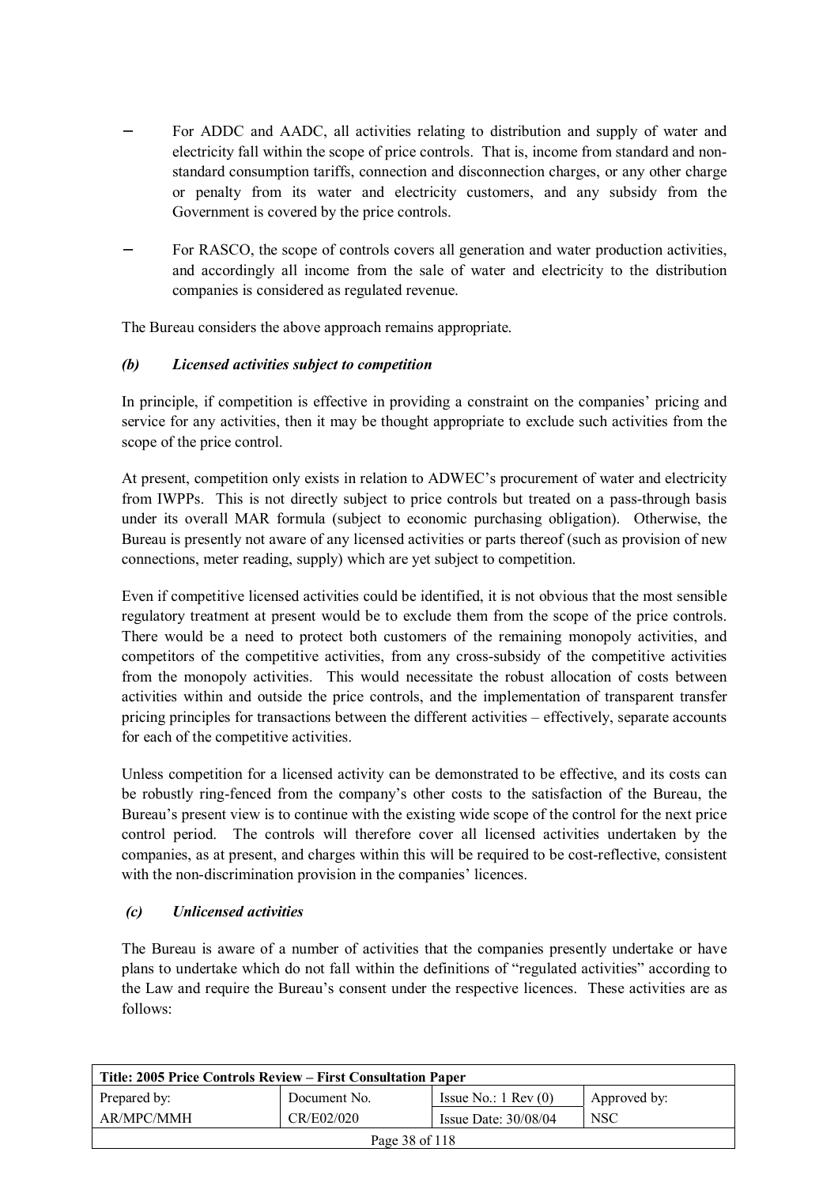- For ADDC and AADC, all activities relating to distribution and supply of water and electricity fall within the scope of price controls. That is, income from standard and non-standard consumption tariffs, connection and disconnection charges, or any other charge or penalty from its water and electricity customers, and any subsidy from the Government is covered by the price controls.
- For RASCO, the scope of controls covers all generation and water production activities, and accordingly all income from the sale of water and electricity to the distribution companies is considered as regulated revenue.

The Bureau considers the above approach remains appropriate.

### *(b) Licensed activities subject to competition*

In principle, if competition is effective in providing a constraint on the companies' pricing and service for any activities, then it may be thought appropriate to exclude such activities from the scope of the price control.

At present, competition only exists in relation to ADWEC's procurement of water and electricity from IWPPs. This is not directly subject to price controls but treated on a pass-through basis under its overall MAR formula (subject to economic purchasing obligation). Otherwise, the Bureau is presently not aware of any licensed activities or parts thereof (such as provision of new connections, meter reading, supply) which are yet subject to competition.

Even if competitive licensed activities could be identified, it is not obvious that the most sensible regulatory treatment at present would be to exclude them from the scope of the price controls. There would be a need to protect both customers of the remaining monopoly activities, and competitors of the competitive activities, from any cross-subsidy of the competitive activities from the monopoly activities. This would necessitate the robust allocation of costs between activities within and outside the price controls, and the implementation of transparent transfer pricing principles for transactions between the different activities – effectively, separate accounts for each of the competitive activities.

Unless competition for a licensed activity can be demonstrated to be effective, and its costs can be robustly ring-fenced from the company's other costs to the satisfaction of the Bureau, the Bureau's present view is to continue with the existing wide scope of the control for the next price control period. The controls will therefore cover all licensed activities undertaken by the companies, as at present, and charges within this will be required to be cost-reflective, consistent with the non-discrimination provision in the companies' licences.

### *(c) Unlicensed activities*

The Bureau is aware of a number of activities that the companies presently undertake or have plans to undertake which do not fall within the definitions of "regulated activities" according to the Law and require the Bureau's consent under the respective licences. These activities are as follows: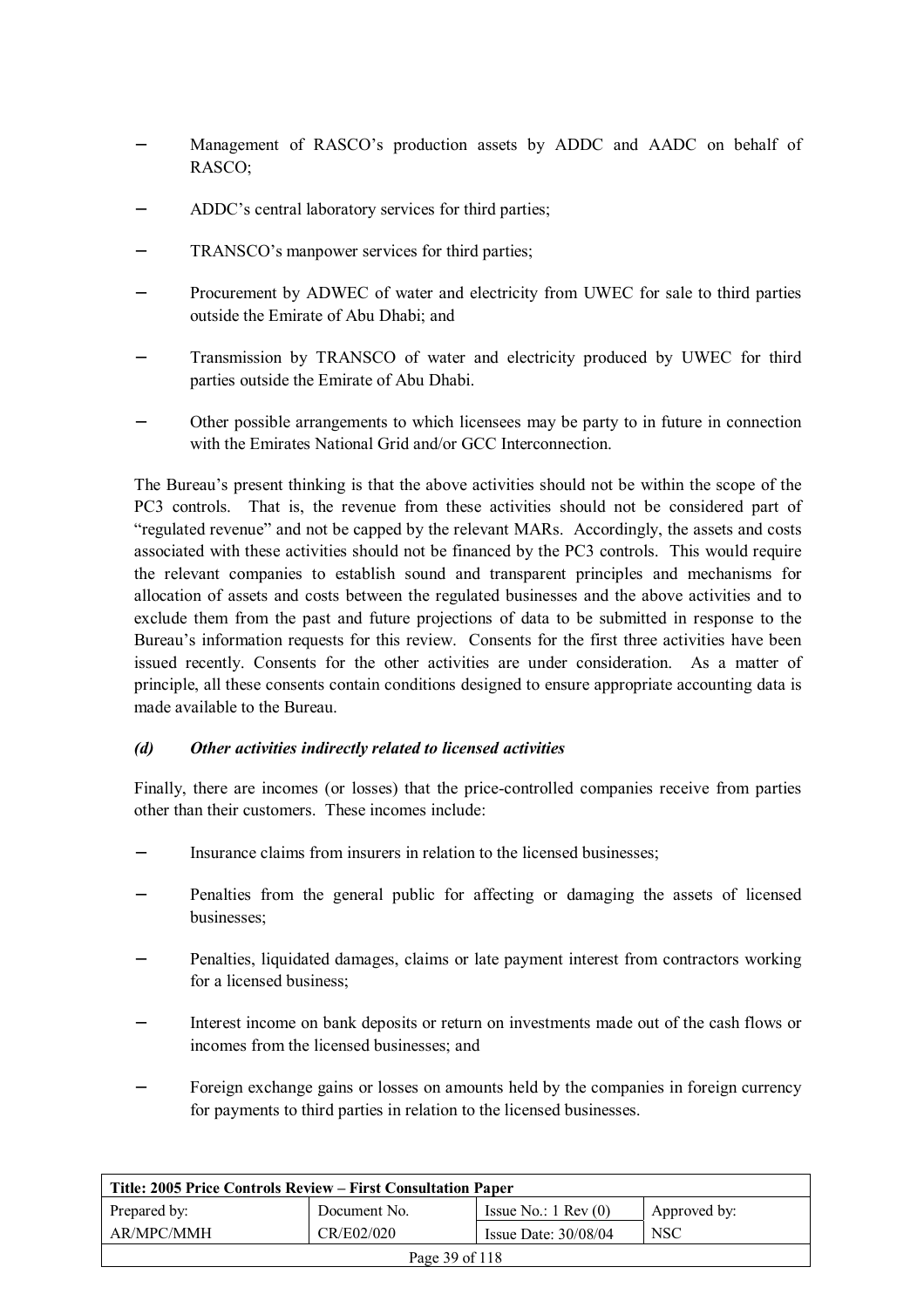- Management of RASCO's production assets by ADDC and AADC on behalf of RASCO;
- ADDC's central laboratory services for third parties;
- TRANSCO's manpower services for third parties;
- Procurement by ADWEC of water and electricity from UWEC for sale to third parties outside the Emirate of Abu Dhabi; and
- Transmission by TRANSCO of water and electricity produced by UWEC for third parties outside the Emirate of Abu Dhabi.
- Other possible arrangements to which licensees may be party to in future in connection with the Emirates National Grid and/or GCC Interconnection.

The Bureau's present thinking is that the above activities should not be within the scope of the PC3 controls. That is, the revenue from these activities should not be considered part of "regulated revenue" and not be capped by the relevant MARs. Accordingly, the assets and costs associated with these activities should not be financed by the PC3 controls. This would require the relevant companies to establish sound and transparent principles and mechanisms for allocation of assets and costs between the regulated businesses and the above activities and to exclude them from the past and future projections of data to be submitted in response to the Bureau's information requests for this review. Consents for the first three activities have been issued recently. Consents for the other activities are under consideration. As a matter of principle, all these consents contain conditions designed to ensure appropriate accounting data is made available to the Bureau.

***(d) Other activities indirectly related to licensed activities***

Finally, there are incomes (or losses) that the price-controlled companies receive from parties other than their customers. These incomes include:

- Insurance claims from insurers in relation to the licensed businesses;
- Penalties from the general public for affecting or damaging the assets of licensed businesses;
- Penalties, liquidated damages, claims or late payment interest from contractors working for a licensed business;
- Interest income on bank deposits or return on investments made out of the cash flows or incomes from the licensed businesses; and
- Foreign exchange gains or losses on amounts held by the companies in foreign currency for payments to third parties in relation to the licensed businesses.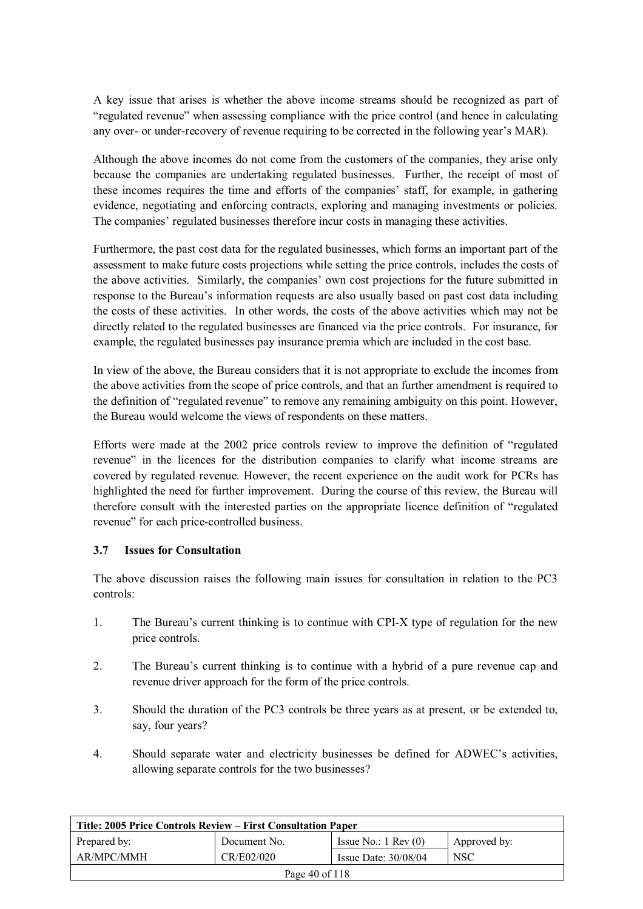A key issue that arises is whether the above income streams should be recognized as part of "regulated revenue" when assessing compliance with the price control (and hence in calculating any over- or under-recovery of revenue requiring to be corrected in the following year's MAR).

Although the above incomes do not come from the customers of the companies, they arise only because the companies are undertaking regulated businesses. Further, the receipt of most of these incomes requires the time and efforts of the companies' staff, for example, in gathering evidence, negotiating and enforcing contracts, exploring and managing investments or policies. The companies' regulated businesses therefore incur costs in managing these activities.

Furthermore, the past cost data for the regulated businesses, which forms an important part of the assessment to make future costs projections while setting the price controls, includes the costs of the above activities. Similarly, the companies' own cost projections for the future submitted in response to the Bureau's information requests are also usually based on past cost data including the costs of these activities. In other words, the costs of the above activities which may not be directly related to the regulated businesses are financed via the price controls. For insurance, for example, the regulated businesses pay insurance premia which are included in the cost base.

In view of the above, the Bureau considers that it is not appropriate to exclude the incomes from the above activities from the scope of price controls, and that an further amendment is required to the definition of "regulated revenue" to remove any remaining ambiguity on this point. However, the Bureau would welcome the views of respondents on these matters.

Efforts were made at the 2002 price controls review to improve the definition of "regulated revenue" in the licences for the distribution companies to clarify what income streams are covered by regulated revenue. However, the recent experience on the audit work for PCRs has highlighted the need for further improvement. During the course of this review, the Bureau will therefore consult with the interested parties on the appropriate licence definition of "regulated revenue" for each price-controlled business.

### 3.7 Issues for Consultation

The above discussion raises the following main issues for consultation in relation to the PC3 controls:

1. The Bureau's current thinking is to continue with CPI-X type of regulation for the new price controls.

2. The Bureau's current thinking is to continue with a hybrid of a pure revenue cap and revenue driver approach for the form of the price controls.

3. Should the duration of the PC3 controls be three years as at present, or be extended to, say, four years?

4. Should separate water and electricity businesses be defined for ADWEC's activities, allowing separate controls for the two businesses?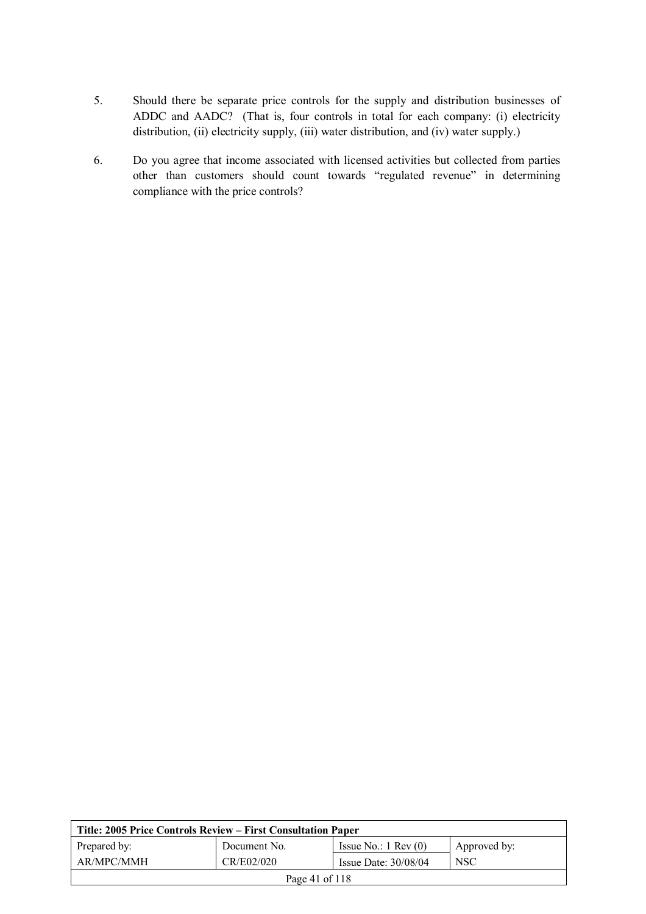5. Should there be separate price controls for the supply and distribution businesses of ADDC and AADC? (That is, four controls in total for each company: (i) electricity distribution, (ii) electricity supply, (iii) water distribution, and (iv) water supply.)

6. Do you agree that income associated with licensed activities but collected from parties other than customers should count towards "regulated revenue" in determining compliance with the price controls?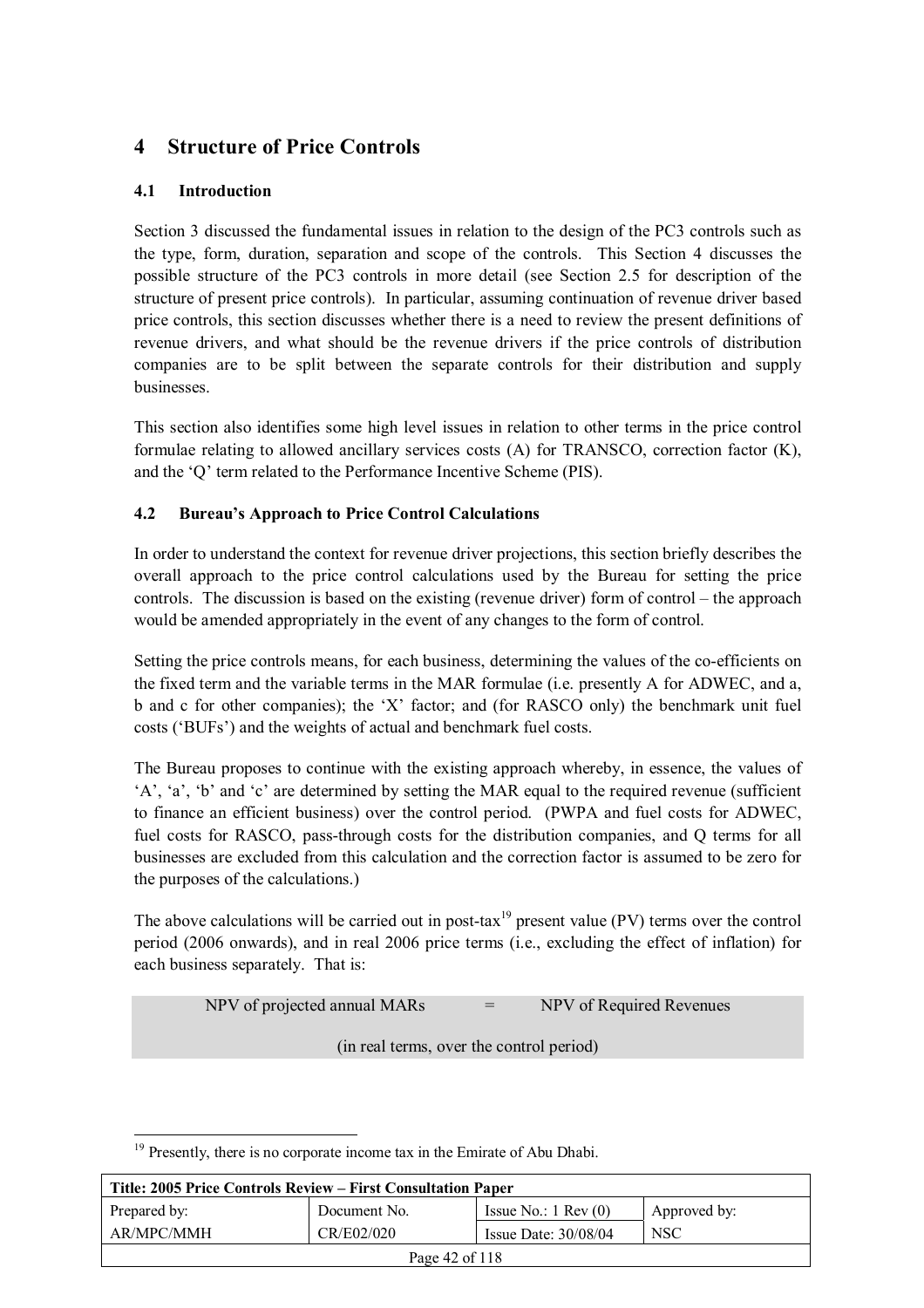# 4 Structure of Price Controls

## 4.1 Introduction

Section 3 discussed the fundamental issues in relation to the design of the PC3 controls such as the type, form, duration, separation and scope of the controls. This Section 4 discusses the possible structure of the PC3 controls in more detail (see Section 2.5 for description of the structure of present price controls). In particular, assuming continuation of revenue driver based price controls, this section discusses whether there is a need to review the present definitions of revenue drivers, and what should be the revenue drivers if the price controls of distribution companies are to be split between the separate controls for their distribution and supply businesses.

This section also identifies some high level issues in relation to other terms in the price control formulae relating to allowed ancillary services costs (A) for TRANSCO, correction factor (K), and the 'Q' term related to the Performance Incentive Scheme (PIS).

## 4.2 Bureau's Approach to Price Control Calculations

In order to understand the context for revenue driver projections, this section briefly describes the overall approach to the price control calculations used by the Bureau for setting the price controls. The discussion is based on the existing (revenue driver) form of control – the approach would be amended appropriately in the event of any changes to the form of control.

Setting the price controls means, for each business, determining the values of the co-efficients on the fixed term and the variable terms in the MAR formulae (i.e. presently A for ADWEC, and a, b and c for other companies); the 'X' factor; and (for RASCO only) the benchmark unit fuel costs ('BUFs') and the weights of actual and benchmark fuel costs.

The Bureau proposes to continue with the existing approach whereby, in essence, the values of 'A', 'a', 'b' and 'c' are determined by setting the MAR equal to the required revenue (sufficient to finance an efficient business) over the control period. (PWPA and fuel costs for ADWEC, fuel costs for RASCO, pass-through costs for the distribution companies, and Q terms for all businesses are excluded from this calculation and the correction factor is assumed to be zero for the purposes of the calculations.)

The above calculations will be carried out in post-tax[19] present value (PV) terms over the control period (2006 onwards), and in real 2006 price terms (i.e., excluding the effect of inflation) for each business separately. That is:

NPV of projected annual MARs = NPV of Required Revenues

(in real terms, over the control period)

[19] Presently, there is no corporate income tax in the Emirate of Abu Dhabi.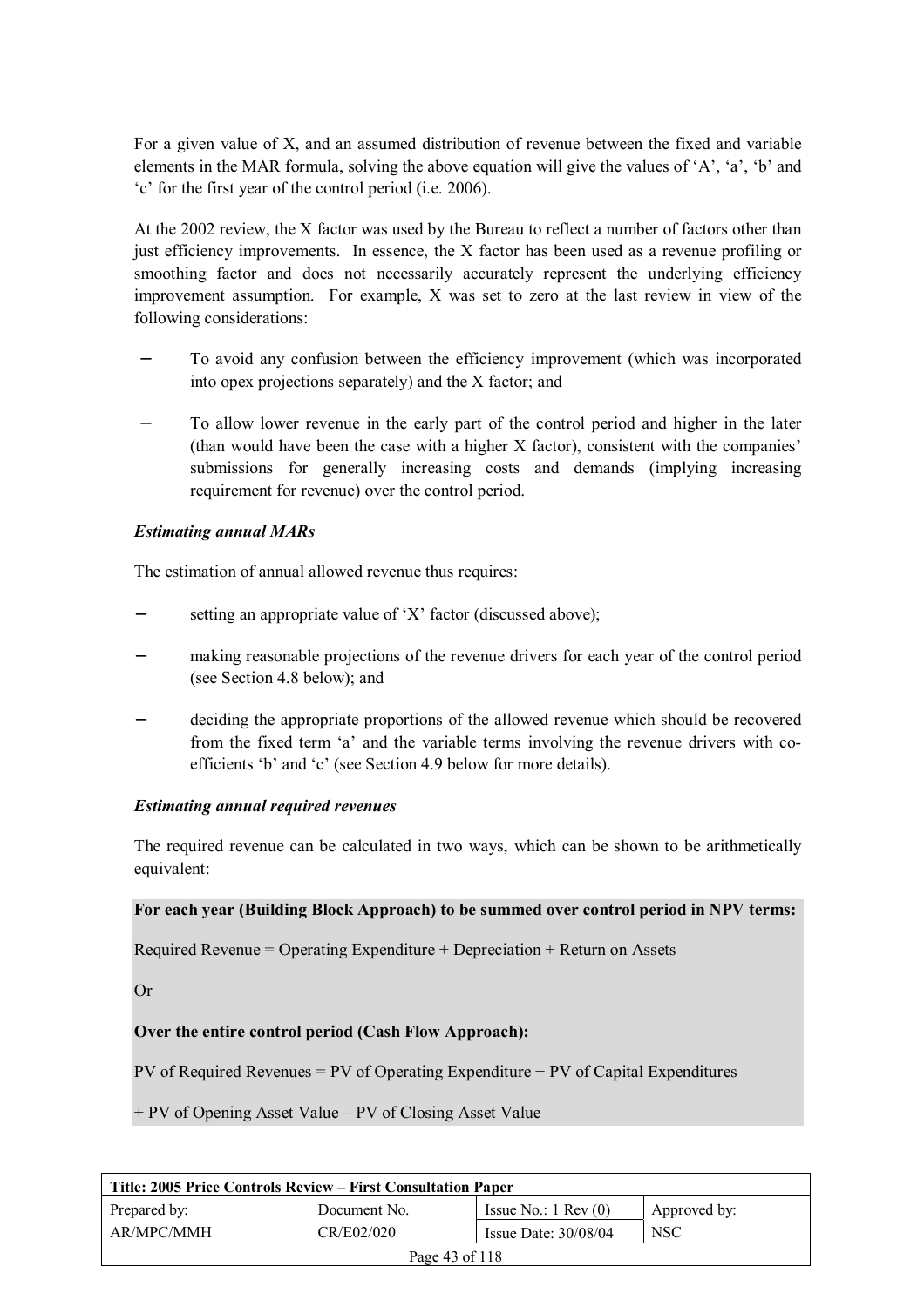For a given value of X, and an assumed distribution of revenue between the fixed and variable elements in the MAR formula, solving the above equation will give the values of 'A', 'a', 'b' and 'c' for the first year of the control period (i.e. 2006).

At the 2002 review, the X factor was used by the Bureau to reflect a number of factors other than just efficiency improvements. In essence, the X factor has been used as a revenue profiling or smoothing factor and does not necessarily accurately represent the underlying efficiency improvement assumption. For example, X was set to zero at the last review in view of the following considerations:

- To avoid any confusion between the efficiency improvement (which was incorporated into opex projections separately) and the X factor; and
- To allow lower revenue in the early part of the control period and higher in the later (than would have been the case with a higher X factor), consistent with the companies' submissions for generally increasing costs and demands (implying increasing requirement for revenue) over the control period.

***Estimating annual MARs***

The estimation of annual allowed revenue thus requires:

- setting an appropriate value of 'X' factor (discussed above);
- making reasonable projections of the revenue drivers for each year of the control period (see Section 4.8 below); and
- deciding the appropriate proportions of the allowed revenue which should be recovered from the fixed term 'a' and the variable terms involving the revenue drivers with co-efficients 'b' and 'c' (see Section 4.9 below for more details).

***Estimating annual required revenues***

The required revenue can be calculated in two ways, which can be shown to be arithmetically equivalent:

**For each year (Building Block Approach) to be summed over control period in NPV terms:**

Required Revenue = Operating Expenditure + Depreciation + Return on Assets

Or

**Over the entire control period (Cash Flow Approach):**

PV of Required Revenues = PV of Operating Expenditure + PV of Capital Expenditures

\+ PV of Opening Asset Value – PV of Closing Asset Value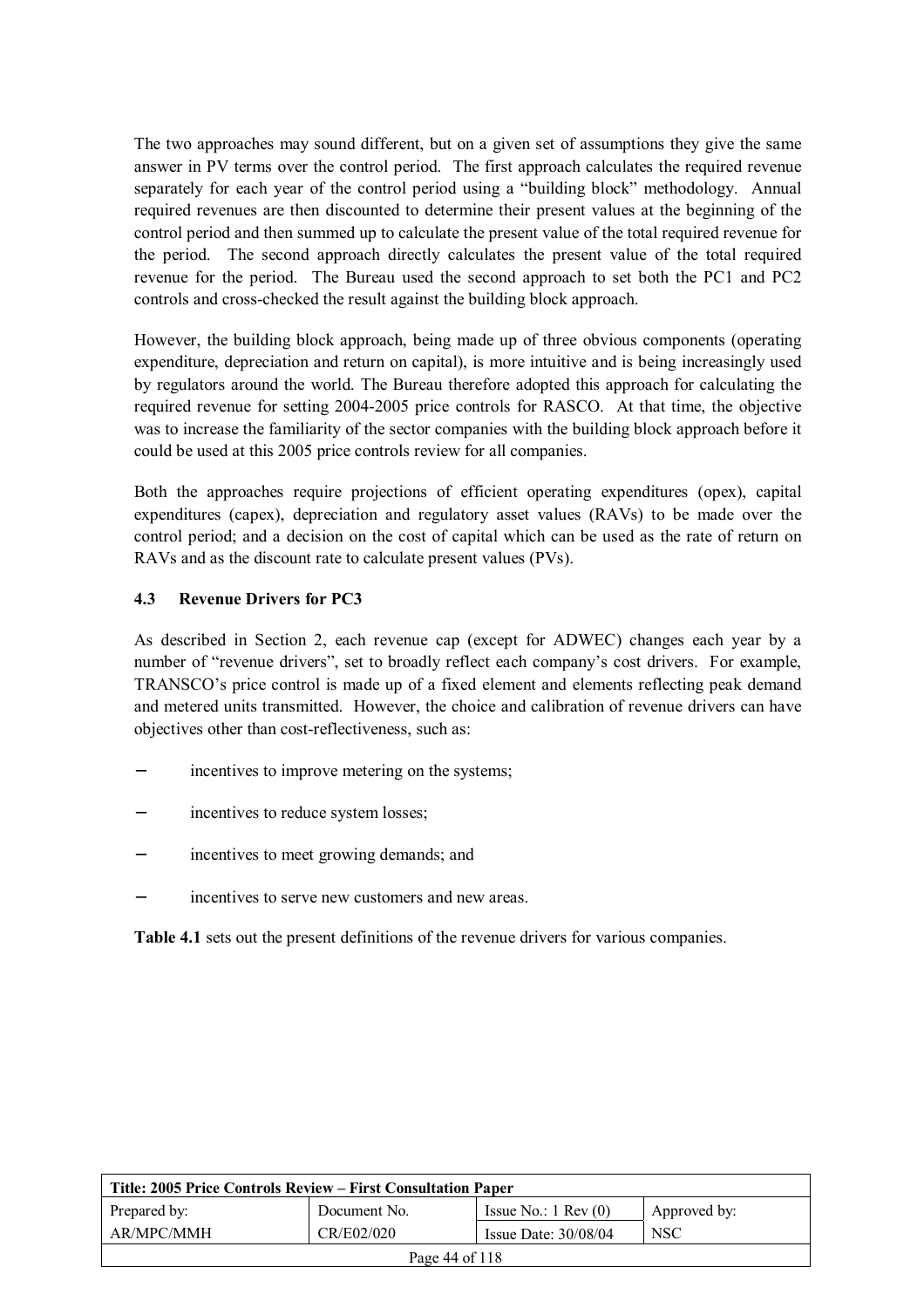The two approaches may sound different, but on a given set of assumptions they give the same answer in PV terms over the control period. The first approach calculates the required revenue separately for each year of the control period using a "building block" methodology. Annual required revenues are then discounted to determine their present values at the beginning of the control period and then summed up to calculate the present value of the total required revenue for the period. The second approach directly calculates the present value of the total required revenue for the period. The Bureau used the second approach to set both the PC1 and PC2 controls and cross-checked the result against the building block approach.

However, the building block approach, being made up of three obvious components (operating expenditure, depreciation and return on capital), is more intuitive and is being increasingly used by regulators around the world. The Bureau therefore adopted this approach for calculating the required revenue for setting 2004-2005 price controls for RASCO. At that time, the objective was to increase the familiarity of the sector companies with the building block approach before it could be used at this 2005 price controls review for all companies.

Both the approaches require projections of efficient operating expenditures (opex), capital expenditures (capex), depreciation and regulatory asset values (RAVs) to be made over the control period; and a decision on the cost of capital which can be used as the rate of return on RAVs and as the discount rate to calculate present values (PVs).

### 4.3 Revenue Drivers for PC3

As described in Section 2, each revenue cap (except for ADWEC) changes each year by a number of "revenue drivers", set to broadly reflect each company's cost drivers. For example, TRANSCO's price control is made up of a fixed element and elements reflecting peak demand and metered units transmitted. However, the choice and calibration of revenue drivers can have objectives other than cost-reflectiveness, such as:

- incentives to improve metering on the systems;
- incentives to reduce system losses;
- incentives to meet growing demands; and
- incentives to serve new customers and new areas.

**Table 4.1** sets out the present definitions of the revenue drivers for various companies.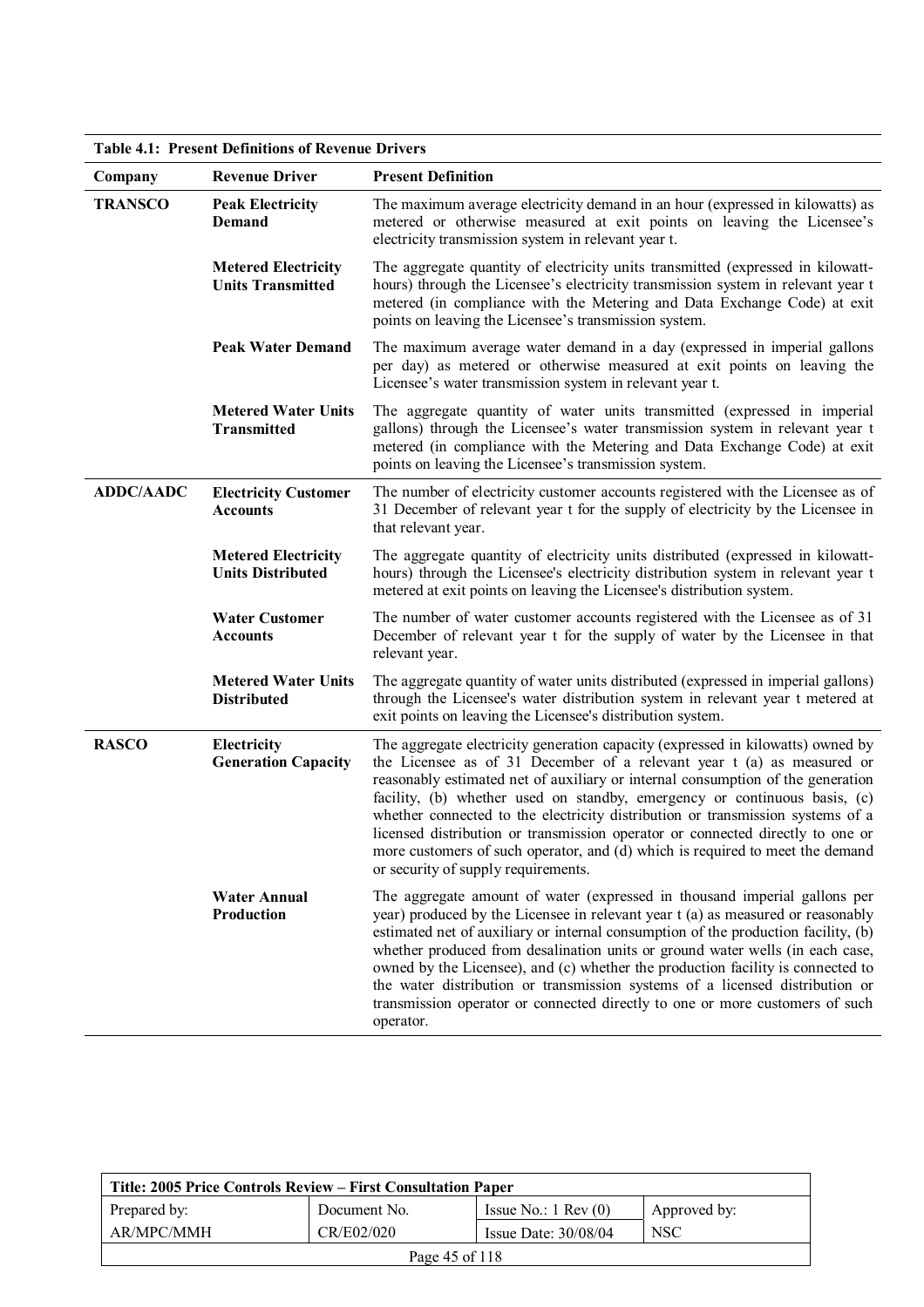**Table 4.1: Present Definitions of Revenue Drivers**

| Company | Revenue Driver | Present Definition |
|---|---|---|
| **TRANSCO** | **Peak Electricity Demand** | The maximum average electricity demand in an hour (expressed in kilowatts) as metered or otherwise measured at exit points on leaving the Licensee's electricity transmission system in relevant year t. |
| | **Metered Electricity Units Transmitted** | The aggregate quantity of electricity units transmitted (expressed in kilowatt-hours) through the Licensee's electricity transmission system in relevant year t metered (in compliance with the Metering and Data Exchange Code) at exit points on leaving the Licensee's transmission system. |
| | **Peak Water Demand** | The maximum average water demand in a day (expressed in imperial gallons per day) as metered or otherwise measured at exit points on leaving the Licensee's water transmission system in relevant year t. |
| | **Metered Water Units Transmitted** | The aggregate quantity of water units transmitted (expressed in imperial gallons) through the Licensee's water transmission system in relevant year t metered (in compliance with the Metering and Data Exchange Code) at exit points on leaving the Licensee's transmission system. |
| **ADDC/AADC** | **Electricity Customer Accounts** | The number of electricity customer accounts registered with the Licensee as of 31 December of relevant year t for the supply of electricity by the Licensee in that relevant year. |
| | **Metered Electricity Units Distributed** | The aggregate quantity of electricity units distributed (expressed in kilowatt-hours) through the Licensee's electricity distribution system in relevant year t metered at exit points on leaving the Licensee's distribution system. |
| | **Water Customer Accounts** | The number of water customer accounts registered with the Licensee as of 31 December of relevant year t for the supply of water by the Licensee in that relevant year. |
| | **Metered Water Units Distributed** | The aggregate quantity of water units distributed (expressed in imperial gallons) through the Licensee's water distribution system in relevant year t metered at exit points on leaving the Licensee's distribution system. |
| **RASCO** | **Electricity Generation Capacity** | The aggregate electricity generation capacity (expressed in kilowatts) owned by the Licensee as of 31 December of a relevant year t (a) as measured or reasonably estimated net of auxiliary or internal consumption of the generation facility, (b) whether used on standby, emergency or continuous basis, (c) whether connected to the electricity distribution or transmission systems of a licensed distribution or transmission operator or connected directly to one or more customers of such operator, and (d) which is required to meet the demand or security of supply requirements. |
| | **Water Annual Production** | The aggregate amount of water (expressed in thousand imperial gallons per year) produced by the Licensee in relevant year t (a) as measured or reasonably estimated net of auxiliary or internal consumption of the production facility, (b) whether produced from desalination units or ground water wells (in each case, owned by the Licensee), and (c) whether the production facility is connected to the water distribution or transmission systems of a licensed distribution or transmission operator or connected directly to one or more customers of such operator. |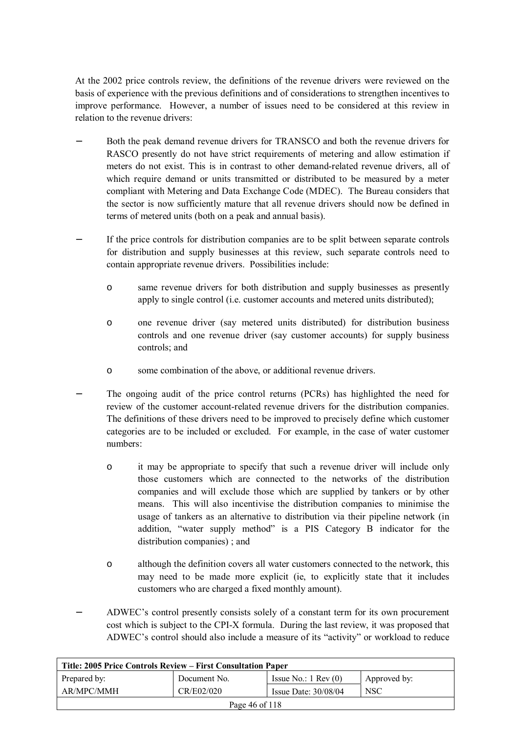At the 2002 price controls review, the definitions of the revenue drivers were reviewed on the basis of experience with the previous definitions and of considerations to strengthen incentives to improve performance. However, a number of issues need to be considered at this review in relation to the revenue drivers:

- Both the peak demand revenue drivers for TRANSCO and both the revenue drivers for RASCO presently do not have strict requirements of metering and allow estimation if meters do not exist. This is in contrast to other demand-related revenue drivers, all of which require demand or units transmitted or distributed to be measured by a meter compliant with Metering and Data Exchange Code (MDEC). The Bureau considers that the sector is now sufficiently mature that all revenue drivers should now be defined in terms of metered units (both on a peak and annual basis).

- If the price controls for distribution companies are to be split between separate controls for distribution and supply businesses at this review, such separate controls need to contain appropriate revenue drivers. Possibilities include:

  - same revenue drivers for both distribution and supply businesses as presently apply to single control (i.e. customer accounts and metered units distributed);

  - one revenue driver (say metered units distributed) for distribution business controls and one revenue driver (say customer accounts) for supply business controls; and

  - some combination of the above, or additional revenue drivers.

- The ongoing audit of the price control returns (PCRs) has highlighted the need for review of the customer account-related revenue drivers for the distribution companies. The definitions of these drivers need to be improved to precisely define which customer categories are to be included or excluded. For example, in the case of water customer numbers:

  - it may be appropriate to specify that such a revenue driver will include only those customers which are connected to the networks of the distribution companies and will exclude those which are supplied by tankers or by other means. This will also incentivise the distribution companies to minimise the usage of tankers as an alternative to distribution via their pipeline network (in addition, "water supply method" is a PIS Category B indicator for the distribution companies) ; and

  - although the definition covers all water customers connected to the network, this may need to be made more explicit (ie, to explicitly state that it includes customers who are charged a fixed monthly amount).

- ADWEC's control presently consists solely of a constant term for its own procurement cost which is subject to the CPI-X formula. During the last review, it was proposed that ADWEC's control should also include a measure of its "activity" or workload to reduce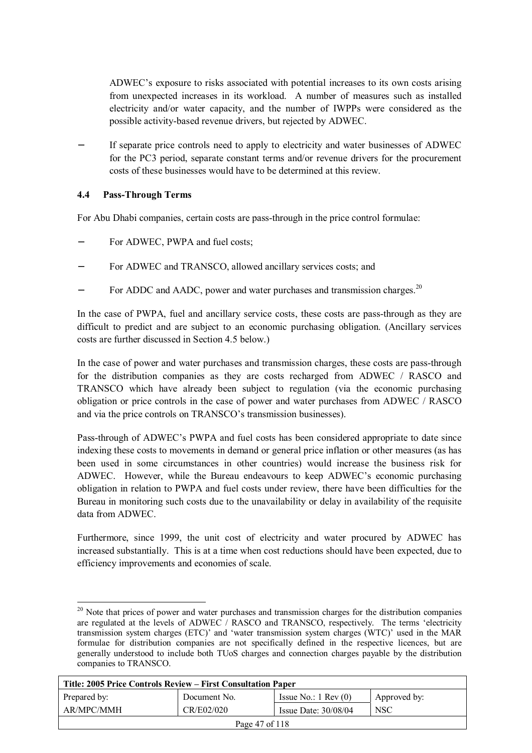ADWEC's exposure to risks associated with potential increases to its own costs arising from unexpected increases in its workload. A number of measures such as installed electricity and/or water capacity, and the number of IWPPs were considered as the possible activity-based revenue drivers, but rejected by ADWEC.

- If separate price controls need to apply to electricity and water businesses of ADWEC for the PC3 period, separate constant terms and/or revenue drivers for the procurement costs of these businesses would have to be determined at this review.

### 4.4 Pass-Through Terms

For Abu Dhabi companies, certain costs are pass-through in the price control formulae:

- For ADWEC, PWPA and fuel costs;
- For ADWEC and TRANSCO, allowed ancillary services costs; and
- For ADDC and AADC, power and water purchases and transmission charges.[20]

In the case of PWPA, fuel and ancillary service costs, these costs are pass-through as they are difficult to predict and are subject to an economic purchasing obligation. (Ancillary services costs are further discussed in Section 4.5 below.)

In the case of power and water purchases and transmission charges, these costs are pass-through for the distribution companies as they are costs recharged from ADWEC / RASCO and TRANSCO which have already been subject to regulation (via the economic purchasing obligation or price controls in the case of power and water purchases from ADWEC / RASCO and via the price controls on TRANSCO's transmission businesses).

Pass-through of ADWEC's PWPA and fuel costs has been considered appropriate to date since indexing these costs to movements in demand or general price inflation or other measures (as has been used in some circumstances in other countries) would increase the business risk for ADWEC. However, while the Bureau endeavours to keep ADWEC's economic purchasing obligation in relation to PWPA and fuel costs under review, there have been difficulties for the Bureau in monitoring such costs due to the unavailability or delay in availability of the requisite data from ADWEC.

Furthermore, since 1999, the unit cost of electricity and water procured by ADWEC has increased substantially. This is at a time when cost reductions should have been expected, due to efficiency improvements and economies of scale.

[20] Note that prices of power and water purchases and transmission charges for the distribution companies are regulated at the levels of ADWEC / RASCO and TRANSCO, respectively. The terms 'electricity transmission system charges (ETC)' and 'water transmission system charges (WTC)' used in the MAR formulae for distribution companies are not specifically defined in the respective licences, but are generally understood to include both TUoS charges and connection charges payable by the distribution companies to TRANSCO.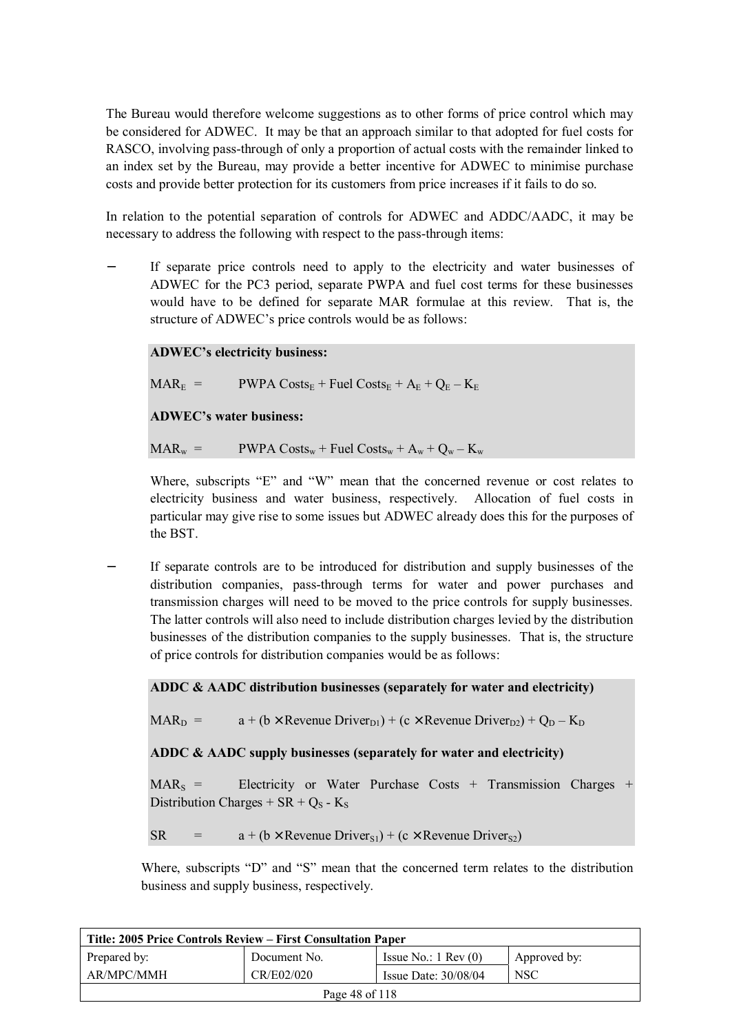The Bureau would therefore welcome suggestions as to other forms of price control which may be considered for ADWEC. It may be that an approach similar to that adopted for fuel costs for RASCO, involving pass-through of only a proportion of actual costs with the remainder linked to an index set by the Bureau, may provide a better incentive for ADWEC to minimise purchase costs and provide better protection for its customers from price increases if it fails to do so.

In relation to the potential separation of controls for ADWEC and ADDC/AADC, it may be necessary to address the following with respect to the pass-through items:

- If separate price controls need to apply to the electricity and water businesses of ADWEC for the PC3 period, separate PWPA and fuel cost terms for these businesses would have to be defined for separate MAR formulae at this review. That is, the structure of ADWEC's price controls would be as follows:

  **ADWEC's electricity business:**

  $$MAR_E = \text{PWPA Costs}_E + \text{Fuel Costs}_E + A_E + Q_E - K_E$$

  **ADWEC's water business:**

  $$MAR_w = \text{PWPA Costs}_w + \text{Fuel Costs}_w + A_w + Q_w - K_w$$

  Where, subscripts "E" and "W" mean that the concerned revenue or cost relates to electricity business and water business, respectively. Allocation of fuel costs in particular may give rise to some issues but ADWEC already does this for the purposes of the BST.

- If separate controls are to be introduced for distribution and supply businesses of the distribution companies, pass-through terms for water and power purchases and transmission charges will need to be moved to the price controls for supply businesses. The latter controls will also need to include distribution charges levied by the distribution businesses of the distribution companies to the supply businesses. That is, the structure of price controls for distribution companies would be as follows:

  **ADDC & AADC distribution businesses (separately for water and electricity)**

  $$MAR_D = a + (b \times \text{Revenue Driver}_{D1}) + (c \times \text{Revenue Driver}_{D2}) + Q_D - K_D$$

  **ADDC & AADC supply businesses (separately for water and electricity)**

  $$MAR_S = \text{Electricity or Water Purchase Costs} + \text{Transmission Charges} + \text{Distribution Charges} + SR + Q_S - K_S$$

  $$SR = a + (b \times \text{Revenue Driver}_{S1}) + (c \times \text{Revenue Driver}_{S2})$$

  Where, subscripts "D" and "S" mean that the concerned term relates to the distribution business and supply business, respectively.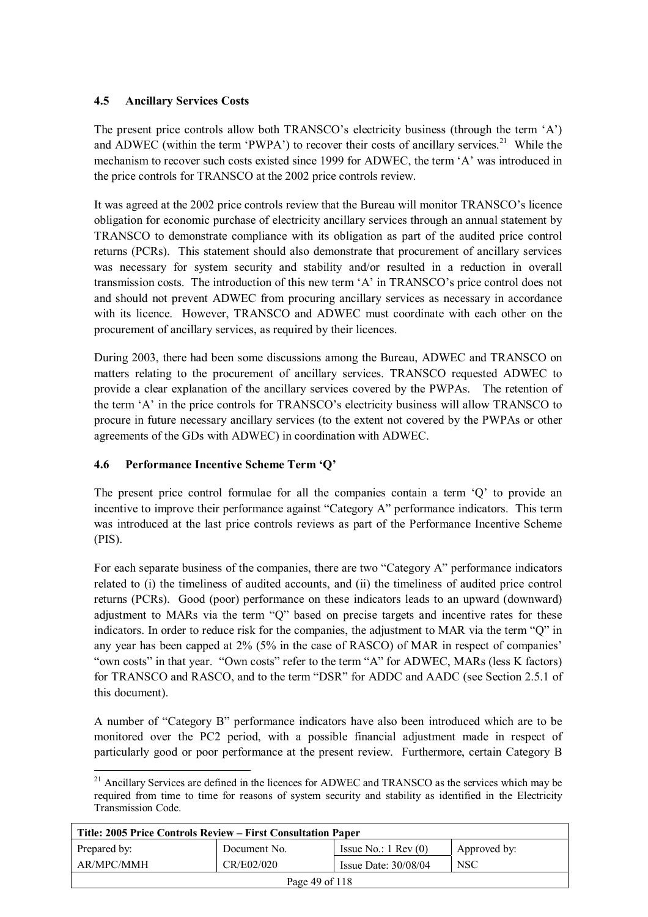## 4.5 Ancillary Services Costs

The present price controls allow both TRANSCO's electricity business (through the term 'A') and ADWEC (within the term 'PWPA') to recover their costs of ancillary services.[21] While the mechanism to recover such costs existed since 1999 for ADWEC, the term 'A' was introduced in the price controls for TRANSCO at the 2002 price controls review.

It was agreed at the 2002 price controls review that the Bureau will monitor TRANSCO's licence obligation for economic purchase of electricity ancillary services through an annual statement by TRANSCO to demonstrate compliance with its obligation as part of the audited price control returns (PCRs). This statement should also demonstrate that procurement of ancillary services was necessary for system security and stability and/or resulted in a reduction in overall transmission costs. The introduction of this new term 'A' in TRANSCO's price control does not and should not prevent ADWEC from procuring ancillary services as necessary in accordance with its licence. However, TRANSCO and ADWEC must coordinate with each other on the procurement of ancillary services, as required by their licences.

During 2003, there had been some discussions among the Bureau, ADWEC and TRANSCO on matters relating to the procurement of ancillary services. TRANSCO requested ADWEC to provide a clear explanation of the ancillary services covered by the PWPAs. The retention of the term 'A' in the price controls for TRANSCO's electricity business will allow TRANSCO to procure in future necessary ancillary services (to the extent not covered by the PWPAs or other agreements of the GDs with ADWEC) in coordination with ADWEC.

## 4.6 Performance Incentive Scheme Term 'Q'

The present price control formulae for all the companies contain a term 'Q' to provide an incentive to improve their performance against "Category A" performance indicators. This term was introduced at the last price controls reviews as part of the Performance Incentive Scheme (PIS).

For each separate business of the companies, there are two "Category A" performance indicators related to (i) the timeliness of audited accounts, and (ii) the timeliness of audited price control returns (PCRs). Good (poor) performance on these indicators leads to an upward (downward) adjustment to MARs via the term "Q" based on precise targets and incentive rates for these indicators. In order to reduce risk for the companies, the adjustment to MAR via the term "Q" in any year has been capped at 2% (5% in the case of RASCO) of MAR in respect of companies' "own costs" in that year. "Own costs" refer to the term "A" for ADWEC, MARs (less K factors) for TRANSCO and RASCO, and to the term "DSR" for ADDC and AADC (see Section 2.5.1 of this document).

A number of "Category B" performance indicators have also been introduced which are to be monitored over the PC2 period, with a possible financial adjustment made in respect of particularly good or poor performance at the present review. Furthermore, certain Category B

[21] Ancillary Services are defined in the licences for ADWEC and TRANSCO as the services which may be required from time to time for reasons of system security and stability as identified in the Electricity Transmission Code.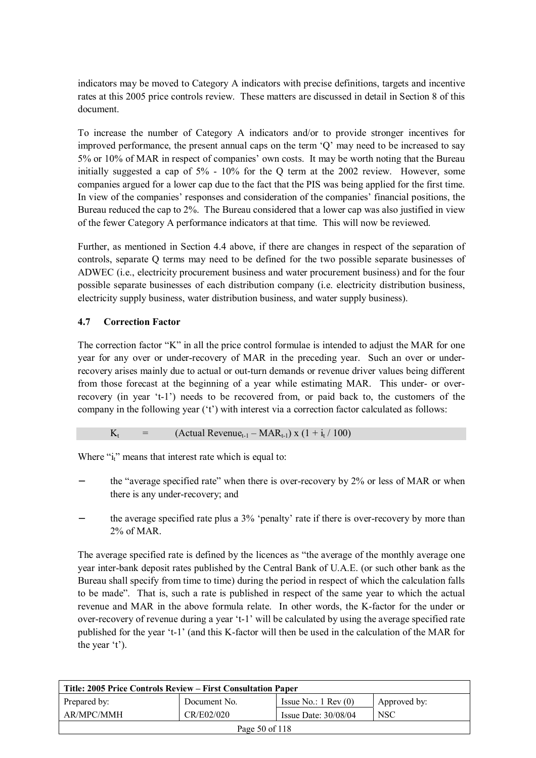indicators may be moved to Category A indicators with precise definitions, targets and incentive rates at this 2005 price controls review. These matters are discussed in detail in Section 8 of this document.

To increase the number of Category A indicators and/or to provide stronger incentives for improved performance, the present annual caps on the term 'Q' may need to be increased to say 5% or 10% of MAR in respect of companies' own costs. It may be worth noting that the Bureau initially suggested a cap of 5% - 10% for the Q term at the 2002 review. However, some companies argued for a lower cap due to the fact that the PIS was being applied for the first time. In view of the companies' responses and consideration of the companies' financial positions, the Bureau reduced the cap to 2%. The Bureau considered that a lower cap was also justified in view of the fewer Category A performance indicators at that time. This will now be reviewed.

Further, as mentioned in Section 4.4 above, if there are changes in respect of the separation of controls, separate Q terms may need to be defined for the two possible separate businesses of ADWEC (i.e., electricity procurement business and water procurement business) and for the four possible separate businesses of each distribution company (i.e. electricity distribution business, electricity supply business, water distribution business, and water supply business).

### 4.7 Correction Factor

The correction factor "K" in all the price control formulae is intended to adjust the MAR for one year for any over or under-recovery of MAR in the preceding year. Such an over or under-recovery arises mainly due to actual or out-turn demands or revenue driver values being different from those forecast at the beginning of a year while estimating MAR. This under- or over-recovery (in year 't-1') needs to be recovered from, or paid back to, the customers of the company in the following year ('t') with interest via a correction factor calculated as follows:

$$K_t = (\text{Actual Revenue}_{t-1} - \text{MAR}_{t-1}) \times (1 + i_t / 100)$$

Where "$i_t$" means that interest rate which is equal to:

- the "average specified rate" when there is over-recovery by 2% or less of MAR or when there is any under-recovery; and
- the average specified rate plus a 3% 'penalty' rate if there is over-recovery by more than 2% of MAR.

The average specified rate is defined by the licences as "the average of the monthly average one year inter-bank deposit rates published by the Central Bank of U.A.E. (or such other bank as the Bureau shall specify from time to time) during the period in respect of which the calculation falls to be made". That is, such a rate is published in respect of the same year to which the actual revenue and MAR in the above formula relate. In other words, the K-factor for the under or over-recovery of revenue during a year 't-1' will be calculated by using the average specified rate published for the year 't-1' (and this K-factor will then be used in the calculation of the MAR for the year 't').

| Title: 2005 Price Controls Review – First Consultation Paper | | | |
|---|---|---|---|
| Prepared by: | Document No. | Issue No.: 1 Rev (0) | Approved by: |
| AR/MPC/MMH | CR/E02/020 | Issue Date: 30/08/04 | NSC |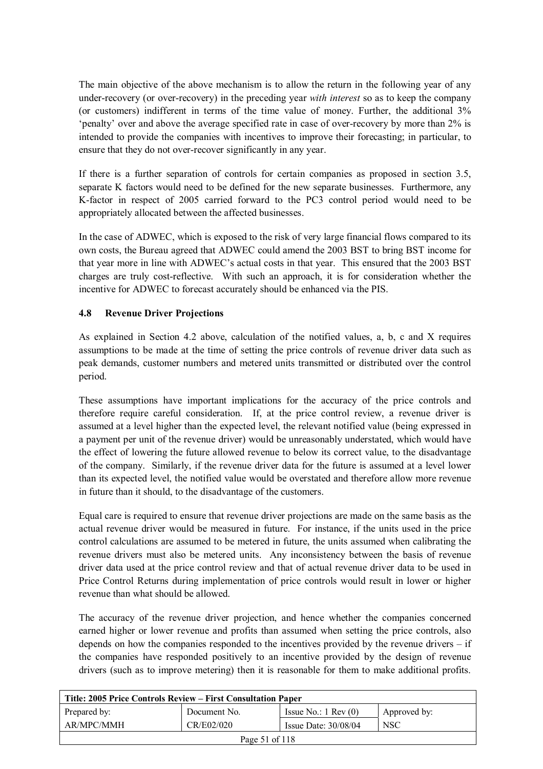The main objective of the above mechanism is to allow the return in the following year of any under-recovery (or over-recovery) in the preceding year *with interest* so as to keep the company (or customers) indifferent in terms of the time value of money. Further, the additional 3% 'penalty' over and above the average specified rate in case of over-recovery by more than 2% is intended to provide the companies with incentives to improve their forecasting; in particular, to ensure that they do not over-recover significantly in any year.

If there is a further separation of controls for certain companies as proposed in section 3.5, separate K factors would need to be defined for the new separate businesses. Furthermore, any K-factor in respect of 2005 carried forward to the PC3 control period would need to be appropriately allocated between the affected businesses.

In the case of ADWEC, which is exposed to the risk of very large financial flows compared to its own costs, the Bureau agreed that ADWEC could amend the 2003 BST to bring BST income for that year more in line with ADWEC's actual costs in that year. This ensured that the 2003 BST charges are truly cost-reflective. With such an approach, it is for consideration whether the incentive for ADWEC to forecast accurately should be enhanced via the PIS.

### 4.8 Revenue Driver Projections

As explained in Section 4.2 above, calculation of the notified values, a, b, c and X requires assumptions to be made at the time of setting the price controls of revenue driver data such as peak demands, customer numbers and metered units transmitted or distributed over the control period.

These assumptions have important implications for the accuracy of the price controls and therefore require careful consideration. If, at the price control review, a revenue driver is assumed at a level higher than the expected level, the relevant notified value (being expressed in a payment per unit of the revenue driver) would be unreasonably understated, which would have the effect of lowering the future allowed revenue to below its correct value, to the disadvantage of the company. Similarly, if the revenue driver data for the future is assumed at a level lower than its expected level, the notified value would be overstated and therefore allow more revenue in future than it should, to the disadvantage of the customers.

Equal care is required to ensure that revenue driver projections are made on the same basis as the actual revenue driver would be measured in future. For instance, if the units used in the price control calculations are assumed to be metered in future, the units assumed when calibrating the revenue drivers must also be metered units. Any inconsistency between the basis of revenue driver data used at the price control review and that of actual revenue driver data to be used in Price Control Returns during implementation of price controls would result in lower or higher revenue than what should be allowed.

The accuracy of the revenue driver projection, and hence whether the companies concerned earned higher or lower revenue and profits than assumed when setting the price controls, also depends on how the companies responded to the incentives provided by the revenue drivers – if the companies have responded positively to an incentive provided by the design of revenue drivers (such as to improve metering) then it is reasonable for them to make additional profits.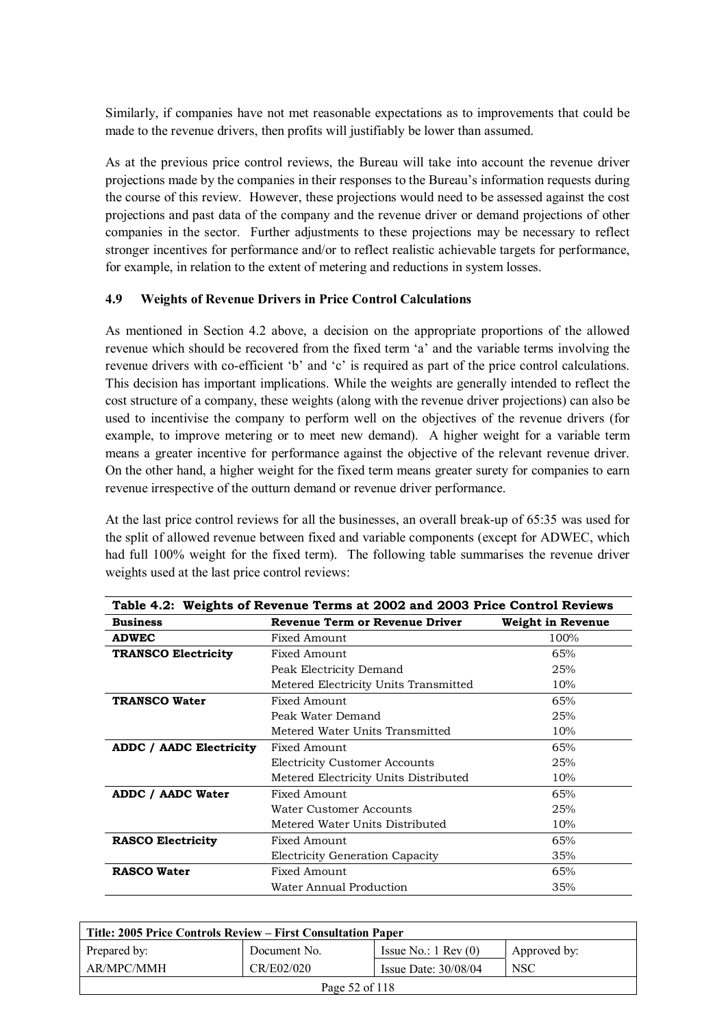Similarly, if companies have not met reasonable expectations as to improvements that could be made to the revenue drivers, then profits will justifiably be lower than assumed.

As at the previous price control reviews, the Bureau will take into account the revenue driver projections made by the companies in their responses to the Bureau's information requests during the course of this review. However, these projections would need to be assessed against the cost projections and past data of the company and the revenue driver or demand projections of other companies in the sector. Further adjustments to these projections may be necessary to reflect stronger incentives for performance and/or to reflect realistic achievable targets for performance, for example, in relation to the extent of metering and reductions in system losses.

### 4.9 Weights of Revenue Drivers in Price Control Calculations

As mentioned in Section 4.2 above, a decision on the appropriate proportions of the allowed revenue which should be recovered from the fixed term 'a' and the variable terms involving the revenue drivers with co-efficient 'b' and 'c' is required as part of the price control calculations. This decision has important implications. While the weights are generally intended to reflect the cost structure of a company, these weights (along with the revenue driver projections) can also be used to incentivise the company to perform well on the objectives of the revenue drivers (for example, to improve metering or to meet new demand). A higher weight for a variable term means a greater incentive for performance against the objective of the relevant revenue driver. On the other hand, a higher weight for the fixed term means greater surety for companies to earn revenue irrespective of the outturn demand or revenue driver performance.

At the last price control reviews for all the businesses, an overall break-up of 65:35 was used for the split of allowed revenue between fixed and variable components (except for ADWEC, which had full 100% weight for the fixed term). The following table summarises the revenue driver weights used at the last price control reviews:

**Table 4.2: Weights of Revenue Terms at 2002 and 2003 Price Control Reviews**

| Business | Revenue Term or Revenue Driver | Weight in Revenue |
|---|---|---|
| **ADWEC** | Fixed Amount | 100% |
| **TRANSCO Electricity** | Fixed Amount | 65% |
| | Peak Electricity Demand | 25% |
| | Metered Electricity Units Transmitted | 10% |
| **TRANSCO Water** | Fixed Amount | 65% |
| | Peak Water Demand | 25% |
| | Metered Water Units Transmitted | 10% |
| **ADDC / AADC Electricity** | Fixed Amount | 65% |
| | Electricity Customer Accounts | 25% |
| | Metered Electricity Units Distributed | 10% |
| **ADDC / AADC Water** | Fixed Amount | 65% |
| | Water Customer Accounts | 25% |
| | Metered Water Units Distributed | 10% |
| **RASCO Electricity** | Fixed Amount | 65% |
| | Electricity Generation Capacity | 35% |
| **RASCO Water** | Fixed Amount | 65% |
| | Water Annual Production | 35% |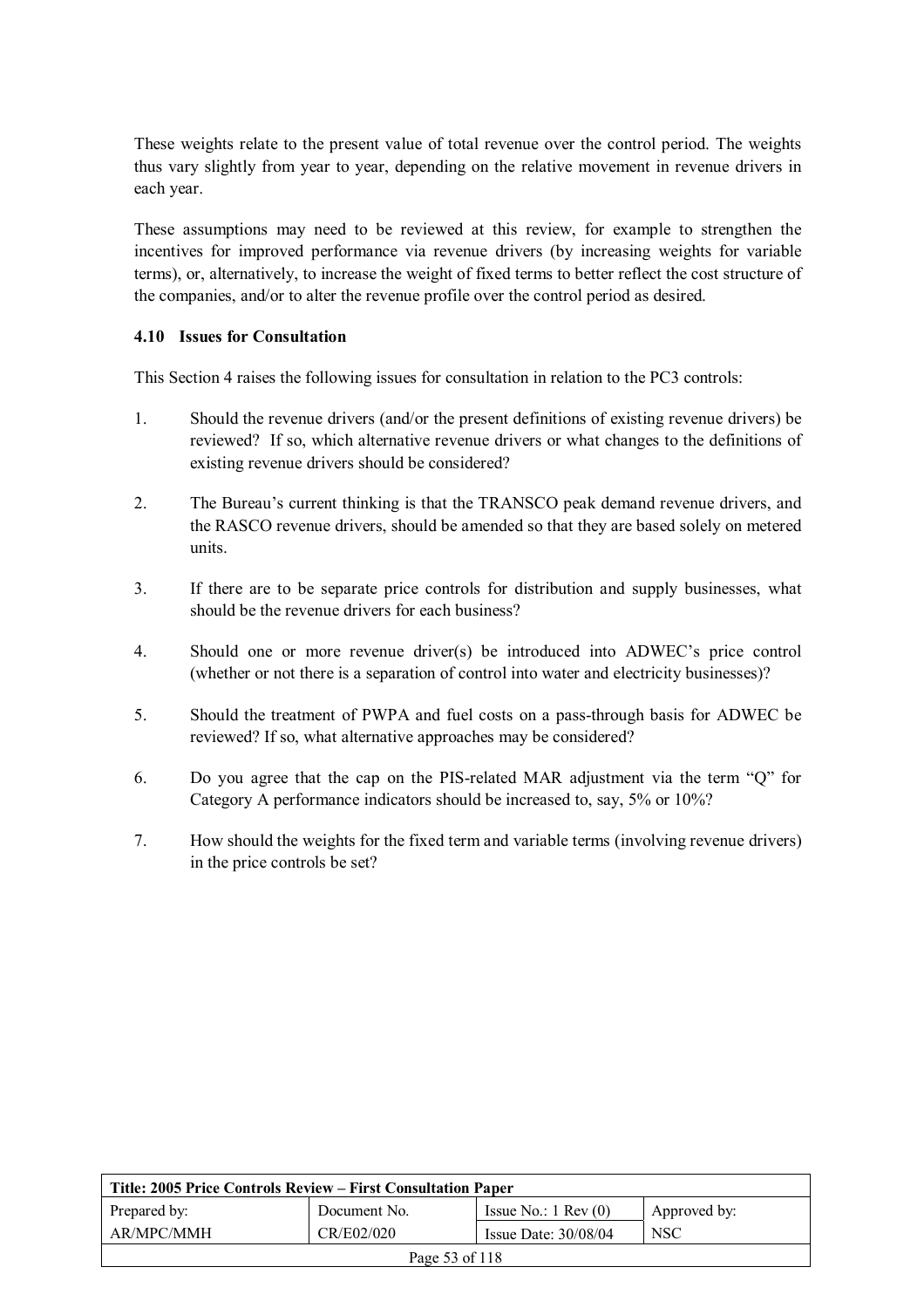These weights relate to the present value of total revenue over the control period. The weights thus vary slightly from year to year, depending on the relative movement in revenue drivers in each year.

These assumptions may need to be reviewed at this review, for example to strengthen the incentives for improved performance via revenue drivers (by increasing weights for variable terms), or, alternatively, to increase the weight of fixed terms to better reflect the cost structure of the companies, and/or to alter the revenue profile over the control period as desired.

### 4.10 Issues for Consultation

This Section 4 raises the following issues for consultation in relation to the PC3 controls:

1. Should the revenue drivers (and/or the present definitions of existing revenue drivers) be reviewed? If so, which alternative revenue drivers or what changes to the definitions of existing revenue drivers should be considered?

2. The Bureau's current thinking is that the TRANSCO peak demand revenue drivers, and the RASCO revenue drivers, should be amended so that they are based solely on metered units.

3. If there are to be separate price controls for distribution and supply businesses, what should be the revenue drivers for each business?

4. Should one or more revenue driver(s) be introduced into ADWEC's price control (whether or not there is a separation of control into water and electricity businesses)?

5. Should the treatment of PWPA and fuel costs on a pass-through basis for ADWEC be reviewed? If so, what alternative approaches may be considered?

6. Do you agree that the cap on the PIS-related MAR adjustment via the term "Q" for Category A performance indicators should be increased to, say, 5% or 10%?

7. How should the weights for the fixed term and variable terms (involving revenue drivers) in the price controls be set?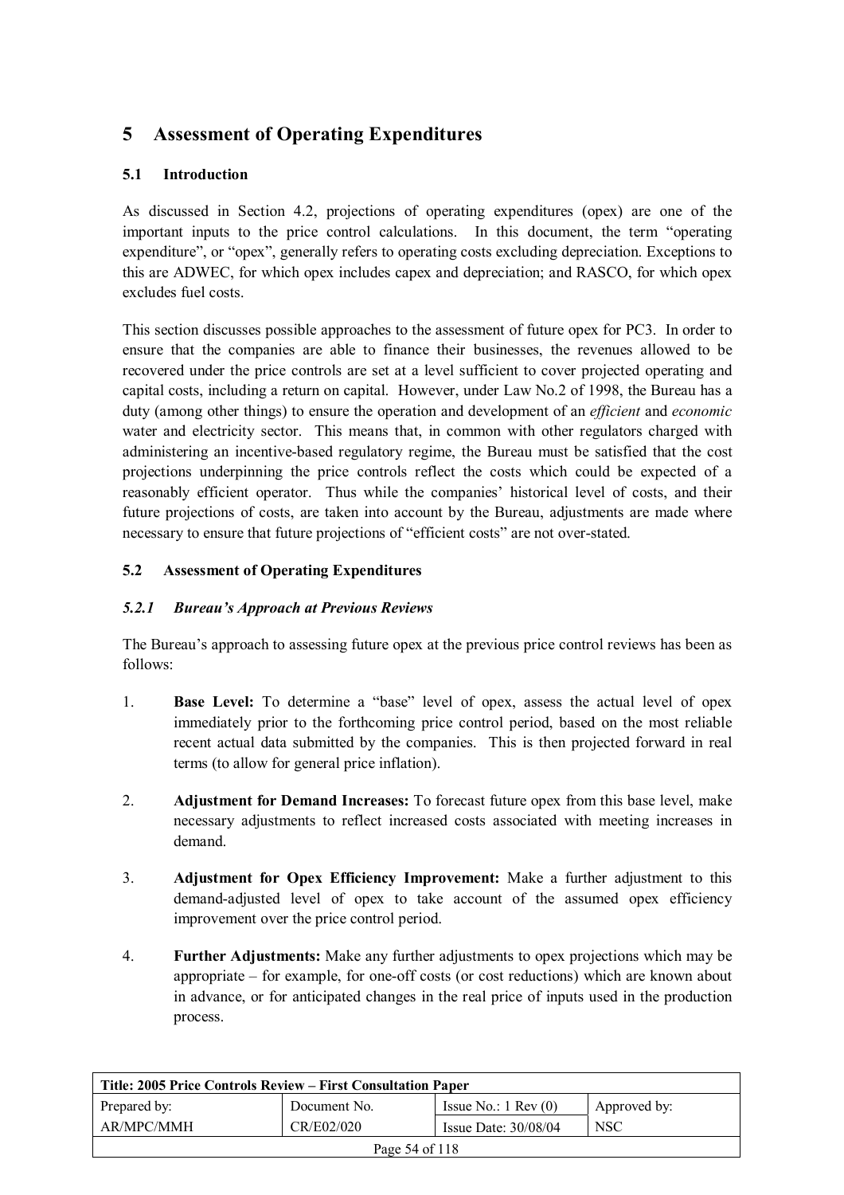# 5 Assessment of Operating Expenditures

## 5.1 Introduction

As discussed in Section 4.2, projections of operating expenditures (opex) are one of the important inputs to the price control calculations. In this document, the term "operating expenditure", or "opex", generally refers to operating costs excluding depreciation. Exceptions to this are ADWEC, for which opex includes capex and depreciation; and RASCO, for which opex excludes fuel costs.

This section discusses possible approaches to the assessment of future opex for PC3. In order to ensure that the companies are able to finance their businesses, the revenues allowed to be recovered under the price controls are set at a level sufficient to cover projected operating and capital costs, including a return on capital. However, under Law No.2 of 1998, the Bureau has a duty (among other things) to ensure the operation and development of an *efficient* and *economic* water and electricity sector. This means that, in common with other regulators charged with administering an incentive-based regulatory regime, the Bureau must be satisfied that the cost projections underpinning the price controls reflect the costs which could be expected of a reasonably efficient operator. Thus while the companies' historical level of costs, and their future projections of costs, are taken into account by the Bureau, adjustments are made where necessary to ensure that future projections of "efficient costs" are not over-stated.

## 5.2 Assessment of Operating Expenditures

### *5.2.1 Bureau's Approach at Previous Reviews*

The Bureau's approach to assessing future opex at the previous price control reviews has been as follows:

1. **Base Level:** To determine a "base" level of opex, assess the actual level of opex immediately prior to the forthcoming price control period, based on the most reliable recent actual data submitted by the companies. This is then projected forward in real terms (to allow for general price inflation).

2. **Adjustment for Demand Increases:** To forecast future opex from this base level, make necessary adjustments to reflect increased costs associated with meeting increases in demand.

3. **Adjustment for Opex Efficiency Improvement:** Make a further adjustment to this demand-adjusted level of opex to take account of the assumed opex efficiency improvement over the price control period.

4. **Further Adjustments:** Make any further adjustments to opex projections which may be appropriate – for example, for one-off costs (or cost reductions) which are known about in advance, or for anticipated changes in the real price of inputs used in the production process.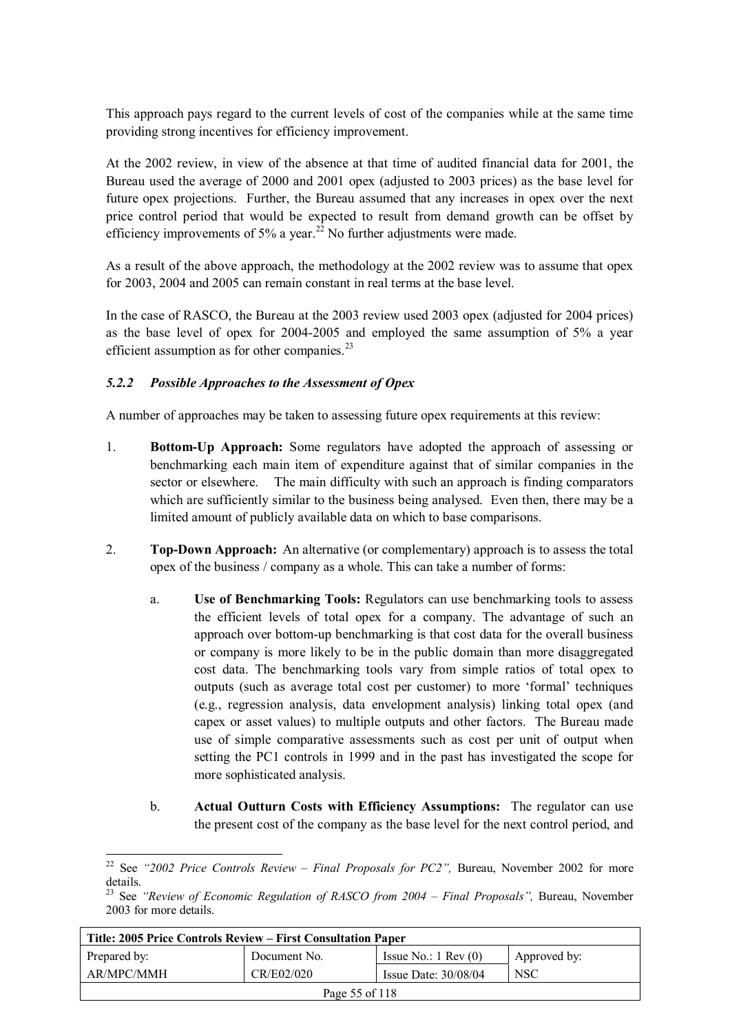This approach pays regard to the current levels of cost of the companies while at the same time providing strong incentives for efficiency improvement.

At the 2002 review, in view of the absence at that time of audited financial data for 2001, the Bureau used the average of 2000 and 2001 opex (adjusted to 2003 prices) as the base level for future opex projections. Further, the Bureau assumed that any increases in opex over the next price control period that would be expected to result from demand growth can be offset by efficiency improvements of 5% a year.[22] No further adjustments were made.

As a result of the above approach, the methodology at the 2002 review was to assume that opex for 2003, 2004 and 2005 can remain constant in real terms at the base level.

In the case of RASCO, the Bureau at the 2003 review used 2003 opex (adjusted for 2004 prices) as the base level of opex for 2004-2005 and employed the same assumption of 5% a year efficient assumption as for other companies.[23]

#### *5.2.2 Possible Approaches to the Assessment of Opex*

A number of approaches may be taken to assessing future opex requirements at this review:

1. **Bottom-Up Approach:** Some regulators have adopted the approach of assessing or benchmarking each main item of expenditure against that of similar companies in the sector or elsewhere. The main difficulty with such an approach is finding comparators which are sufficiently similar to the business being analysed. Even then, there may be a limited amount of publicly available data on which to base comparisons.

2. **Top-Down Approach:** An alternative (or complementary) approach is to assess the total opex of the business / company as a whole. This can take a number of forms:

   a. **Use of Benchmarking Tools:** Regulators can use benchmarking tools to assess the efficient levels of total opex for a company. The advantage of such an approach over bottom-up benchmarking is that cost data for the overall business or company is more likely to be in the public domain than more disaggregated cost data. The benchmarking tools vary from simple ratios of total opex to outputs (such as average total cost per customer) to more 'formal' techniques (e.g., regression analysis, data envelopment analysis) linking total opex (and capex or asset values) to multiple outputs and other factors. The Bureau made use of simple comparative assessments such as cost per unit of output when setting the PC1 controls in 1999 and in the past has investigated the scope for more sophisticated analysis.

   b. **Actual Outturn Costs with Efficiency Assumptions:** The regulator can use the present cost of the company as the base level for the next control period, and

---

[22] See *"2002 Price Controls Review – Final Proposals for PC2",* Bureau, November 2002 for more details.

[23] See *"Review of Economic Regulation of RASCO from 2004 – Final Proposals",* Bureau, November 2003 for more details.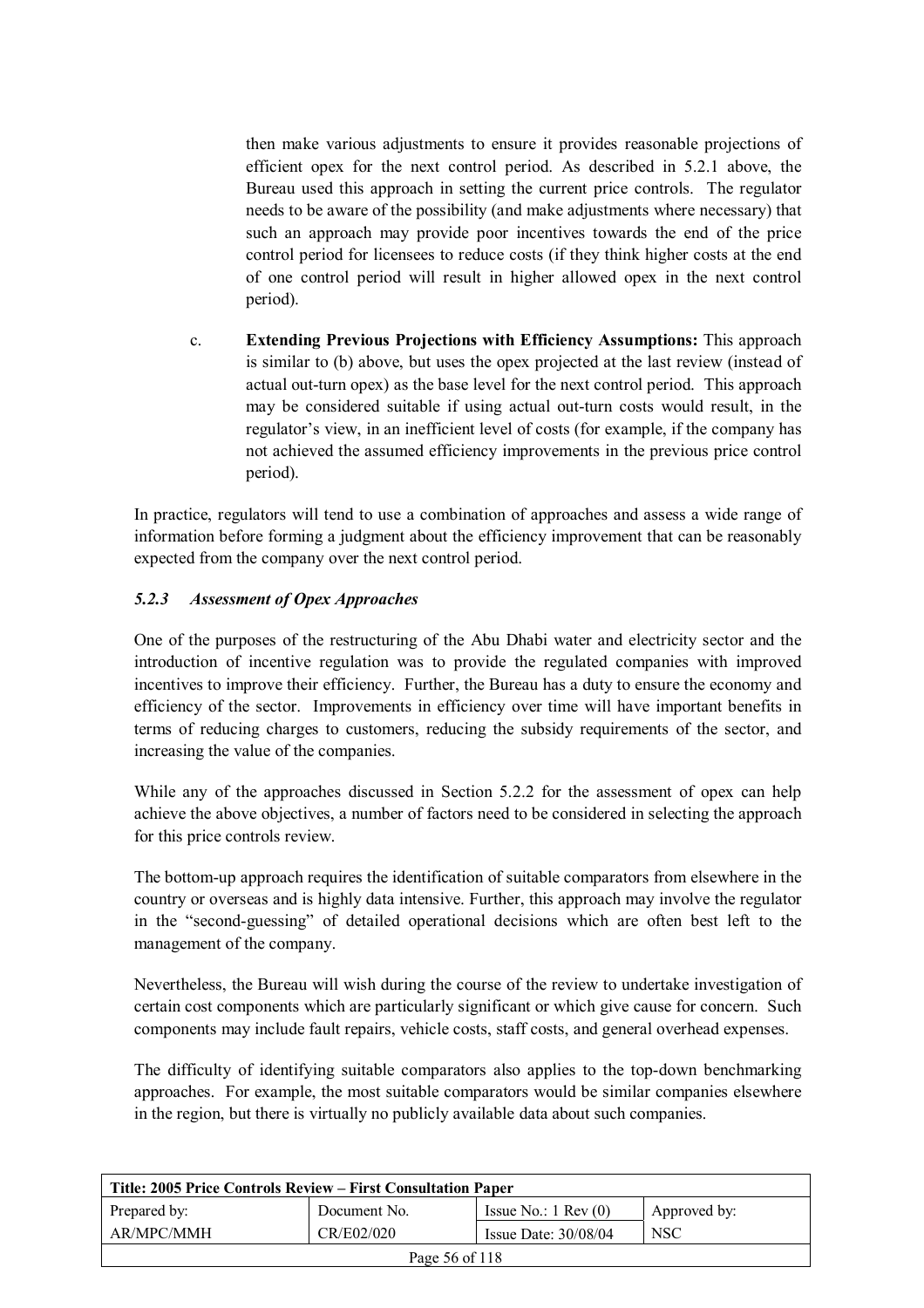then make various adjustments to ensure it provides reasonable projections of efficient opex for the next control period. As described in 5.2.1 above, the Bureau used this approach in setting the current price controls. The regulator needs to be aware of the possibility (and make adjustments where necessary) that such an approach may provide poor incentives towards the end of the price control period for licensees to reduce costs (if they think higher costs at the end of one control period will result in higher allowed opex in the next control period).

c. **Extending Previous Projections with Efficiency Assumptions:** This approach is similar to (b) above, but uses the opex projected at the last review (instead of actual out-turn opex) as the base level for the next control period. This approach may be considered suitable if using actual out-turn costs would result, in the regulator's view, in an inefficient level of costs (for example, if the company has not achieved the assumed efficiency improvements in the previous price control period).

In practice, regulators will tend to use a combination of approaches and assess a wide range of information before forming a judgment about the efficiency improvement that can be reasonably expected from the company over the next control period.

### *5.2.3 Assessment of Opex Approaches*

One of the purposes of the restructuring of the Abu Dhabi water and electricity sector and the introduction of incentive regulation was to provide the regulated companies with improved incentives to improve their efficiency. Further, the Bureau has a duty to ensure the economy and efficiency of the sector. Improvements in efficiency over time will have important benefits in terms of reducing charges to customers, reducing the subsidy requirements of the sector, and increasing the value of the companies.

While any of the approaches discussed in Section 5.2.2 for the assessment of opex can help achieve the above objectives, a number of factors need to be considered in selecting the approach for this price controls review.

The bottom-up approach requires the identification of suitable comparators from elsewhere in the country or overseas and is highly data intensive. Further, this approach may involve the regulator in the "second-guessing" of detailed operational decisions which are often best left to the management of the company.

Nevertheless, the Bureau will wish during the course of the review to undertake investigation of certain cost components which are particularly significant or which give cause for concern. Such components may include fault repairs, vehicle costs, staff costs, and general overhead expenses.

The difficulty of identifying suitable comparators also applies to the top-down benchmarking approaches. For example, the most suitable comparators would be similar companies elsewhere in the region, but there is virtually no publicly available data about such companies.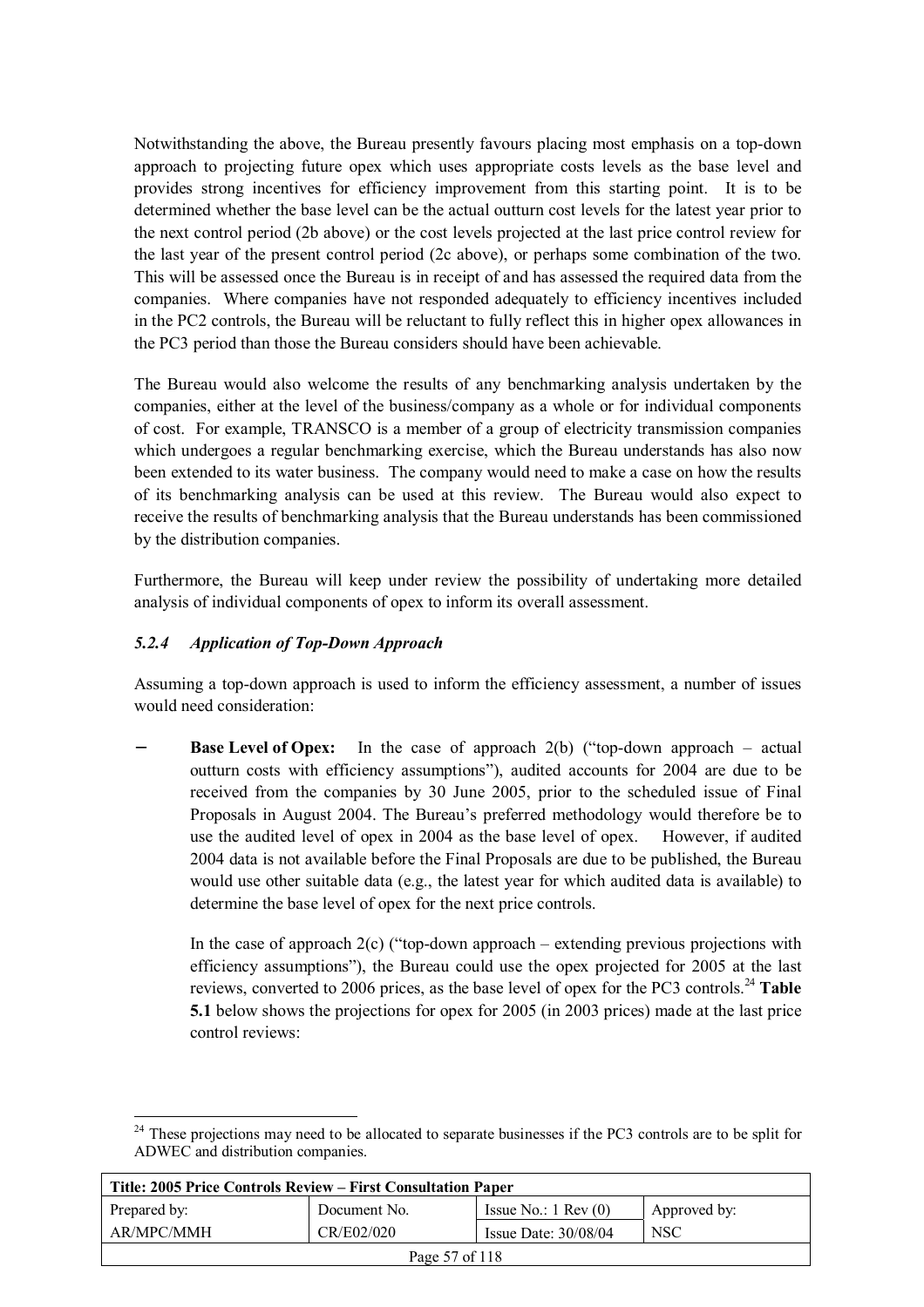Notwithstanding the above, the Bureau presently favours placing most emphasis on a top-down approach to projecting future opex which uses appropriate costs levels as the base level and provides strong incentives for efficiency improvement from this starting point. It is to be determined whether the base level can be the actual outturn cost levels for the latest year prior to the next control period (2b above) or the cost levels projected at the last price control review for the last year of the present control period (2c above), or perhaps some combination of the two. This will be assessed once the Bureau is in receipt of and has assessed the required data from the companies. Where companies have not responded adequately to efficiency incentives included in the PC2 controls, the Bureau will be reluctant to fully reflect this in higher opex allowances in the PC3 period than those the Bureau considers should have been achievable.

The Bureau would also welcome the results of any benchmarking analysis undertaken by the companies, either at the level of the business/company as a whole or for individual components of cost. For example, TRANSCO is a member of a group of electricity transmission companies which undergoes a regular benchmarking exercise, which the Bureau understands has also now been extended to its water business. The company would need to make a case on how the results of its benchmarking analysis can be used at this review. The Bureau would also expect to receive the results of benchmarking analysis that the Bureau understands has been commissioned by the distribution companies.

Furthermore, the Bureau will keep under review the possibility of undertaking more detailed analysis of individual components of opex to inform its overall assessment.

#### *5.2.4 Application of Top-Down Approach*

Assuming a top-down approach is used to inform the efficiency assessment, a number of issues would need consideration:

- **Base Level of Opex:** In the case of approach 2(b) ("top-down approach – actual outturn costs with efficiency assumptions"), audited accounts for 2004 are due to be received from the companies by 30 June 2005, prior to the scheduled issue of Final Proposals in August 2004. The Bureau's preferred methodology would therefore be to use the audited level of opex in 2004 as the base level of opex. However, if audited 2004 data is not available before the Final Proposals are due to be published, the Bureau would use other suitable data (e.g., the latest year for which audited data is available) to determine the base level of opex for the next price controls.

  In the case of approach 2(c) ("top-down approach – extending previous projections with efficiency assumptions"), the Bureau could use the opex projected for 2005 at the last reviews, converted to 2006 prices, as the base level of opex for the PC3 controls.[24] **Table 5.1** below shows the projections for opex for 2005 (in 2003 prices) made at the last price control reviews:

---

[24] These projections may need to be allocated to separate businesses if the PC3 controls are to be split for ADWEC and distribution companies.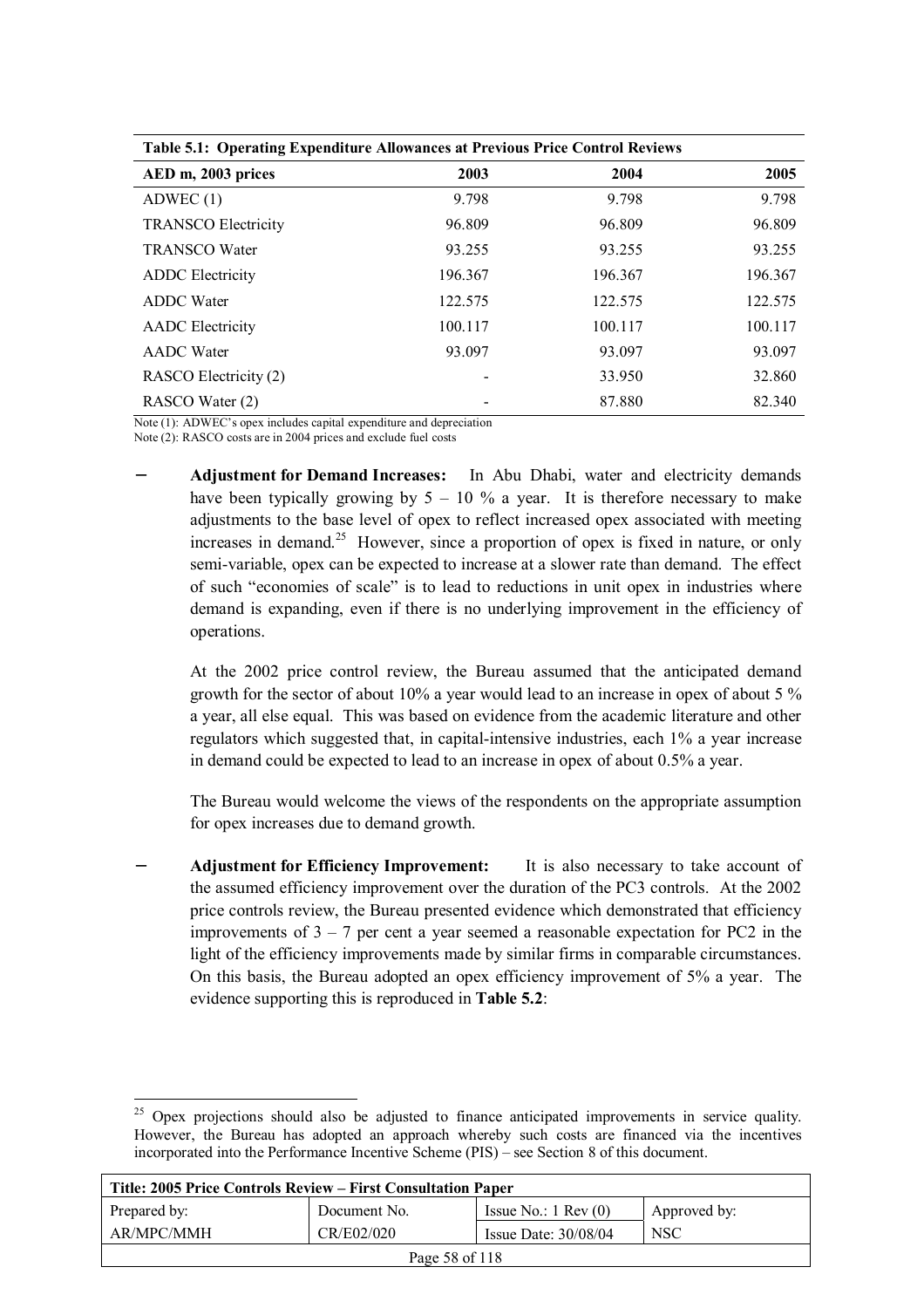| Table 5.1: Operating Expenditure Allowances at Previous Price Control Reviews | | | |
|---|---|---|---|
| **AED m, 2003 prices** | **2003** | **2004** | **2005** |
| ADWEC (1) | 9.798 | 9.798 | 9.798 |
| TRANSCO Electricity | 96.809 | 96.809 | 96.809 |
| TRANSCO Water | 93.255 | 93.255 | 93.255 |
| ADDC Electricity | 196.367 | 196.367 | 196.367 |
| ADDC Water | 122.575 | 122.575 | 122.575 |
| AADC Electricity | 100.117 | 100.117 | 100.117 |
| AADC Water | 93.097 | 93.097 | 93.097 |
| RASCO Electricity (2) | - | 33.950 | 32.860 |
| RASCO Water (2) | - | 87.880 | 82.340 |

Note (1): ADWEC's opex includes capital expenditure and depreciation
Note (2): RASCO costs are in 2004 prices and exclude fuel costs

- **Adjustment for Demand Increases:** In Abu Dhabi, water and electricity demands have been typically growing by 5 – 10 % a year. It is therefore necessary to make adjustments to the base level of opex to reflect increased opex associated with meeting increases in demand.[25] However, since a proportion of opex is fixed in nature, or only semi-variable, opex can be expected to increase at a slower rate than demand. The effect of such "economies of scale" is to lead to reductions in unit opex in industries where demand is expanding, even if there is no underlying improvement in the efficiency of operations.

  At the 2002 price control review, the Bureau assumed that the anticipated demand growth for the sector of about 10% a year would lead to an increase in opex of about 5 % a year, all else equal. This was based on evidence from the academic literature and other regulators which suggested that, in capital-intensive industries, each 1% a year increase in demand could be expected to lead to an increase in opex of about 0.5% a year.

  The Bureau would welcome the views of the respondents on the appropriate assumption for opex increases due to demand growth.

- **Adjustment for Efficiency Improvement:** It is also necessary to take account of the assumed efficiency improvement over the duration of the PC3 controls. At the 2002 price controls review, the Bureau presented evidence which demonstrated that efficiency improvements of 3 – 7 per cent a year seemed a reasonable expectation for PC2 in the light of the efficiency improvements made by similar firms in comparable circumstances. On this basis, the Bureau adopted an opex efficiency improvement of 5% a year. The evidence supporting this is reproduced in **Table 5.2**:

[25] Opex projections should also be adjusted to finance anticipated improvements in service quality. However, the Bureau has adopted an approach whereby such costs are financed via the incentives incorporated into the Performance Incentive Scheme (PIS) – see Section 8 of this document.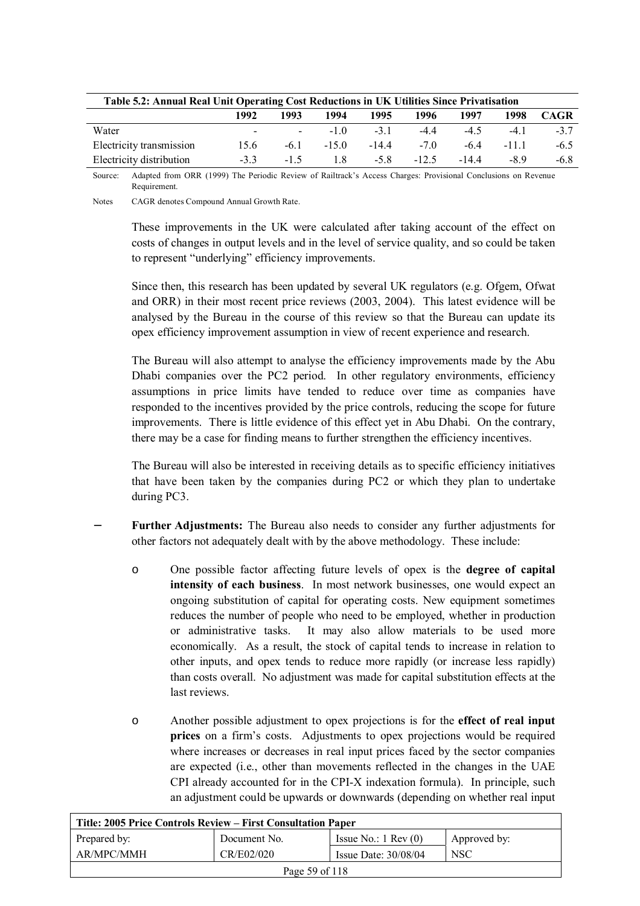**Table 5.2: Annual Real Unit Operating Cost Reductions in UK Utilities Since Privatisation**

| | 1992 | 1993 | 1994 | 1995 | 1996 | 1997 | 1998 | CAGR |
|---|---|---|---|---|---|---|---|---|
| Water | - | - | -1.0 | -3.1 | -4.4 | -4.5 | -4.1 | -3.7 |
| Electricity transmission | 15.6 | -6.1 | -15.0 | -14.4 | -7.0 | -6.4 | -11.1 | -6.5 |
| Electricity distribution | -3.3 | -1.5 | 1.8 | -5.8 | -12.5 | -14.4 | -8.9 | -6.8 |

Source: Adapted from ORR (1999) The Periodic Review of Railtrack's Access Charges: Provisional Conclusions on Revenue Requirement.

Notes CAGR denotes Compound Annual Growth Rate.

These improvements in the UK were calculated after taking account of the effect on costs of changes in output levels and in the level of service quality, and so could be taken to represent "underlying" efficiency improvements.

Since then, this research has been updated by several UK regulators (e.g. Ofgem, Ofwat and ORR) in their most recent price reviews (2003, 2004). This latest evidence will be analysed by the Bureau in the course of this review so that the Bureau can update its opex efficiency improvement assumption in view of recent experience and research.

The Bureau will also attempt to analyse the efficiency improvements made by the Abu Dhabi companies over the PC2 period. In other regulatory environments, efficiency assumptions in price limits have tended to reduce over time as companies have responded to the incentives provided by the price controls, reducing the scope for future improvements. There is little evidence of this effect yet in Abu Dhabi. On the contrary, there may be a case for finding means to further strengthen the efficiency incentives.

The Bureau will also be interested in receiving details as to specific efficiency initiatives that have been taken by the companies during PC2 or which they plan to undertake during PC3.

- **Further Adjustments:** The Bureau also needs to consider any further adjustments for other factors not adequately dealt with by the above methodology. These include:

  - One possible factor affecting future levels of opex is the **degree of capital intensity of each business**. In most network businesses, one would expect an ongoing substitution of capital for operating costs. New equipment sometimes reduces the number of people who need to be employed, whether in production or administrative tasks. It may also allow materials to be used more economically. As a result, the stock of capital tends to increase in relation to other inputs, and opex tends to reduce more rapidly (or increase less rapidly) than costs overall. No adjustment was made for capital substitution effects at the last reviews.

  - Another possible adjustment to opex projections is for the **effect of real input prices** on a firm's costs. Adjustments to opex projections would be required where increases or decreases in real input prices faced by the sector companies are expected (i.e., other than movements reflected in the changes in the UAE CPI already accounted for in the CPI-X indexation formula). In principle, such an adjustment could be upwards or downwards (depending on whether real input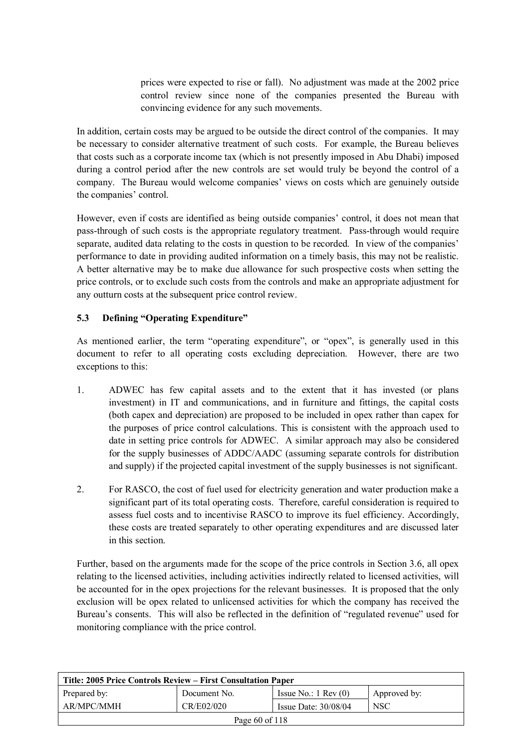prices were expected to rise or fall). No adjustment was made at the 2002 price control review since none of the companies presented the Bureau with convincing evidence for any such movements.

In addition, certain costs may be argued to be outside the direct control of the companies. It may be necessary to consider alternative treatment of such costs. For example, the Bureau believes that costs such as a corporate income tax (which is not presently imposed in Abu Dhabi) imposed during a control period after the new controls are set would truly be beyond the control of a company. The Bureau would welcome companies' views on costs which are genuinely outside the companies' control.

However, even if costs are identified as being outside companies' control, it does not mean that pass-through of such costs is the appropriate regulatory treatment. Pass-through would require separate, audited data relating to the costs in question to be recorded. In view of the companies' performance to date in providing audited information on a timely basis, this may not be realistic. A better alternative may be to make due allowance for such prospective costs when setting the price controls, or to exclude such costs from the controls and make an appropriate adjustment for any outturn costs at the subsequent price control review.

### 5.3 Defining "Operating Expenditure"

As mentioned earlier, the term "operating expenditure", or "opex", is generally used in this document to refer to all operating costs excluding depreciation. However, there are two exceptions to this:

1. ADWEC has few capital assets and to the extent that it has invested (or plans investment) in IT and communications, and in furniture and fittings, the capital costs (both capex and depreciation) are proposed to be included in opex rather than capex for the purposes of price control calculations. This is consistent with the approach used to date in setting price controls for ADWEC. A similar approach may also be considered for the supply businesses of ADDC/AADC (assuming separate controls for distribution and supply) if the projected capital investment of the supply businesses is not significant.
2. For RASCO, the cost of fuel used for electricity generation and water production make a significant part of its total operating costs. Therefore, careful consideration is required to assess fuel costs and to incentivise RASCO to improve its fuel efficiency. Accordingly, these costs are treated separately to other operating expenditures and are discussed later in this section.

Further, based on the arguments made for the scope of the price controls in Section 3.6, all opex relating to the licensed activities, including activities indirectly related to licensed activities, will be accounted for in the opex projections for the relevant businesses. It is proposed that the only exclusion will be opex related to unlicensed activities for which the company has received the Bureau's consents. This will also be reflected in the definition of "regulated revenue" used for monitoring compliance with the price control.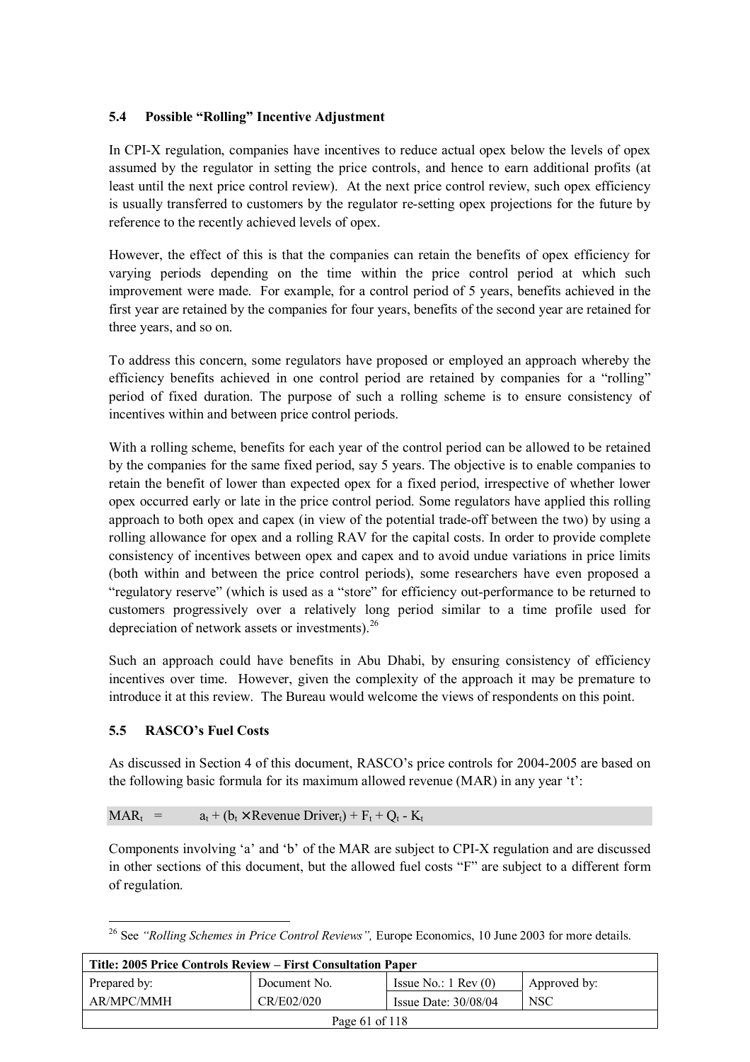### 5.4 Possible "Rolling" Incentive Adjustment

In CPI-X regulation, companies have incentives to reduce actual opex below the levels of opex assumed by the regulator in setting the price controls, and hence to earn additional profits (at least until the next price control review). At the next price control review, such opex efficiency is usually transferred to customers by the regulator re-setting opex projections for the future by reference to the recently achieved levels of opex.

However, the effect of this is that the companies can retain the benefits of opex efficiency for varying periods depending on the time within the price control period at which such improvement were made. For example, for a control period of 5 years, benefits achieved in the first year are retained by the companies for four years, benefits of the second year are retained for three years, and so on.

To address this concern, some regulators have proposed or employed an approach whereby the efficiency benefits achieved in one control period are retained by companies for a "rolling" period of fixed duration. The purpose of such a rolling scheme is to ensure consistency of incentives within and between price control periods.

With a rolling scheme, benefits for each year of the control period can be allowed to be retained by the companies for the same fixed period, say 5 years. The objective is to enable companies to retain the benefit of lower than expected opex for a fixed period, irrespective of whether lower opex occurred early or late in the price control period. Some regulators have applied this rolling approach to both opex and capex (in view of the potential trade-off between the two) by using a rolling allowance for opex and a rolling RAV for the capital costs. In order to provide complete consistency of incentives between opex and capex and to avoid undue variations in price limits (both within and between the price control periods), some researchers have even proposed a "regulatory reserve" (which is used as a "store" for efficiency out-performance to be returned to customers progressively over a relatively long period similar to a time profile used for depreciation of network assets or investments).[26]

Such an approach could have benefits in Abu Dhabi, by ensuring consistency of efficiency incentives over time. However, given the complexity of the approach it may be premature to introduce it at this review. The Bureau would welcome the views of respondents on this point.

### 5.5 RASCO's Fuel Costs

As discussed in Section 4 of this document, RASCO's price controls for 2004-2005 are based on the following basic formula for its maximum allowed revenue (MAR) in any year 't':

$$MAR_t = a_t + (b_t \times \text{Revenue Driver}_t) + F_t + Q_t - K_t$$

Components involving 'a' and 'b' of the MAR are subject to CPI-X regulation and are discussed in other sections of this document, but the allowed fuel costs "F" are subject to a different form of regulation.

---

[26] See *"Rolling Schemes in Price Control Reviews",* Europe Economics, 10 June 2003 for more details.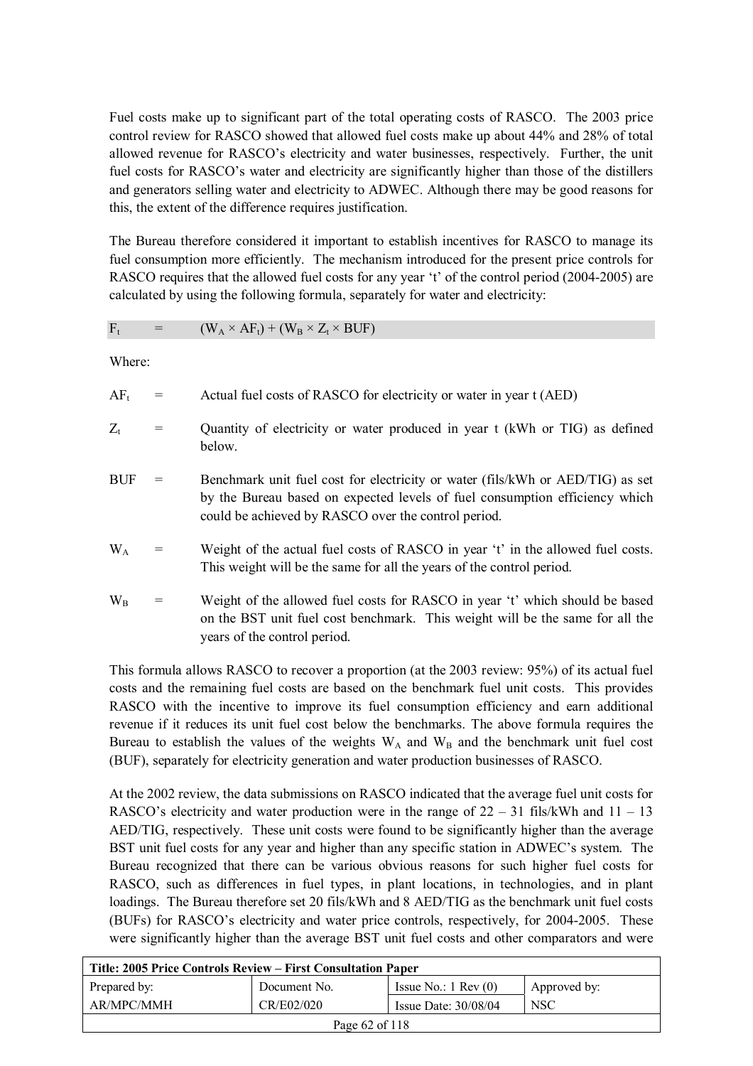Fuel costs make up to significant part of the total operating costs of RASCO. The 2003 price control review for RASCO showed that allowed fuel costs make up about 44% and 28% of total allowed revenue for RASCO's electricity and water businesses, respectively. Further, the unit fuel costs for RASCO's water and electricity are significantly higher than those of the distillers and generators selling water and electricity to ADWEC. Although there may be good reasons for this, the extent of the difference requires justification.

The Bureau therefore considered it important to establish incentives for RASCO to manage its fuel consumption more efficiently. The mechanism introduced for the present price controls for RASCO requires that the allowed fuel costs for any year 't' of the control period (2004-2005) are calculated by using the following formula, separately for water and electricity:

$$F_t = (W_A \times AF_t) + (W_B \times Z_t \times BUF)$$

Where:

- $AF_t$ = Actual fuel costs of RASCO for electricity or water in year t (AED)
- $Z_t$ = Quantity of electricity or water produced in year t (kWh or TIG) as defined below.
- $BUF$ = Benchmark unit fuel cost for electricity or water (fils/kWh or AED/TIG) as set by the Bureau based on expected levels of fuel consumption efficiency which could be achieved by RASCO over the control period.
- $W_A$ = Weight of the actual fuel costs of RASCO in year 't' in the allowed fuel costs. This weight will be the same for all the years of the control period.
- $W_B$ = Weight of the allowed fuel costs for RASCO in year 't' which should be based on the BST unit fuel cost benchmark. This weight will be the same for all the years of the control period.

This formula allows RASCO to recover a proportion (at the 2003 review: 95%) of its actual fuel costs and the remaining fuel costs are based on the benchmark fuel unit costs. This provides RASCO with the incentive to improve its fuel consumption efficiency and earn additional revenue if it reduces its unit fuel cost below the benchmarks. The above formula requires the Bureau to establish the values of the weights $W_A$ and $W_B$ and the benchmark unit fuel cost (BUF), separately for electricity generation and water production businesses of RASCO.

At the 2002 review, the data submissions on RASCO indicated that the average fuel unit costs for RASCO's electricity and water production were in the range of 22 – 31 fils/kWh and 11 – 13 AED/TIG, respectively. These unit costs were found to be significantly higher than the average BST unit fuel costs for any year and higher than any specific station in ADWEC's system. The Bureau recognized that there can be various obvious reasons for such higher fuel costs for RASCO, such as differences in fuel types, in plant locations, in technologies, and in plant loadings. The Bureau therefore set 20 fils/kWh and 8 AED/TIG as the benchmark unit fuel costs (BUFs) for RASCO's electricity and water price controls, respectively, for 2004-2005. These were significantly higher than the average BST unit fuel costs and other comparators and were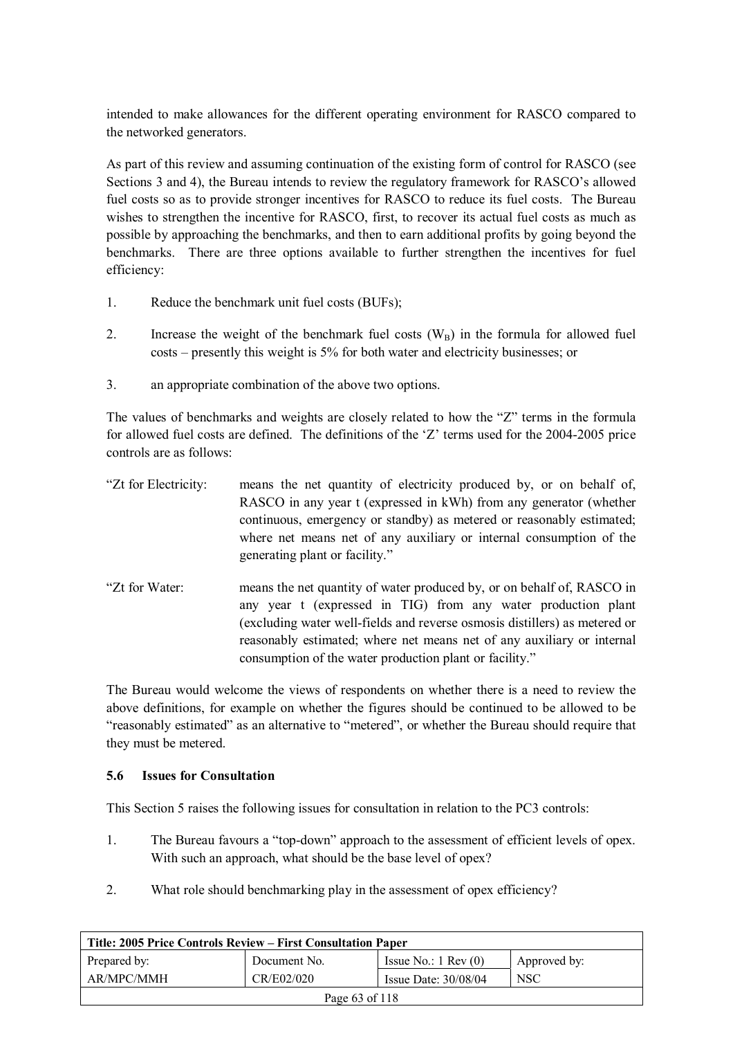intended to make allowances for the different operating environment for RASCO compared to the networked generators.

As part of this review and assuming continuation of the existing form of control for RASCO (see Sections 3 and 4), the Bureau intends to review the regulatory framework for RASCO's allowed fuel costs so as to provide stronger incentives for RASCO to reduce its fuel costs. The Bureau wishes to strengthen the incentive for RASCO, first, to recover its actual fuel costs as much as possible by approaching the benchmarks, and then to earn additional profits by going beyond the benchmarks. There are three options available to further strengthen the incentives for fuel efficiency:

1. Reduce the benchmark unit fuel costs (BUFs);
2. Increase the weight of the benchmark fuel costs ($W_B$) in the formula for allowed fuel costs – presently this weight is 5% for both water and electricity businesses; or
3. an appropriate combination of the above two options.

The values of benchmarks and weights are closely related to how the "Z" terms in the formula for allowed fuel costs are defined. The definitions of the 'Z' terms used for the 2004-2005 price controls are as follows:

"Zt for Electricity: means the net quantity of electricity produced by, or on behalf of, RASCO in any year t (expressed in kWh) from any generator (whether continuous, emergency or standby) as metered or reasonably estimated; where net means net of any auxiliary or internal consumption of the generating plant or facility."

"Zt for Water: means the net quantity of water produced by, or on behalf of, RASCO in any year t (expressed in TIG) from any water production plant (excluding water well-fields and reverse osmosis distillers) as metered or reasonably estimated; where net means net of any auxiliary or internal consumption of the water production plant or facility."

The Bureau would welcome the views of respondents on whether there is a need to review the above definitions, for example on whether the figures should be continued to be allowed to be "reasonably estimated" as an alternative to "metered", or whether the Bureau should require that they must be metered.

### 5.6 Issues for Consultation

This Section 5 raises the following issues for consultation in relation to the PC3 controls:

1. The Bureau favours a "top-down" approach to the assessment of efficient levels of opex. With such an approach, what should be the base level of opex?
2. What role should benchmarking play in the assessment of opex efficiency?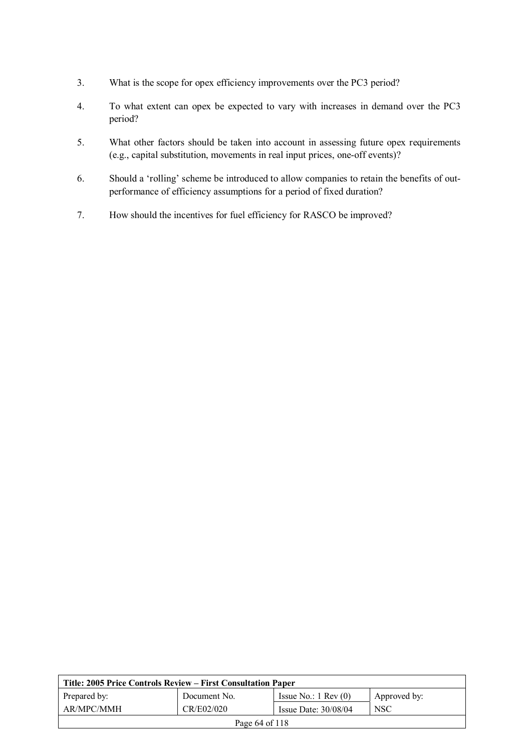3. What is the scope for opex efficiency improvements over the PC3 period?

4. To what extent can opex be expected to vary with increases in demand over the PC3 period?

5. What other factors should be taken into account in assessing future opex requirements (e.g., capital substitution, movements in real input prices, one-off events)?

6. Should a 'rolling' scheme be introduced to allow companies to retain the benefits of out-performance of efficiency assumptions for a period of fixed duration?

7. How should the incentives for fuel efficiency for RASCO be improved?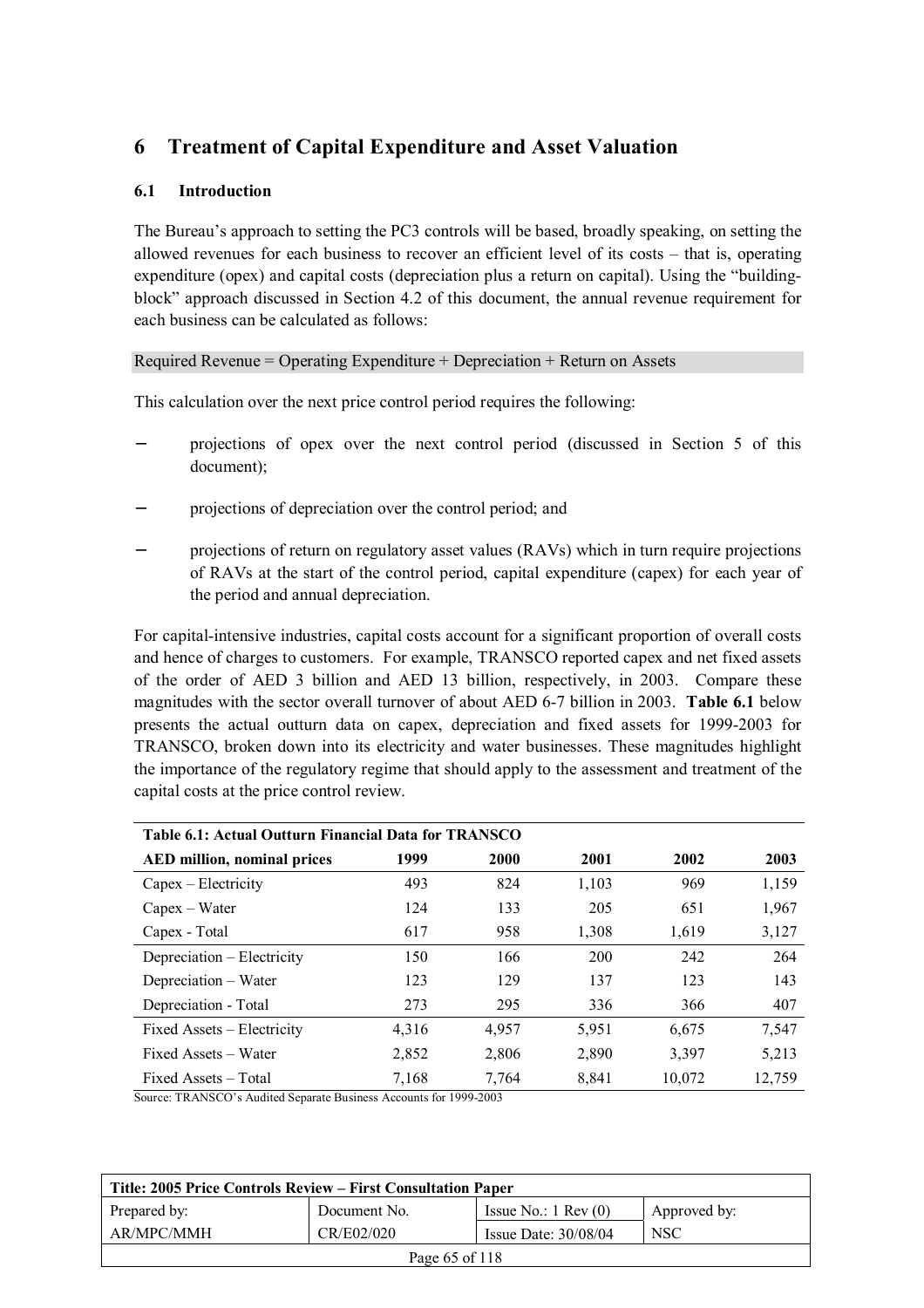# 6 Treatment of Capital Expenditure and Asset Valuation

## 6.1 Introduction

The Bureau's approach to setting the PC3 controls will be based, broadly speaking, on setting the allowed revenues for each business to recover an efficient level of its costs – that is, operating expenditure (opex) and capital costs (depreciation plus a return on capital). Using the "building-block" approach discussed in Section 4.2 of this document, the annual revenue requirement for each business can be calculated as follows:

Required Revenue = Operating Expenditure + Depreciation + Return on Assets

This calculation over the next price control period requires the following:

- projections of opex over the next control period (discussed in Section 5 of this document);
- projections of depreciation over the control period; and
- projections of return on regulatory asset values (RAVs) which in turn require projections of RAVs at the start of the control period, capital expenditure (capex) for each year of the period and annual depreciation.

For capital-intensive industries, capital costs account for a significant proportion of overall costs and hence of charges to customers. For example, TRANSCO reported capex and net fixed assets of the order of AED 3 billion and AED 13 billion, respectively, in 2003. Compare these magnitudes with the sector overall turnover of about AED 6-7 billion in 2003. **Table 6.1** below presents the actual outturn data on capex, depreciation and fixed assets for 1999-2003 for TRANSCO, broken down into its electricity and water businesses. These magnitudes highlight the importance of the regulatory regime that should apply to the assessment and treatment of the capital costs at the price control review.

**Table 6.1: Actual Outturn Financial Data for TRANSCO**

| AED million, nominal prices | 1999 | 2000 | 2001 | 2002 | 2003 |
|---|---|---|---|---|---|
| Capex – Electricity | 493 | 824 | 1,103 | 969 | 1,159 |
| Capex – Water | 124 | 133 | 205 | 651 | 1,967 |
| Capex - Total | 617 | 958 | 1,308 | 1,619 | 3,127 |
| Depreciation – Electricity | 150 | 166 | 200 | 242 | 264 |
| Depreciation – Water | 123 | 129 | 137 | 123 | 143 |
| Depreciation - Total | 273 | 295 | 336 | 366 | 407 |
| Fixed Assets – Electricity | 4,316 | 4,957 | 5,951 | 6,675 | 7,547 |
| Fixed Assets – Water | 2,852 | 2,806 | 2,890 | 3,397 | 5,213 |
| Fixed Assets – Total | 7,168 | 7,764 | 8,841 | 10,072 | 12,759 |

Source: TRANSCO's Audited Separate Business Accounts for 1999-2003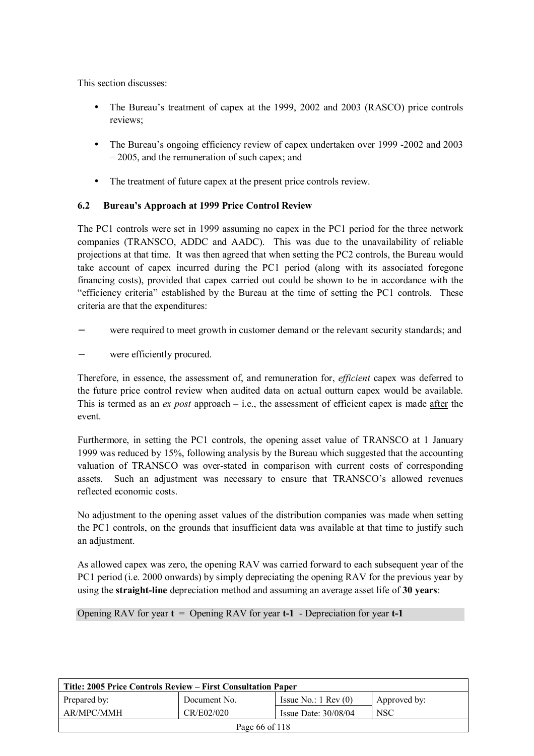This section discusses:

- The Bureau's treatment of capex at the 1999, 2002 and 2003 (RASCO) price controls reviews;
- The Bureau's ongoing efficiency review of capex undertaken over 1999 -2002 and 2003 – 2005, and the remuneration of such capex; and
- The treatment of future capex at the present price controls review.

### 6.2 Bureau's Approach at 1999 Price Control Review

The PC1 controls were set in 1999 assuming no capex in the PC1 period for the three network companies (TRANSCO, ADDC and AADC). This was due to the unavailability of reliable projections at that time. It was then agreed that when setting the PC2 controls, the Bureau would take account of capex incurred during the PC1 period (along with its associated foregone financing costs), provided that capex carried out could be shown to be in accordance with the "efficiency criteria" established by the Bureau at the time of setting the PC1 controls. These criteria are that the expenditures:

– were required to meet growth in customer demand or the relevant security standards; and

– were efficiently procured.

Therefore, in essence, the assessment of, and remuneration for, *efficient* capex was deferred to the future price control review when audited data on actual outturn capex would be available. This is termed as an *ex post* approach – i.e., the assessment of efficient capex is made after the event.

Furthermore, in setting the PC1 controls, the opening asset value of TRANSCO at 1 January 1999 was reduced by 15%, following analysis by the Bureau which suggested that the accounting valuation of TRANSCO was over-stated in comparison with current costs of corresponding assets. Such an adjustment was necessary to ensure that TRANSCO's allowed revenues reflected economic costs.

No adjustment to the opening asset values of the distribution companies was made when setting the PC1 controls, on the grounds that insufficient data was available at that time to justify such an adjustment.

As allowed capex was zero, the opening RAV was carried forward to each subsequent year of the PC1 period (i.e. 2000 onwards) by simply depreciating the opening RAV for the previous year by using the **straight-line** depreciation method and assuming an average asset life of **30 years**:

Opening RAV for year **t** = Opening RAV for year **t-1** - Depreciation for year **t-1**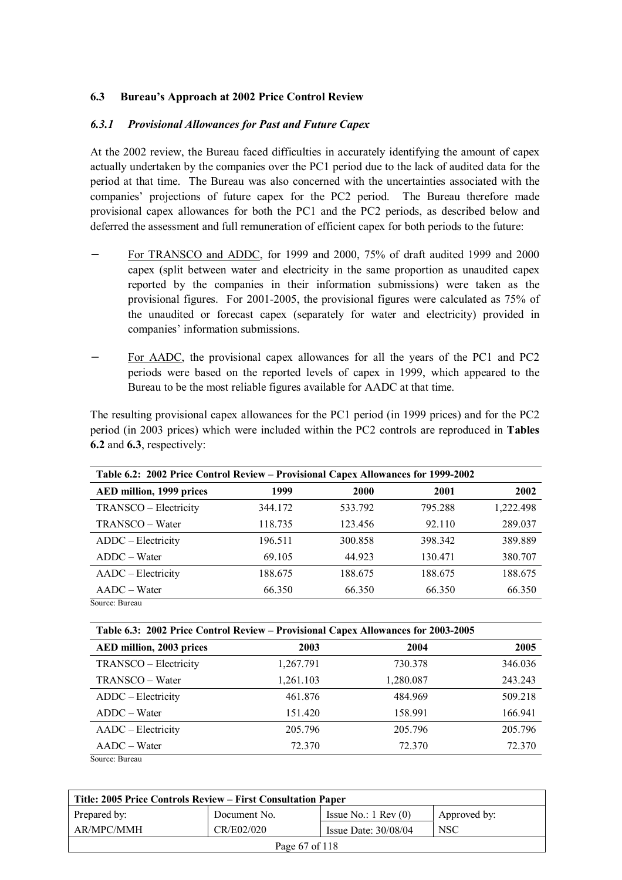## 6.3 Bureau's Approach at 2002 Price Control Review

### *6.3.1 Provisional Allowances for Past and Future Capex*

At the 2002 review, the Bureau faced difficulties in accurately identifying the amount of capex actually undertaken by the companies over the PC1 period due to the lack of audited data for the period at that time. The Bureau was also concerned with the uncertainties associated with the companies' projections of future capex for the PC2 period. The Bureau therefore made provisional capex allowances for both the PC1 and the PC2 periods, as described below and deferred the assessment and full remuneration of efficient capex for both periods to the future:

- For TRANSCO and ADDC, for 1999 and 2000, 75% of draft audited 1999 and 2000 capex (split between water and electricity in the same proportion as unaudited capex reported by the companies in their information submissions) were taken as the provisional figures. For 2001-2005, the provisional figures were calculated as 75% of the unaudited or forecast capex (separately for water and electricity) provided in companies' information submissions.

- For AADC, the provisional capex allowances for all the years of the PC1 and PC2 periods were based on the reported levels of capex in 1999, which appeared to the Bureau to be the most reliable figures available for AADC at that time.

The resulting provisional capex allowances for the PC1 period (in 1999 prices) and for the PC2 period (in 2003 prices) which were included within the PC2 controls are reproduced in **Tables 6.2** and **6.3**, respectively:

**Table 6.2: 2002 Price Control Review – Provisional Capex Allowances for 1999-2002**

| AED million, 1999 prices | 1999 | 2000 | 2001 | 2002 |
|---|---|---|---|---|
| TRANSCO – Electricity | 344.172 | 533.792 | 795.288 | 1,222.498 |
| TRANSCO – Water | 118.735 | 123.456 | 92.110 | 289.037 |
| ADDC – Electricity | 196.511 | 300.858 | 398.342 | 389.889 |
| ADDC – Water | 69.105 | 44.923 | 130.471 | 380.707 |
| AADC – Electricity | 188.675 | 188.675 | 188.675 | 188.675 |
| AADC – Water | 66.350 | 66.350 | 66.350 | 66.350 |

Source: Bureau

**Table 6.3: 2002 Price Control Review – Provisional Capex Allowances for 2003-2005**

| AED million, 2003 prices | 2003 | 2004 | 2005 |
|---|---|---|---|
| TRANSCO – Electricity | 1,267.791 | 730.378 | 346.036 |
| TRANSCO – Water | 1,261.103 | 1,280.087 | 243.243 |
| ADDC – Electricity | 461.876 | 484.969 | 509.218 |
| ADDC – Water | 151.420 | 158.991 | 166.941 |
| AADC – Electricity | 205.796 | 205.796 | 205.796 |
| AADC – Water | 72.370 | 72.370 | 72.370 |

Source: Bureau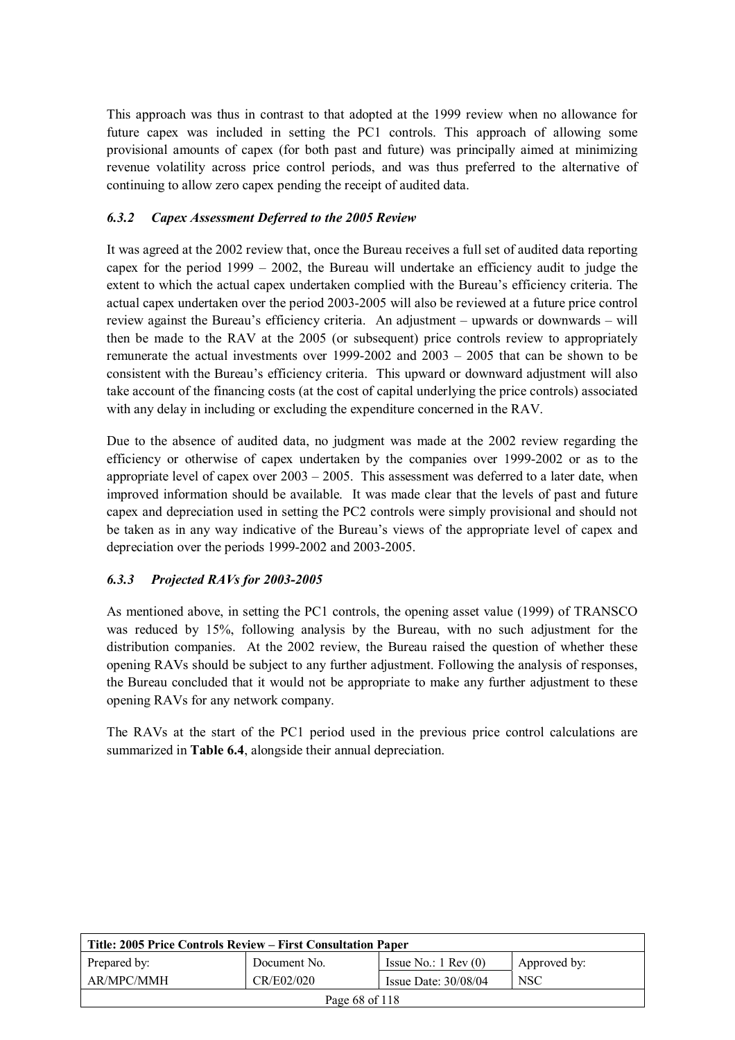This approach was thus in contrast to that adopted at the 1999 review when no allowance for future capex was included in setting the PC1 controls. This approach of allowing some provisional amounts of capex (for both past and future) was principally aimed at minimizing revenue volatility across price control periods, and was thus preferred to the alternative of continuing to allow zero capex pending the receipt of audited data.

### *6.3.2 Capex Assessment Deferred to the 2005 Review*

It was agreed at the 2002 review that, once the Bureau receives a full set of audited data reporting capex for the period 1999 – 2002, the Bureau will undertake an efficiency audit to judge the extent to which the actual capex undertaken complied with the Bureau's efficiency criteria. The actual capex undertaken over the period 2003-2005 will also be reviewed at a future price control review against the Bureau's efficiency criteria. An adjustment – upwards or downwards – will then be made to the RAV at the 2005 (or subsequent) price controls review to appropriately remunerate the actual investments over 1999-2002 and 2003 – 2005 that can be shown to be consistent with the Bureau's efficiency criteria. This upward or downward adjustment will also take account of the financing costs (at the cost of capital underlying the price controls) associated with any delay in including or excluding the expenditure concerned in the RAV.

Due to the absence of audited data, no judgment was made at the 2002 review regarding the efficiency or otherwise of capex undertaken by the companies over 1999-2002 or as to the appropriate level of capex over 2003 – 2005. This assessment was deferred to a later date, when improved information should be available. It was made clear that the levels of past and future capex and depreciation used in setting the PC2 controls were simply provisional and should not be taken as in any way indicative of the Bureau's views of the appropriate level of capex and depreciation over the periods 1999-2002 and 2003-2005.

### *6.3.3 Projected RAVs for 2003-2005*

As mentioned above, in setting the PC1 controls, the opening asset value (1999) of TRANSCO was reduced by 15%, following analysis by the Bureau, with no such adjustment for the distribution companies. At the 2002 review, the Bureau raised the question of whether these opening RAVs should be subject to any further adjustment. Following the analysis of responses, the Bureau concluded that it would not be appropriate to make any further adjustment to these opening RAVs for any network company.

The RAVs at the start of the PC1 period used in the previous price control calculations are summarized in **Table 6.4**, alongside their annual depreciation.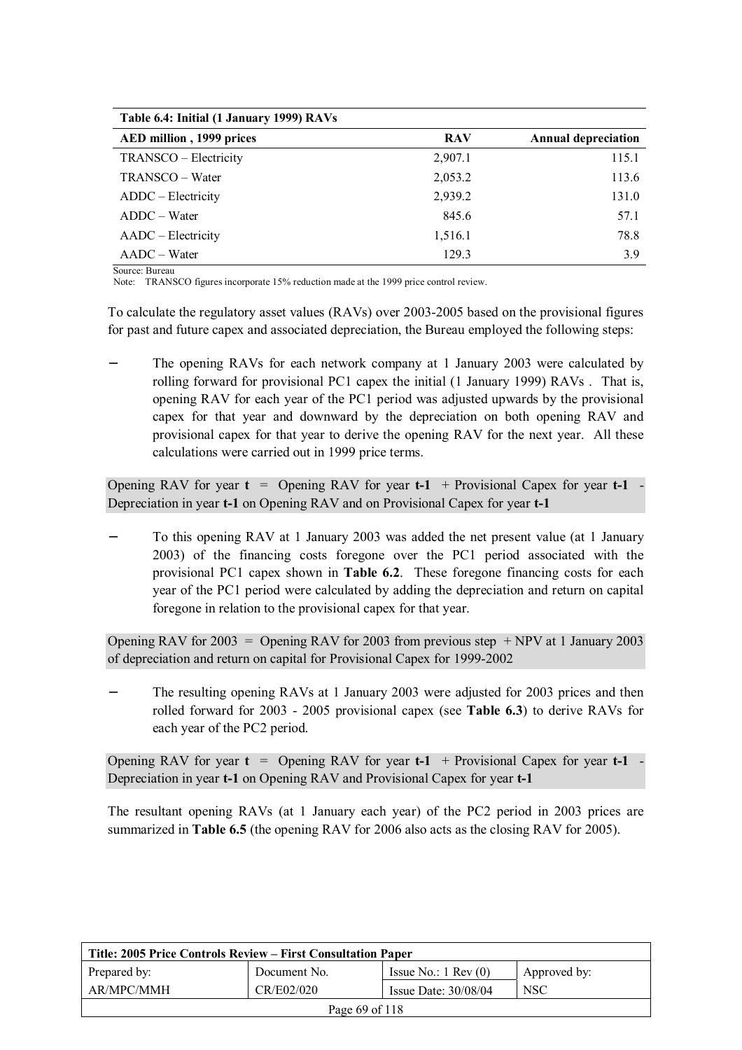**Table 6.4: Initial (1 January 1999) RAVs**

| AED million , 1999 prices | RAV | Annual depreciation |
|---|---|---|
| TRANSCO – Electricity | 2,907.1 | 115.1 |
| TRANSCO – Water | 2,053.2 | 113.6 |
| ADDC – Electricity | 2,939.2 | 131.0 |
| ADDC – Water | 845.6 | 57.1 |
| AADC – Electricity | 1,516.1 | 78.8 |
| AADC – Water | 129.3 | 3.9 |

Source: Bureau
Note: TRANSCO figures incorporate 15% reduction made at the 1999 price control review.

To calculate the regulatory asset values (RAVs) over 2003-2005 based on the provisional figures for past and future capex and associated depreciation, the Bureau employed the following steps:

– The opening RAVs for each network company at 1 January 2003 were calculated by rolling forward for provisional PC1 capex the initial (1 January 1999) RAVs . That is, opening RAV for each year of the PC1 period was adjusted upwards by the provisional capex for that year and downward by the depreciation on both opening RAV and provisional capex for that year to derive the opening RAV for the next year. All these calculations were carried out in 1999 price terms.

Opening RAV for year **t** = Opening RAV for year **t-1** + Provisional Capex for year **t-1** - Depreciation in year **t-1** on Opening RAV and on Provisional Capex for year **t-1**

– To this opening RAV at 1 January 2003 was added the net present value (at 1 January 2003) of the financing costs foregone over the PC1 period associated with the provisional PC1 capex shown in **Table 6.2**. These foregone financing costs for each year of the PC1 period were calculated by adding the depreciation and return on capital foregone in relation to the provisional capex for that year.

Opening RAV for 2003 = Opening RAV for 2003 from previous step + NPV at 1 January 2003 of depreciation and return on capital for Provisional Capex for 1999-2002

– The resulting opening RAVs at 1 January 2003 were adjusted for 2003 prices and then rolled forward for 2003 - 2005 provisional capex (see **Table 6.3**) to derive RAVs for each year of the PC2 period.

Opening RAV for year **t** = Opening RAV for year **t-1** + Provisional Capex for year **t-1** - Depreciation in year **t-1** on Opening RAV and Provisional Capex for year **t-1**

The resultant opening RAVs (at 1 January each year) of the PC2 period in 2003 prices are summarized in **Table 6.5** (the opening RAV for 2006 also acts as the closing RAV for 2005).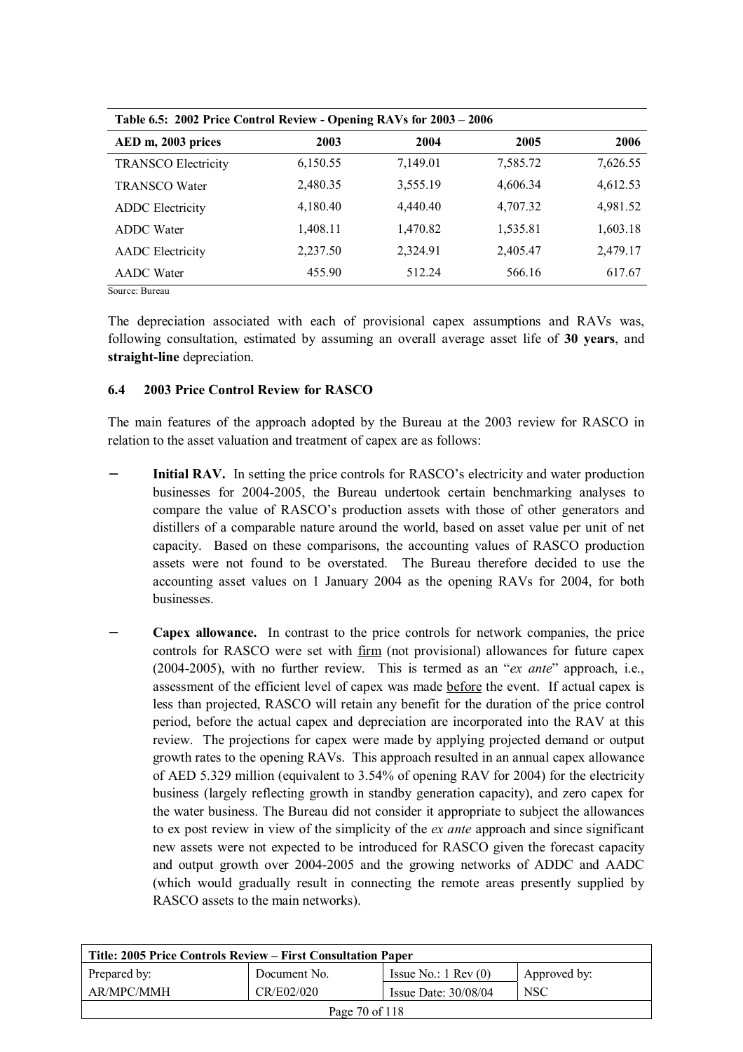**Table 6.5: 2002 Price Control Review - Opening RAVs for 2003 – 2006**

| AED m, 2003 prices | 2003 | 2004 | 2005 | 2006 |
|---|---|---|---|---|
| TRANSCO Electricity | 6,150.55 | 7,149.01 | 7,585.72 | 7,626.55 |
| TRANSCO Water | 2,480.35 | 3,555.19 | 4,606.34 | 4,612.53 |
| ADDC Electricity | 4,180.40 | 4,440.40 | 4,707.32 | 4,981.52 |
| ADDC Water | 1,408.11 | 1,470.82 | 1,535.81 | 1,603.18 |
| AADC Electricity | 2,237.50 | 2,324.91 | 2,405.47 | 2,479.17 |
| AADC Water | 455.90 | 512.24 | 566.16 | 617.67 |

Source: Bureau

The depreciation associated with each of provisional capex assumptions and RAVs was, following consultation, estimated by assuming an overall average asset life of **30 years**, and **straight-line** depreciation.

### 6.4 2003 Price Control Review for RASCO

The main features of the approach adopted by the Bureau at the 2003 review for RASCO in relation to the asset valuation and treatment of capex are as follows:

- **Initial RAV.** In setting the price controls for RASCO's electricity and water production businesses for 2004-2005, the Bureau undertook certain benchmarking analyses to compare the value of RASCO's production assets with those of other generators and distillers of a comparable nature around the world, based on asset value per unit of net capacity. Based on these comparisons, the accounting values of RASCO production assets were not found to be overstated. The Bureau therefore decided to use the accounting asset values on 1 January 2004 as the opening RAVs for 2004, for both businesses.

- **Capex allowance.** In contrast to the price controls for network companies, the price controls for RASCO were set with firm (not provisional) allowances for future capex (2004-2005), with no further review. This is termed as an "*ex ante*" approach, i.e., assessment of the efficient level of capex was made before the event. If actual capex is less than projected, RASCO will retain any benefit for the duration of the price control period, before the actual capex and depreciation are incorporated into the RAV at this review. The projections for capex were made by applying projected demand or output growth rates to the opening RAVs. This approach resulted in an annual capex allowance of AED 5.329 million (equivalent to 3.54% of opening RAV for 2004) for the electricity business (largely reflecting growth in standby generation capacity), and zero capex for the water business. The Bureau did not consider it appropriate to subject the allowances to ex post review in view of the simplicity of the *ex ante* approach and since significant new assets were not expected to be introduced for RASCO given the forecast capacity and output growth over 2004-2005 and the growing networks of ADDC and AADC (which would gradually result in connecting the remote areas presently supplied by RASCO assets to the main networks).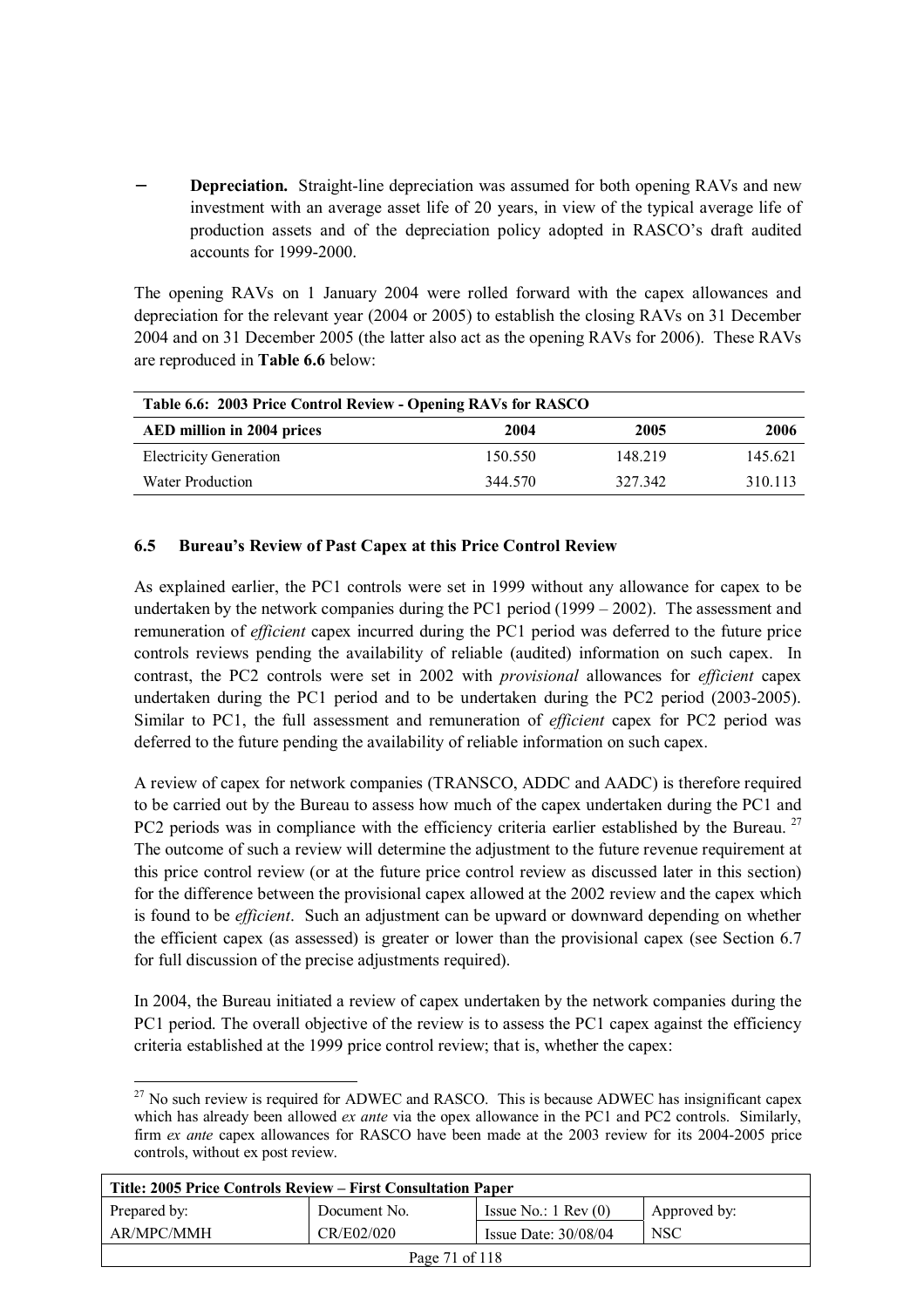- **Depreciation.** Straight-line depreciation was assumed for both opening RAVs and new investment with an average asset life of 20 years, in view of the typical average life of production assets and of the depreciation policy adopted in RASCO's draft audited accounts for 1999-2000.

The opening RAVs on 1 January 2004 were rolled forward with the capex allowances and depreciation for the relevant year (2004 or 2005) to establish the closing RAVs on 31 December 2004 and on 31 December 2005 (the latter also act as the opening RAVs for 2006). These RAVs are reproduced in **Table 6.6** below:

**Table 6.6: 2003 Price Control Review - Opening RAVs for RASCO**

| AED million in 2004 prices | 2004 | 2005 | 2006 |
|---|---|---|---|
| Electricity Generation | 150.550 | 148.219 | 145.621 |
| Water Production | 344.570 | 327.342 | 310.113 |

### 6.5 Bureau's Review of Past Capex at this Price Control Review

As explained earlier, the PC1 controls were set in 1999 without any allowance for capex to be undertaken by the network companies during the PC1 period (1999 – 2002). The assessment and remuneration of *efficient* capex incurred during the PC1 period was deferred to the future price controls reviews pending the availability of reliable (audited) information on such capex. In contrast, the PC2 controls were set in 2002 with *provisional* allowances for *efficient* capex undertaken during the PC1 period and to be undertaken during the PC2 period (2003-2005). Similar to PC1, the full assessment and remuneration of *efficient* capex for PC2 period was deferred to the future pending the availability of reliable information on such capex.

A review of capex for network companies (TRANSCO, ADDC and AADC) is therefore required to be carried out by the Bureau to assess how much of the capex undertaken during the PC1 and PC2 periods was in compliance with the efficiency criteria earlier established by the Bureau. [27] The outcome of such a review will determine the adjustment to the future revenue requirement at this price control review (or at the future price control review as discussed later in this section) for the difference between the provisional capex allowed at the 2002 review and the capex which is found to be *efficient*. Such an adjustment can be upward or downward depending on whether the efficient capex (as assessed) is greater or lower than the provisional capex (see Section 6.7 for full discussion of the precise adjustments required).

In 2004, the Bureau initiated a review of capex undertaken by the network companies during the PC1 period. The overall objective of the review is to assess the PC1 capex against the efficiency criteria established at the 1999 price control review; that is, whether the capex:

[27] No such review is required for ADWEC and RASCO. This is because ADWEC has insignificant capex which has already been allowed *ex ante* via the opex allowance in the PC1 and PC2 controls. Similarly, firm *ex ante* capex allowances for RASCO have been made at the 2003 review for its 2004-2005 price controls, without ex post review.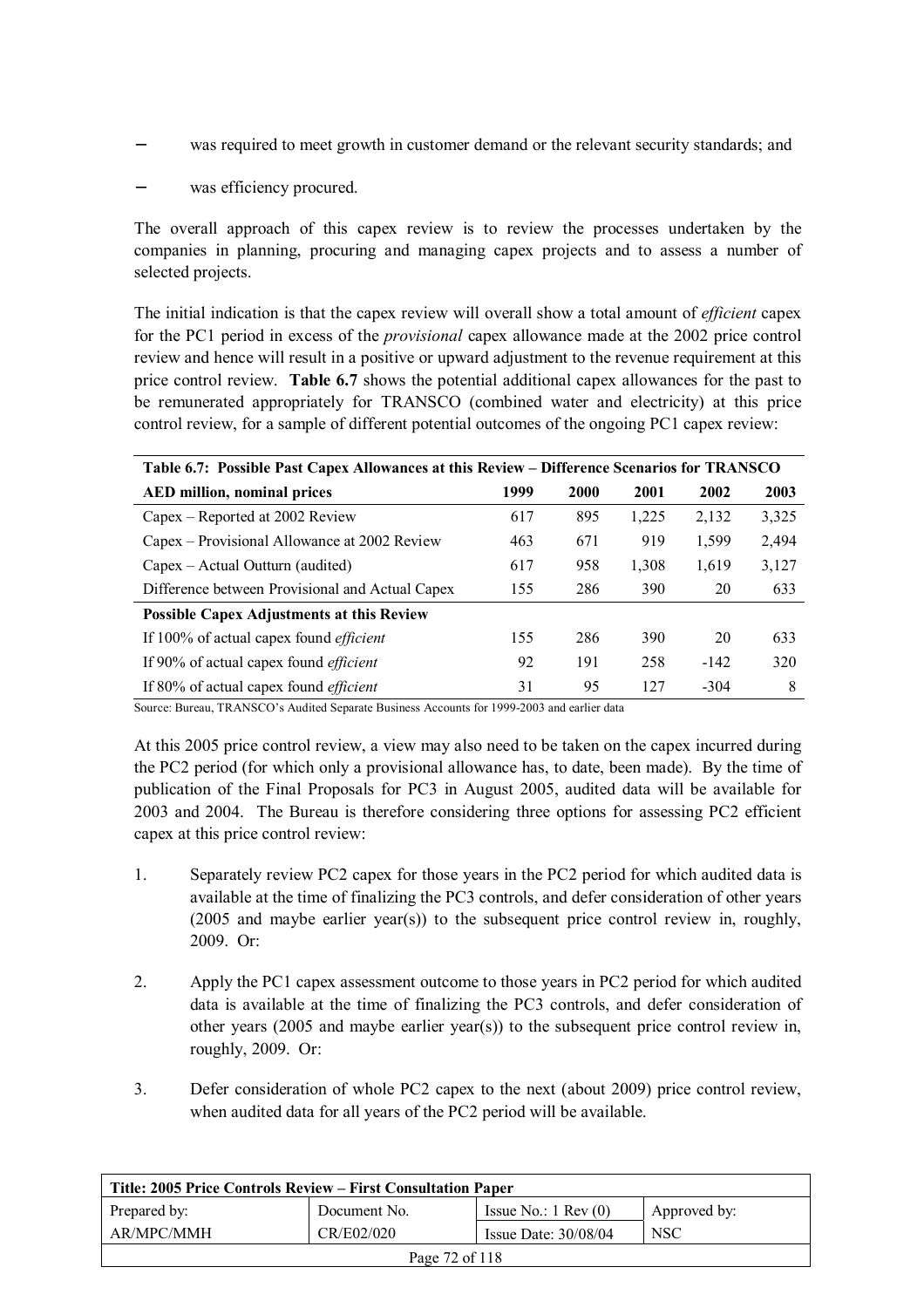- was required to meet growth in customer demand or the relevant security standards; and
- was efficiency procured.

The overall approach of this capex review is to review the processes undertaken by the companies in planning, procuring and managing capex projects and to assess a number of selected projects.

The initial indication is that the capex review will overall show a total amount of *efficient* capex for the PC1 period in excess of the *provisional* capex allowance made at the 2002 price control review and hence will result in a positive or upward adjustment to the revenue requirement at this price control review. **Table 6.7** shows the potential additional capex allowances for the past to be remunerated appropriately for TRANSCO (combined water and electricity) at this price control review, for a sample of different potential outcomes of the ongoing PC1 capex review:

**Table 6.7: Possible Past Capex Allowances at this Review – Difference Scenarios for TRANSCO**

| AED million, nominal prices | 1999 | 2000 | 2001 | 2002 | 2003 |
|---|---|---|---|---|---|
| Capex – Reported at 2002 Review | 617 | 895 | 1,225 | 2,132 | 3,325 |
| Capex – Provisional Allowance at 2002 Review | 463 | 671 | 919 | 1,599 | 2,494 |
| Capex – Actual Outturn (audited) | 617 | 958 | 1,308 | 1,619 | 3,127 |
| Difference between Provisional and Actual Capex | 155 | 286 | 390 | 20 | 633 |
| **Possible Capex Adjustments at this Review** | | | | | |
| If 100% of actual capex found *efficient* | 155 | 286 | 390 | 20 | 633 |
| If 90% of actual capex found *efficient* | 92 | 191 | 258 | -142 | 320 |
| If 80% of actual capex found *efficient* | 31 | 95 | 127 | -304 | 8 |

Source: Bureau, TRANSCO's Audited Separate Business Accounts for 1999-2003 and earlier data

At this 2005 price control review, a view may also need to be taken on the capex incurred during the PC2 period (for which only a provisional allowance has, to date, been made). By the time of publication of the Final Proposals for PC3 in August 2005, audited data will be available for 2003 and 2004. The Bureau is therefore considering three options for assessing PC2 efficient capex at this price control review:

1. Separately review PC2 capex for those years in the PC2 period for which audited data is available at the time of finalizing the PC3 controls, and defer consideration of other years (2005 and maybe earlier year(s)) to the subsequent price control review in, roughly, 2009. Or:
2. Apply the PC1 capex assessment outcome to those years in PC2 period for which audited data is available at the time of finalizing the PC3 controls, and defer consideration of other years (2005 and maybe earlier year(s)) to the subsequent price control review in, roughly, 2009. Or:
3. Defer consideration of whole PC2 capex to the next (about 2009) price control review, when audited data for all years of the PC2 period will be available.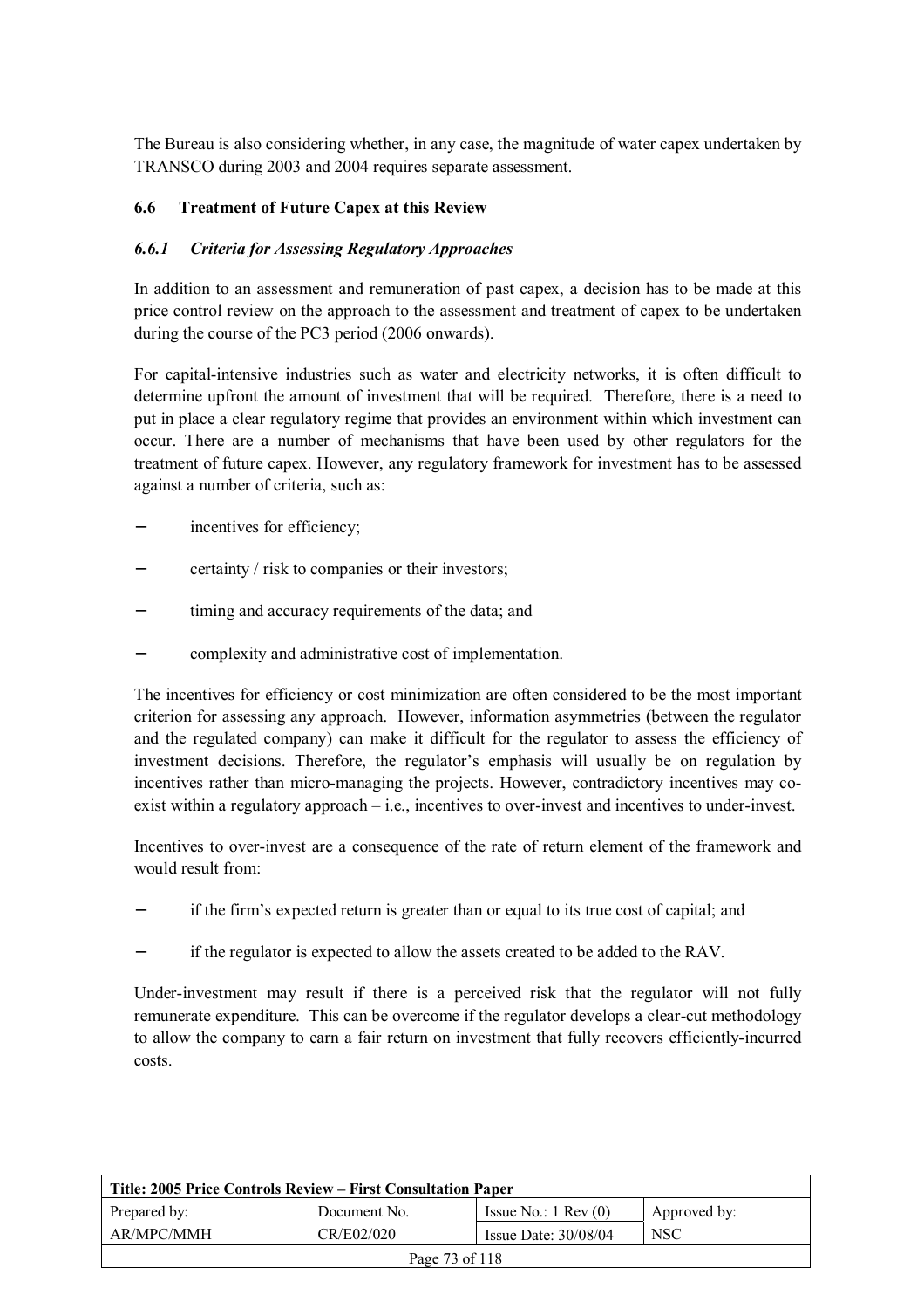The Bureau is also considering whether, in any case, the magnitude of water capex undertaken by TRANSCO during 2003 and 2004 requires separate assessment.

### 6.6 Treatment of Future Capex at this Review

#### *6.6.1 Criteria for Assessing Regulatory Approaches*

In addition to an assessment and remuneration of past capex, a decision has to be made at this price control review on the approach to the assessment and treatment of capex to be undertaken during the course of the PC3 period (2006 onwards).

For capital-intensive industries such as water and electricity networks, it is often difficult to determine upfront the amount of investment that will be required. Therefore, there is a need to put in place a clear regulatory regime that provides an environment within which investment can occur. There are a number of mechanisms that have been used by other regulators for the treatment of future capex. However, any regulatory framework for investment has to be assessed against a number of criteria, such as:

- incentives for efficiency;
- certainty / risk to companies or their investors;
- timing and accuracy requirements of the data; and
- complexity and administrative cost of implementation.

The incentives for efficiency or cost minimization are often considered to be the most important criterion for assessing any approach. However, information asymmetries (between the regulator and the regulated company) can make it difficult for the regulator to assess the efficiency of investment decisions. Therefore, the regulator's emphasis will usually be on regulation by incentives rather than micro-managing the projects. However, contradictory incentives may co-exist within a regulatory approach – i.e., incentives to over-invest and incentives to under-invest.

Incentives to over-invest are a consequence of the rate of return element of the framework and would result from:

- if the firm's expected return is greater than or equal to its true cost of capital; and
- if the regulator is expected to allow the assets created to be added to the RAV.

Under-investment may result if there is a perceived risk that the regulator will not fully remunerate expenditure. This can be overcome if the regulator develops a clear-cut methodology to allow the company to earn a fair return on investment that fully recovers efficiently-incurred costs.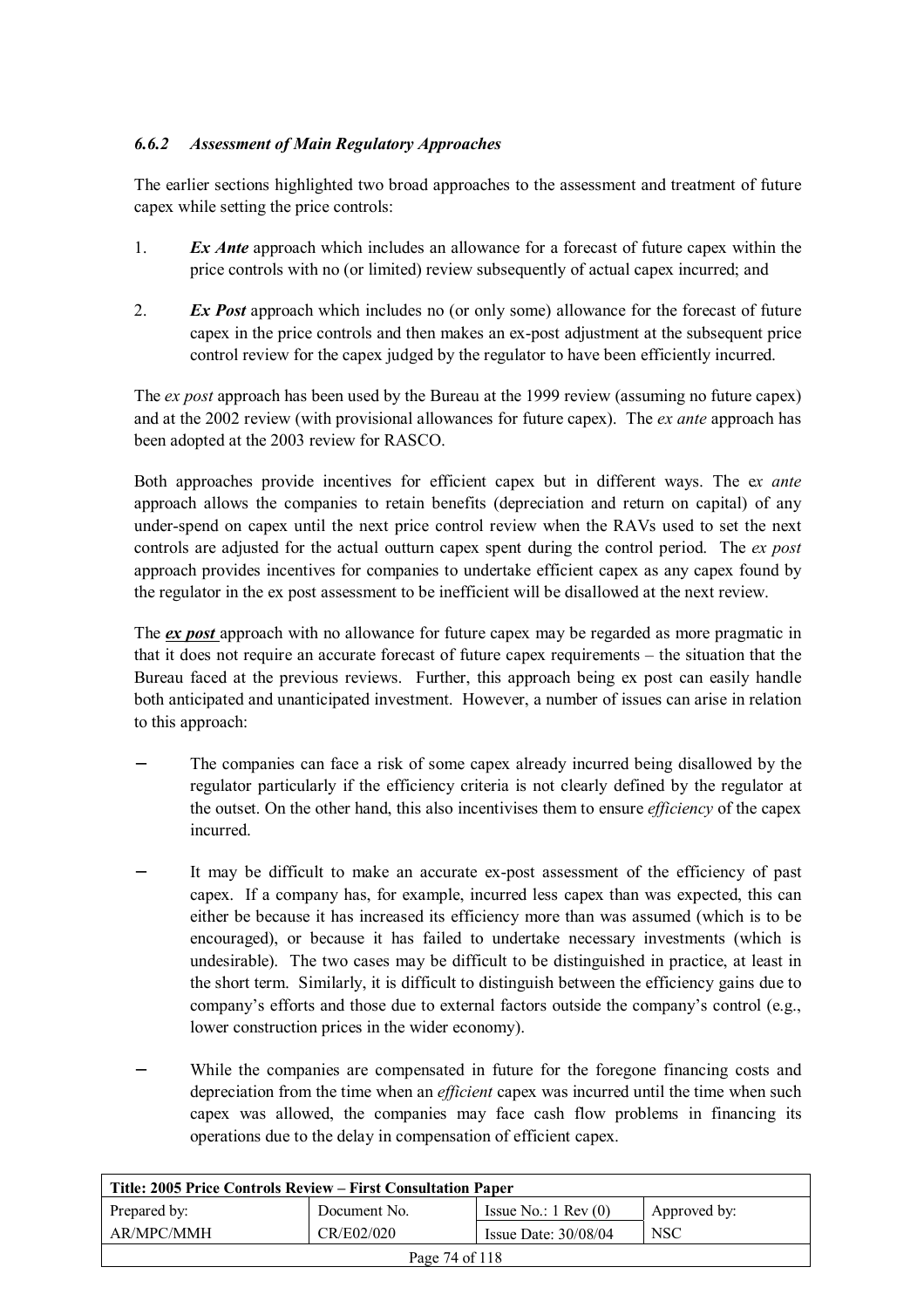### *6.6.2 Assessment of Main Regulatory Approaches*

The earlier sections highlighted two broad approaches to the assessment and treatment of future capex while setting the price controls:

1. ***Ex Ante*** approach which includes an allowance for a forecast of future capex within the price controls with no (or limited) review subsequently of actual capex incurred; and

2. ***Ex Post*** approach which includes no (or only some) allowance for the forecast of future capex in the price controls and then makes an ex-post adjustment at the subsequent price control review for the capex judged by the regulator to have been efficiently incurred.

The *ex post* approach has been used by the Bureau at the 1999 review (assuming no future capex) and at the 2002 review (with provisional allowances for future capex). The *ex ante* approach has been adopted at the 2003 review for RASCO.

Both approaches provide incentives for efficient capex but in different ways. The e*x ante* approach allows the companies to retain benefits (depreciation and return on capital) of any under-spend on capex until the next price control review when the RAVs used to set the next controls are adjusted for the actual outturn capex spent during the control period. The *ex post* approach provides incentives for companies to undertake efficient capex as any capex found by the regulator in the ex post assessment to be inefficient will be disallowed at the next review.

The ***ex post*** approach with no allowance for future capex may be regarded as more pragmatic in that it does not require an accurate forecast of future capex requirements – the situation that the Bureau faced at the previous reviews. Further, this approach being ex post can easily handle both anticipated and unanticipated investment. However, a number of issues can arise in relation to this approach:

- The companies can face a risk of some capex already incurred being disallowed by the regulator particularly if the efficiency criteria is not clearly defined by the regulator at the outset. On the other hand, this also incentivises them to ensure *efficiency* of the capex incurred.

- It may be difficult to make an accurate ex-post assessment of the efficiency of past capex. If a company has, for example, incurred less capex than was expected, this can either be because it has increased its efficiency more than was assumed (which is to be encouraged), or because it has failed to undertake necessary investments (which is undesirable). The two cases may be difficult to be distinguished in practice, at least in the short term. Similarly, it is difficult to distinguish between the efficiency gains due to company's efforts and those due to external factors outside the company's control (e.g., lower construction prices in the wider economy).

- While the companies are compensated in future for the foregone financing costs and depreciation from the time when an *efficient* capex was incurred until the time when such capex was allowed, the companies may face cash flow problems in financing its operations due to the delay in compensation of efficient capex.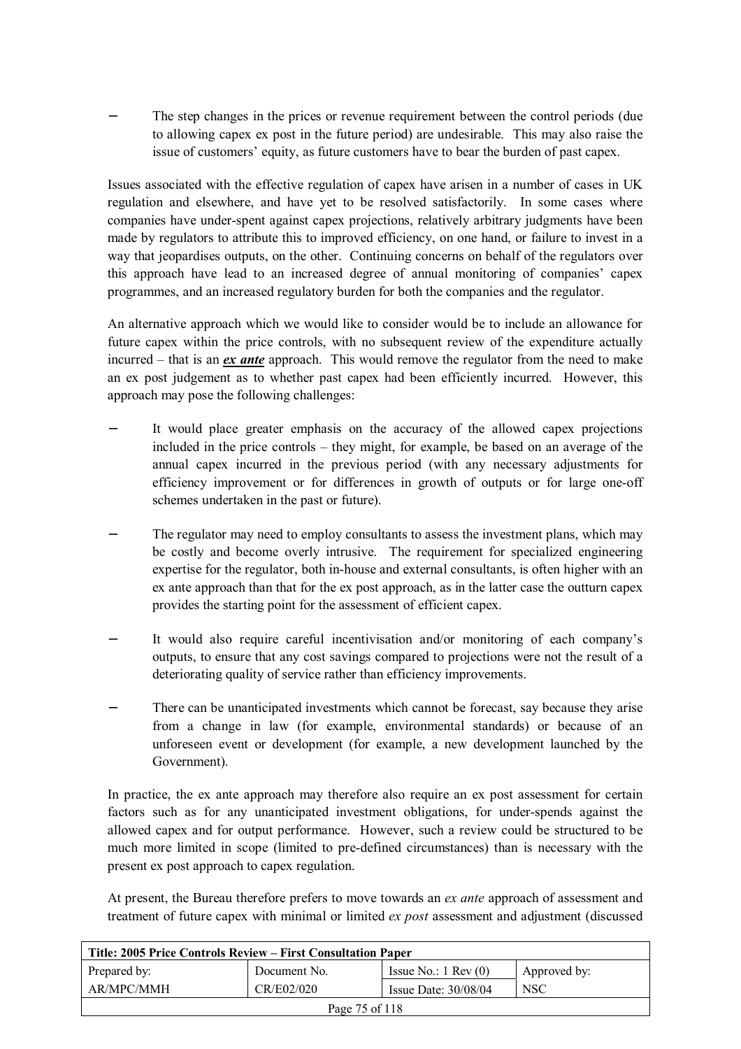- The step changes in the prices or revenue requirement between the control periods (due to allowing capex ex post in the future period) are undesirable. This may also raise the issue of customers' equity, as future customers have to bear the burden of past capex.

Issues associated with the effective regulation of capex have arisen in a number of cases in UK regulation and elsewhere, and have yet to be resolved satisfactorily. In some cases where companies have under-spent against capex projections, relatively arbitrary judgments have been made by regulators to attribute this to improved efficiency, on one hand, or failure to invest in a way that jeopardises outputs, on the other. Continuing concerns on behalf of the regulators over this approach have lead to an increased degree of annual monitoring of companies' capex programmes, and an increased regulatory burden for both the companies and the regulator.

An alternative approach which we would like to consider would be to include an allowance for future capex within the price controls, with no subsequent review of the expenditure actually incurred – that is an ***ex ante*** approach. This would remove the regulator from the need to make an ex post judgement as to whether past capex had been efficiently incurred. However, this approach may pose the following challenges:

- It would place greater emphasis on the accuracy of the allowed capex projections included in the price controls – they might, for example, be based on an average of the annual capex incurred in the previous period (with any necessary adjustments for efficiency improvement or for differences in growth of outputs or for large one-off schemes undertaken in the past or future).

- The regulator may need to employ consultants to assess the investment plans, which may be costly and become overly intrusive. The requirement for specialized engineering expertise for the regulator, both in-house and external consultants, is often higher with an ex ante approach than that for the ex post approach, as in the latter case the outturn capex provides the starting point for the assessment of efficient capex.

- It would also require careful incentivisation and/or monitoring of each company's outputs, to ensure that any cost savings compared to projections were not the result of a deteriorating quality of service rather than efficiency improvements.

- There can be unanticipated investments which cannot be forecast, say because they arise from a change in law (for example, environmental standards) or because of an unforeseen event or development (for example, a new development launched by the Government).

In practice, the ex ante approach may therefore also require an ex post assessment for certain factors such as for any unanticipated investment obligations, for under-spends against the allowed capex and for output performance. However, such a review could be structured to be much more limited in scope (limited to pre-defined circumstances) than is necessary with the present ex post approach to capex regulation.

At present, the Bureau therefore prefers to move towards an *ex ante* approach of assessment and treatment of future capex with minimal or limited *ex post* assessment and adjustment (discussed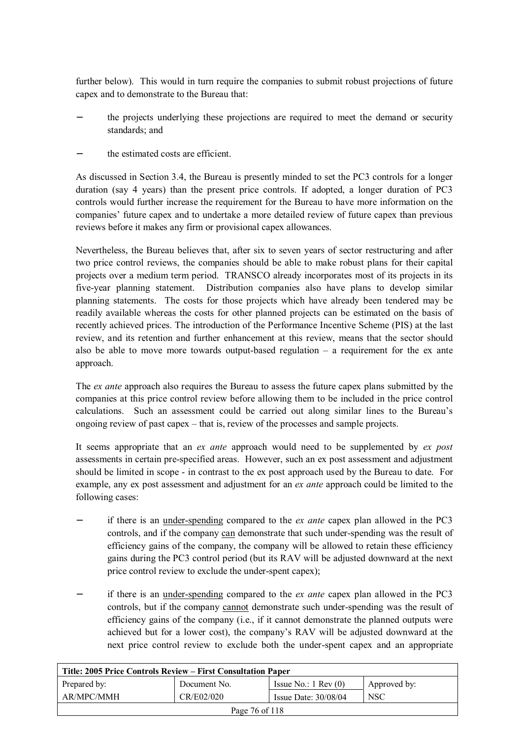further below). This would in turn require the companies to submit robust projections of future capex and to demonstrate to the Bureau that:

- the projects underlying these projections are required to meet the demand or security standards; and
- the estimated costs are efficient.

As discussed in Section 3.4, the Bureau is presently minded to set the PC3 controls for a longer duration (say 4 years) than the present price controls. If adopted, a longer duration of PC3 controls would further increase the requirement for the Bureau to have more information on the companies' future capex and to undertake a more detailed review of future capex than previous reviews before it makes any firm or provisional capex allowances.

Nevertheless, the Bureau believes that, after six to seven years of sector restructuring and after two price control reviews, the companies should be able to make robust plans for their capital projects over a medium term period. TRANSCO already incorporates most of its projects in its five-year planning statement. Distribution companies also have plans to develop similar planning statements. The costs for those projects which have already been tendered may be readily available whereas the costs for other planned projects can be estimated on the basis of recently achieved prices. The introduction of the Performance Incentive Scheme (PIS) at the last review, and its retention and further enhancement at this review, means that the sector should also be able to move more towards output-based regulation – a requirement for the ex ante approach.

The *ex ante* approach also requires the Bureau to assess the future capex plans submitted by the companies at this price control review before allowing them to be included in the price control calculations. Such an assessment could be carried out along similar lines to the Bureau's ongoing review of past capex – that is, review of the processes and sample projects.

It seems appropriate that an *ex ante* approach would need to be supplemented by *ex post* assessments in certain pre-specified areas. However, such an ex post assessment and adjustment should be limited in scope - in contrast to the ex post approach used by the Bureau to date. For example, any ex post assessment and adjustment for an *ex ante* approach could be limited to the following cases:

- if there is an <u>under-spending</u> compared to the *ex ante* capex plan allowed in the PC3 controls, and if the company <u>can</u> demonstrate that such under-spending was the result of efficiency gains of the company, the company will be allowed to retain these efficiency gains during the PC3 control period (but its RAV will be adjusted downward at the next price control review to exclude the under-spent capex);
- if there is an <u>under-spending</u> compared to the *ex ante* capex plan allowed in the PC3 controls, but if the company <u>cannot</u> demonstrate such under-spending was the result of efficiency gains of the company (i.e., if it cannot demonstrate the planned outputs were achieved but for a lower cost), the company's RAV will be adjusted downward at the next price control review to exclude both the under-spent capex and an appropriate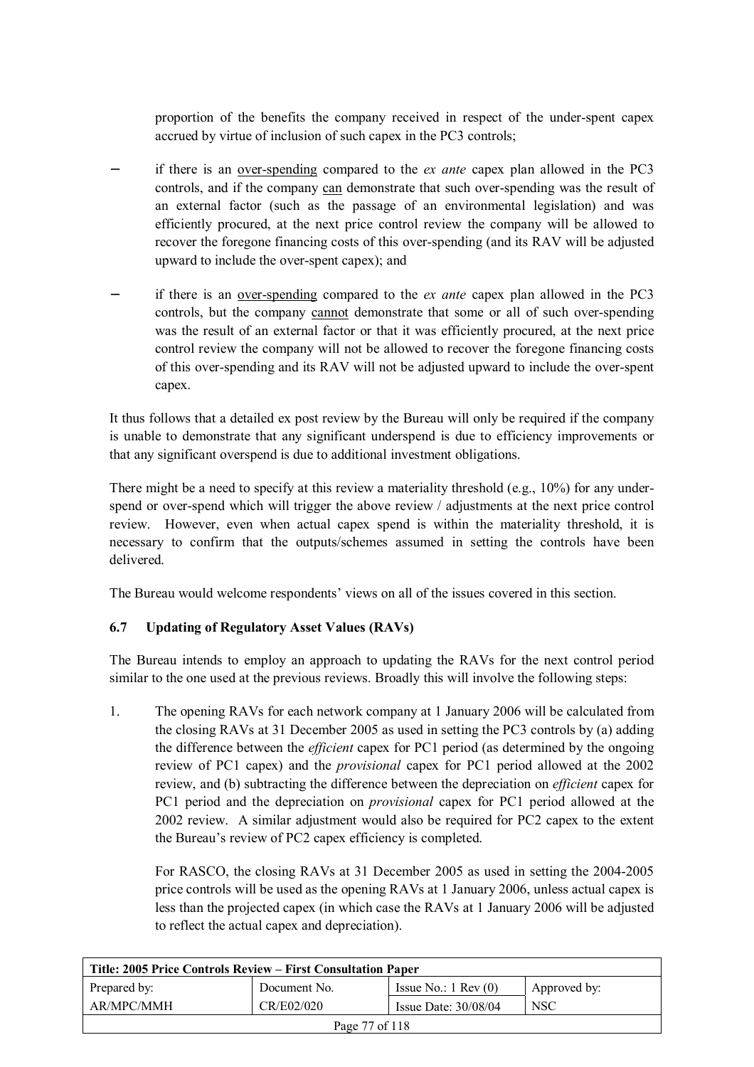proportion of the benefits the company received in respect of the under-spent capex accrued by virtue of inclusion of such capex in the PC3 controls;

- if there is an over-spending compared to the *ex ante* capex plan allowed in the PC3 controls, and if the company can demonstrate that such over-spending was the result of an external factor (such as the passage of an environmental legislation) and was efficiently procured, at the next price control review the company will be allowed to recover the foregone financing costs of this over-spending (and its RAV will be adjusted upward to include the over-spent capex); and

- if there is an over-spending compared to the *ex ante* capex plan allowed in the PC3 controls, but the company cannot demonstrate that some or all of such over-spending was the result of an external factor or that it was efficiently procured, at the next price control review the company will not be allowed to recover the foregone financing costs of this over-spending and its RAV will not be adjusted upward to include the over-spent capex.

It thus follows that a detailed ex post review by the Bureau will only be required if the company is unable to demonstrate that any significant underspend is due to efficiency improvements or that any significant overspend is due to additional investment obligations.

There might be a need to specify at this review a materiality threshold (e.g., 10%) for any under-spend or over-spend which will trigger the above review / adjustments at the next price control review. However, even when actual capex spend is within the materiality threshold, it is necessary to confirm that the outputs/schemes assumed in setting the controls have been delivered.

The Bureau would welcome respondents' views on all of the issues covered in this section.

### 6.7 Updating of Regulatory Asset Values (RAVs)

The Bureau intends to employ an approach to updating the RAVs for the next control period similar to the one used at the previous reviews. Broadly this will involve the following steps:

1. The opening RAVs for each network company at 1 January 2006 will be calculated from the closing RAVs at 31 December 2005 as used in setting the PC3 controls by (a) adding the difference between the *efficient* capex for PC1 period (as determined by the ongoing review of PC1 capex) and the *provisional* capex for PC1 period allowed at the 2002 review, and (b) subtracting the difference between the depreciation on *efficient* capex for PC1 period and the depreciation on *provisional* capex for PC1 period allowed at the 2002 review. A similar adjustment would also be required for PC2 capex to the extent the Bureau's review of PC2 capex efficiency is completed.

   For RASCO, the closing RAVs at 31 December 2005 as used in setting the 2004-2005 price controls will be used as the opening RAVs at 1 January 2006, unless actual capex is less than the projected capex (in which case the RAVs at 1 January 2006 will be adjusted to reflect the actual capex and depreciation).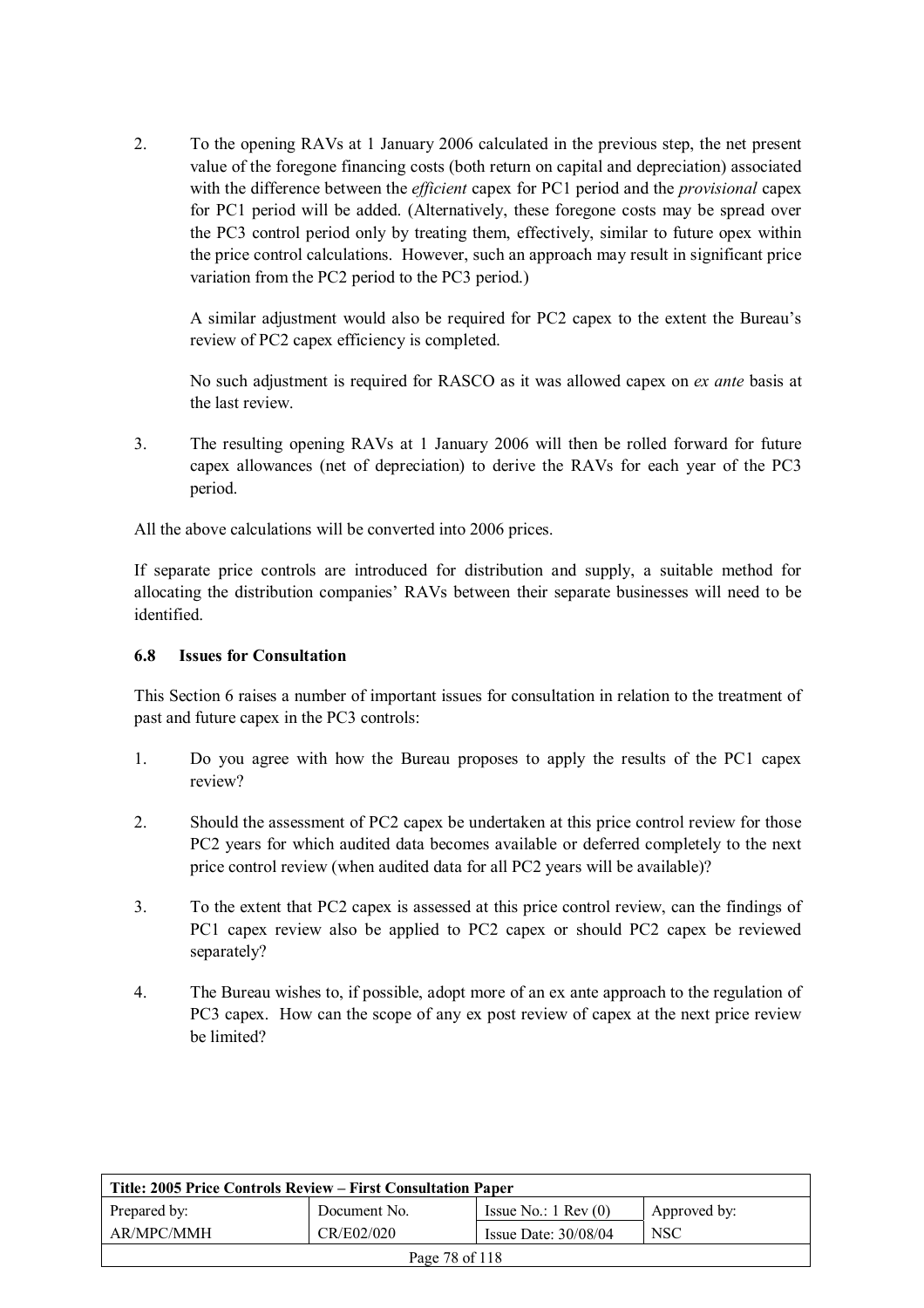2. To the opening RAVs at 1 January 2006 calculated in the previous step, the net present value of the foregone financing costs (both return on capital and depreciation) associated with the difference between the *efficient* capex for PC1 period and the *provisional* capex for PC1 period will be added. (Alternatively, these foregone costs may be spread over the PC3 control period only by treating them, effectively, similar to future opex within the price control calculations. However, such an approach may result in significant price variation from the PC2 period to the PC3 period.)

   A similar adjustment would also be required for PC2 capex to the extent the Bureau's review of PC2 capex efficiency is completed.

   No such adjustment is required for RASCO as it was allowed capex on *ex ante* basis at the last review.

3. The resulting opening RAVs at 1 January 2006 will then be rolled forward for future capex allowances (net of depreciation) to derive the RAVs for each year of the PC3 period.

All the above calculations will be converted into 2006 prices.

If separate price controls are introduced for distribution and supply, a suitable method for allocating the distribution companies' RAVs between their separate businesses will need to be identified.

### 6.8 Issues for Consultation

This Section 6 raises a number of important issues for consultation in relation to the treatment of past and future capex in the PC3 controls:

1. Do you agree with how the Bureau proposes to apply the results of the PC1 capex review?

2. Should the assessment of PC2 capex be undertaken at this price control review for those PC2 years for which audited data becomes available or deferred completely to the next price control review (when audited data for all PC2 years will be available)?

3. To the extent that PC2 capex is assessed at this price control review, can the findings of PC1 capex review also be applied to PC2 capex or should PC2 capex be reviewed separately?

4. The Bureau wishes to, if possible, adopt more of an ex ante approach to the regulation of PC3 capex. How can the scope of any ex post review of capex at the next price review be limited?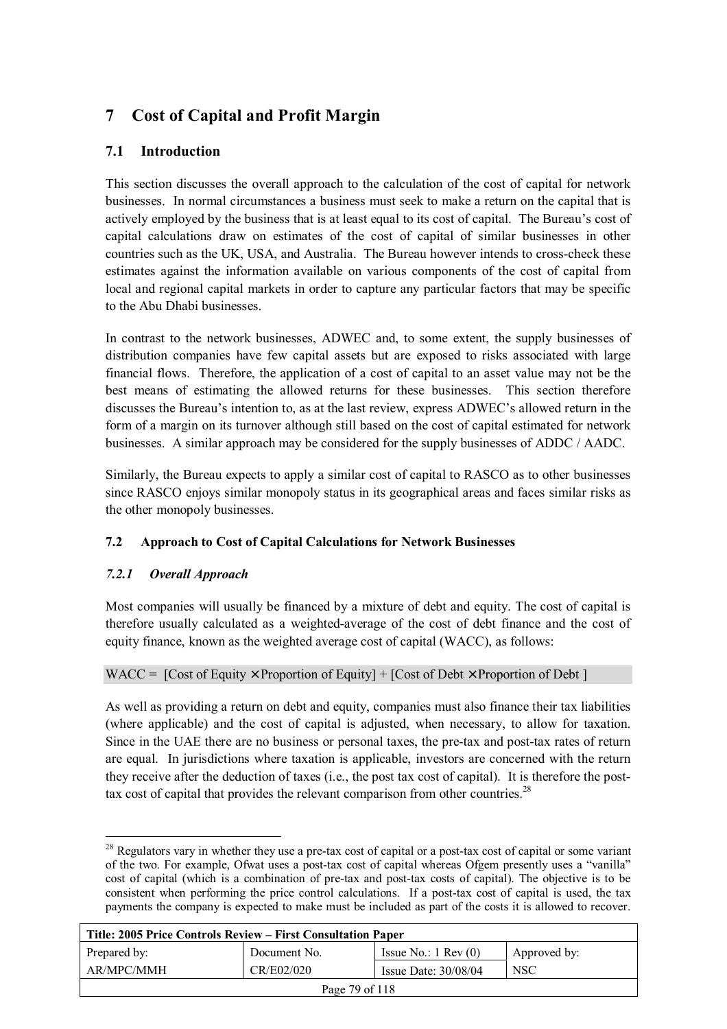# 7 Cost of Capital and Profit Margin

## 7.1 Introduction

This section discusses the overall approach to the calculation of the cost of capital for network businesses. In normal circumstances a business must seek to make a return on the capital that is actively employed by the business that is at least equal to its cost of capital. The Bureau's cost of capital calculations draw on estimates of the cost of capital of similar businesses in other countries such as the UK, USA, and Australia. The Bureau however intends to cross-check these estimates against the information available on various components of the cost of capital from local and regional capital markets in order to capture any particular factors that may be specific to the Abu Dhabi businesses.

In contrast to the network businesses, ADWEC and, to some extent, the supply businesses of distribution companies have few capital assets but are exposed to risks associated with large financial flows. Therefore, the application of a cost of capital to an asset value may not be the best means of estimating the allowed returns for these businesses. This section therefore discusses the Bureau's intention to, as at the last review, express ADWEC's allowed return in the form of a margin on its turnover although still based on the cost of capital estimated for network businesses. A similar approach may be considered for the supply businesses of ADDC / AADC.

Similarly, the Bureau expects to apply a similar cost of capital to RASCO as to other businesses since RASCO enjoys similar monopoly status in its geographical areas and faces similar risks as the other monopoly businesses.

### 7.2 Approach to Cost of Capital Calculations for Network Businesses

#### *7.2.1 Overall Approach*

Most companies will usually be financed by a mixture of debt and equity. The cost of capital is therefore usually calculated as a weighted-average of the cost of debt finance and the cost of equity finance, known as the weighted average cost of capital (WACC), as follows:

$$\text{WACC} = [\text{Cost of Equity} \times \text{Proportion of Equity}] + [\text{Cost of Debt} \times \text{Proportion of Debt}]$$

As well as providing a return on debt and equity, companies must also finance their tax liabilities (where applicable) and the cost of capital is adjusted, when necessary, to allow for taxation. Since in the UAE there are no business or personal taxes, the pre-tax and post-tax rates of return are equal. In jurisdictions where taxation is applicable, investors are concerned with the return they receive after the deduction of taxes (i.e., the post tax cost of capital). It is therefore the post-tax cost of capital that provides the relevant comparison from other countries.[28]

[28] Regulators vary in whether they use a pre-tax cost of capital or a post-tax cost of capital or some variant of the two. For example, Ofwat uses a post-tax cost of capital whereas Ofgem presently uses a "vanilla" cost of capital (which is a combination of pre-tax and post-tax costs of capital). The objective is to be consistent when performing the price control calculations. If a post-tax cost of capital is used, the tax payments the company is expected to make must be included as part of the costs it is allowed to recover.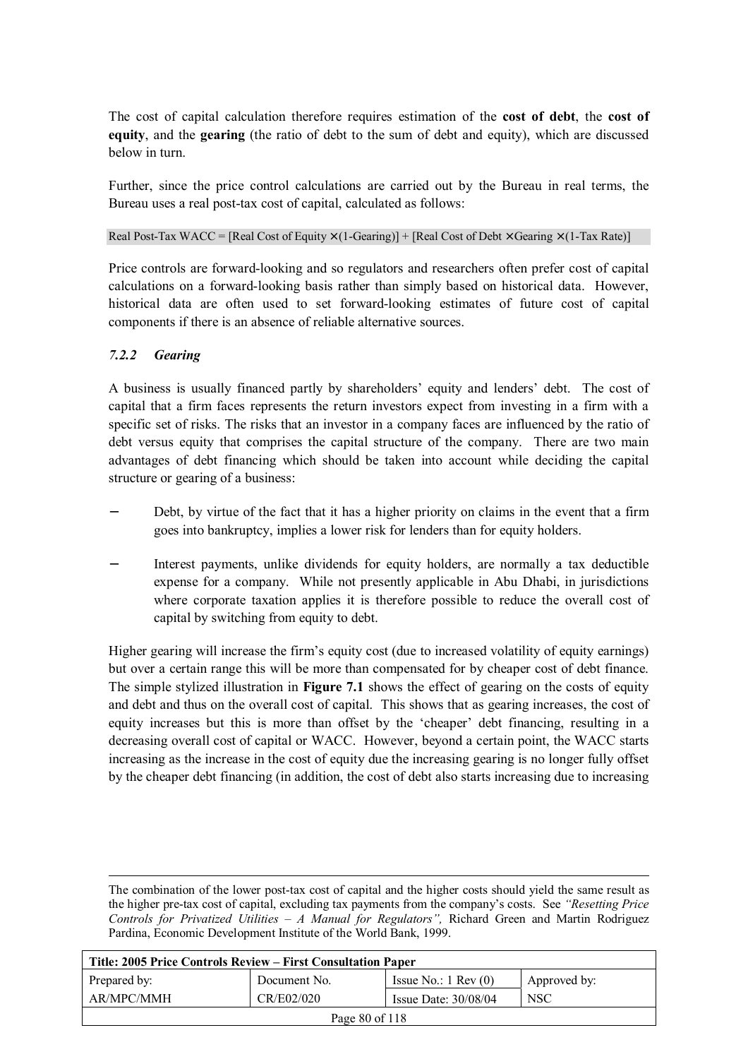The cost of capital calculation therefore requires estimation of the **cost of debt**, the **cost of equity**, and the **gearing** (the ratio of debt to the sum of debt and equity), which are discussed below in turn.

Further, since the price control calculations are carried out by the Bureau in real terms, the Bureau uses a real post-tax cost of capital, calculated as follows:

$$\text{Real Post-Tax WACC} = [\text{Real Cost of Equity} \times (1-\text{Gearing})] + [\text{Real Cost of Debt} \times \text{Gearing} \times (1-\text{Tax Rate})]$$

Price controls are forward-looking and so regulators and researchers often prefer cost of capital calculations on a forward-looking basis rather than simply based on historical data. However, historical data are often used to set forward-looking estimates of future cost of capital components if there is an absence of reliable alternative sources.

### *7.2.2 Gearing*

A business is usually financed partly by shareholders' equity and lenders' debt. The cost of capital that a firm faces represents the return investors expect from investing in a firm with a specific set of risks. The risks that an investor in a company faces are influenced by the ratio of debt versus equity that comprises the capital structure of the company. There are two main advantages of debt financing which should be taken into account while deciding the capital structure or gearing of a business:

- Debt, by virtue of the fact that it has a higher priority on claims in the event that a firm goes into bankruptcy, implies a lower risk for lenders than for equity holders.
- Interest payments, unlike dividends for equity holders, are normally a tax deductible expense for a company. While not presently applicable in Abu Dhabi, in jurisdictions where corporate taxation applies it is therefore possible to reduce the overall cost of capital by switching from equity to debt.

Higher gearing will increase the firm's equity cost (due to increased volatility of equity earnings) but over a certain range this will be more than compensated for by cheaper cost of debt finance. The simple stylized illustration in **Figure 7.1** shows the effect of gearing on the costs of equity and debt and thus on the overall cost of capital. This shows that as gearing increases, the cost of equity increases but this is more than offset by the 'cheaper' debt financing, resulting in a decreasing overall cost of capital or WACC. However, beyond a certain point, the WACC starts increasing as the increase in the cost of equity due the increasing gearing is no longer fully offset by the cheaper debt financing (in addition, the cost of debt also starts increasing due to increasing

---

The combination of the lower post-tax cost of capital and the higher costs should yield the same result as the higher pre-tax cost of capital, excluding tax payments from the company's costs. See *"Resetting Price Controls for Privatized Utilities – A Manual for Regulators",* Richard Green and Martin Rodriguez Pardina, Economic Development Institute of the World Bank, 1999.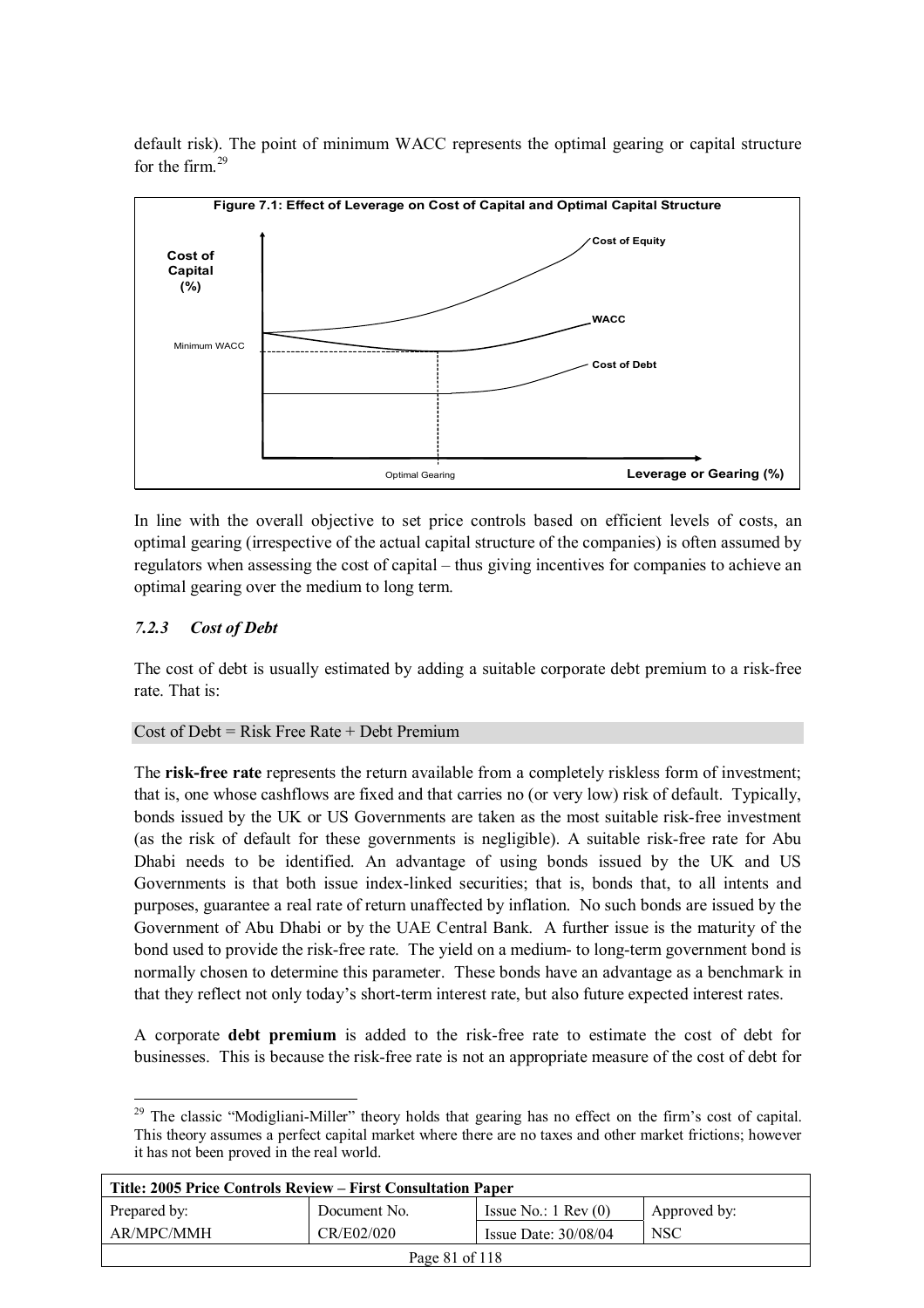default risk). The point of minimum WACC represents the optimal gearing or capital structure for the firm.[29]

**Figure 7.1: Effect of Leverage on Cost of Capital and Optimal Capital Structure**

In line with the overall objective to set price controls based on efficient levels of costs, an optimal gearing (irrespective of the actual capital structure of the companies) is often assumed by regulators when assessing the cost of capital – thus giving incentives for companies to achieve an optimal gearing over the medium to long term.

### *7.2.3 Cost of Debt*

The cost of debt is usually estimated by adding a suitable corporate debt premium to a risk-free rate. That is:

Cost of Debt = Risk Free Rate + Debt Premium

The **risk-free rate** represents the return available from a completely riskless form of investment; that is, one whose cashflows are fixed and that carries no (or very low) risk of default. Typically, bonds issued by the UK or US Governments are taken as the most suitable risk-free investment (as the risk of default for these governments is negligible). A suitable risk-free rate for Abu Dhabi needs to be identified. An advantage of using bonds issued by the UK and US Governments is that both issue index-linked securities; that is, bonds that, to all intents and purposes, guarantee a real rate of return unaffected by inflation. No such bonds are issued by the Government of Abu Dhabi or by the UAE Central Bank. A further issue is the maturity of the bond used to provide the risk-free rate. The yield on a medium- to long-term government bond is normally chosen to determine this parameter. These bonds have an advantage as a benchmark in that they reflect not only today's short-term interest rate, but also future expected interest rates.

A corporate **debt premium** is added to the risk-free rate to estimate the cost of debt for businesses. This is because the risk-free rate is not an appropriate measure of the cost of debt for

[29] The classic "Modigliani-Miller" theory holds that gearing has no effect on the firm's cost of capital. This theory assumes a perfect capital market where there are no taxes and other market frictions; however it has not been proved in the real world.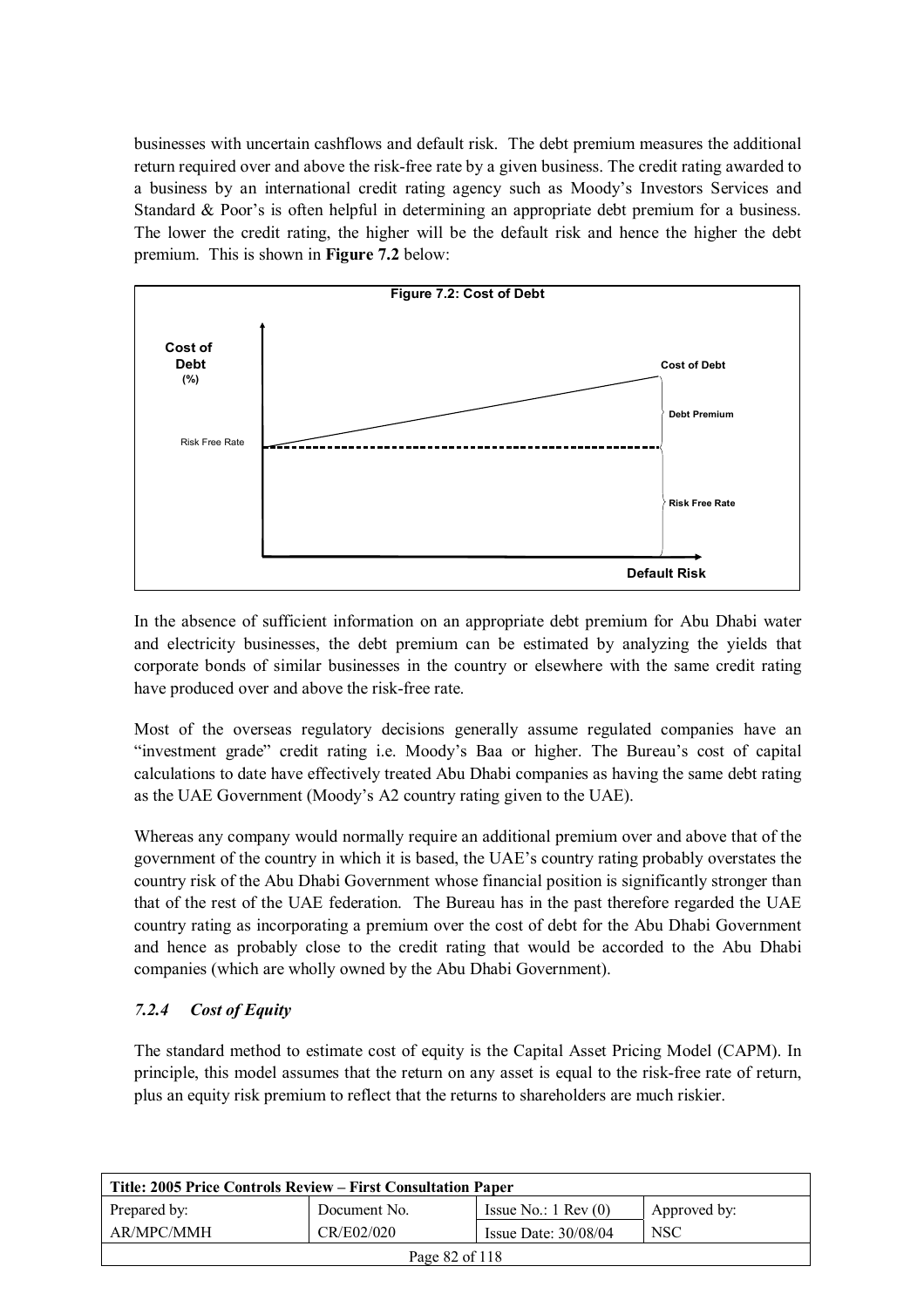businesses with uncertain cashflows and default risk. The debt premium measures the additional return required over and above the risk-free rate by a given business. The credit rating awarded to a business by an international credit rating agency such as Moody's Investors Services and Standard & Poor's is often helpful in determining an appropriate debt premium for a business. The lower the credit rating, the higher will be the default risk and hence the higher the debt premium. This is shown in **Figure 7.2** below:

**Figure 7.2: Cost of Debt**

In the absence of sufficient information on an appropriate debt premium for Abu Dhabi water and electricity businesses, the debt premium can be estimated by analyzing the yields that corporate bonds of similar businesses in the country or elsewhere with the same credit rating have produced over and above the risk-free rate.

Most of the overseas regulatory decisions generally assume regulated companies have an "investment grade" credit rating i.e. Moody's Baa or higher. The Bureau's cost of capital calculations to date have effectively treated Abu Dhabi companies as having the same debt rating as the UAE Government (Moody's A2 country rating given to the UAE).

Whereas any company would normally require an additional premium over and above that of the government of the country in which it is based, the UAE's country rating probably overstates the country risk of the Abu Dhabi Government whose financial position is significantly stronger than that of the rest of the UAE federation. The Bureau has in the past therefore regarded the UAE country rating as incorporating a premium over the cost of debt for the Abu Dhabi Government and hence as probably close to the credit rating that would be accorded to the Abu Dhabi companies (which are wholly owned by the Abu Dhabi Government).

### *7.2.4 Cost of Equity*

The standard method to estimate cost of equity is the Capital Asset Pricing Model (CAPM). In principle, this model assumes that the return on any asset is equal to the risk-free rate of return, plus an equity risk premium to reflect that the returns to shareholders are much riskier.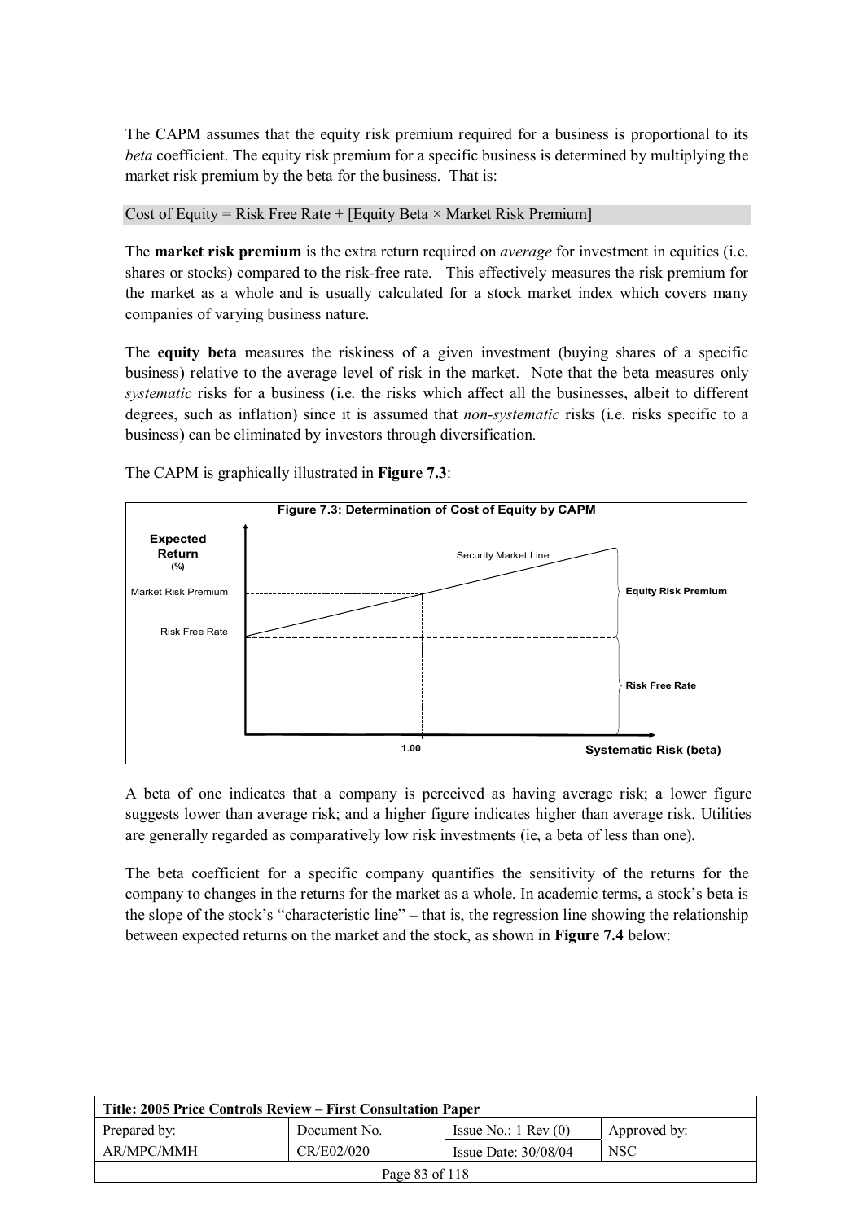The CAPM assumes that the equity risk premium required for a business is proportional to its *beta* coefficient. The equity risk premium for a specific business is determined by multiplying the market risk premium by the beta for the business. That is:

Cost of Equity = Risk Free Rate + [Equity Beta × Market Risk Premium]

The **market risk premium** is the extra return required on *average* for investment in equities (i.e. shares or stocks) compared to the risk-free rate. This effectively measures the risk premium for the market as a whole and is usually calculated for a stock market index which covers many companies of varying business nature.

The **equity beta** measures the riskiness of a given investment (buying shares of a specific business) relative to the average level of risk in the market. Note that the beta measures only *systematic* risks for a business (i.e. the risks which affect all the businesses, albeit to different degrees, such as inflation) since it is assumed that *non-systematic* risks (i.e. risks specific to a business) can be eliminated by investors through diversification.

The CAPM is graphically illustrated in **Figure 7.3**:

**Figure 7.3: Determination of Cost of Equity by CAPM**

A beta of one indicates that a company is perceived as having average risk; a lower figure suggests lower than average risk; and a higher figure indicates higher than average risk. Utilities are generally regarded as comparatively low risk investments (ie, a beta of less than one).

The beta coefficient for a specific company quantifies the sensitivity of the returns for the company to changes in the returns for the market as a whole. In academic terms, a stock's beta is the slope of the stock's "characteristic line" – that is, the regression line showing the relationship between expected returns on the market and the stock, as shown in **Figure 7.4** below:

| Title: 2005 Price Controls Review – First Consultation Paper | | | |
|---|---|---|---|
| Prepared by: | Document No. | Issue No.: 1 Rev (0) | Approved by: |
| AR/MPC/MMH | CR/E02/020 | Issue Date: 30/08/04 | NSC |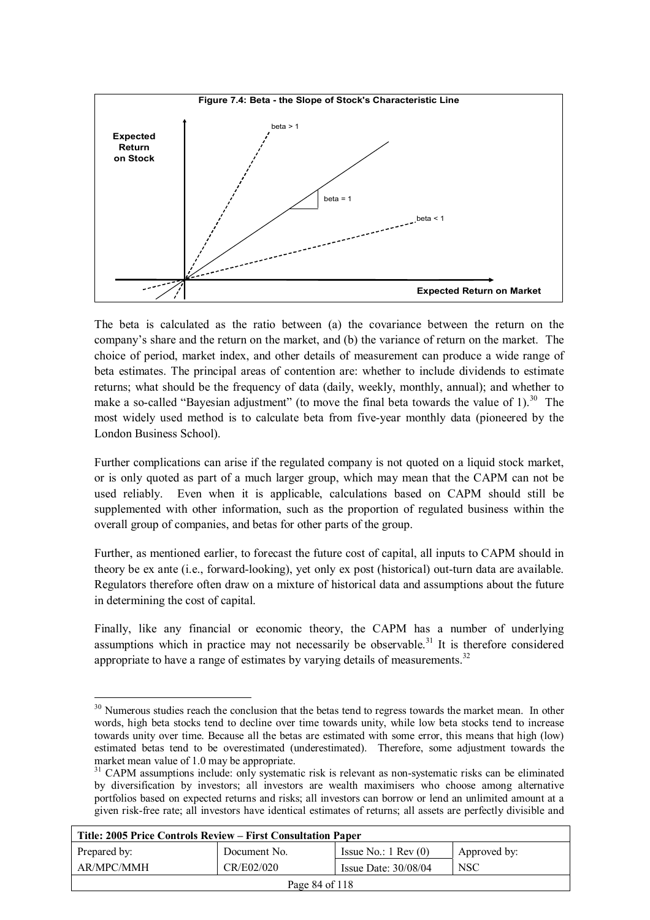**Figure 7.4: Beta - the Slope of Stock's Characteristic Line**

The beta is calculated as the ratio between (a) the covariance between the return on the company's share and the return on the market, and (b) the variance of return on the market. The choice of period, market index, and other details of measurement can produce a wide range of beta estimates. The principal areas of contention are: whether to include dividends to estimate returns; what should be the frequency of data (daily, weekly, monthly, annual); and whether to make a so-called "Bayesian adjustment" (to move the final beta towards the value of 1).[30] The most widely used method is to calculate beta from five-year monthly data (pioneered by the London Business School).

Further complications can arise if the regulated company is not quoted on a liquid stock market, or is only quoted as part of a much larger group, which may mean that the CAPM can not be used reliably. Even when it is applicable, calculations based on CAPM should still be supplemented with other information, such as the proportion of regulated business within the overall group of companies, and betas for other parts of the group.

Further, as mentioned earlier, to forecast the future cost of capital, all inputs to CAPM should in theory be ex ante (i.e., forward-looking), yet only ex post (historical) out-turn data are available. Regulators therefore often draw on a mixture of historical data and assumptions about the future in determining the cost of capital.

Finally, like any financial or economic theory, the CAPM has a number of underlying assumptions which in practice may not necessarily be observable.[31] It is therefore considered appropriate to have a range of estimates by varying details of measurements.[32]

---

[30] Numerous studies reach the conclusion that the betas tend to regress towards the market mean. In other words, high beta stocks tend to decline over time towards unity, while low beta stocks tend to increase towards unity over time. Because all the betas are estimated with some error, this means that high (low) estimated betas tend to be overestimated (underestimated). Therefore, some adjustment towards the market mean value of 1.0 may be appropriate.

[31] CAPM assumptions include: only systematic risk is relevant as non-systematic risks can be eliminated by diversification by investors; all investors are wealth maximisers who choose among alternative portfolios based on expected returns and risks; all investors can borrow or lend an unlimited amount at a given risk-free rate; all investors have identical estimates of returns; all assets are perfectly divisible and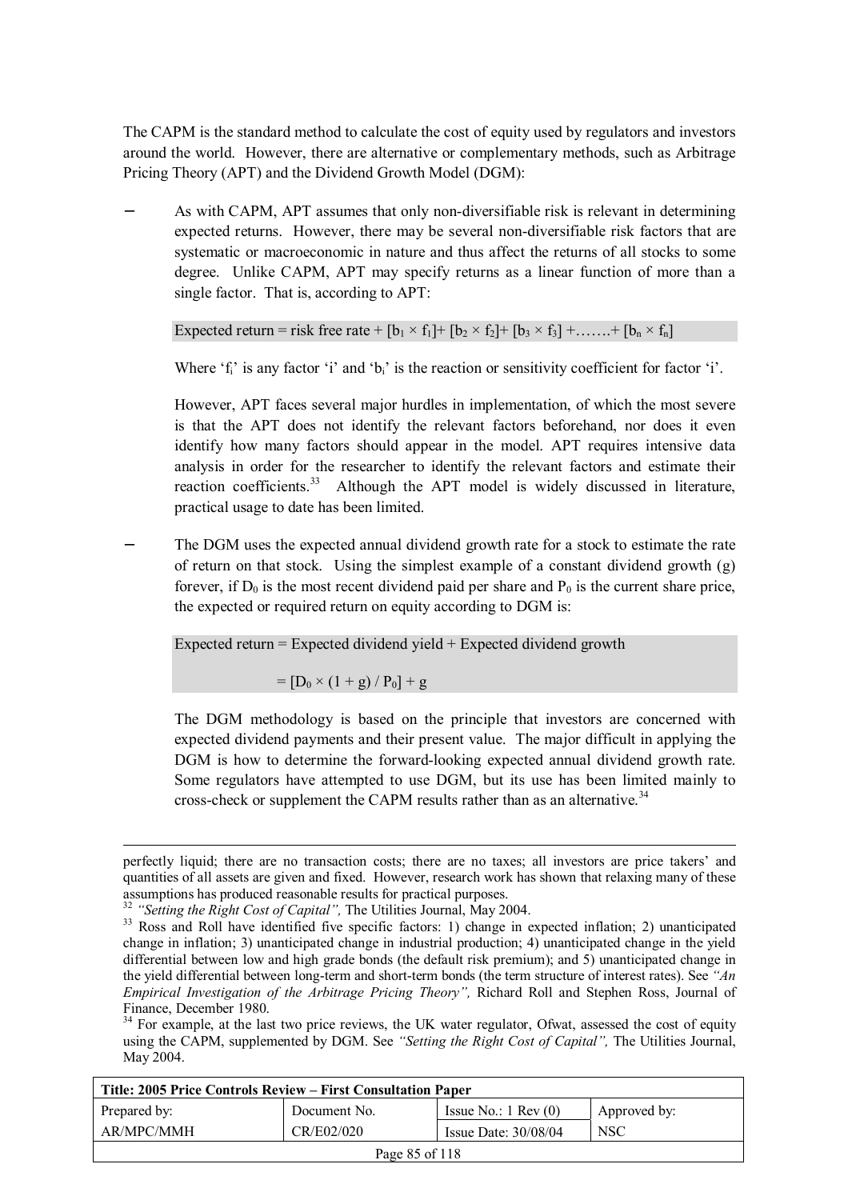The CAPM is the standard method to calculate the cost of equity used by regulators and investors around the world. However, there are alternative or complementary methods, such as Arbitrage Pricing Theory (APT) and the Dividend Growth Model (DGM):

- As with CAPM, APT assumes that only non-diversifiable risk is relevant in determining expected returns. However, there may be several non-diversifiable risk factors that are systematic or macroeconomic in nature and thus affect the returns of all stocks to some degree. Unlike CAPM, APT may specify returns as a linear function of more than a single factor. That is, according to APT:

  $$\text{Expected return} = \text{risk free rate} + [b_1 \times f_1] + [b_2 \times f_2] + [b_3 \times f_3] + \ldots\ldots. + [b_n \times f_n]$$

  Where '$f_i$' is any factor 'i' and '$b_i$' is the reaction or sensitivity coefficient for factor 'i'.

  However, APT faces several major hurdles in implementation, of which the most severe is that the APT does not identify the relevant factors beforehand, nor does it even identify how many factors should appear in the model. APT requires intensive data analysis in order for the researcher to identify the relevant factors and estimate their reaction coefficients.[33] Although the APT model is widely discussed in literature, practical usage to date has been limited.

- The DGM uses the expected annual dividend growth rate for a stock to estimate the rate of return on that stock. Using the simplest example of a constant dividend growth (g) forever, if $D_0$ is the most recent dividend paid per share and $P_0$ is the current share price, the expected or required return on equity according to DGM is:

  $$\text{Expected return} = \text{Expected dividend yield} + \text{Expected dividend growth}$$

  $$= [D_0 \times (1 + g) / P_0] + g$$

  The DGM methodology is based on the principle that investors are concerned with expected dividend payments and their present value. The major difficult in applying the DGM is how to determine the forward-looking expected annual dividend growth rate. Some regulators have attempted to use DGM, but its use has been limited mainly to cross-check or supplement the CAPM results rather than as an alternative.[34]

---

perfectly liquid; there are no transaction costs; there are no taxes; all investors are price takers' and quantities of all assets are given and fixed. However, research work has shown that relaxing many of these assumptions has produced reasonable results for practical purposes.

[32] *"Setting the Right Cost of Capital",* The Utilities Journal, May 2004.

[33] Ross and Roll have identified five specific factors: 1) change in expected inflation; 2) unanticipated change in inflation; 3) unanticipated change in industrial production; 4) unanticipated change in the yield differential between low and high grade bonds (the default risk premium); and 5) unanticipated change in the yield differential between long-term and short-term bonds (the term structure of interest rates). See *"An Empirical Investigation of the Arbitrage Pricing Theory",* Richard Roll and Stephen Ross, Journal of Finance, December 1980.

[34] For example, at the last two price reviews, the UK water regulator, Ofwat, assessed the cost of equity using the CAPM, supplemented by DGM. See *"Setting the Right Cost of Capital",* The Utilities Journal, May 2004.

| Title: 2005 Price Controls Review – First Consultation Paper | | | |
|---|---|---|---|
| Prepared by: | Document No. | Issue No.: 1 Rev (0) | Approved by: |
| AR/MPC/MMH | CR/E02/020 | Issue Date: 30/08/04 | NSC |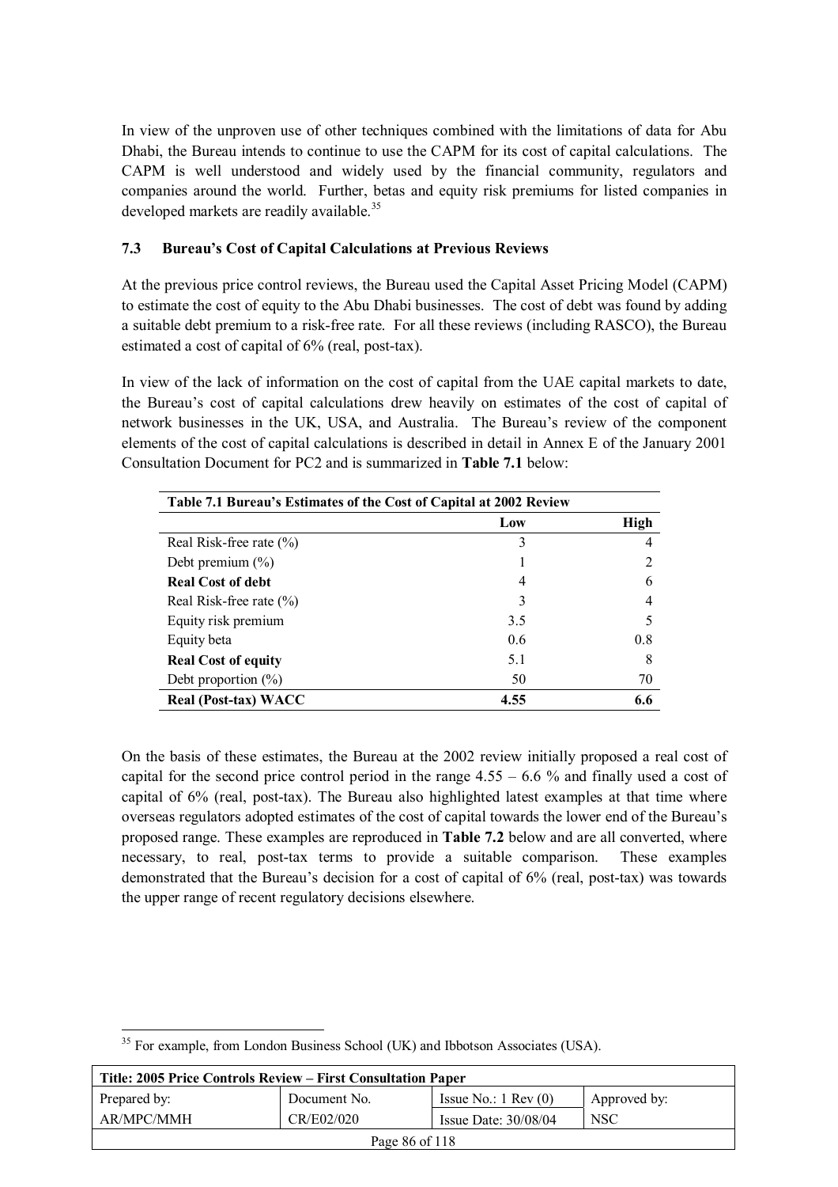In view of the unproven use of other techniques combined with the limitations of data for Abu Dhabi, the Bureau intends to continue to use the CAPM for its cost of capital calculations. The CAPM is well understood and widely used by the financial community, regulators and companies around the world. Further, betas and equity risk premiums for listed companies in developed markets are readily available.[35]

### 7.3 Bureau's Cost of Capital Calculations at Previous Reviews

At the previous price control reviews, the Bureau used the Capital Asset Pricing Model (CAPM) to estimate the cost of equity to the Abu Dhabi businesses. The cost of debt was found by adding a suitable debt premium to a risk-free rate. For all these reviews (including RASCO), the Bureau estimated a cost of capital of 6% (real, post-tax).

In view of the lack of information on the cost of capital from the UAE capital markets to date, the Bureau's cost of capital calculations drew heavily on estimates of the cost of capital of network businesses in the UK, USA, and Australia. The Bureau's review of the component elements of the cost of capital calculations is described in detail in Annex E of the January 2001 Consultation Document for PC2 and is summarized in **Table 7.1** below:

**Table 7.1 Bureau's Estimates of the Cost of Capital at 2002 Review**

| | Low | High |
|---|---|---|
| Real Risk-free rate (%) | 3 | 4 |
| Debt premium (%) | 1 | 2 |
| **Real Cost of debt** | 4 | 6 |
| Real Risk-free rate (%) | 3 | 4 |
| Equity risk premium | 3.5 | 5 |
| Equity beta | 0.6 | 0.8 |
| **Real Cost of equity** | 5.1 | 8 |
| Debt proportion (%) | 50 | 70 |
| **Real (Post-tax) WACC** | **4.55** | **6.6** |

On the basis of these estimates, the Bureau at the 2002 review initially proposed a real cost of capital for the second price control period in the range 4.55 – 6.6 % and finally used a cost of capital of 6% (real, post-tax). The Bureau also highlighted latest examples at that time where overseas regulators adopted estimates of the cost of capital towards the lower end of the Bureau's proposed range. These examples are reproduced in **Table 7.2** below and are all converted, where necessary, to real, post-tax terms to provide a suitable comparison. These examples demonstrated that the Bureau's decision for a cost of capital of 6% (real, post-tax) was towards the upper range of recent regulatory decisions elsewhere.

---

[35] For example, from London Business School (UK) and Ibbotson Associates (USA).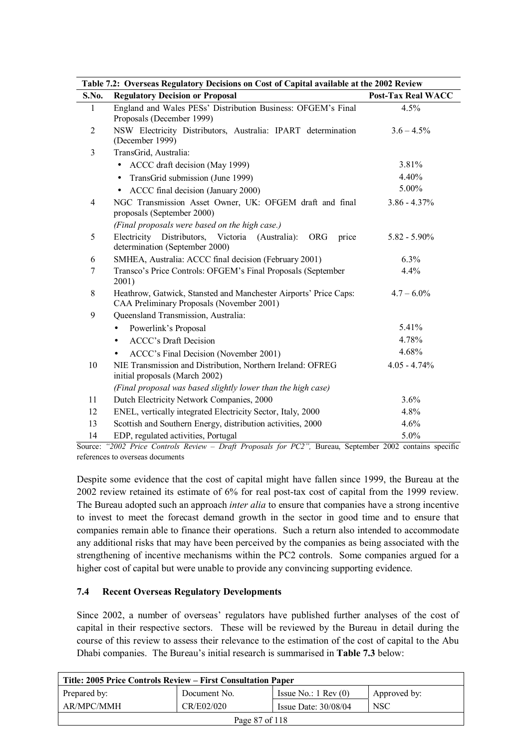**Table 7.2: Overseas Regulatory Decisions on Cost of Capital available at the 2002 Review**

| S.No. | Regulatory Decision or Proposal | Post-Tax Real WACC |
|---|---|---|
| 1 | England and Wales PESs' Distribution Business: OFGEM's Final Proposals (December 1999) | 4.5% |
| 2 | NSW Electricity Distributors, Australia: IPART determination (December 1999) | 3.6 – 4.5% |
| 3 | TransGrid, Australia: | |
| | • ACCC draft decision (May 1999) | 3.81% |
| | • TransGrid submission (June 1999) | 4.40% |
| | • ACCC final decision (January 2000) | 5.00% |
| 4 | NGC Transmission Asset Owner, UK: OFGEM draft and final proposals (September 2000) | 3.86 - 4.37% |
| | *(Final proposals were based on the high case.)* | |
| 5 | Electricity Distributors, Victoria (Australia): ORG price determination (September 2000) | 5.82 - 5.90% |
| 6 | SMHEA, Australia: ACCC final decision (February 2001) | 6.3% |
| 7 | Transco's Price Controls: OFGEM's Final Proposals (September 2001) | 4.4% |
| 8 | Heathrow, Gatwick, Stansted and Manchester Airports' Price Caps: CAA Preliminary Proposals (November 2001) | 4.7 – 6.0% |
| 9 | Queensland Transmission, Australia: | |
| | • Powerlink's Proposal | 5.41% |
| | • ACCC's Draft Decision | 4.78% |
| | • ACCC's Final Decision (November 2001) | 4.68% |
| 10 | NIE Transmission and Distribution, Northern Ireland: OFREG initial proposals (March 2002) | 4.05 - 4.74% |
| | *(Final proposal was based slightly lower than the high case)* | |
| 11 | Dutch Electricity Network Companies, 2000 | 3.6% |
| 12 | ENEL, vertically integrated Electricity Sector, Italy, 2000 | 4.8% |
| 13 | Scottish and Southern Energy, distribution activities, 2000 | 4.6% |
| 14 | EDP, regulated activities, Portugal | 5.0% |

Source: *"2002 Price Controls Review – Draft Proposals for PC2",* Bureau, September 2002 contains specific references to overseas documents

Despite some evidence that the cost of capital might have fallen since 1999, the Bureau at the 2002 review retained its estimate of 6% for real post-tax cost of capital from the 1999 review. The Bureau adopted such an approach *inter alia* to ensure that companies have a strong incentive to invest to meet the forecast demand growth in the sector in good time and to ensure that companies remain able to finance their operations. Such a return also intended to accommodate any additional risks that may have been perceived by the companies as being associated with the strengthening of incentive mechanisms within the PC2 controls. Some companies argued for a higher cost of capital but were unable to provide any convincing supporting evidence.

### 7.4 Recent Overseas Regulatory Developments

Since 2002, a number of overseas' regulators have published further analyses of the cost of capital in their respective sectors. These will be reviewed by the Bureau in detail during the course of this review to assess their relevance to the estimation of the cost of capital to the Abu Dhabi companies. The Bureau's initial research is summarised in **Table 7.3** below: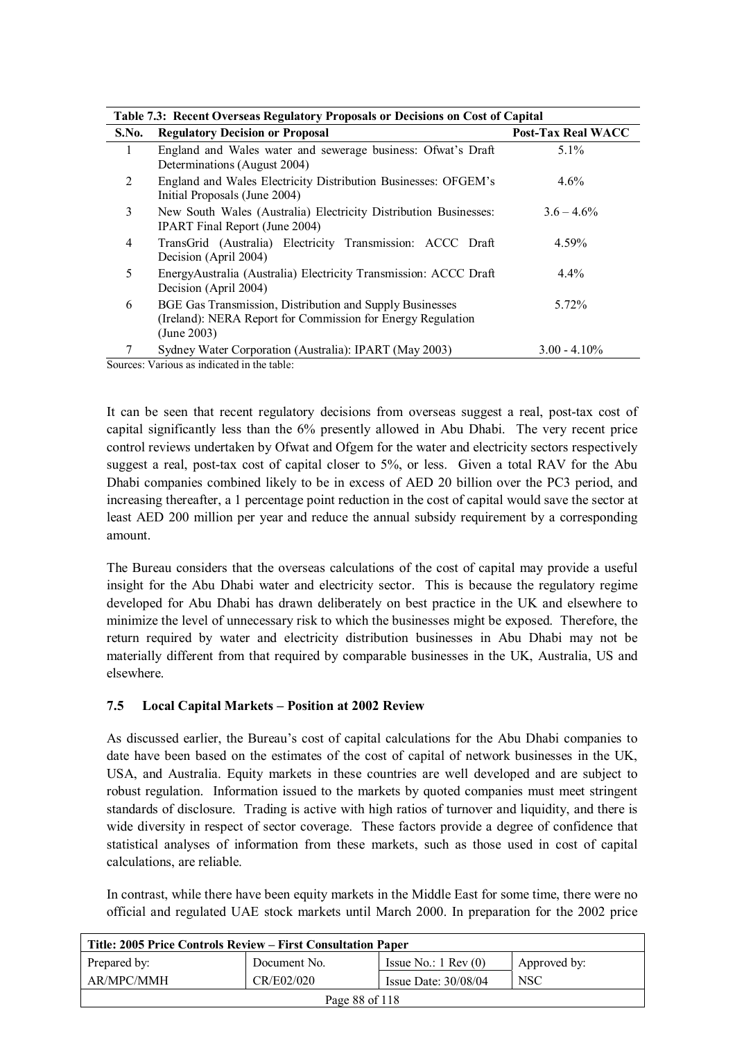**Table 7.3: Recent Overseas Regulatory Proposals or Decisions on Cost of Capital**

| S.No. | Regulatory Decision or Proposal | Post-Tax Real WACC |
|---|---|---|
| 1 | England and Wales water and sewerage business: Ofwat's Draft Determinations (August 2004) | 5.1% |
| 2 | England and Wales Electricity Distribution Businesses: OFGEM's Initial Proposals (June 2004) | 4.6% |
| 3 | New South Wales (Australia) Electricity Distribution Businesses: IPART Final Report (June 2004) | 3.6 – 4.6% |
| 4 | TransGrid (Australia) Electricity Transmission: ACCC Draft Decision (April 2004) | 4.59% |
| 5 | EnergyAustralia (Australia) Electricity Transmission: ACCC Draft Decision (April 2004) | 4.4% |
| 6 | BGE Gas Transmission, Distribution and Supply Businesses (Ireland): NERA Report for Commission for Energy Regulation (June 2003) | 5.72% |
| 7 | Sydney Water Corporation (Australia): IPART (May 2003) | 3.00 - 4.10% |

Sources: Various as indicated in the table:

It can be seen that recent regulatory decisions from overseas suggest a real, post-tax cost of capital significantly less than the 6% presently allowed in Abu Dhabi. The very recent price control reviews undertaken by Ofwat and Ofgem for the water and electricity sectors respectively suggest a real, post-tax cost of capital closer to 5%, or less. Given a total RAV for the Abu Dhabi companies combined likely to be in excess of AED 20 billion over the PC3 period, and increasing thereafter, a 1 percentage point reduction in the cost of capital would save the sector at least AED 200 million per year and reduce the annual subsidy requirement by a corresponding amount.

The Bureau considers that the overseas calculations of the cost of capital may provide a useful insight for the Abu Dhabi water and electricity sector. This is because the regulatory regime developed for Abu Dhabi has drawn deliberately on best practice in the UK and elsewhere to minimize the level of unnecessary risk to which the businesses might be exposed. Therefore, the return required by water and electricity distribution businesses in Abu Dhabi may not be materially different from that required by comparable businesses in the UK, Australia, US and elsewhere.

### 7.5 Local Capital Markets – Position at 2002 Review

As discussed earlier, the Bureau's cost of capital calculations for the Abu Dhabi companies to date have been based on the estimates of the cost of capital of network businesses in the UK, USA, and Australia. Equity markets in these countries are well developed and are subject to robust regulation. Information issued to the markets by quoted companies must meet stringent standards of disclosure. Trading is active with high ratios of turnover and liquidity, and there is wide diversity in respect of sector coverage. These factors provide a degree of confidence that statistical analyses of information from these markets, such as those used in cost of capital calculations, are reliable.

In contrast, while there have been equity markets in the Middle East for some time, there were no official and regulated UAE stock markets until March 2000. In preparation for the 2002 price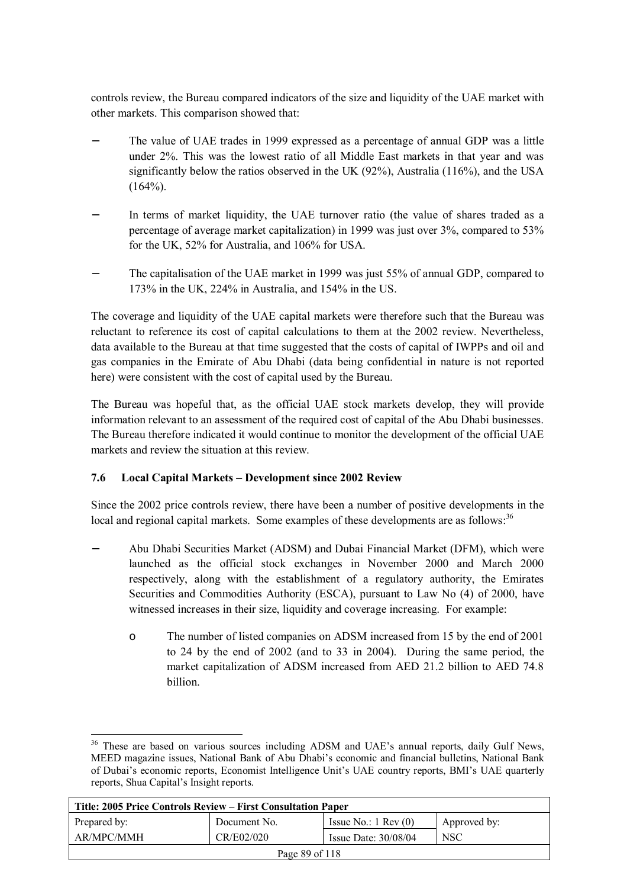controls review, the Bureau compared indicators of the size and liquidity of the UAE market with other markets. This comparison showed that:

- The value of UAE trades in 1999 expressed as a percentage of annual GDP was a little under 2%. This was the lowest ratio of all Middle East markets in that year and was significantly below the ratios observed in the UK (92%), Australia (116%), and the USA (164%).

- In terms of market liquidity, the UAE turnover ratio (the value of shares traded as a percentage of average market capitalization) in 1999 was just over 3%, compared to 53% for the UK, 52% for Australia, and 106% for USA.

- The capitalisation of the UAE market in 1999 was just 55% of annual GDP, compared to 173% in the UK, 224% in Australia, and 154% in the US.

The coverage and liquidity of the UAE capital markets were therefore such that the Bureau was reluctant to reference its cost of capital calculations to them at the 2002 review. Nevertheless, data available to the Bureau at that time suggested that the costs of capital of IWPPs and oil and gas companies in the Emirate of Abu Dhabi (data being confidential in nature is not reported here) were consistent with the cost of capital used by the Bureau.

The Bureau was hopeful that, as the official UAE stock markets develop, they will provide information relevant to an assessment of the required cost of capital of the Abu Dhabi businesses. The Bureau therefore indicated it would continue to monitor the development of the official UAE markets and review the situation at this review.

### 7.6 Local Capital Markets – Development since 2002 Review

Since the 2002 price controls review, there have been a number of positive developments in the local and regional capital markets. Some examples of these developments are as follows:[36]

- Abu Dhabi Securities Market (ADSM) and Dubai Financial Market (DFM), which were launched as the official stock exchanges in November 2000 and March 2000 respectively, along with the establishment of a regulatory authority, the Emirates Securities and Commodities Authority (ESCA), pursuant to Law No (4) of 2000, have witnessed increases in their size, liquidity and coverage increasing. For example:

  - The number of listed companies on ADSM increased from 15 by the end of 2001 to 24 by the end of 2002 (and to 33 in 2004). During the same period, the market capitalization of ADSM increased from AED 21.2 billion to AED 74.8 billion.

---

[36] These are based on various sources including ADSM and UAE's annual reports, daily Gulf News, MEED magazine issues, National Bank of Abu Dhabi's economic and financial bulletins, National Bank of Dubai's economic reports, Economist Intelligence Unit's UAE country reports, BMI's UAE quarterly reports, Shua Capital's Insight reports.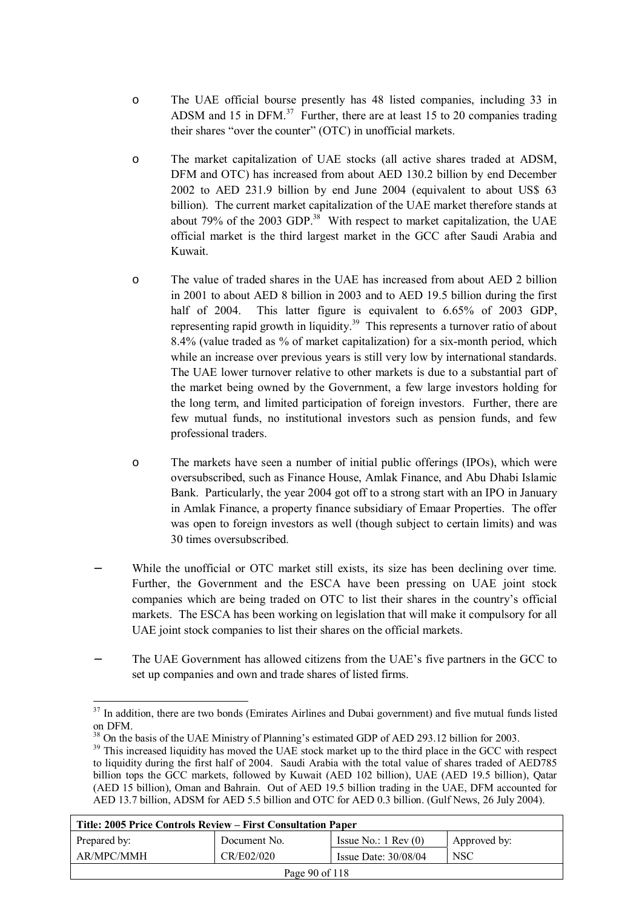- The UAE official bourse presently has 48 listed companies, including 33 in ADSM and 15 in DFM.[37] Further, there are at least 15 to 20 companies trading their shares "over the counter" (OTC) in unofficial markets.

- The market capitalization of UAE stocks (all active shares traded at ADSM, DFM and OTC) has increased from about AED 130.2 billion by end December 2002 to AED 231.9 billion by end June 2004 (equivalent to about US$ 63 billion). The current market capitalization of the UAE market therefore stands at about 79% of the 2003 GDP.[38] With respect to market capitalization, the UAE official market is the third largest market in the GCC after Saudi Arabia and Kuwait.

- The value of traded shares in the UAE has increased from about AED 2 billion in 2001 to about AED 8 billion in 2003 and to AED 19.5 billion during the first half of 2004. This latter figure is equivalent to 6.65% of 2003 GDP, representing rapid growth in liquidity.[39] This represents a turnover ratio of about 8.4% (value traded as % of market capitalization) for a six-month period, which while an increase over previous years is still very low by international standards. The UAE lower turnover relative to other markets is due to a substantial part of the market being owned by the Government, a few large investors holding for the long term, and limited participation of foreign investors. Further, there are few mutual funds, no institutional investors such as pension funds, and few professional traders.

- The markets have seen a number of initial public offerings (IPOs), which were oversubscribed, such as Finance House, Amlak Finance, and Abu Dhabi Islamic Bank. Particularly, the year 2004 got off to a strong start with an IPO in January in Amlak Finance, a property finance subsidiary of Emaar Properties. The offer was open to foreign investors as well (though subject to certain limits) and was 30 times oversubscribed.

– While the unofficial or OTC market still exists, its size has been declining over time. Further, the Government and the ESCA have been pressing on UAE joint stock companies which are being traded on OTC to list their shares in the country's official markets. The ESCA has been working on legislation that will make it compulsory for all UAE joint stock companies to list their shares on the official markets.

– The UAE Government has allowed citizens from the UAE's five partners in the GCC to set up companies and own and trade shares of listed firms.

---

[37] In addition, there are two bonds (Emirates Airlines and Dubai government) and five mutual funds listed on DFM.

[38] On the basis of the UAE Ministry of Planning's estimated GDP of AED 293.12 billion for 2003.

[39] This increased liquidity has moved the UAE stock market up to the third place in the GCC with respect to liquidity during the first half of 2004. Saudi Arabia with the total value of shares traded of AED785 billion tops the GCC markets, followed by Kuwait (AED 102 billion), UAE (AED 19.5 billion), Qatar (AED 15 billion), Oman and Bahrain. Out of AED 19.5 billion trading in the UAE, DFM accounted for AED 13.7 billion, ADSM for AED 5.5 billion and OTC for AED 0.3 billion. (Gulf News, 26 July 2004).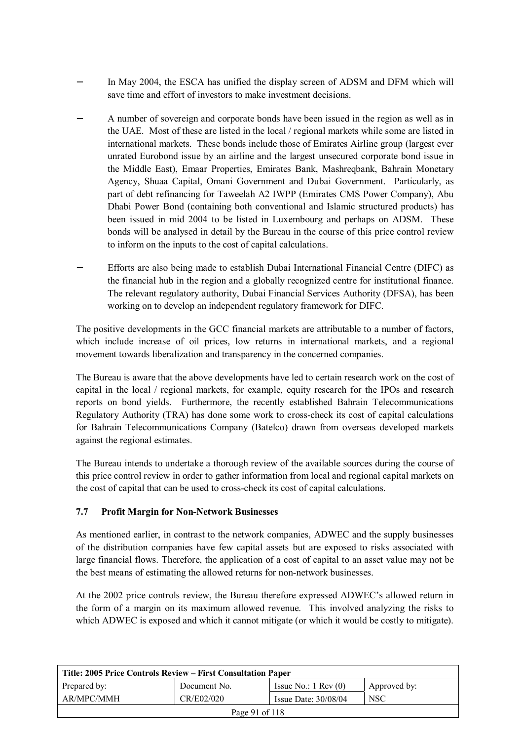- In May 2004, the ESCA has unified the display screen of ADSM and DFM which will save time and effort of investors to make investment decisions.

- A number of sovereign and corporate bonds have been issued in the region as well as in the UAE. Most of these are listed in the local / regional markets while some are listed in international markets. These bonds include those of Emirates Airline group (largest ever unrated Eurobond issue by an airline and the largest unsecured corporate bond issue in the Middle East), Emaar Properties, Emirates Bank, Mashreqbank, Bahrain Monetary Agency, Shuaa Capital, Omani Government and Dubai Government. Particularly, as part of debt refinancing for Taweelah A2 IWPP (Emirates CMS Power Company), Abu Dhabi Power Bond (containing both conventional and Islamic structured products) has been issued in mid 2004 to be listed in Luxembourg and perhaps on ADSM. These bonds will be analysed in detail by the Bureau in the course of this price control review to inform on the inputs to the cost of capital calculations.

- Efforts are also being made to establish Dubai International Financial Centre (DIFC) as the financial hub in the region and a globally recognized centre for institutional finance. The relevant regulatory authority, Dubai Financial Services Authority (DFSA), has been working on to develop an independent regulatory framework for DIFC.

The positive developments in the GCC financial markets are attributable to a number of factors, which include increase of oil prices, low returns in international markets, and a regional movement towards liberalization and transparency in the concerned companies.

The Bureau is aware that the above developments have led to certain research work on the cost of capital in the local / regional markets, for example, equity research for the IPOs and research reports on bond yields. Furthermore, the recently established Bahrain Telecommunications Regulatory Authority (TRA) has done some work to cross-check its cost of capital calculations for Bahrain Telecommunications Company (Batelco) drawn from overseas developed markets against the regional estimates.

The Bureau intends to undertake a thorough review of the available sources during the course of this price control review in order to gather information from local and regional capital markets on the cost of capital that can be used to cross-check its cost of capital calculations.

### 7.7 Profit Margin for Non-Network Businesses

As mentioned earlier, in contrast to the network companies, ADWEC and the supply businesses of the distribution companies have few capital assets but are exposed to risks associated with large financial flows. Therefore, the application of a cost of capital to an asset value may not be the best means of estimating the allowed returns for non-network businesses.

At the 2002 price controls review, the Bureau therefore expressed ADWEC's allowed return in the form of a margin on its maximum allowed revenue. This involved analyzing the risks to which ADWEC is exposed and which it cannot mitigate (or which it would be costly to mitigate).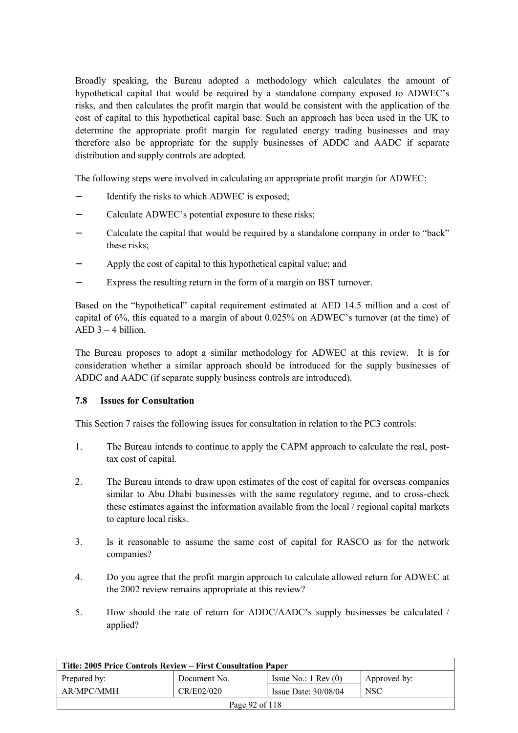Broadly speaking, the Bureau adopted a methodology which calculates the amount of hypothetical capital that would be required by a standalone company exposed to ADWEC's risks, and then calculates the profit margin that would be consistent with the application of the cost of capital to this hypothetical capital base. Such an approach has been used in the UK to determine the appropriate profit margin for regulated energy trading businesses and may therefore also be appropriate for the supply businesses of ADDC and AADC if separate distribution and supply controls are adopted.

The following steps were involved in calculating an appropriate profit margin for ADWEC:

- Identify the risks to which ADWEC is exposed;
- Calculate ADWEC's potential exposure to these risks;
- Calculate the capital that would be required by a standalone company in order to "back" these risks;
- Apply the cost of capital to this hypothetical capital value; and
- Express the resulting return in the form of a margin on BST turnover.

Based on the "hypothetical" capital requirement estimated at AED 14.5 million and a cost of capital of 6%, this equated to a margin of about 0.025% on ADWEC's turnover (at the time) of AED 3 – 4 billion.

The Bureau proposes to adopt a similar methodology for ADWEC at this review. It is for consideration whether a similar approach should be introduced for the supply businesses of ADDC and AADC (if separate supply business controls are introduced).

### 7.8 Issues for Consultation

This Section 7 raises the following issues for consultation in relation to the PC3 controls:

1. The Bureau intends to continue to apply the CAPM approach to calculate the real, post-tax cost of capital.
2. The Bureau intends to draw upon estimates of the cost of capital for overseas companies similar to Abu Dhabi businesses with the same regulatory regime, and to cross-check these estimates against the information available from the local / regional capital markets to capture local risks.
3. Is it reasonable to assume the same cost of capital for RASCO as for the network companies?
4. Do you agree that the profit margin approach to calculate allowed return for ADWEC at the 2002 review remains appropriate at this review?
5. How should the rate of return for ADDC/AADC's supply businesses be calculated / applied?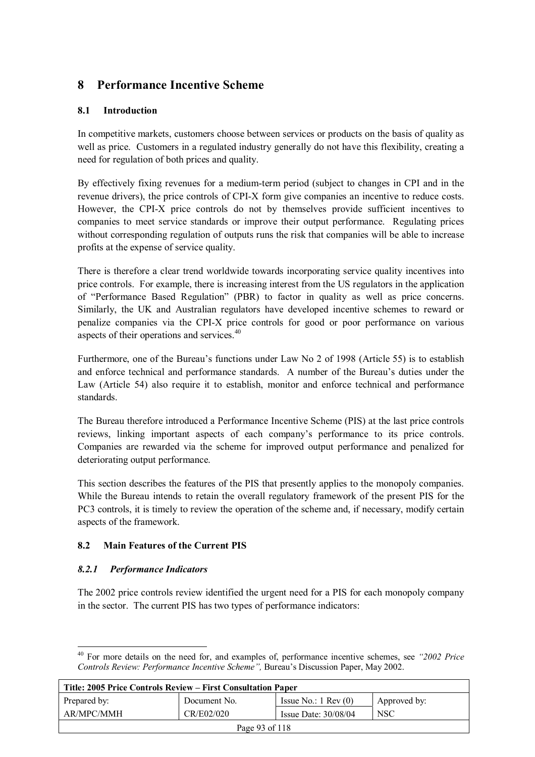# 8 Performance Incentive Scheme

## 8.1 Introduction

In competitive markets, customers choose between services or products on the basis of quality as well as price. Customers in a regulated industry generally do not have this flexibility, creating a need for regulation of both prices and quality.

By effectively fixing revenues for a medium-term period (subject to changes in CPI and in the revenue drivers), the price controls of CPI-X form give companies an incentive to reduce costs. However, the CPI-X price controls do not by themselves provide sufficient incentives to companies to meet service standards or improve their output performance. Regulating prices without corresponding regulation of outputs runs the risk that companies will be able to increase profits at the expense of service quality.

There is therefore a clear trend worldwide towards incorporating service quality incentives into price controls. For example, there is increasing interest from the US regulators in the application of "Performance Based Regulation" (PBR) to factor in quality as well as price concerns. Similarly, the UK and Australian regulators have developed incentive schemes to reward or penalize companies via the CPI-X price controls for good or poor performance on various aspects of their operations and services.[40]

Furthermore, one of the Bureau's functions under Law No 2 of 1998 (Article 55) is to establish and enforce technical and performance standards. A number of the Bureau's duties under the Law (Article 54) also require it to establish, monitor and enforce technical and performance standards.

The Bureau therefore introduced a Performance Incentive Scheme (PIS) at the last price controls reviews, linking important aspects of each company's performance to its price controls. Companies are rewarded via the scheme for improved output performance and penalized for deteriorating output performance.

This section describes the features of the PIS that presently applies to the monopoly companies. While the Bureau intends to retain the overall regulatory framework of the present PIS for the PC3 controls, it is timely to review the operation of the scheme and, if necessary, modify certain aspects of the framework.

## 8.2 Main Features of the Current PIS

### *8.2.1 Performance Indicators*

The 2002 price controls review identified the urgent need for a PIS for each monopoly company in the sector. The current PIS has two types of performance indicators:

---

[40] For more details on the need for, and examples of, performance incentive schemes, see *"2002 Price Controls Review: Performance Incentive Scheme",* Bureau's Discussion Paper, May 2002.

| Title: 2005 Price Controls Review – First Consultation Paper | | | |
|---|---|---|---|
| Prepared by: | Document No. | Issue No.: 1 Rev (0) | Approved by: |
| AR/MPC/MMH | CR/E02/020 | Issue Date: 30/08/04 | NSC |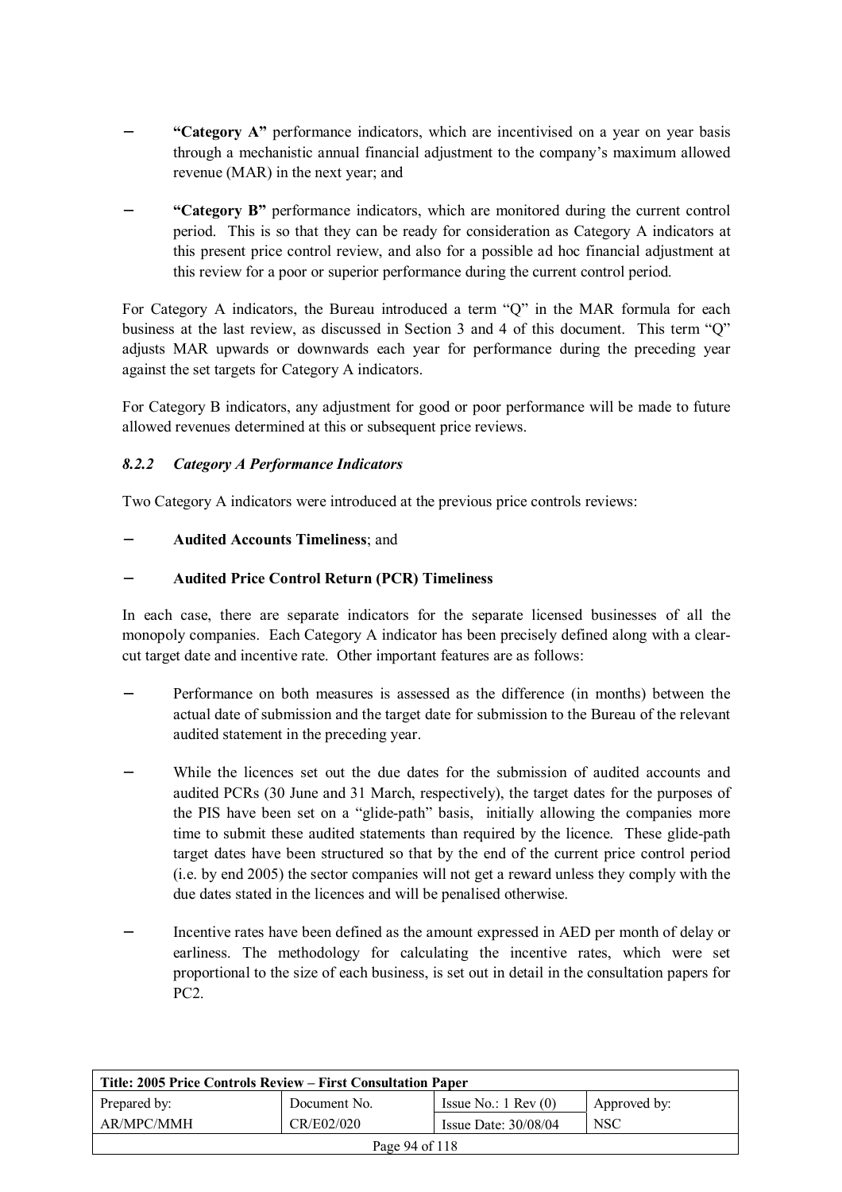- **"Category A"** performance indicators, which are incentivised on a year on year basis through a mechanistic annual financial adjustment to the company's maximum allowed revenue (MAR) in the next year; and

- **"Category B"** performance indicators, which are monitored during the current control period. This is so that they can be ready for consideration as Category A indicators at this present price control review, and also for a possible ad hoc financial adjustment at this review for a poor or superior performance during the current control period.

For Category A indicators, the Bureau introduced a term "Q" in the MAR formula for each business at the last review, as discussed in Section 3 and 4 of this document. This term "Q" adjusts MAR upwards or downwards each year for performance during the preceding year against the set targets for Category A indicators.

For Category B indicators, any adjustment for good or poor performance will be made to future allowed revenues determined at this or subsequent price reviews.

### *8.2.2 Category A Performance Indicators*

Two Category A indicators were introduced at the previous price controls reviews:

- **Audited Accounts Timeliness**; and

- **Audited Price Control Return (PCR) Timeliness**

In each case, there are separate indicators for the separate licensed businesses of all the monopoly companies. Each Category A indicator has been precisely defined along with a clear-cut target date and incentive rate. Other important features are as follows:

- Performance on both measures is assessed as the difference (in months) between the actual date of submission and the target date for submission to the Bureau of the relevant audited statement in the preceding year.

- While the licences set out the due dates for the submission of audited accounts and audited PCRs (30 June and 31 March, respectively), the target dates for the purposes of the PIS have been set on a "glide-path" basis, initially allowing the companies more time to submit these audited statements than required by the licence. These glide-path target dates have been structured so that by the end of the current price control period (i.e. by end 2005) the sector companies will not get a reward unless they comply with the due dates stated in the licences and will be penalised otherwise.

- Incentive rates have been defined as the amount expressed in AED per month of delay or earliness. The methodology for calculating the incentive rates, which were set proportional to the size of each business, is set out in detail in the consultation papers for PC2.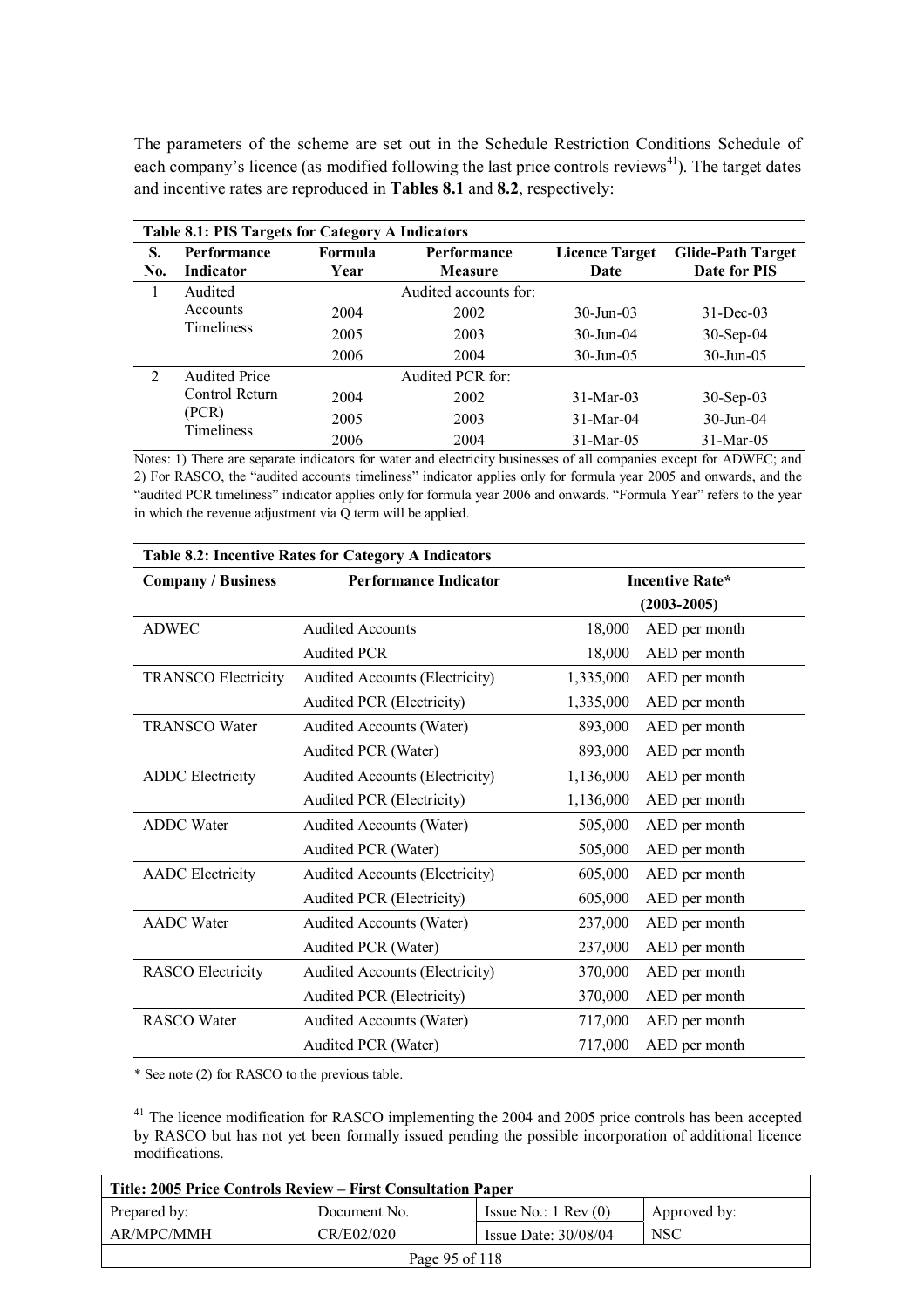The parameters of the scheme are set out in the Schedule Restriction Conditions Schedule of each company's licence (as modified following the last price controls reviews[41]). The target dates and incentive rates are reproduced in **Tables 8.1** and **8.2**, respectively:

**Table 8.1: PIS Targets for Category A Indicators**

| S. No. | Performance Indicator | Formula Year | Performance Measure | Licence Target Date | Glide-Path Target Date for PIS |
|---|---|---|---|---|---|
| 1 | Audited Accounts Timeliness | | Audited accounts for: | | |
| | | 2004 | 2002 | 30-Jun-03 | 31-Dec-03 |
| | | 2005 | 2003 | 30-Jun-04 | 30-Sep-04 |
| | | 2006 | 2004 | 30-Jun-05 | 30-Jun-05 |
| 2 | Audited Price Control Return (PCR) Timeliness | | Audited PCR for: | | |
| | | 2004 | 2002 | 31-Mar-03 | 30-Sep-03 |
| | | 2005 | 2003 | 31-Mar-04 | 30-Jun-04 |
| | | 2006 | 2004 | 31-Mar-05 | 31-Mar-05 |

Notes: 1) There are separate indicators for water and electricity businesses of all companies except for ADWEC; and 2) For RASCO, the "audited accounts timeliness" indicator applies only for formula year 2005 and onwards, and the "audited PCR timeliness" indicator applies only for formula year 2006 and onwards. "Formula Year" refers to the year in which the revenue adjustment via Q term will be applied.

**Table 8.2: Incentive Rates for Category A Indicators**

| Company / Business | Performance Indicator | Incentive Rate* (2003-2005) | |
|---|---|---|---|
| ADWEC | Audited Accounts | 18,000 | AED per month |
| | Audited PCR | 18,000 | AED per month |
| TRANSCO Electricity | Audited Accounts (Electricity) | 1,335,000 | AED per month |
| | Audited PCR (Electricity) | 1,335,000 | AED per month |
| TRANSCO Water | Audited Accounts (Water) | 893,000 | AED per month |
| | Audited PCR (Water) | 893,000 | AED per month |
| ADDC Electricity | Audited Accounts (Electricity) | 1,136,000 | AED per month |
| | Audited PCR (Electricity) | 1,136,000 | AED per month |
| ADDC Water | Audited Accounts (Water) | 505,000 | AED per month |
| | Audited PCR (Water) | 505,000 | AED per month |
| AADC Electricity | Audited Accounts (Electricity) | 605,000 | AED per month |
| | Audited PCR (Electricity) | 605,000 | AED per month |
| AADC Water | Audited Accounts (Water) | 237,000 | AED per month |
| | Audited PCR (Water) | 237,000 | AED per month |
| RASCO Electricity | Audited Accounts (Electricity) | 370,000 | AED per month |
| | Audited PCR (Electricity) | 370,000 | AED per month |
| RASCO Water | Audited Accounts (Water) | 717,000 | AED per month |
| | Audited PCR (Water) | 717,000 | AED per month |

\* See note (2) for RASCO to the previous table.

[41] The licence modification for RASCO implementing the 2004 and 2005 price controls has been accepted by RASCO but has not yet been formally issued pending the possible incorporation of additional licence modifications.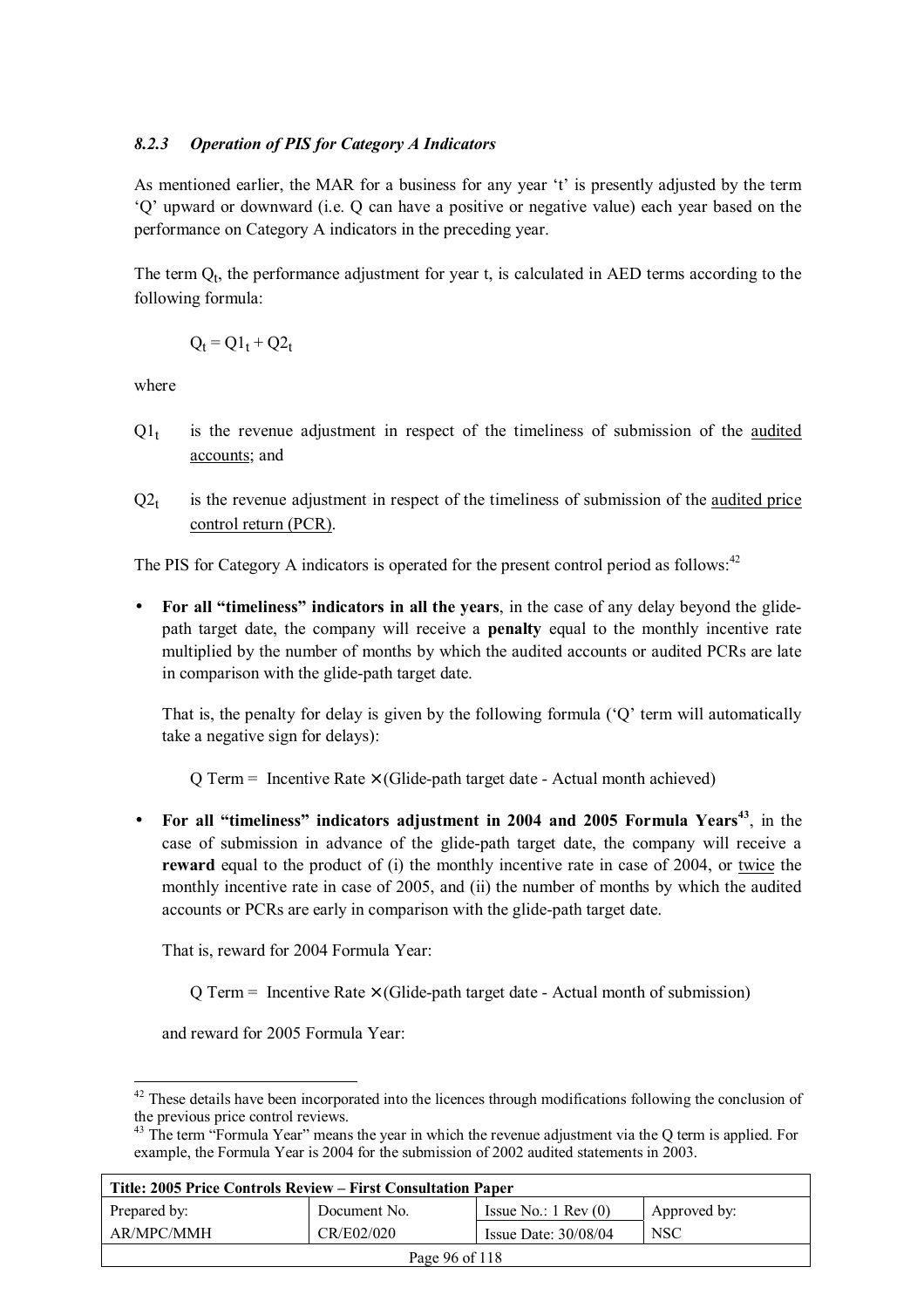### *8.2.3 Operation of PIS for Category A Indicators*

As mentioned earlier, the MAR for a business for any year 't' is presently adjusted by the term 'Q' upward or downward (i.e. Q can have a positive or negative value) each year based on the performance on Category A indicators in the preceding year.

The term $Q_t$, the performance adjustment for year t, is calculated in AED terms according to the following formula:

$$Q_t = Q1_t + Q2_t$$

where

$Q1_t$ is the revenue adjustment in respect of the timeliness of submission of the audited accounts; and

$Q2_t$ is the revenue adjustment in respect of the timeliness of submission of the audited price control return (PCR).

The PIS for Category A indicators is operated for the present control period as follows:[42]

- **For all "timeliness" indicators in all the years**, in the case of any delay beyond the glide-path target date, the company will receive a **penalty** equal to the monthly incentive rate multiplied by the number of months by which the audited accounts or audited PCRs are late in comparison with the glide-path target date.

  That is, the penalty for delay is given by the following formula ('Q' term will automatically take a negative sign for delays):

  $$\text{Q Term} = \text{Incentive Rate} \times (\text{Glide-path target date - Actual month achieved})$$

- **For all "timeliness" indicators adjustment in 2004 and 2005 Formula Years**[43], in the case of submission in advance of the glide-path target date, the company will receive a **reward** equal to the product of (i) the monthly incentive rate in case of 2004, or twice the monthly incentive rate in case of 2005, and (ii) the number of months by which the audited accounts or PCRs are early in comparison with the glide-path target date.

  That is, reward for 2004 Formula Year:

  $$\text{Q Term} = \text{Incentive Rate} \times (\text{Glide-path target date - Actual month of submission})$$

  and reward for 2005 Formula Year:

---

[42] These details have been incorporated into the licences through modifications following the conclusion of the previous price control reviews.

[43] The term "Formula Year" means the year in which the revenue adjustment via the Q term is applied. For example, the Formula Year is 2004 for the submission of 2002 audited statements in 2003.

| Title: 2005 Price Controls Review – First Consultation Paper | | | |
|---|---|---|---|
| Prepared by: | Document No. | Issue No.: 1 Rev (0) | Approved by: |
| AR/MPC/MMH | CR/E02/020 | Issue Date: 30/08/04 | NSC |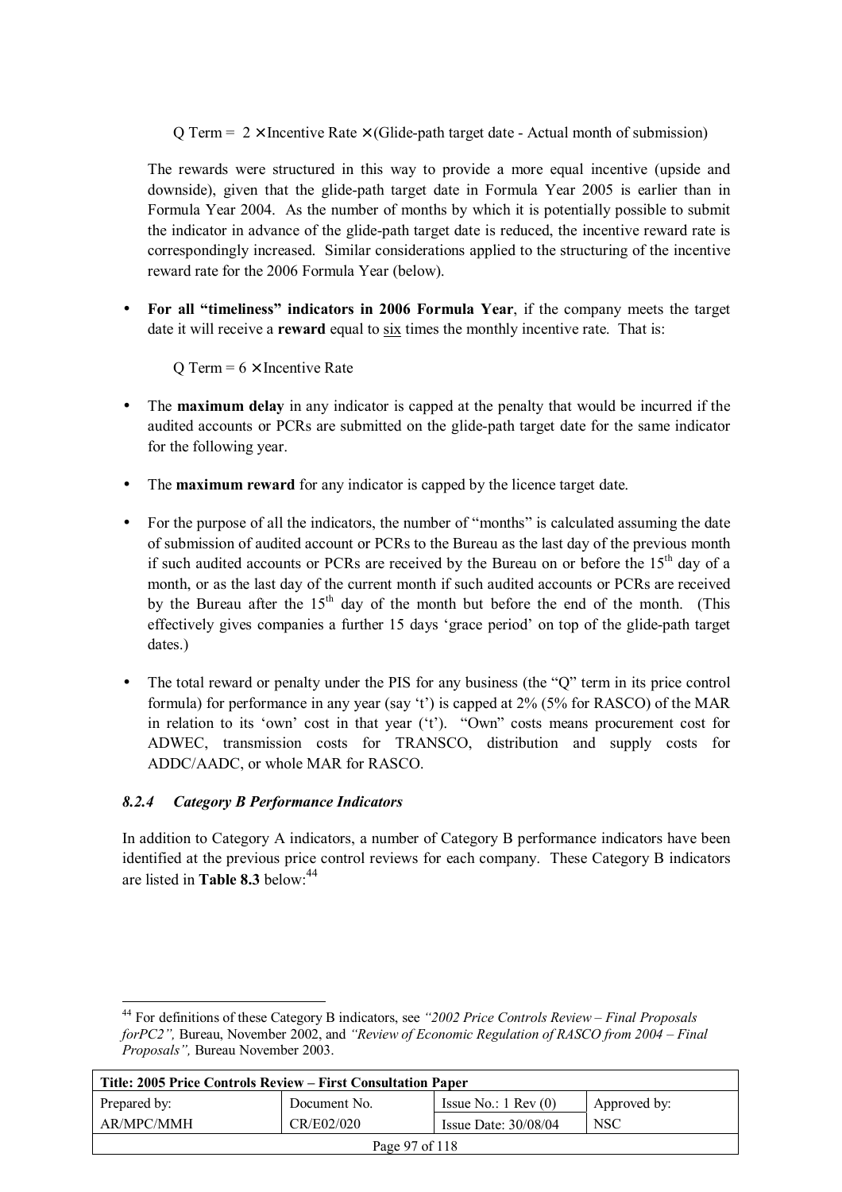Q Term = $2 \times$ Incentive Rate $\times$ (Glide-path target date - Actual month of submission)

The rewards were structured in this way to provide a more equal incentive (upside and downside), given that the glide-path target date in Formula Year 2005 is earlier than in Formula Year 2004. As the number of months by which it is potentially possible to submit the indicator in advance of the glide-path target date is reduced, the incentive reward rate is correspondingly increased. Similar considerations applied to the structuring of the incentive reward rate for the 2006 Formula Year (below).

- **For all "timeliness" indicators in 2006 Formula Year**, if the company meets the target date it will receive a **reward** equal to six times the monthly incentive rate. That is:

  Q Term = $6 \times$ Incentive Rate

- The **maximum delay** in any indicator is capped at the penalty that would be incurred if the audited accounts or PCRs are submitted on the glide-path target date for the same indicator for the following year.

- The **maximum reward** for any indicator is capped by the licence target date.

- For the purpose of all the indicators, the number of "months" is calculated assuming the date of submission of audited account or PCRs to the Bureau as the last day of the previous month if such audited accounts or PCRs are received by the Bureau on or before the 15th day of a month, or as the last day of the current month if such audited accounts or PCRs are received by the Bureau after the 15th day of the month but before the end of the month. (This effectively gives companies a further 15 days 'grace period' on top of the glide-path target dates.)

- The total reward or penalty under the PIS for any business (the "Q" term in its price control formula) for performance in any year (say 't') is capped at 2% (5% for RASCO) of the MAR in relation to its 'own' cost in that year ('t'). "Own" costs means procurement cost for ADWEC, transmission costs for TRANSCO, distribution and supply costs for ADDC/AADC, or whole MAR for RASCO.

### *8.2.4 Category B Performance Indicators*

In addition to Category A indicators, a number of Category B performance indicators have been identified at the previous price control reviews for each company. These Category B indicators are listed in **Table 8.3** below:[44]

---

[44] For definitions of these Category B indicators, see *"2002 Price Controls Review – Final Proposals forPC2",* Bureau, November 2002, and *"Review of Economic Regulation of RASCO from 2004 – Final Proposals",* Bureau November 2003.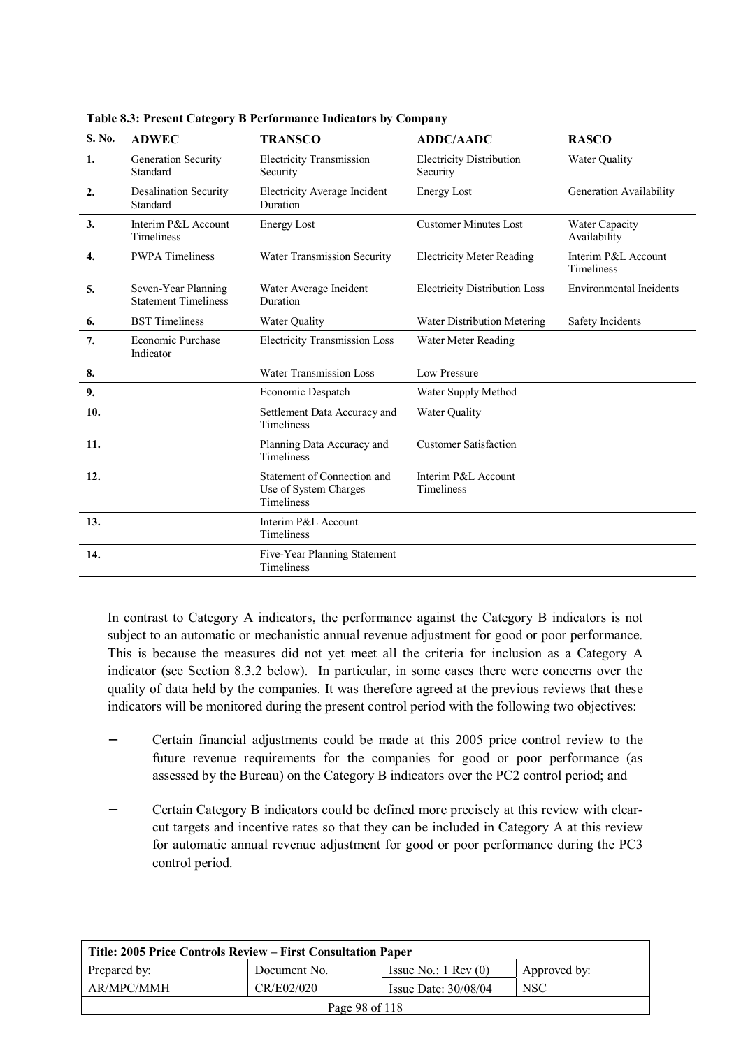**Table 8.3: Present Category B Performance Indicators by Company**

| S. No. | ADWEC | TRANSCO | ADDC/AADC | RASCO |
|---|---|---|---|---|
| 1. | Generation Security Standard | Electricity Transmission Security | Electricity Distribution Security | Water Quality |
| 2. | Desalination Security Standard | Electricity Average Incident Duration | Energy Lost | Generation Availability |
| 3. | Interim P&L Account Timeliness | Energy Lost | Customer Minutes Lost | Water Capacity Availability |
| 4. | PWPA Timeliness | Water Transmission Security | Electricity Meter Reading | Interim P&L Account Timeliness |
| 5. | Seven-Year Planning Statement Timeliness | Water Average Incident Duration | Electricity Distribution Loss | Environmental Incidents |
| 6. | BST Timeliness | Water Quality | Water Distribution Metering | Safety Incidents |
| 7. | Economic Purchase Indicator | Electricity Transmission Loss | Water Meter Reading | |
| 8. | | Water Transmission Loss | Low Pressure | |
| 9. | | Economic Despatch | Water Supply Method | |
| 10. | | Settlement Data Accuracy and Timeliness | Water Quality | |
| 11. | | Planning Data Accuracy and Timeliness | Customer Satisfaction | |
| 12. | | Statement of Connection and Use of System Charges Timeliness | Interim P&L Account Timeliness | |
| 13. | | Interim P&L Account Timeliness | | |
| 14. | | Five-Year Planning Statement Timeliness | | |

In contrast to Category A indicators, the performance against the Category B indicators is not subject to an automatic or mechanistic annual revenue adjustment for good or poor performance. This is because the measures did not yet meet all the criteria for inclusion as a Category A indicator (see Section 8.3.2 below). In particular, in some cases there were concerns over the quality of data held by the companies. It was therefore agreed at the previous reviews that these indicators will be monitored during the present control period with the following two objectives:

- Certain financial adjustments could be made at this 2005 price control review to the future revenue requirements for the companies for good or poor performance (as assessed by the Bureau) on the Category B indicators over the PC2 control period; and

- Certain Category B indicators could be defined more precisely at this review with clear-cut targets and incentive rates so that they can be included in Category A at this review for automatic annual revenue adjustment for good or poor performance during the PC3 control period.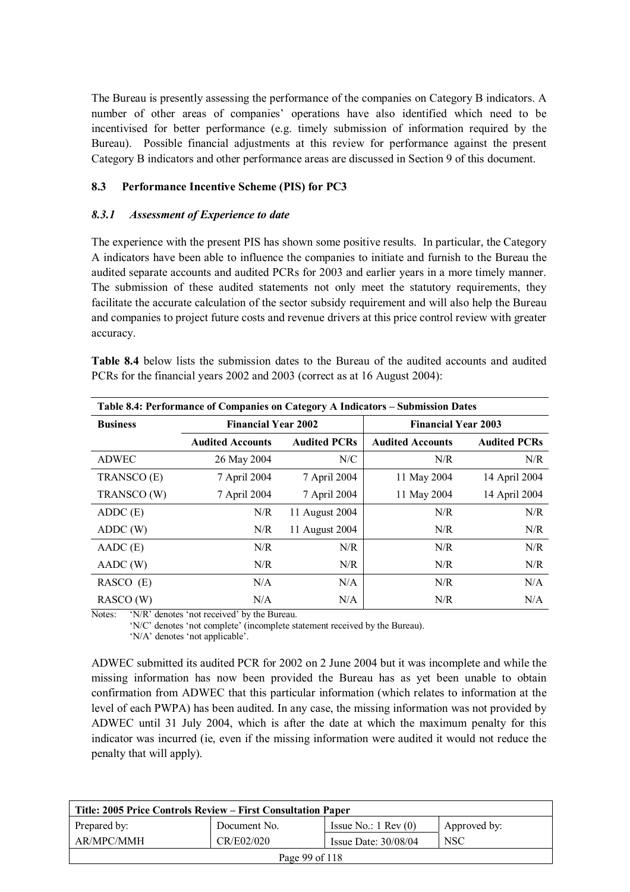The Bureau is presently assessing the performance of the companies on Category B indicators. A number of other areas of companies' operations have also identified which need to be incentivised for better performance (e.g. timely submission of information required by the Bureau). Possible financial adjustments at this review for performance against the present Category B indicators and other performance areas are discussed in Section 9 of this document.

### 8.3 Performance Incentive Scheme (PIS) for PC3

#### *8.3.1 Assessment of Experience to date*

The experience with the present PIS has shown some positive results. In particular, the Category A indicators have been able to influence the companies to initiate and furnish to the Bureau the audited separate accounts and audited PCRs for 2003 and earlier years in a more timely manner. The submission of these audited statements not only meet the statutory requirements, they facilitate the accurate calculation of the sector subsidy requirement and will also help the Bureau and companies to project future costs and revenue drivers at this price control review with greater accuracy.

**Table 8.4** below lists the submission dates to the Bureau of the audited accounts and audited PCRs for the financial years 2002 and 2003 (correct as at 16 August 2004):

**Table 8.4: Performance of Companies on Category A Indicators – Submission Dates**

| Business | Financial Year 2002 | | Financial Year 2003 | |
|---|---|---|---|---|
| | Audited Accounts | Audited PCRs | Audited Accounts | Audited PCRs |
| ADWEC | 26 May 2004 | N/C | N/R | N/R |
| TRANSCO (E) | 7 April 2004 | 7 April 2004 | 11 May 2004 | 14 April 2004 |
| TRANSCO (W) | 7 April 2004 | 7 April 2004 | 11 May 2004 | 14 April 2004 |
| ADDC (E) | N/R | 11 August 2004 | N/R | N/R |
| ADDC (W) | N/R | 11 August 2004 | N/R | N/R |
| AADC (E) | N/R | N/R | N/R | N/R |
| AADC (W) | N/R | N/R | N/R | N/R |
| RASCO (E) | N/A | N/A | N/R | N/A |
| RASCO (W) | N/A | N/A | N/R | N/A |

Notes: 'N/R' denotes 'not received' by the Bureau.
'N/C' denotes 'not complete' (incomplete statement received by the Bureau).
'N/A' denotes 'not applicable'.

ADWEC submitted its audited PCR for 2002 on 2 June 2004 but it was incomplete and while the missing information has now been provided the Bureau has as yet been unable to obtain confirmation from ADWEC that this particular information (which relates to information at the level of each PWPA) has been audited. In any case, the missing information was not provided by ADWEC until 31 July 2004, which is after the date at which the maximum penalty for this indicator was incurred (ie, even if the missing information were audited it would not reduce the penalty that will apply).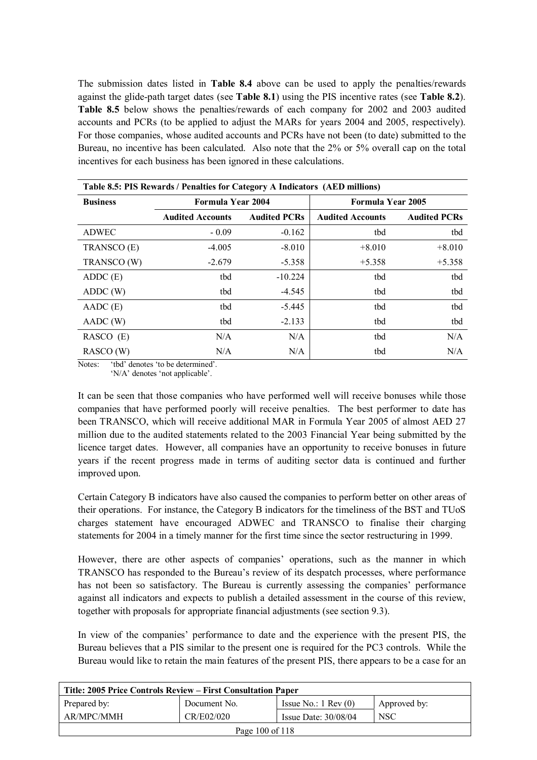The submission dates listed in **Table 8.4** above can be used to apply the penalties/rewards against the glide-path target dates (see **Table 8.1**) using the PIS incentive rates (see **Table 8.2**). **Table 8.5** below shows the penalties/rewards of each company for 2002 and 2003 audited accounts and PCRs (to be applied to adjust the MARs for years 2004 and 2005, respectively). For those companies, whose audited accounts and PCRs have not been (to date) submitted to the Bureau, no incentive has been calculated. Also note that the 2% or 5% overall cap on the total incentives for each business has been ignored in these calculations.

**Table 8.5: PIS Rewards / Penalties for Category A Indicators (AED millions)**

| Business | Formula Year 2004 | | Formula Year 2005 | |
|---|---|---|---|---|
| | Audited Accounts | Audited PCRs | Audited Accounts | Audited PCRs |
| ADWEC | - 0.09 | -0.162 | tbd | tbd |
| TRANSCO (E) | -4.005 | -8.010 | +8.010 | +8.010 |
| TRANSCO (W) | -2.679 | -5.358 | +5.358 | +5.358 |
| ADDC (E) | tbd | -10.224 | tbd | tbd |
| ADDC (W) | tbd | -4.545 | tbd | tbd |
| AADC (E) | tbd | -5.445 | tbd | tbd |
| AADC (W) | tbd | -2.133 | tbd | tbd |
| RASCO (E) | N/A | N/A | tbd | N/A |
| RASCO (W) | N/A | N/A | tbd | N/A |

Notes: 'tbd' denotes 'to be determined'.
'N/A' denotes 'not applicable'.

It can be seen that those companies who have performed well will receive bonuses while those companies that have performed poorly will receive penalties. The best performer to date has been TRANSCO, which will receive additional MAR in Formula Year 2005 of almost AED 27 million due to the audited statements related to the 2003 Financial Year being submitted by the licence target dates. However, all companies have an opportunity to receive bonuses in future years if the recent progress made in terms of auditing sector data is continued and further improved upon.

Certain Category B indicators have also caused the companies to perform better on other areas of their operations. For instance, the Category B indicators for the timeliness of the BST and TUoS charges statement have encouraged ADWEC and TRANSCO to finalise their charging statements for 2004 in a timely manner for the first time since the sector restructuring in 1999.

However, there are other aspects of companies' operations, such as the manner in which TRANSCO has responded to the Bureau's review of its despatch processes, where performance has not been so satisfactory. The Bureau is currently assessing the companies' performance against all indicators and expects to publish a detailed assessment in the course of this review, together with proposals for appropriate financial adjustments (see section 9.3).

In view of the companies' performance to date and the experience with the present PIS, the Bureau believes that a PIS similar to the present one is required for the PC3 controls. While the Bureau would like to retain the main features of the present PIS, there appears to be a case for an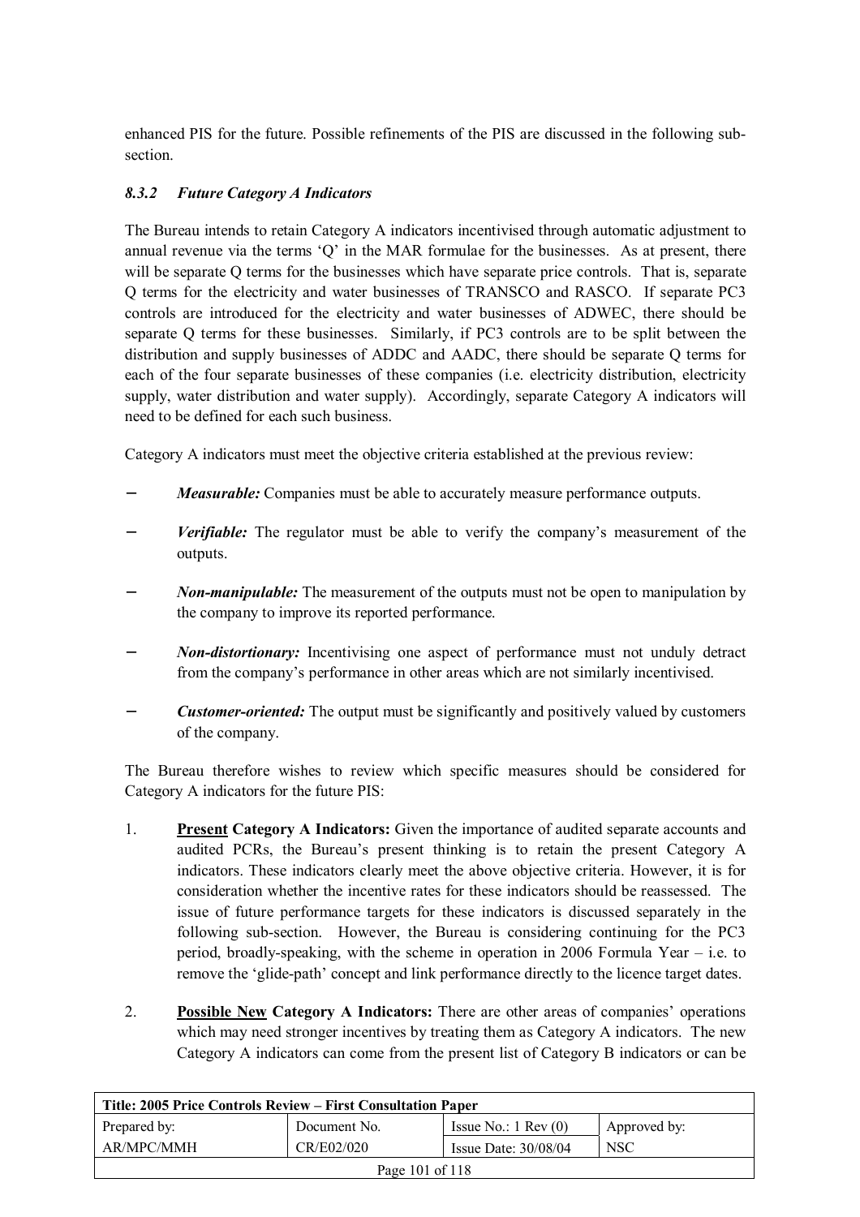enhanced PIS for the future. Possible refinements of the PIS are discussed in the following sub-section.

### *8.3.2 Future Category A Indicators*

The Bureau intends to retain Category A indicators incentivised through automatic adjustment to annual revenue via the terms 'Q' in the MAR formulae for the businesses. As at present, there will be separate Q terms for the businesses which have separate price controls. That is, separate Q terms for the electricity and water businesses of TRANSCO and RASCO. If separate PC3 controls are introduced for the electricity and water businesses of ADWEC, there should be separate Q terms for these businesses. Similarly, if PC3 controls are to be split between the distribution and supply businesses of ADDC and AADC, there should be separate Q terms for each of the four separate businesses of these companies (i.e. electricity distribution, electricity supply, water distribution and water supply). Accordingly, separate Category A indicators will need to be defined for each such business.

Category A indicators must meet the objective criteria established at the previous review:

- ***Measurable:*** Companies must be able to accurately measure performance outputs.
- ***Verifiable:*** The regulator must be able to verify the company's measurement of the outputs.
- ***Non-manipulable:*** The measurement of the outputs must not be open to manipulation by the company to improve its reported performance.
- ***Non-distortionary:*** Incentivising one aspect of performance must not unduly detract from the company's performance in other areas which are not similarly incentivised.
- ***Customer-oriented:*** The output must be significantly and positively valued by customers of the company.

The Bureau therefore wishes to review which specific measures should be considered for Category A indicators for the future PIS:

1. **<u>Present</u> Category A Indicators:** Given the importance of audited separate accounts and audited PCRs, the Bureau's present thinking is to retain the present Category A indicators. These indicators clearly meet the above objective criteria. However, it is for consideration whether the incentive rates for these indicators should be reassessed. The issue of future performance targets for these indicators is discussed separately in the following sub-section. However, the Bureau is considering continuing for the PC3 period, broadly-speaking, with the scheme in operation in 2006 Formula Year – i.e. to remove the 'glide-path' concept and link performance directly to the licence target dates.

2. **<u>Possible New</u> Category A Indicators:** There are other areas of companies' operations which may need stronger incentives by treating them as Category A indicators. The new Category A indicators can come from the present list of Category B indicators or can be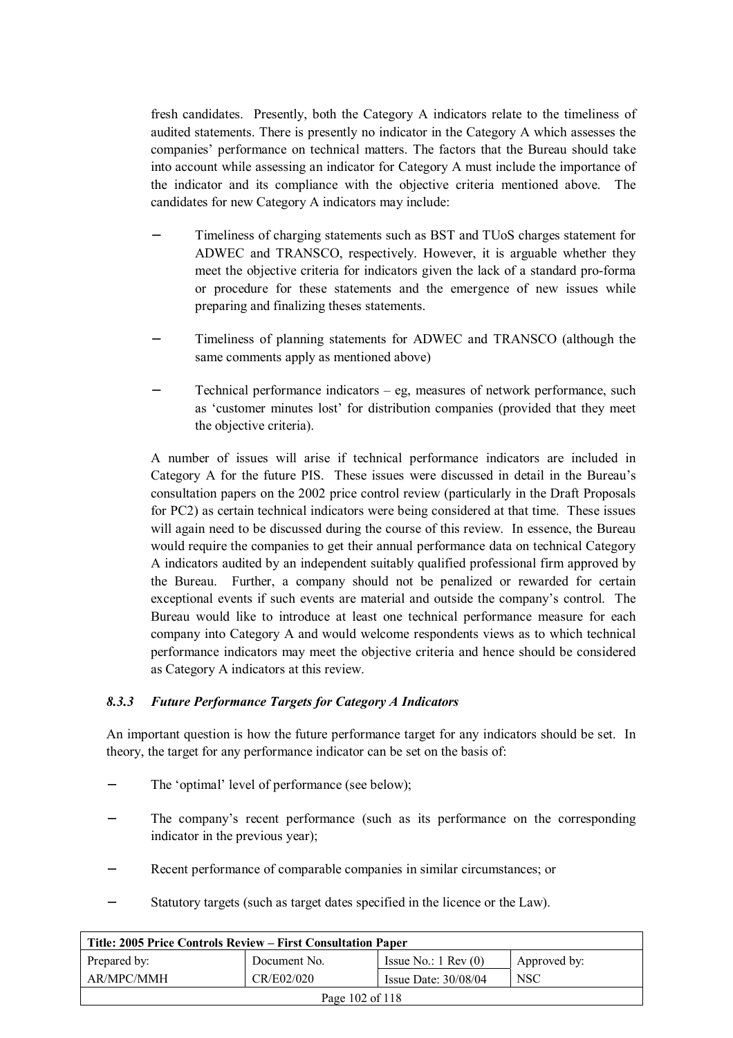fresh candidates. Presently, both the Category A indicators relate to the timeliness of audited statements. There is presently no indicator in the Category A which assesses the companies' performance on technical matters. The factors that the Bureau should take into account while assessing an indicator for Category A must include the importance of the indicator and its compliance with the objective criteria mentioned above. The candidates for new Category A indicators may include:

- Timeliness of charging statements such as BST and TUoS charges statement for ADWEC and TRANSCO, respectively. However, it is arguable whether they meet the objective criteria for indicators given the lack of a standard pro-forma or procedure for these statements and the emergence of new issues while preparing and finalizing theses statements.
- Timeliness of planning statements for ADWEC and TRANSCO (although the same comments apply as mentioned above)
- Technical performance indicators – eg, measures of network performance, such as 'customer minutes lost' for distribution companies (provided that they meet the objective criteria).

A number of issues will arise if technical performance indicators are included in Category A for the future PIS. These issues were discussed in detail in the Bureau's consultation papers on the 2002 price control review (particularly in the Draft Proposals for PC2) as certain technical indicators were being considered at that time. These issues will again need to be discussed during the course of this review. In essence, the Bureau would require the companies to get their annual performance data on technical Category A indicators audited by an independent suitably qualified professional firm approved by the Bureau. Further, a company should not be penalized or rewarded for certain exceptional events if such events are material and outside the company's control. The Bureau would like to introduce at least one technical performance measure for each company into Category A and would welcome respondents views as to which technical performance indicators may meet the objective criteria and hence should be considered as Category A indicators at this review.

### *8.3.3 Future Performance Targets for Category A Indicators*

An important question is how the future performance target for any indicators should be set. In theory, the target for any performance indicator can be set on the basis of:

- The 'optimal' level of performance (see below);
- The company's recent performance (such as its performance on the corresponding indicator in the previous year);
- Recent performance of comparable companies in similar circumstances; or
- Statutory targets (such as target dates specified in the licence or the Law).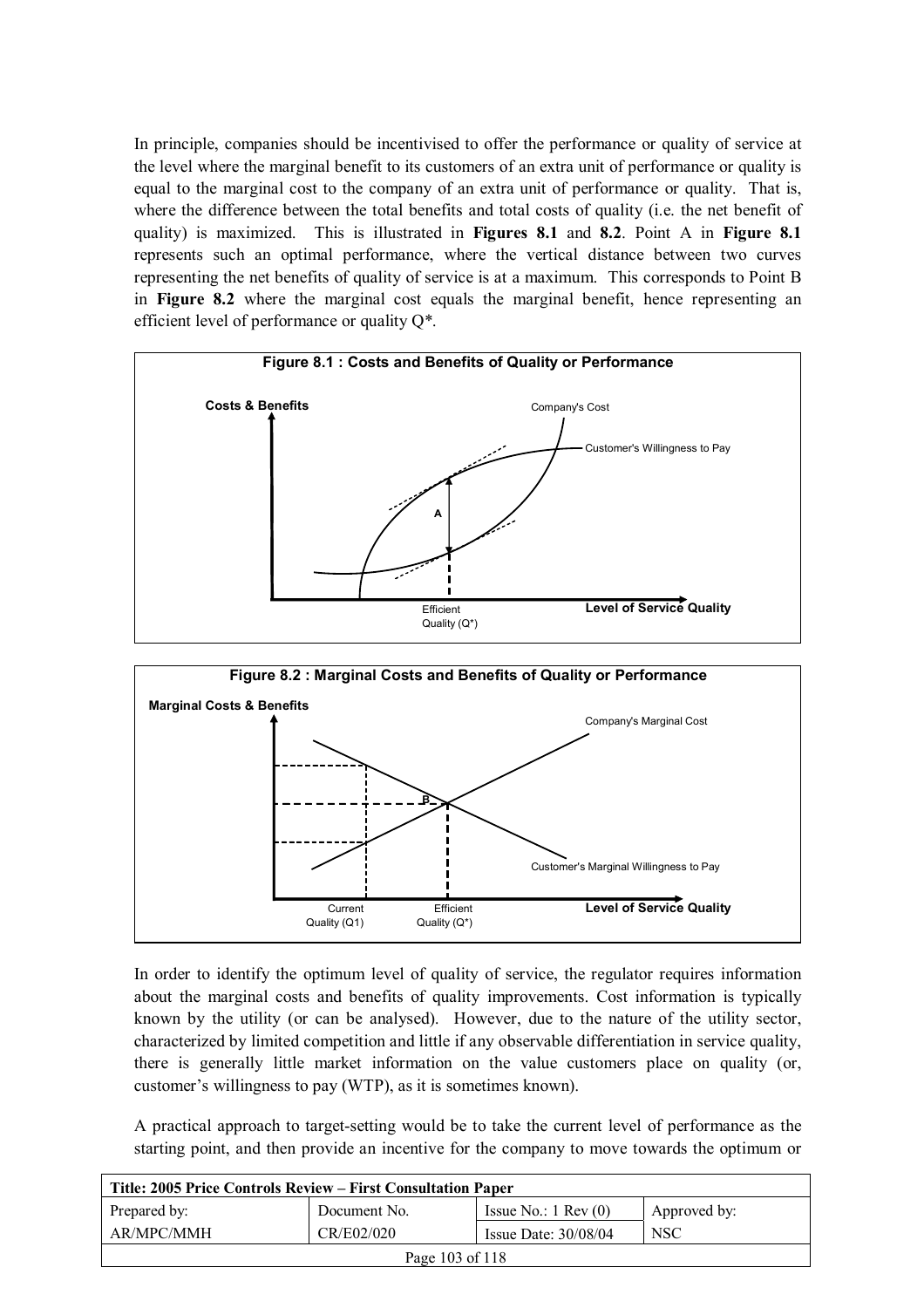In principle, companies should be incentivised to offer the performance or quality of service at the level where the marginal benefit to its customers of an extra unit of performance or quality is equal to the marginal cost to the company of an extra unit of performance or quality. That is, where the difference between the total benefits and total costs of quality (i.e. the net benefit of quality) is maximized. This is illustrated in **Figures 8.1** and **8.2**. Point A in **Figure 8.1** represents such an optimal performance, where the vertical distance between two curves representing the net benefits of quality of service is at a maximum. This corresponds to Point B in **Figure 8.2** where the marginal cost equals the marginal benefit, hence representing an efficient level of performance or quality Q*.

**Figure 8.1 : Costs and Benefits of Quality or Performance**

**Figure 8.2 : Marginal Costs and Benefits of Quality or Performance**

In order to identify the optimum level of quality of service, the regulator requires information about the marginal costs and benefits of quality improvements. Cost information is typically known by the utility (or can be analysed). However, due to the nature of the utility sector, characterized by limited competition and little if any observable differentiation in service quality, there is generally little market information on the value customers place on quality (or, customer's willingness to pay (WTP), as it is sometimes known).

A practical approach to target-setting would be to take the current level of performance as the starting point, and then provide an incentive for the company to move towards the optimum or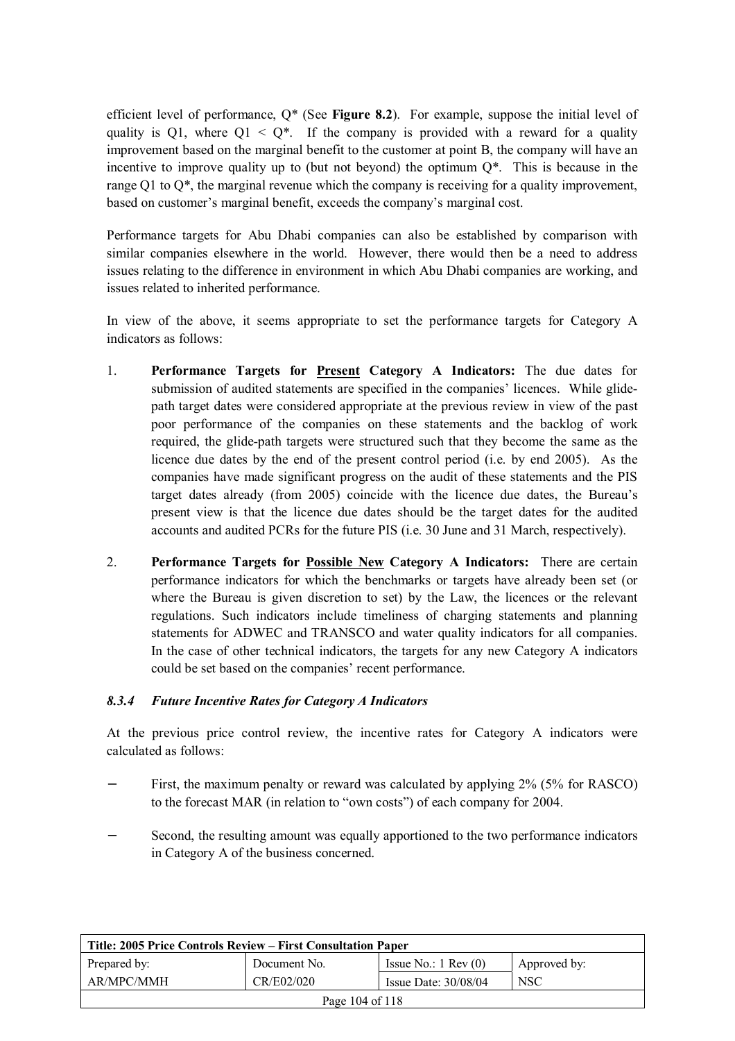efficient level of performance, $Q^*$ (See **Figure 8.2**). For example, suppose the initial level of quality is Q1, where $Q1 < Q^*$. If the company is provided with a reward for a quality improvement based on the marginal benefit to the customer at point B, the company will have an incentive to improve quality up to (but not beyond) the optimum $Q^*$. This is because in the range Q1 to $Q^*$, the marginal revenue which the company is receiving for a quality improvement, based on customer's marginal benefit, exceeds the company's marginal cost.

Performance targets for Abu Dhabi companies can also be established by comparison with similar companies elsewhere in the world. However, there would then be a need to address issues relating to the difference in environment in which Abu Dhabi companies are working, and issues related to inherited performance.

In view of the above, it seems appropriate to set the performance targets for Category A indicators as follows:

1. **Performance Targets for <u>Present</u> Category A Indicators:** The due dates for submission of audited statements are specified in the companies' licences. While glide-path target dates were considered appropriate at the previous review in view of the past poor performance of the companies on these statements and the backlog of work required, the glide-path targets were structured such that they become the same as the licence due dates by the end of the present control period (i.e. by end 2005). As the companies have made significant progress on the audit of these statements and the PIS target dates already (from 2005) coincide with the licence due dates, the Bureau's present view is that the licence due dates should be the target dates for the audited accounts and audited PCRs for the future PIS (i.e. 30 June and 31 March, respectively).

2. **Performance Targets for <u>Possible New</u> Category A Indicators:** There are certain performance indicators for which the benchmarks or targets have already been set (or where the Bureau is given discretion to set) by the Law, the licences or the relevant regulations. Such indicators include timeliness of charging statements and planning statements for ADWEC and TRANSCO and water quality indicators for all companies. In the case of other technical indicators, the targets for any new Category A indicators could be set based on the companies' recent performance.

### *8.3.4 Future Incentive Rates for Category A Indicators*

At the previous price control review, the incentive rates for Category A indicators were calculated as follows:

- First, the maximum penalty or reward was calculated by applying 2% (5% for RASCO) to the forecast MAR (in relation to "own costs") of each company for 2004.
- Second, the resulting amount was equally apportioned to the two performance indicators in Category A of the business concerned.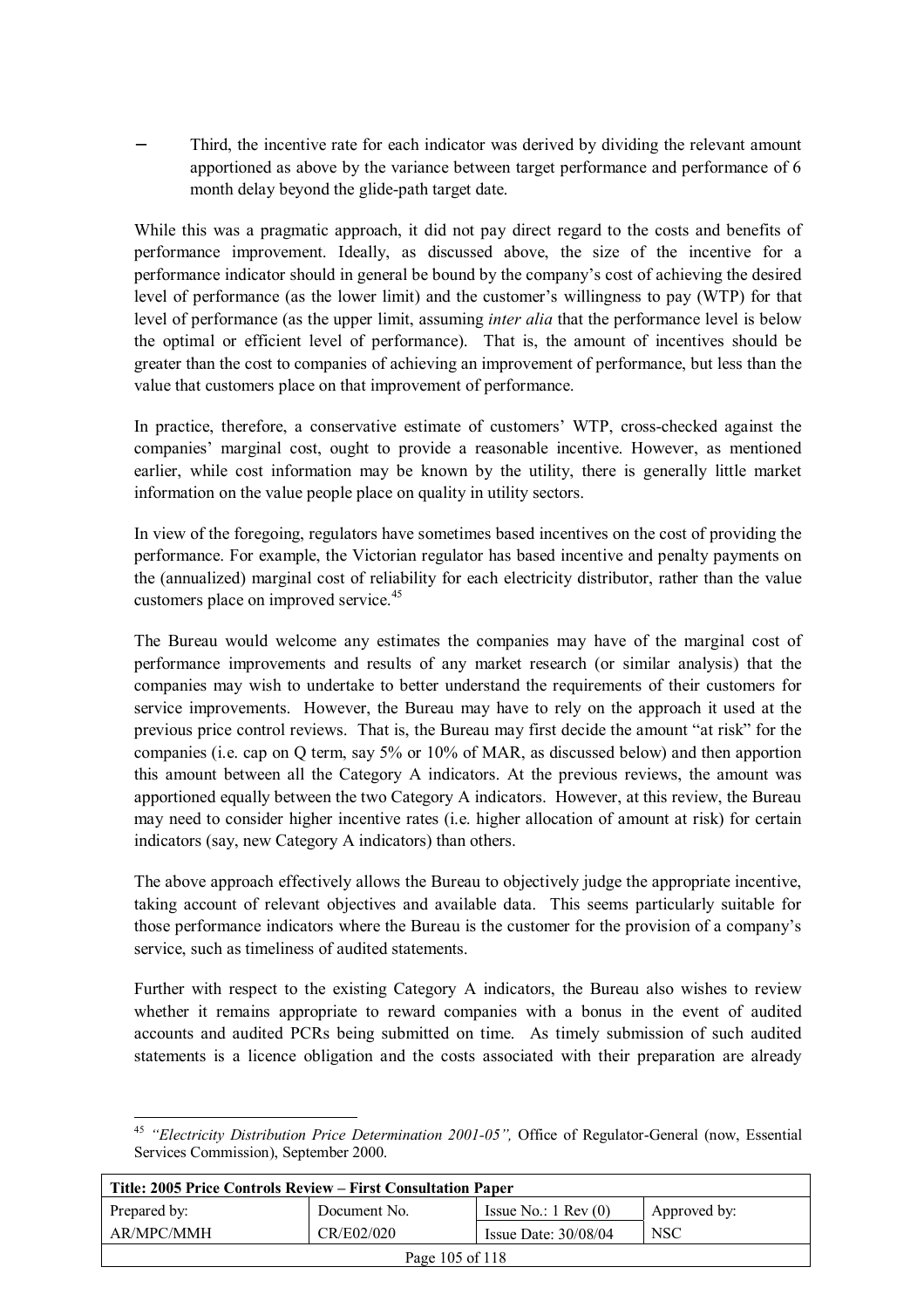- Third, the incentive rate for each indicator was derived by dividing the relevant amount apportioned as above by the variance between target performance and performance of 6 month delay beyond the glide-path target date.

While this was a pragmatic approach, it did not pay direct regard to the costs and benefits of performance improvement. Ideally, as discussed above, the size of the incentive for a performance indicator should in general be bound by the company's cost of achieving the desired level of performance (as the lower limit) and the customer's willingness to pay (WTP) for that level of performance (as the upper limit, assuming *inter alia* that the performance level is below the optimal or efficient level of performance). That is, the amount of incentives should be greater than the cost to companies of achieving an improvement of performance, but less than the value that customers place on that improvement of performance.

In practice, therefore, a conservative estimate of customers' WTP, cross-checked against the companies' marginal cost, ought to provide a reasonable incentive. However, as mentioned earlier, while cost information may be known by the utility, there is generally little market information on the value people place on quality in utility sectors.

In view of the foregoing, regulators have sometimes based incentives on the cost of providing the performance. For example, the Victorian regulator has based incentive and penalty payments on the (annualized) marginal cost of reliability for each electricity distributor, rather than the value customers place on improved service.[45]

The Bureau would welcome any estimates the companies may have of the marginal cost of performance improvements and results of any market research (or similar analysis) that the companies may wish to undertake to better understand the requirements of their customers for service improvements. However, the Bureau may have to rely on the approach it used at the previous price control reviews. That is, the Bureau may first decide the amount "at risk" for the companies (i.e. cap on Q term, say 5% or 10% of MAR, as discussed below) and then apportion this amount between all the Category A indicators. At the previous reviews, the amount was apportioned equally between the two Category A indicators. However, at this review, the Bureau may need to consider higher incentive rates (i.e. higher allocation of amount at risk) for certain indicators (say, new Category A indicators) than others.

The above approach effectively allows the Bureau to objectively judge the appropriate incentive, taking account of relevant objectives and available data. This seems particularly suitable for those performance indicators where the Bureau is the customer for the provision of a company's service, such as timeliness of audited statements.

Further with respect to the existing Category A indicators, the Bureau also wishes to review whether it remains appropriate to reward companies with a bonus in the event of audited accounts and audited PCRs being submitted on time. As timely submission of such audited statements is a licence obligation and the costs associated with their preparation are already

---

[45] *"Electricity Distribution Price Determination 2001-05",* Office of Regulator-General (now, Essential Services Commission), September 2000.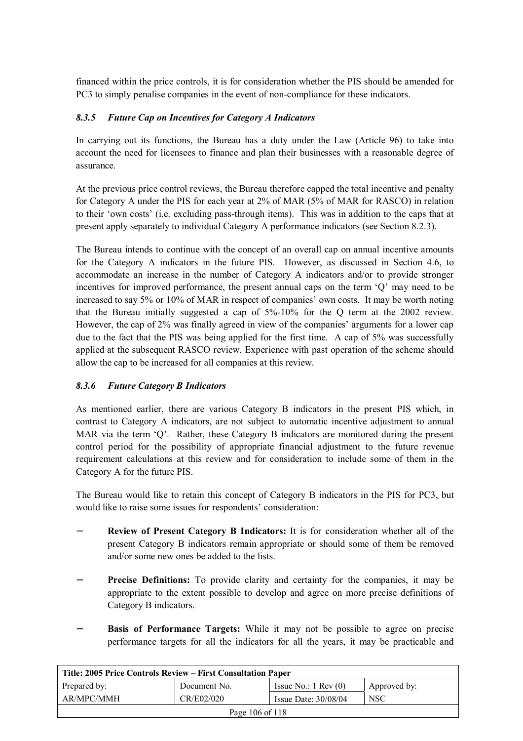financed within the price controls, it is for consideration whether the PIS should be amended for PC3 to simply penalise companies in the event of non-compliance for these indicators.

#### *8.3.5 Future Cap on Incentives for Category A Indicators*

In carrying out its functions, the Bureau has a duty under the Law (Article 96) to take into account the need for licensees to finance and plan their businesses with a reasonable degree of assurance.

At the previous price control reviews, the Bureau therefore capped the total incentive and penalty for Category A under the PIS for each year at 2% of MAR (5% of MAR for RASCO) in relation to their 'own costs' (i.e. excluding pass-through items). This was in addition to the caps that at present apply separately to individual Category A performance indicators (see Section 8.2.3).

The Bureau intends to continue with the concept of an overall cap on annual incentive amounts for the Category A indicators in the future PIS. However, as discussed in Section 4.6, to accommodate an increase in the number of Category A indicators and/or to provide stronger incentives for improved performance, the present annual caps on the term 'Q' may need to be increased to say 5% or 10% of MAR in respect of companies' own costs. It may be worth noting that the Bureau initially suggested a cap of 5%-10% for the Q term at the 2002 review. However, the cap of 2% was finally agreed in view of the companies' arguments for a lower cap due to the fact that the PIS was being applied for the first time. A cap of 5% was successfully applied at the subsequent RASCO review. Experience with past operation of the scheme should allow the cap to be increased for all companies at this review.

#### *8.3.6 Future Category B Indicators*

As mentioned earlier, there are various Category B indicators in the present PIS which, in contrast to Category A indicators, are not subject to automatic incentive adjustment to annual MAR via the term 'Q'. Rather, these Category B indicators are monitored during the present control period for the possibility of appropriate financial adjustment to the future revenue requirement calculations at this review and for consideration to include some of them in the Category A for the future PIS.

The Bureau would like to retain this concept of Category B indicators in the PIS for PC3, but would like to raise some issues for respondents' consideration:

- **Review of Present Category B Indicators:** It is for consideration whether all of the present Category B indicators remain appropriate or should some of them be removed and/or some new ones be added to the lists.
- **Precise Definitions:** To provide clarity and certainty for the companies, it may be appropriate to the extent possible to develop and agree on more precise definitions of Category B indicators.
- **Basis of Performance Targets:** While it may not be possible to agree on precise performance targets for all the indicators for all the years, it may be practicable and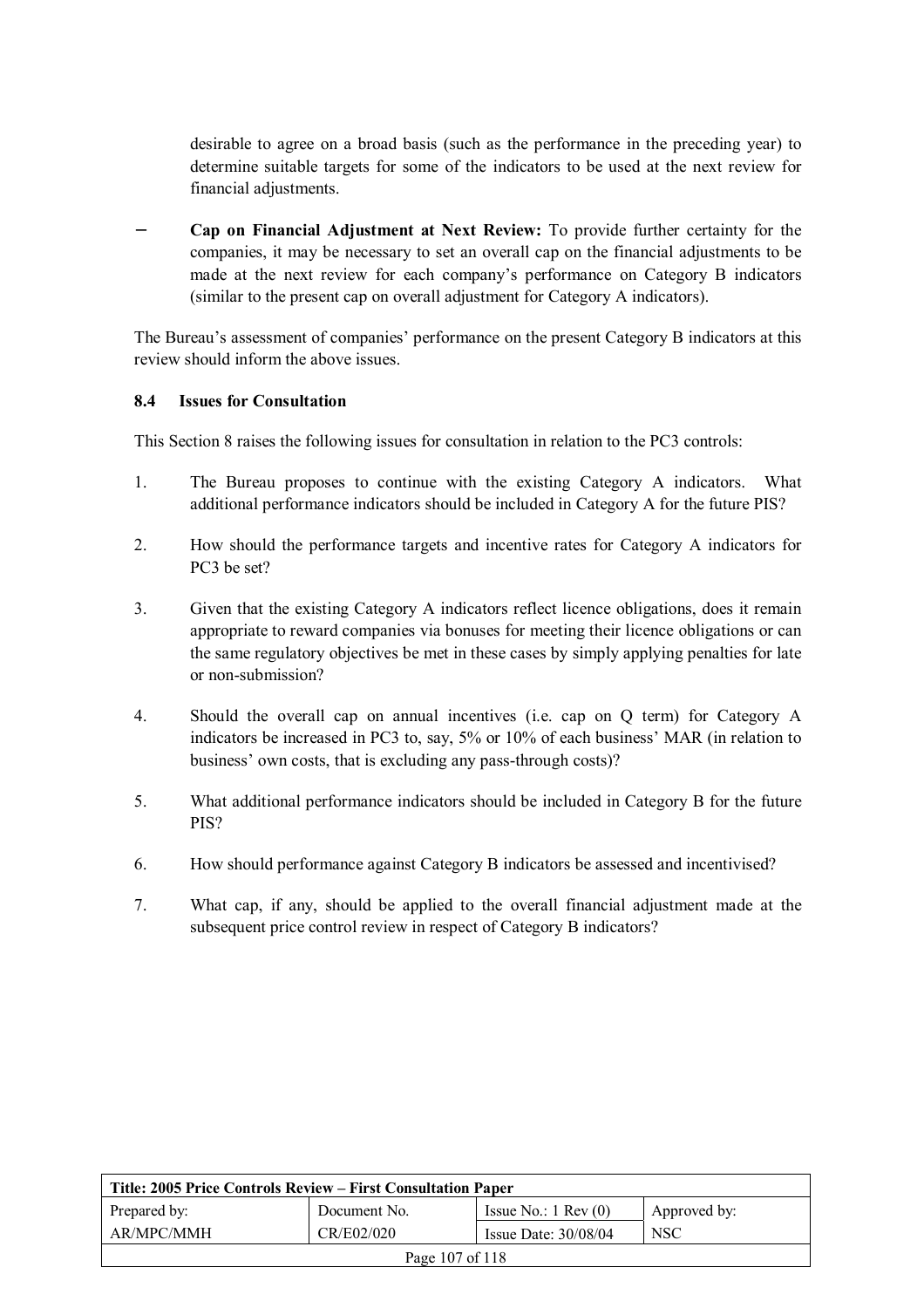desirable to agree on a broad basis (such as the performance in the preceding year) to determine suitable targets for some of the indicators to be used at the next review for financial adjustments.

- **Cap on Financial Adjustment at Next Review:** To provide further certainty for the companies, it may be necessary to set an overall cap on the financial adjustments to be made at the next review for each company's performance on Category B indicators (similar to the present cap on overall adjustment for Category A indicators).

The Bureau's assessment of companies' performance on the present Category B indicators at this review should inform the above issues.

### 8.4 Issues for Consultation

This Section 8 raises the following issues for consultation in relation to the PC3 controls:

1. The Bureau proposes to continue with the existing Category A indicators. What additional performance indicators should be included in Category A for the future PIS?

2. How should the performance targets and incentive rates for Category A indicators for PC3 be set?

3. Given that the existing Category A indicators reflect licence obligations, does it remain appropriate to reward companies via bonuses for meeting their licence obligations or can the same regulatory objectives be met in these cases by simply applying penalties for late or non-submission?

4. Should the overall cap on annual incentives (i.e. cap on Q term) for Category A indicators be increased in PC3 to, say, 5% or 10% of each business' MAR (in relation to business' own costs, that is excluding any pass-through costs)?

5. What additional performance indicators should be included in Category B for the future PIS?

6. How should performance against Category B indicators be assessed and incentivised?

7. What cap, if any, should be applied to the overall financial adjustment made at the subsequent price control review in respect of Category B indicators?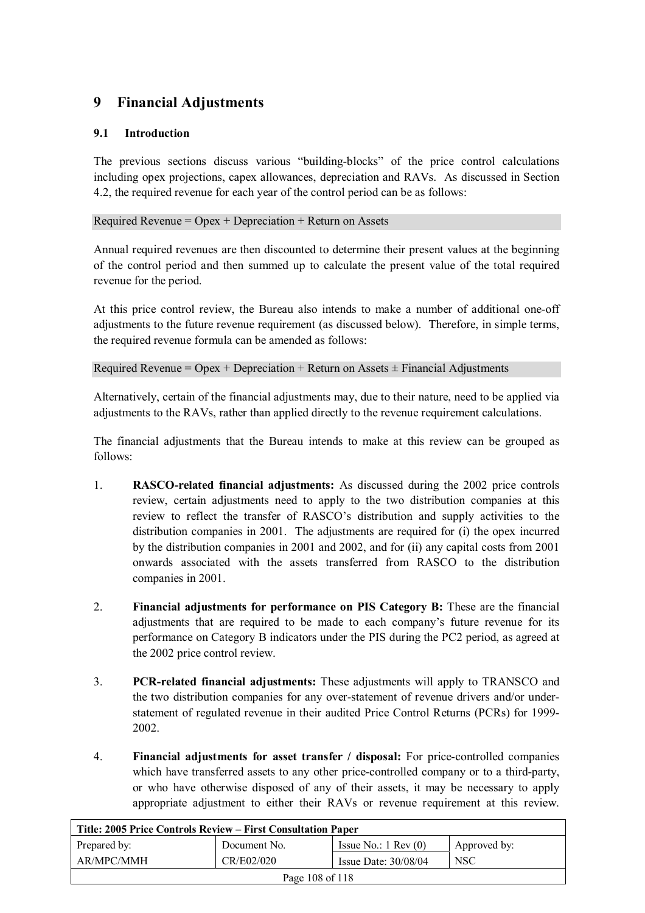# 9 Financial Adjustments

## 9.1 Introduction

The previous sections discuss various "building-blocks" of the price control calculations including opex projections, capex allowances, depreciation and RAVs. As discussed in Section 4.2, the required revenue for each year of the control period can be as follows:

Required Revenue = Opex + Depreciation + Return on Assets

Annual required revenues are then discounted to determine their present values at the beginning of the control period and then summed up to calculate the present value of the total required revenue for the period.

At this price control review, the Bureau also intends to make a number of additional one-off adjustments to the future revenue requirement (as discussed below). Therefore, in simple terms, the required revenue formula can be amended as follows:

Required Revenue = Opex + Depreciation + Return on Assets ± Financial Adjustments

Alternatively, certain of the financial adjustments may, due to their nature, need to be applied via adjustments to the RAVs, rather than applied directly to the revenue requirement calculations.

The financial adjustments that the Bureau intends to make at this review can be grouped as follows:

1. **RASCO-related financial adjustments:** As discussed during the 2002 price controls review, certain adjustments need to apply to the two distribution companies at this review to reflect the transfer of RASCO's distribution and supply activities to the distribution companies in 2001. The adjustments are required for (i) the opex incurred by the distribution companies in 2001 and 2002, and for (ii) any capital costs from 2001 onwards associated with the assets transferred from RASCO to the distribution companies in 2001.

2. **Financial adjustments for performance on PIS Category B:** These are the financial adjustments that are required to be made to each company's future revenue for its performance on Category B indicators under the PIS during the PC2 period, as agreed at the 2002 price control review.

3. **PCR-related financial adjustments:** These adjustments will apply to TRANSCO and the two distribution companies for any over-statement of revenue drivers and/or under-statement of regulated revenue in their audited Price Control Returns (PCRs) for 1999-2002.

4. **Financial adjustments for asset transfer / disposal:** For price-controlled companies which have transferred assets to any other price-controlled company or to a third-party, or who have otherwise disposed of any of their assets, it may be necessary to apply appropriate adjustment to either their RAVs or revenue requirement at this review.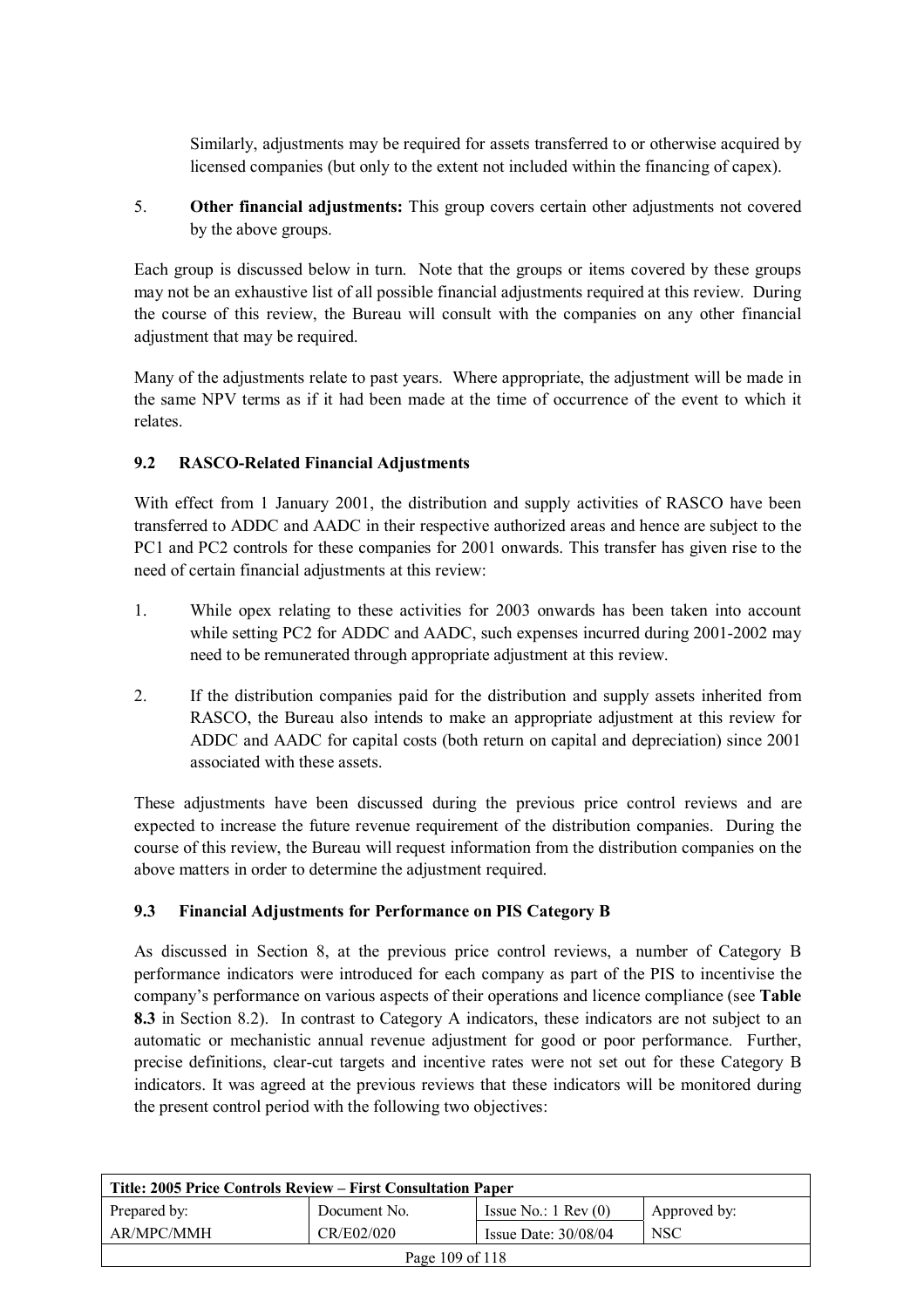Similarly, adjustments may be required for assets transferred to or otherwise acquired by licensed companies (but only to the extent not included within the financing of capex).

5. **Other financial adjustments:** This group covers certain other adjustments not covered by the above groups.

Each group is discussed below in turn. Note that the groups or items covered by these groups may not be an exhaustive list of all possible financial adjustments required at this review. During the course of this review, the Bureau will consult with the companies on any other financial adjustment that may be required.

Many of the adjustments relate to past years. Where appropriate, the adjustment will be made in the same NPV terms as if it had been made at the time of occurrence of the event to which it relates.

### 9.2 RASCO-Related Financial Adjustments

With effect from 1 January 2001, the distribution and supply activities of RASCO have been transferred to ADDC and AADC in their respective authorized areas and hence are subject to the PC1 and PC2 controls for these companies for 2001 onwards. This transfer has given rise to the need of certain financial adjustments at this review:

1. While opex relating to these activities for 2003 onwards has been taken into account while setting PC2 for ADDC and AADC, such expenses incurred during 2001-2002 may need to be remunerated through appropriate adjustment at this review.
2. If the distribution companies paid for the distribution and supply assets inherited from RASCO, the Bureau also intends to make an appropriate adjustment at this review for ADDC and AADC for capital costs (both return on capital and depreciation) since 2001 associated with these assets.

These adjustments have been discussed during the previous price control reviews and are expected to increase the future revenue requirement of the distribution companies. During the course of this review, the Bureau will request information from the distribution companies on the above matters in order to determine the adjustment required.

### 9.3 Financial Adjustments for Performance on PIS Category B

As discussed in Section 8, at the previous price control reviews, a number of Category B performance indicators were introduced for each company as part of the PIS to incentivise the company's performance on various aspects of their operations and licence compliance (see **Table 8.3** in Section 8.2). In contrast to Category A indicators, these indicators are not subject to an automatic or mechanistic annual revenue adjustment for good or poor performance. Further, precise definitions, clear-cut targets and incentive rates were not set out for these Category B indicators. It was agreed at the previous reviews that these indicators will be monitored during the present control period with the following two objectives: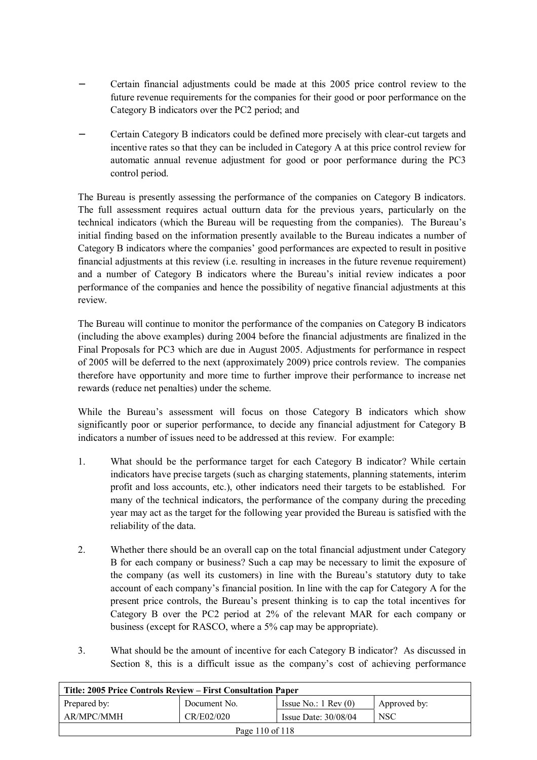- Certain financial adjustments could be made at this 2005 price control review to the future revenue requirements for the companies for their good or poor performance on the Category B indicators over the PC2 period; and

- Certain Category B indicators could be defined more precisely with clear-cut targets and incentive rates so that they can be included in Category A at this price control review for automatic annual revenue adjustment for good or poor performance during the PC3 control period.

The Bureau is presently assessing the performance of the companies on Category B indicators. The full assessment requires actual outturn data for the previous years, particularly on the technical indicators (which the Bureau will be requesting from the companies). The Bureau's initial finding based on the information presently available to the Bureau indicates a number of Category B indicators where the companies' good performances are expected to result in positive financial adjustments at this review (i.e. resulting in increases in the future revenue requirement) and a number of Category B indicators where the Bureau's initial review indicates a poor performance of the companies and hence the possibility of negative financial adjustments at this review.

The Bureau will continue to monitor the performance of the companies on Category B indicators (including the above examples) during 2004 before the financial adjustments are finalized in the Final Proposals for PC3 which are due in August 2005. Adjustments for performance in respect of 2005 will be deferred to the next (approximately 2009) price controls review. The companies therefore have opportunity and more time to further improve their performance to increase net rewards (reduce net penalties) under the scheme.

While the Bureau's assessment will focus on those Category B indicators which show significantly poor or superior performance, to decide any financial adjustment for Category B indicators a number of issues need to be addressed at this review. For example:

1. What should be the performance target for each Category B indicator? While certain indicators have precise targets (such as charging statements, planning statements, interim profit and loss accounts, etc.), other indicators need their targets to be established. For many of the technical indicators, the performance of the company during the preceding year may act as the target for the following year provided the Bureau is satisfied with the reliability of the data.

2. Whether there should be an overall cap on the total financial adjustment under Category B for each company or business? Such a cap may be necessary to limit the exposure of the company (as well its customers) in line with the Bureau's statutory duty to take account of each company's financial position. In line with the cap for Category A for the present price controls, the Bureau's present thinking is to cap the total incentives for Category B over the PC2 period at 2% of the relevant MAR for each company or business (except for RASCO, where a 5% cap may be appropriate).

3. What should be the amount of incentive for each Category B indicator? As discussed in Section 8, this is a difficult issue as the company's cost of achieving performance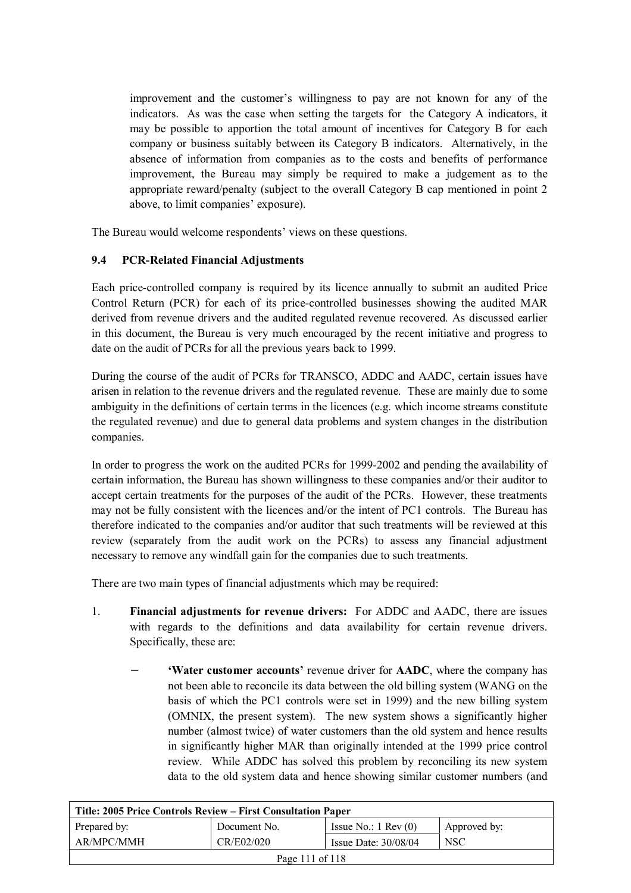improvement and the customer's willingness to pay are not known for any of the indicators. As was the case when setting the targets for the Category A indicators, it may be possible to apportion the total amount of incentives for Category B for each company or business suitably between its Category B indicators. Alternatively, in the absence of information from companies as to the costs and benefits of performance improvement, the Bureau may simply be required to make a judgement as to the appropriate reward/penalty (subject to the overall Category B cap mentioned in point 2 above, to limit companies' exposure).

The Bureau would welcome respondents' views on these questions.

### 9.4 PCR-Related Financial Adjustments

Each price-controlled company is required by its licence annually to submit an audited Price Control Return (PCR) for each of its price-controlled businesses showing the audited MAR derived from revenue drivers and the audited regulated revenue recovered. As discussed earlier in this document, the Bureau is very much encouraged by the recent initiative and progress to date on the audit of PCRs for all the previous years back to 1999.

During the course of the audit of PCRs for TRANSCO, ADDC and AADC, certain issues have arisen in relation to the revenue drivers and the regulated revenue. These are mainly due to some ambiguity in the definitions of certain terms in the licences (e.g. which income streams constitute the regulated revenue) and due to general data problems and system changes in the distribution companies.

In order to progress the work on the audited PCRs for 1999-2002 and pending the availability of certain information, the Bureau has shown willingness to these companies and/or their auditor to accept certain treatments for the purposes of the audit of the PCRs. However, these treatments may not be fully consistent with the licences and/or the intent of PC1 controls. The Bureau has therefore indicated to the companies and/or auditor that such treatments will be reviewed at this review (separately from the audit work on the PCRs) to assess any financial adjustment necessary to remove any windfall gain for the companies due to such treatments.

There are two main types of financial adjustments which may be required:

1. **Financial adjustments for revenue drivers:** For ADDC and AADC, there are issues with regards to the definitions and data availability for certain revenue drivers. Specifically, these are:

   – **'Water customer accounts'** revenue driver for **AADC**, where the company has not been able to reconcile its data between the old billing system (WANG on the basis of which the PC1 controls were set in 1999) and the new billing system (OMNIX, the present system). The new system shows a significantly higher number (almost twice) of water customers than the old system and hence results in significantly higher MAR than originally intended at the 1999 price control review. While ADDC has solved this problem by reconciling its new system data to the old system data and hence showing similar customer numbers (and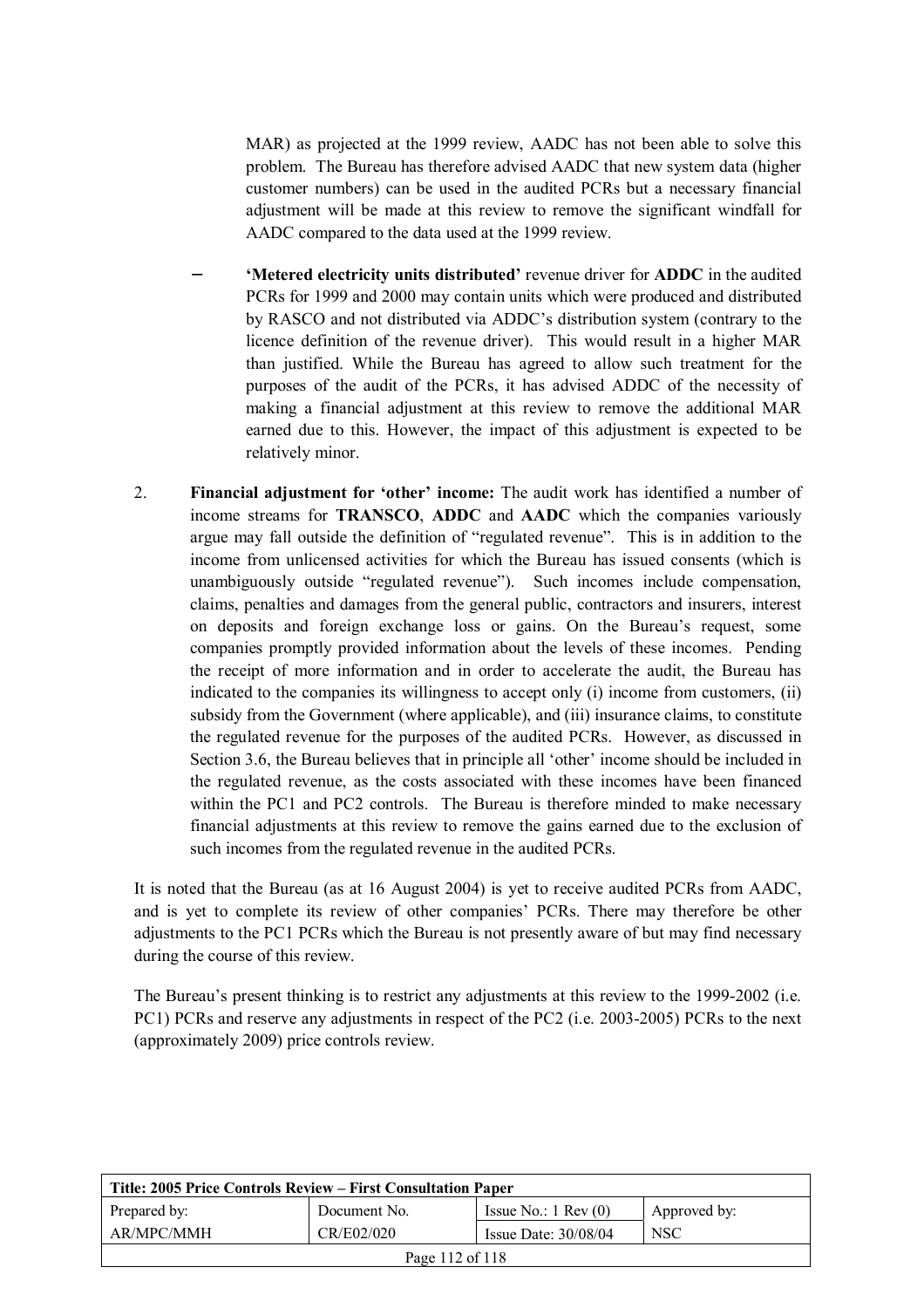MAR) as projected at the 1999 review, AADC has not been able to solve this problem. The Bureau has therefore advised AADC that new system data (higher customer numbers) can be used in the audited PCRs but a necessary financial adjustment will be made at this review to remove the significant windfall for AADC compared to the data used at the 1999 review.

– **'Metered electricity units distributed'** revenue driver for **ADDC** in the audited PCRs for 1999 and 2000 may contain units which were produced and distributed by RASCO and not distributed via ADDC's distribution system (contrary to the licence definition of the revenue driver). This would result in a higher MAR than justified. While the Bureau has agreed to allow such treatment for the purposes of the audit of the PCRs, it has advised ADDC of the necessity of making a financial adjustment at this review to remove the additional MAR earned due to this. However, the impact of this adjustment is expected to be relatively minor.

2. **Financial adjustment for 'other' income:** The audit work has identified a number of income streams for **TRANSCO**, **ADDC** and **AADC** which the companies variously argue may fall outside the definition of "regulated revenue". This is in addition to the income from unlicensed activities for which the Bureau has issued consents (which is unambiguously outside "regulated revenue"). Such incomes include compensation, claims, penalties and damages from the general public, contractors and insurers, interest on deposits and foreign exchange loss or gains. On the Bureau's request, some companies promptly provided information about the levels of these incomes. Pending the receipt of more information and in order to accelerate the audit, the Bureau has indicated to the companies its willingness to accept only (i) income from customers, (ii) subsidy from the Government (where applicable), and (iii) insurance claims, to constitute the regulated revenue for the purposes of the audited PCRs. However, as discussed in Section 3.6, the Bureau believes that in principle all 'other' income should be included in the regulated revenue, as the costs associated with these incomes have been financed within the PC1 and PC2 controls. The Bureau is therefore minded to make necessary financial adjustments at this review to remove the gains earned due to the exclusion of such incomes from the regulated revenue in the audited PCRs.

It is noted that the Bureau (as at 16 August 2004) is yet to receive audited PCRs from AADC, and is yet to complete its review of other companies' PCRs. There may therefore be other adjustments to the PC1 PCRs which the Bureau is not presently aware of but may find necessary during the course of this review.

The Bureau's present thinking is to restrict any adjustments at this review to the 1999-2002 (i.e. PC1) PCRs and reserve any adjustments in respect of the PC2 (i.e. 2003-2005) PCRs to the next (approximately 2009) price controls review.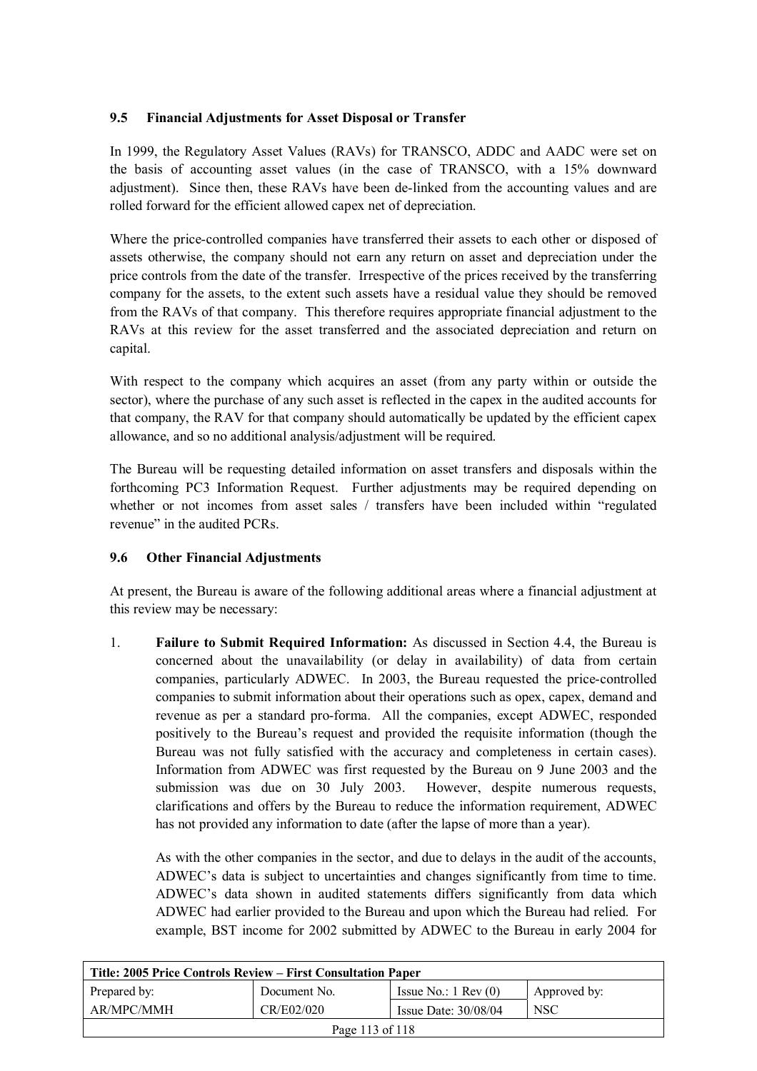### 9.5 Financial Adjustments for Asset Disposal or Transfer

In 1999, the Regulatory Asset Values (RAVs) for TRANSCO, ADDC and AADC were set on the basis of accounting asset values (in the case of TRANSCO, with a 15% downward adjustment). Since then, these RAVs have been de-linked from the accounting values and are rolled forward for the efficient allowed capex net of depreciation.

Where the price-controlled companies have transferred their assets to each other or disposed of assets otherwise, the company should not earn any return on asset and depreciation under the price controls from the date of the transfer. Irrespective of the prices received by the transferring company for the assets, to the extent such assets have a residual value they should be removed from the RAVs of that company. This therefore requires appropriate financial adjustment to the RAVs at this review for the asset transferred and the associated depreciation and return on capital.

With respect to the company which acquires an asset (from any party within or outside the sector), where the purchase of any such asset is reflected in the capex in the audited accounts for that company, the RAV for that company should automatically be updated by the efficient capex allowance, and so no additional analysis/adjustment will be required.

The Bureau will be requesting detailed information on asset transfers and disposals within the forthcoming PC3 Information Request. Further adjustments may be required depending on whether or not incomes from asset sales / transfers have been included within "regulated revenue" in the audited PCRs.

### 9.6 Other Financial Adjustments

At present, the Bureau is aware of the following additional areas where a financial adjustment at this review may be necessary:

1. **Failure to Submit Required Information:** As discussed in Section 4.4, the Bureau is concerned about the unavailability (or delay in availability) of data from certain companies, particularly ADWEC. In 2003, the Bureau requested the price-controlled companies to submit information about their operations such as opex, capex, demand and revenue as per a standard pro-forma. All the companies, except ADWEC, responded positively to the Bureau's request and provided the requisite information (though the Bureau was not fully satisfied with the accuracy and completeness in certain cases). Information from ADWEC was first requested by the Bureau on 9 June 2003 and the submission was due on 30 July 2003. However, despite numerous requests, clarifications and offers by the Bureau to reduce the information requirement, ADWEC has not provided any information to date (after the lapse of more than a year).

   As with the other companies in the sector, and due to delays in the audit of the accounts, ADWEC's data is subject to uncertainties and changes significantly from time to time. ADWEC's data shown in audited statements differs significantly from data which ADWEC had earlier provided to the Bureau and upon which the Bureau had relied. For example, BST income for 2002 submitted by ADWEC to the Bureau in early 2004 for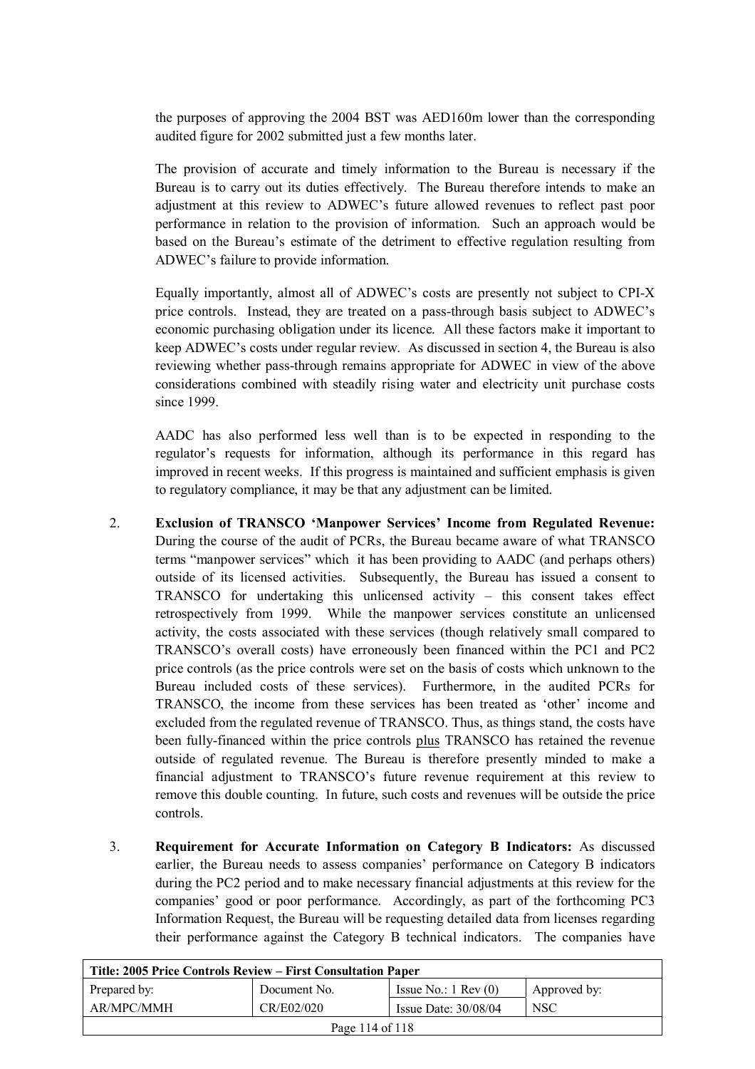the purposes of approving the 2004 BST was AED160m lower than the corresponding audited figure for 2002 submitted just a few months later.

The provision of accurate and timely information to the Bureau is necessary if the Bureau is to carry out its duties effectively. The Bureau therefore intends to make an adjustment at this review to ADWEC's future allowed revenues to reflect past poor performance in relation to the provision of information. Such an approach would be based on the Bureau's estimate of the detriment to effective regulation resulting from ADWEC's failure to provide information.

Equally importantly, almost all of ADWEC's costs are presently not subject to CPI-X price controls. Instead, they are treated on a pass-through basis subject to ADWEC's economic purchasing obligation under its licence. All these factors make it important to keep ADWEC's costs under regular review. As discussed in section 4, the Bureau is also reviewing whether pass-through remains appropriate for ADWEC in view of the above considerations combined with steadily rising water and electricity unit purchase costs since 1999.

AADC has also performed less well than is to be expected in responding to the regulator's requests for information, although its performance in this regard has improved in recent weeks. If this progress is maintained and sufficient emphasis is given to regulatory compliance, it may be that any adjustment can be limited.

2. **Exclusion of TRANSCO 'Manpower Services' Income from Regulated Revenue:** During the course of the audit of PCRs, the Bureau became aware of what TRANSCO terms "manpower services" which it has been providing to AADC (and perhaps others) outside of its licensed activities. Subsequently, the Bureau has issued a consent to TRANSCO for undertaking this unlicensed activity – this consent takes effect retrospectively from 1999. While the manpower services constitute an unlicensed activity, the costs associated with these services (though relatively small compared to TRANSCO's overall costs) have erroneously been financed within the PC1 and PC2 price controls (as the price controls were set on the basis of costs which unknown to the Bureau included costs of these services). Furthermore, in the audited PCRs for TRANSCO, the income from these services has been treated as 'other' income and excluded from the regulated revenue of TRANSCO. Thus, as things stand, the costs have been fully-financed within the price controls <u>plus</u> TRANSCO has retained the revenue outside of regulated revenue. The Bureau is therefore presently minded to make a financial adjustment to TRANSCO's future revenue requirement at this review to remove this double counting. In future, such costs and revenues will be outside the price controls.

3. **Requirement for Accurate Information on Category B Indicators:** As discussed earlier, the Bureau needs to assess companies' performance on Category B indicators during the PC2 period and to make necessary financial adjustments at this review for the companies' good or poor performance. Accordingly, as part of the forthcoming PC3 Information Request, the Bureau will be requesting detailed data from licenses regarding their performance against the Category B technical indicators. The companies have

| Title: 2005 Price Controls Review – First Consultation Paper | | | |
|---|---|---|---|
| Prepared by: | Document No. | Issue No.: 1 Rev (0) | Approved by: |
| AR/MPC/MMH | CR/E02/020 | Issue Date: 30/08/04 | NSC |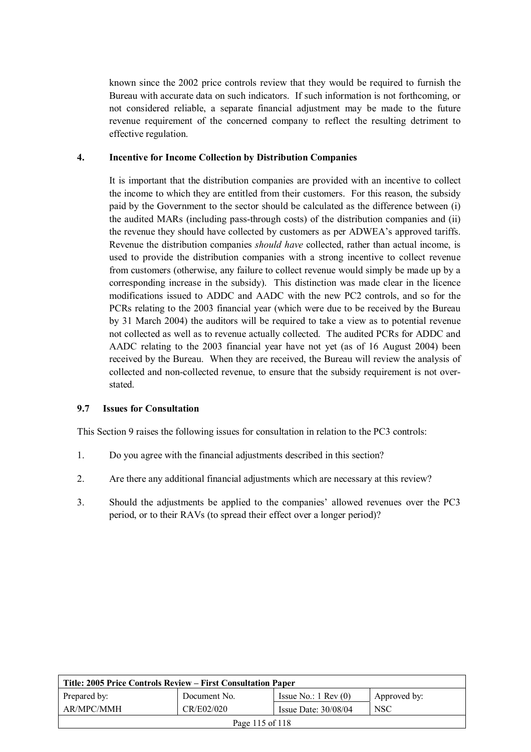known since the 2002 price controls review that they would be required to furnish the Bureau with accurate data on such indicators. If such information is not forthcoming, or not considered reliable, a separate financial adjustment may be made to the future revenue requirement of the concerned company to reflect the resulting detriment to effective regulation.

**4. Incentive for Income Collection by Distribution Companies**

It is important that the distribution companies are provided with an incentive to collect the income to which they are entitled from their customers. For this reason, the subsidy paid by the Government to the sector should be calculated as the difference between (i) the audited MARs (including pass-through costs) of the distribution companies and (ii) the revenue they should have collected by customers as per ADWEA's approved tariffs. Revenue the distribution companies *should have* collected, rather than actual income, is used to provide the distribution companies with a strong incentive to collect revenue from customers (otherwise, any failure to collect revenue would simply be made up by a corresponding increase in the subsidy). This distinction was made clear in the licence modifications issued to ADDC and AADC with the new PC2 controls, and so for the PCRs relating to the 2003 financial year (which were due to be received by the Bureau by 31 March 2004) the auditors will be required to take a view as to potential revenue not collected as well as to revenue actually collected. The audited PCRs for ADDC and AADC relating to the 2003 financial year have not yet (as of 16 August 2004) been received by the Bureau. When they are received, the Bureau will review the analysis of collected and non-collected revenue, to ensure that the subsidy requirement is not over-stated.

### 9.7 Issues for Consultation

This Section 9 raises the following issues for consultation in relation to the PC3 controls:

1. Do you agree with the financial adjustments described in this section?
2. Are there any additional financial adjustments which are necessary at this review?
3. Should the adjustments be applied to the companies' allowed revenues over the PC3 period, or to their RAVs (to spread their effect over a longer period)?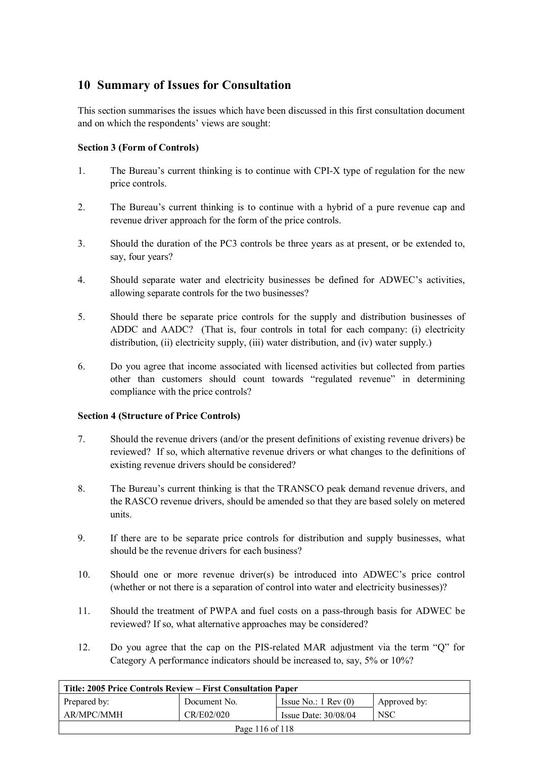## 10 Summary of Issues for Consultation

This section summarises the issues which have been discussed in this first consultation document and on which the respondents' views are sought:

**Section 3 (Form of Controls)**

1. The Bureau's current thinking is to continue with CPI-X type of regulation for the new price controls.

2. The Bureau's current thinking is to continue with a hybrid of a pure revenue cap and revenue driver approach for the form of the price controls.

3. Should the duration of the PC3 controls be three years as at present, or be extended to, say, four years?

4. Should separate water and electricity businesses be defined for ADWEC's activities, allowing separate controls for the two businesses?

5. Should there be separate price controls for the supply and distribution businesses of ADDC and AADC? (That is, four controls in total for each company: (i) electricity distribution, (ii) electricity supply, (iii) water distribution, and (iv) water supply.)

6. Do you agree that income associated with licensed activities but collected from parties other than customers should count towards "regulated revenue" in determining compliance with the price controls?

**Section 4 (Structure of Price Controls)**

7. Should the revenue drivers (and/or the present definitions of existing revenue drivers) be reviewed? If so, which alternative revenue drivers or what changes to the definitions of existing revenue drivers should be considered?

8. The Bureau's current thinking is that the TRANSCO peak demand revenue drivers, and the RASCO revenue drivers, should be amended so that they are based solely on metered units.

9. If there are to be separate price controls for distribution and supply businesses, what should be the revenue drivers for each business?

10. Should one or more revenue driver(s) be introduced into ADWEC's price control (whether or not there is a separation of control into water and electricity businesses)?

11. Should the treatment of PWPA and fuel costs on a pass-through basis for ADWEC be reviewed? If so, what alternative approaches may be considered?

12. Do you agree that the cap on the PIS-related MAR adjustment via the term "Q" for Category A performance indicators should be increased to, say, 5% or 10%?

| Title: 2005 Price Controls Review – First Consultation Paper | | | |
|---|---|---|---|
| Prepared by: | Document No. | Issue No.: 1 Rev (0) | Approved by: |
| AR/MPC/MMH | CR/E02/020 | Issue Date: 30/08/04 | NSC |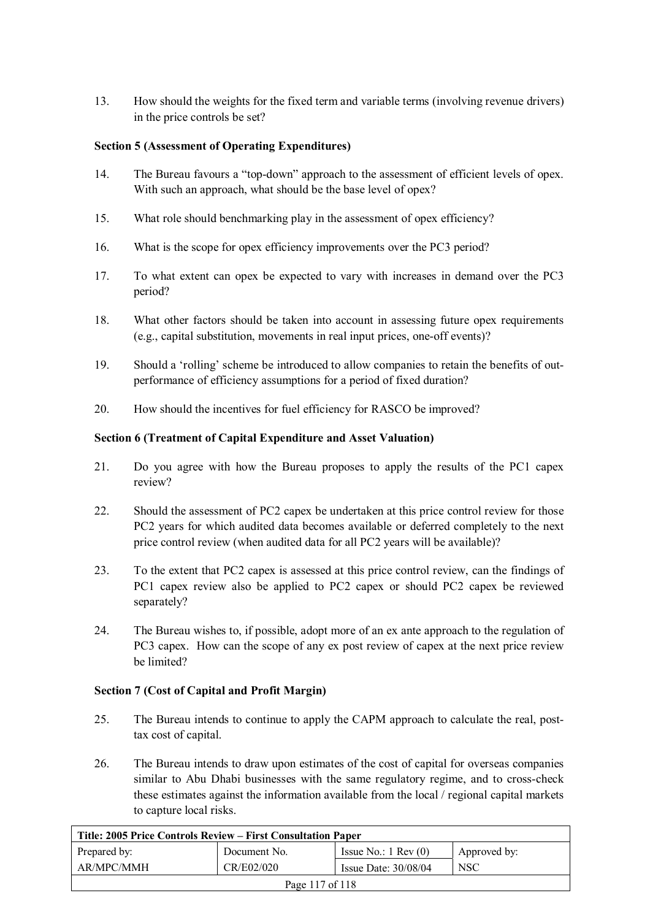13. How should the weights for the fixed term and variable terms (involving revenue drivers) in the price controls be set?

**Section 5 (Assessment of Operating Expenditures)**

14. The Bureau favours a "top-down" approach to the assessment of efficient levels of opex. With such an approach, what should be the base level of opex?

15. What role should benchmarking play in the assessment of opex efficiency?

16. What is the scope for opex efficiency improvements over the PC3 period?

17. To what extent can opex be expected to vary with increases in demand over the PC3 period?

18. What other factors should be taken into account in assessing future opex requirements (e.g., capital substitution, movements in real input prices, one-off events)?

19. Should a 'rolling' scheme be introduced to allow companies to retain the benefits of out-performance of efficiency assumptions for a period of fixed duration?

20. How should the incentives for fuel efficiency for RASCO be improved?

**Section 6 (Treatment of Capital Expenditure and Asset Valuation)**

21. Do you agree with how the Bureau proposes to apply the results of the PC1 capex review?

22. Should the assessment of PC2 capex be undertaken at this price control review for those PC2 years for which audited data becomes available or deferred completely to the next price control review (when audited data for all PC2 years will be available)?

23. To the extent that PC2 capex is assessed at this price control review, can the findings of PC1 capex review also be applied to PC2 capex or should PC2 capex be reviewed separately?

24. The Bureau wishes to, if possible, adopt more of an ex ante approach to the regulation of PC3 capex. How can the scope of any ex post review of capex at the next price review be limited?

**Section 7 (Cost of Capital and Profit Margin)**

25. The Bureau intends to continue to apply the CAPM approach to calculate the real, post-tax cost of capital.

26. The Bureau intends to draw upon estimates of the cost of capital for overseas companies similar to Abu Dhabi businesses with the same regulatory regime, and to cross-check these estimates against the information available from the local / regional capital markets to capture local risks.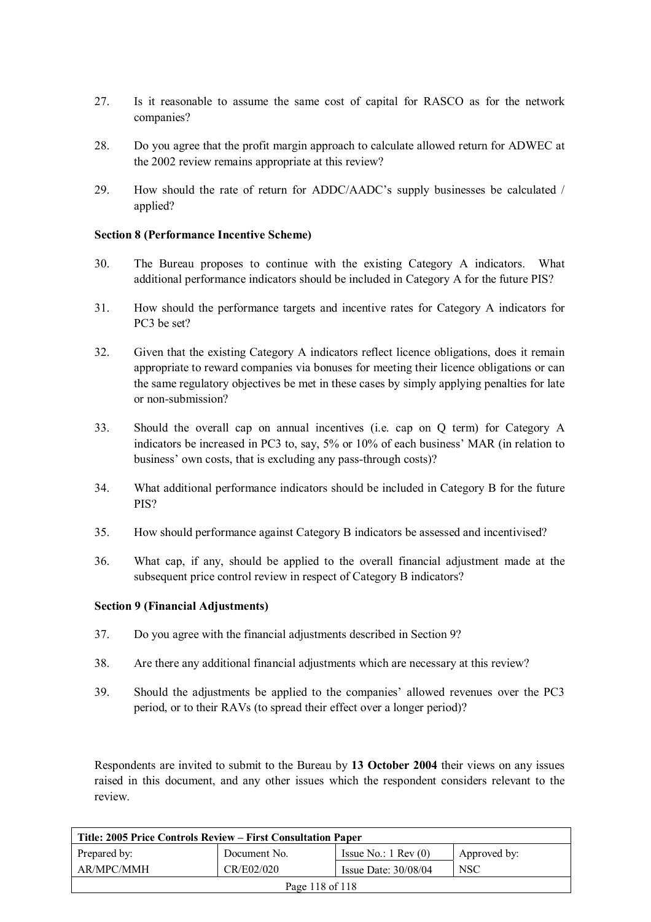27. Is it reasonable to assume the same cost of capital for RASCO as for the network companies?

28. Do you agree that the profit margin approach to calculate allowed return for ADWEC at the 2002 review remains appropriate at this review?

29. How should the rate of return for ADDC/AADC's supply businesses be calculated / applied?

**Section 8 (Performance Incentive Scheme)**

30. The Bureau proposes to continue with the existing Category A indicators. What additional performance indicators should be included in Category A for the future PIS?

31. How should the performance targets and incentive rates for Category A indicators for PC3 be set?

32. Given that the existing Category A indicators reflect licence obligations, does it remain appropriate to reward companies via bonuses for meeting their licence obligations or can the same regulatory objectives be met in these cases by simply applying penalties for late or non-submission?

33. Should the overall cap on annual incentives (i.e. cap on Q term) for Category A indicators be increased in PC3 to, say, 5% or 10% of each business' MAR (in relation to business' own costs, that is excluding any pass-through costs)?

34. What additional performance indicators should be included in Category B for the future PIS?

35. How should performance against Category B indicators be assessed and incentivised?

36. What cap, if any, should be applied to the overall financial adjustment made at the subsequent price control review in respect of Category B indicators?

**Section 9 (Financial Adjustments)**

37. Do you agree with the financial adjustments described in Section 9?

38. Are there any additional financial adjustments which are necessary at this review?

39. Should the adjustments be applied to the companies' allowed revenues over the PC3 period, or to their RAVs (to spread their effect over a longer period)?

Respondents are invited to submit to the Bureau by **13 October 2004** their views on any issues raised in this document, and any other issues which the respondent considers relevant to the review.